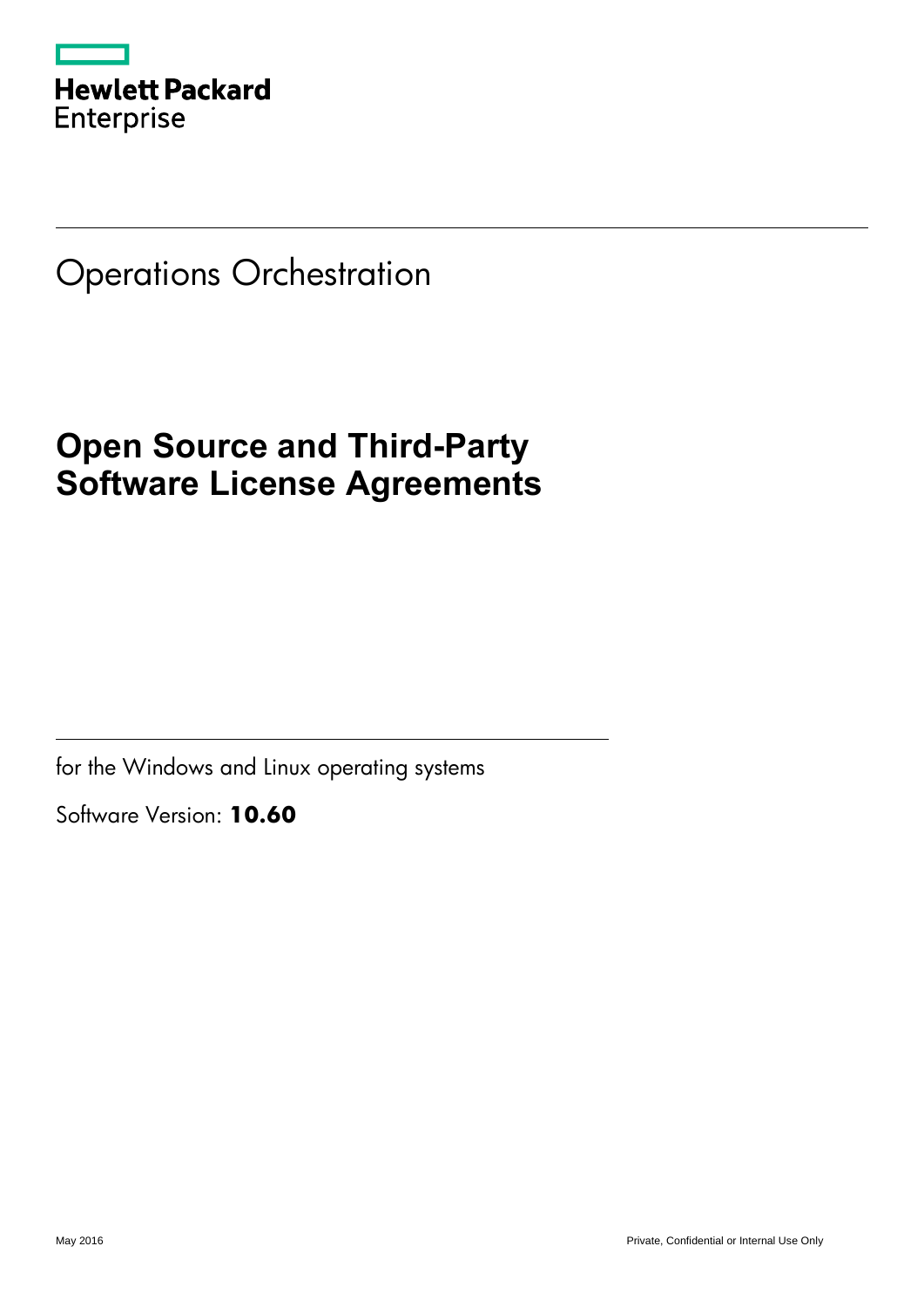Hewlett Packard Enterprise

# Operations Orchestration

## Open Source and Third-Party Software License Agreements

for the Windows and Linux operating systems

Software Version: **10.60**

May 2016

Private, Confidential or Internal Use Only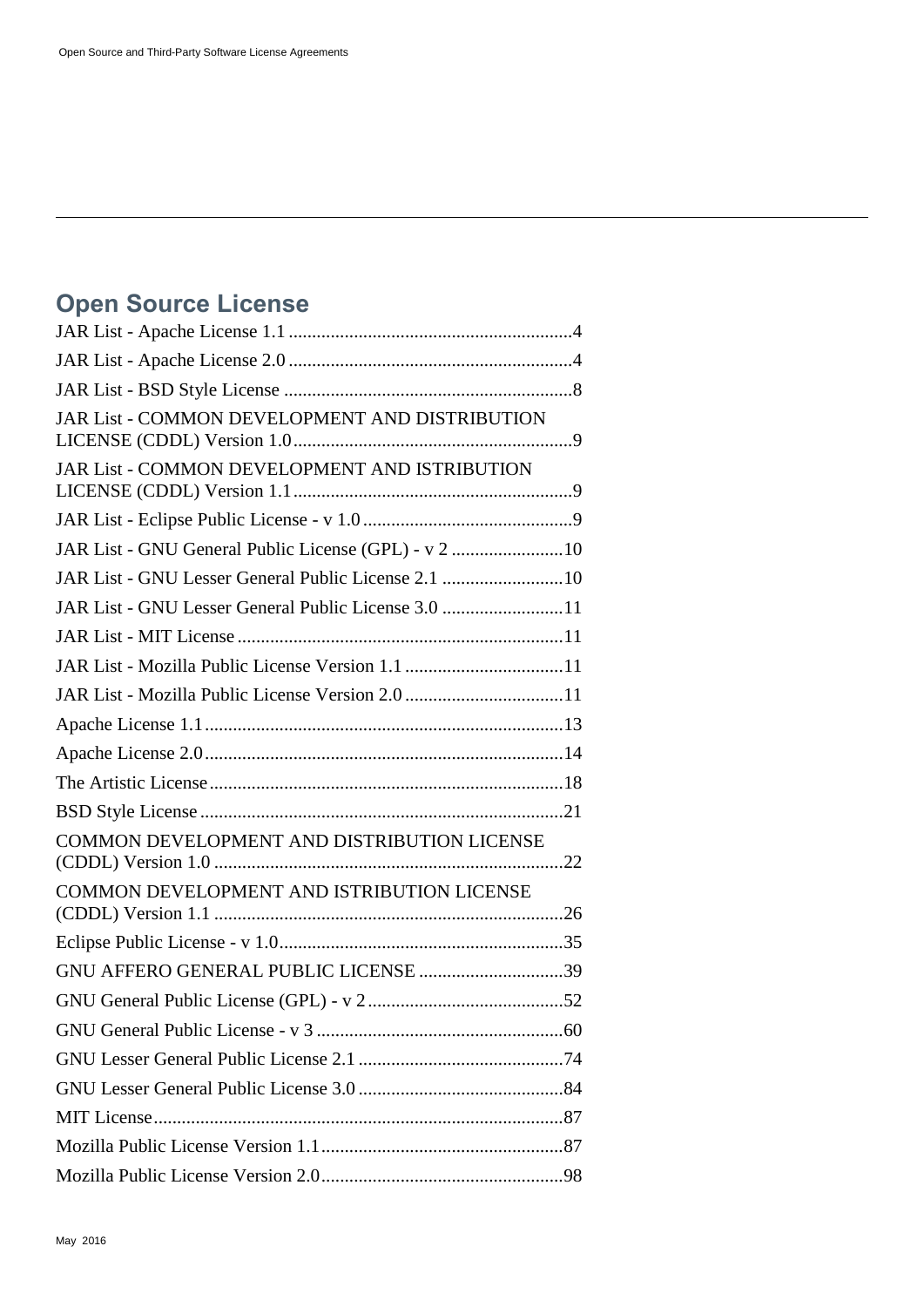## Open Source License

JAR List - Apache License 1.1 ............................................................4

JAR List - Apache License 2.0 ............................................................4

JAR List - BSD Style License .............................................................8

JAR List - COMMON DEVELOPMENT AND DISTRIBUTION LICENSE (CDDL) Version 1.0 ...........................................................9

JAR List - COMMON DEVELOPMENT AND ISTRIBUTION LICENSE (CDDL) Version 1.1 ...........................................................9

JAR List - Eclipse Public License - v 1.0 .............................................9

JAR List - GNU General Public License (GPL) - v 2 ........................10

JAR List - GNU Lesser General Public License 2.1 ..........................10

JAR List - GNU Lesser General Public License 3.0 ..........................11

JAR List - MIT License .....................................................................11

JAR List - Mozilla Public License Version 1.1 ..................................11

JAR List - Mozilla Public License Version 2.0 ..................................11

Apache License 1.1 ............................................................................13

Apache License 2.0 ............................................................................14

The Artistic License ...........................................................................18

BSD Style License .............................................................................21

COMMON DEVELOPMENT AND DISTRIBUTION LICENSE (CDDL) Version 1.0 ..........................................................................22

COMMON DEVELOPMENT AND ISTRIBUTION LICENSE (CDDL) Version 1.1 ..........................................................................26

Eclipse Public License - v 1.0 ............................................................35

GNU AFFERO GENERAL PUBLIC LICENSE ...............................39

GNU General Public License (GPL) - v 2 ..........................................52

GNU General Public License - v 3 .....................................................60

GNU Lesser General Public License 2.1 ............................................74

GNU Lesser General Public License 3.0 ............................................84

MIT License ........................................................................................87

Mozilla Public License Version 1.1 ....................................................87

Mozilla Public License Version 2.0 ....................................................98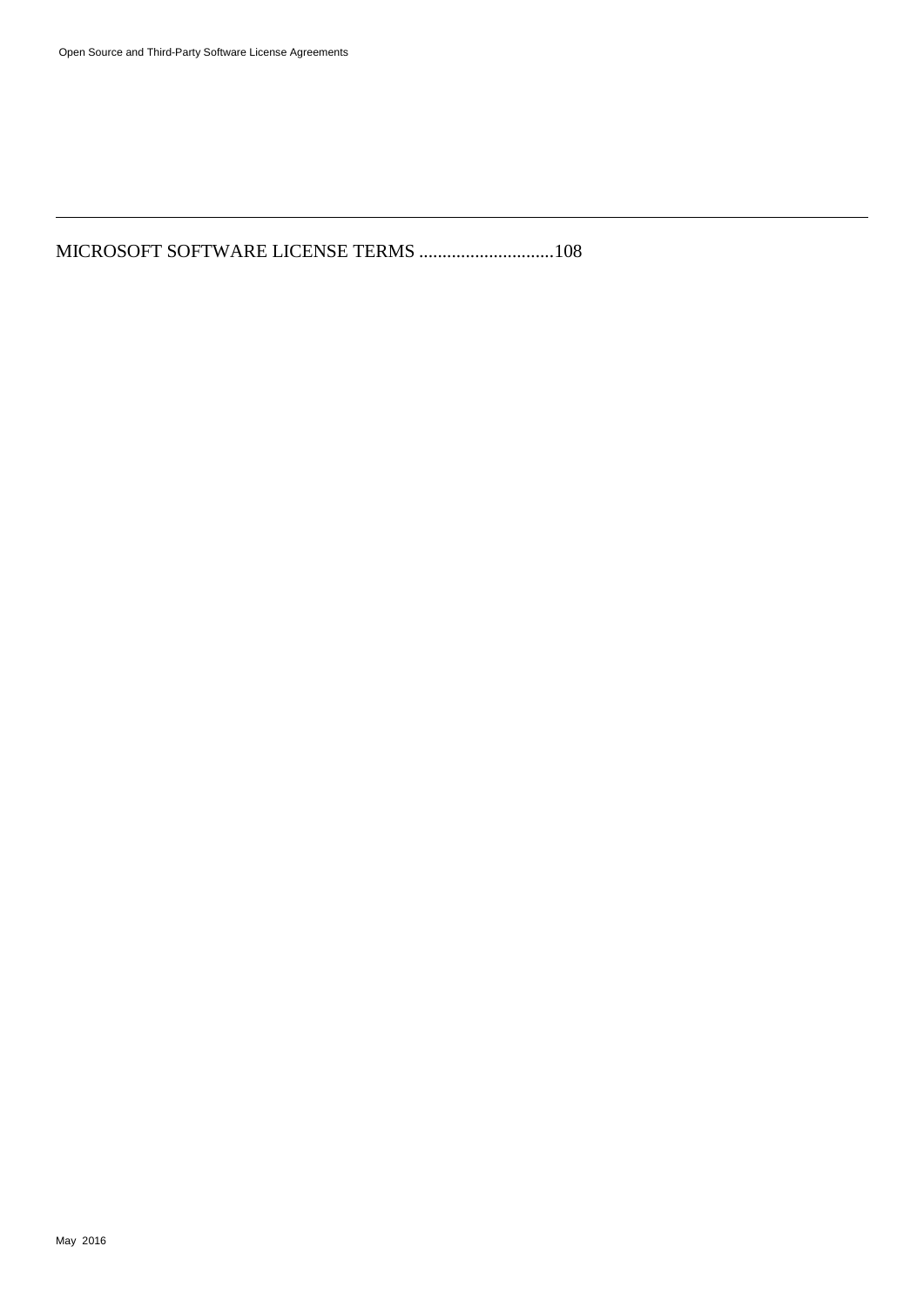MICROSOFT SOFTWARE LICENSE TERMS .............................108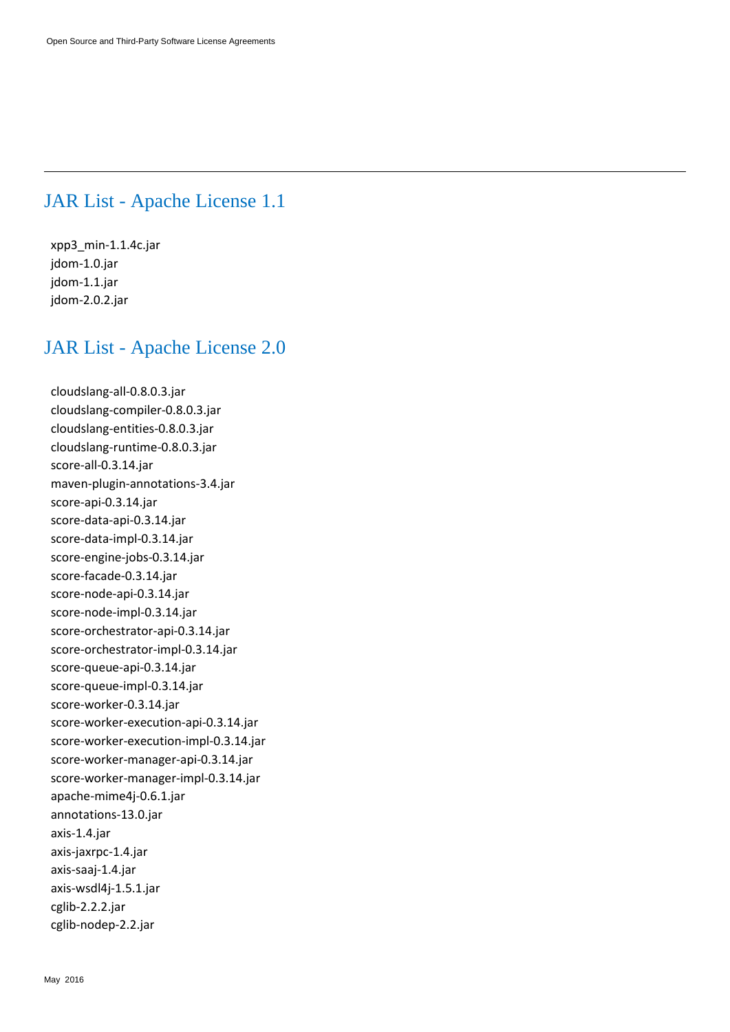## JAR List - Apache License 1.1

xpp3_min-1.1.4c.jar
jdom-1.0.jar
jdom-1.1.jar
jdom-2.0.2.jar

## JAR List - Apache License 2.0

cloudslang-all-0.8.0.3.jar
cloudslang-compiler-0.8.0.3.jar
cloudslang-entities-0.8.0.3.jar
cloudslang-runtime-0.8.0.3.jar
score-all-0.3.14.jar
maven-plugin-annotations-3.4.jar
score-api-0.3.14.jar
score-data-api-0.3.14.jar
score-data-impl-0.3.14.jar
score-engine-jobs-0.3.14.jar
score-facade-0.3.14.jar
score-node-api-0.3.14.jar
score-node-impl-0.3.14.jar
score-orchestrator-api-0.3.14.jar
score-orchestrator-impl-0.3.14.jar
score-queue-api-0.3.14.jar
score-queue-impl-0.3.14.jar
score-worker-0.3.14.jar
score-worker-execution-api-0.3.14.jar
score-worker-execution-impl-0.3.14.jar
score-worker-manager-api-0.3.14.jar
score-worker-manager-impl-0.3.14.jar
apache-mime4j-0.6.1.jar
annotations-13.0.jar
axis-1.4.jar
axis-jaxrpc-1.4.jar
axis-saaj-1.4.jar
axis-wsdl4j-1.5.1.jar
cglib-2.2.2.jar
cglib-nodep-2.2.jar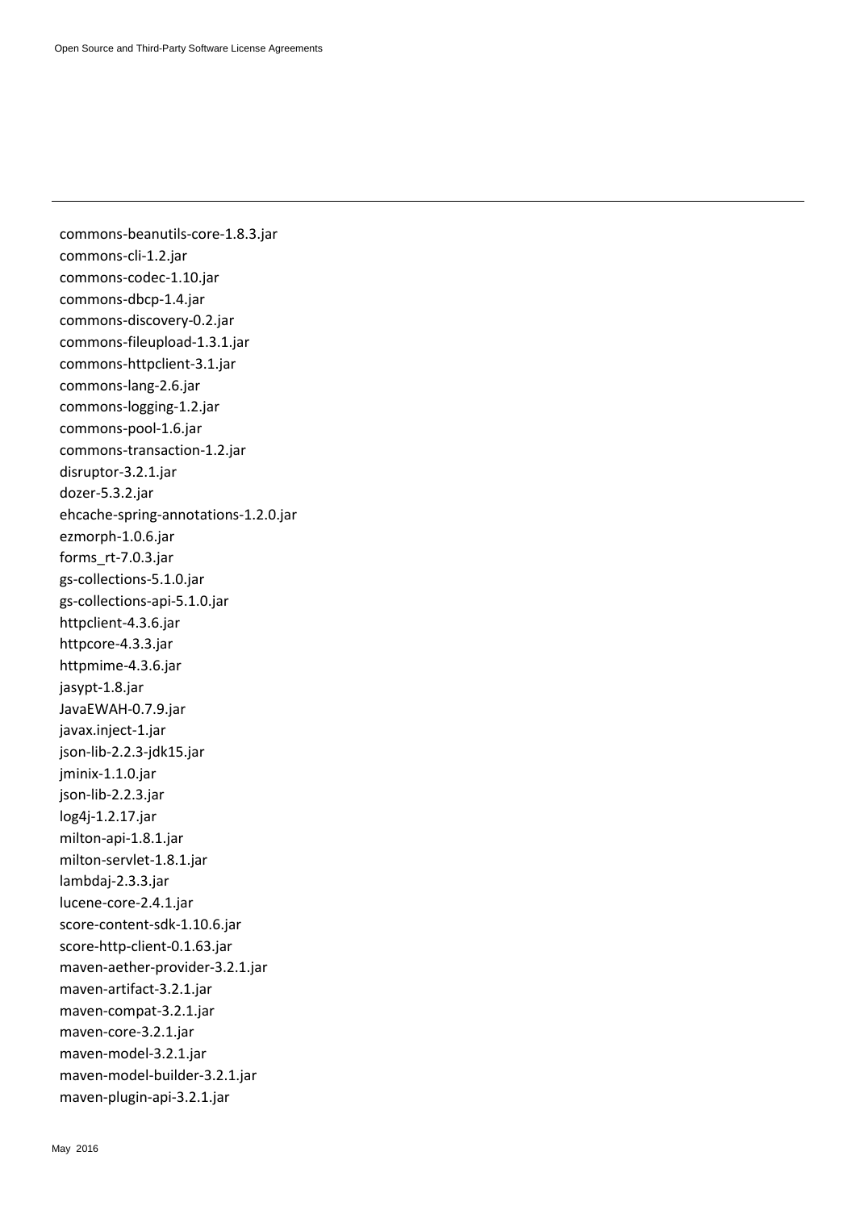commons-beanutils-core-1.8.3.jar
commons-cli-1.2.jar
commons-codec-1.10.jar
commons-dbcp-1.4.jar
commons-discovery-0.2.jar
commons-fileupload-1.3.1.jar
commons-httpclient-3.1.jar
commons-lang-2.6.jar
commons-logging-1.2.jar
commons-pool-1.6.jar
commons-transaction-1.2.jar
disruptor-3.2.1.jar
dozer-5.3.2.jar
ehcache-spring-annotations-1.2.0.jar
ezmorph-1.0.6.jar
forms_rt-7.0.3.jar
gs-collections-5.1.0.jar
gs-collections-api-5.1.0.jar
httpclient-4.3.6.jar
httpcore-4.3.3.jar
httpmime-4.3.6.jar
jasypt-1.8.jar
JavaEWAH-0.7.9.jar
javax.inject-1.jar
json-lib-2.2.3-jdk15.jar
jminix-1.1.0.jar
json-lib-2.2.3.jar
log4j-1.2.17.jar
milton-api-1.8.1.jar
milton-servlet-1.8.1.jar
lambdaj-2.3.3.jar
lucene-core-2.4.1.jar
score-content-sdk-1.10.6.jar
score-http-client-0.1.63.jar
maven-aether-provider-3.2.1.jar
maven-artifact-3.2.1.jar
maven-compat-3.2.1.jar
maven-core-3.2.1.jar
maven-model-3.2.1.jar
maven-model-builder-3.2.1.jar
maven-plugin-api-3.2.1.jar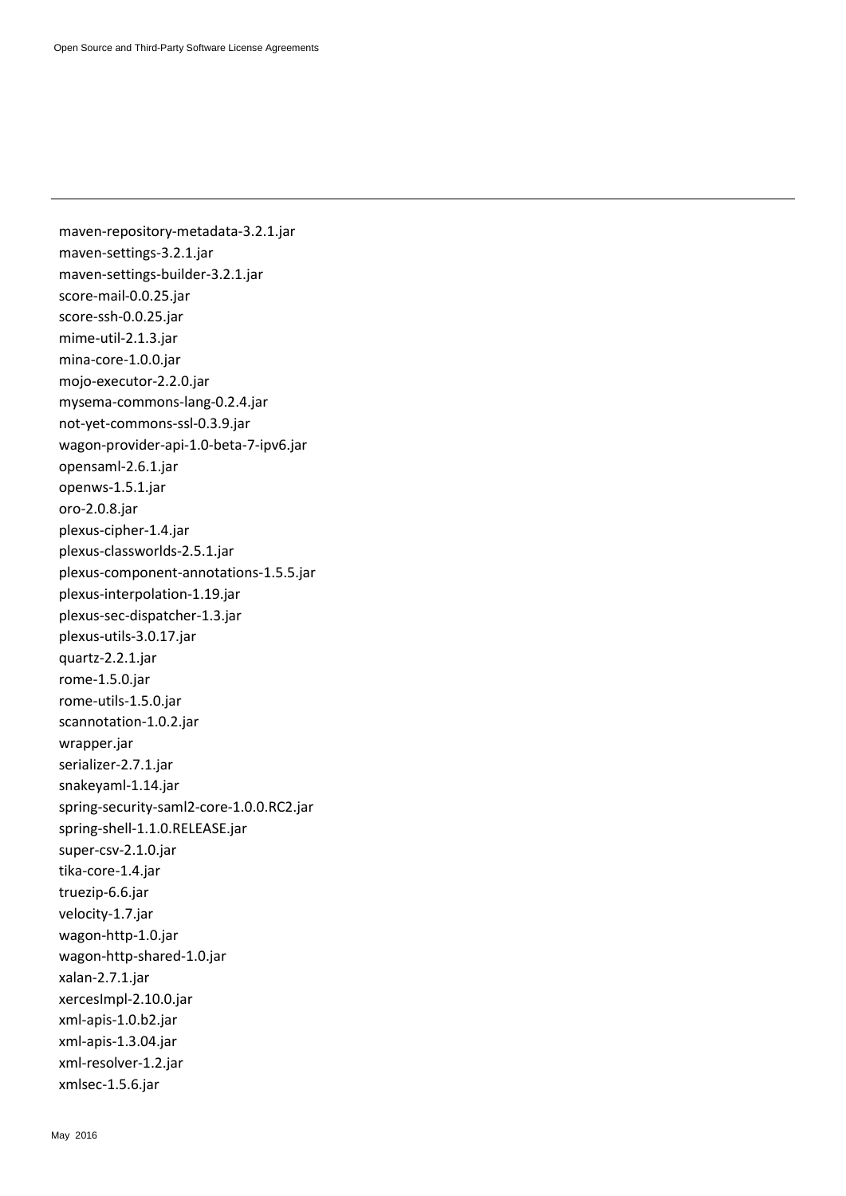maven-repository-metadata-3.2.1.jar
maven-settings-3.2.1.jar
maven-settings-builder-3.2.1.jar
score-mail-0.0.25.jar
score-ssh-0.0.25.jar
mime-util-2.1.3.jar
mina-core-1.0.0.jar
mojo-executor-2.2.0.jar
mysema-commons-lang-0.2.4.jar
not-yet-commons-ssl-0.3.9.jar
wagon-provider-api-1.0-beta-7-ipv6.jar
opensaml-2.6.1.jar
openws-1.5.1.jar
oro-2.0.8.jar
plexus-cipher-1.4.jar
plexus-classworlds-2.5.1.jar
plexus-component-annotations-1.5.5.jar
plexus-interpolation-1.19.jar
plexus-sec-dispatcher-1.3.jar
plexus-utils-3.0.17.jar
quartz-2.2.1.jar
rome-1.5.0.jar
rome-utils-1.5.0.jar
scannotation-1.0.2.jar
wrapper.jar
serializer-2.7.1.jar
snakeyaml-1.14.jar
spring-security-saml2-core-1.0.0.RC2.jar
spring-shell-1.1.0.RELEASE.jar
super-csv-2.1.0.jar
tika-core-1.4.jar
truezip-6.6.jar
velocity-1.7.jar
wagon-http-1.0.jar
wagon-http-shared-1.0.jar
xalan-2.7.1.jar
xercesImpl-2.10.0.jar
xml-apis-1.0.b2.jar
xml-apis-1.3.04.jar
xml-resolver-1.2.jar
xmlsec-1.5.6.jar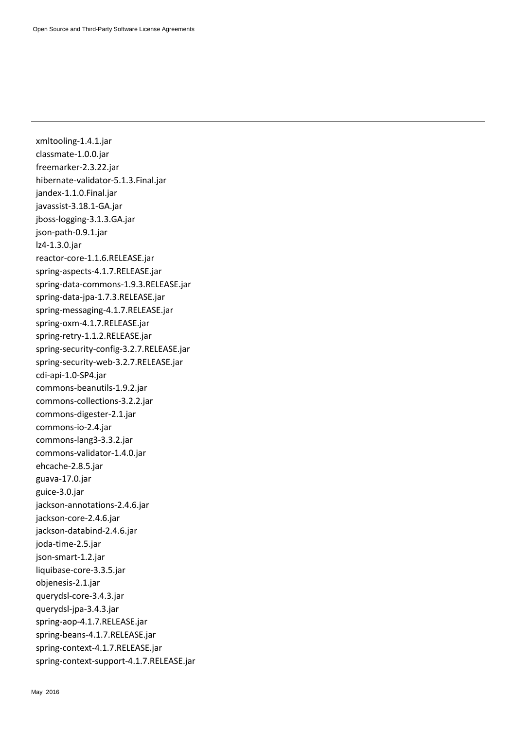xmltooling-1.4.1.jar
classmate-1.0.0.jar
freemarker-2.3.22.jar
hibernate-validator-5.1.3.Final.jar
jandex-1.1.0.Final.jar
javassist-3.18.1-GA.jar
jboss-logging-3.1.3.GA.jar
json-path-0.9.1.jar
lz4-1.3.0.jar
reactor-core-1.1.6.RELEASE.jar
spring-aspects-4.1.7.RELEASE.jar
spring-data-commons-1.9.3.RELEASE.jar
spring-data-jpa-1.7.3.RELEASE.jar
spring-messaging-4.1.7.RELEASE.jar
spring-oxm-4.1.7.RELEASE.jar
spring-retry-1.1.2.RELEASE.jar
spring-security-config-3.2.7.RELEASE.jar
spring-security-web-3.2.7.RELEASE.jar
cdi-api-1.0-SP4.jar
commons-beanutils-1.9.2.jar
commons-collections-3.2.2.jar
commons-digester-2.1.jar
commons-io-2.4.jar
commons-lang3-3.3.2.jar
commons-validator-1.4.0.jar
ehcache-2.8.5.jar
guava-17.0.jar
guice-3.0.jar
jackson-annotations-2.4.6.jar
jackson-core-2.4.6.jar
jackson-databind-2.4.6.jar
joda-time-2.5.jar
json-smart-1.2.jar
liquibase-core-3.3.5.jar
objenesis-2.1.jar
querydsl-core-3.4.3.jar
querydsl-jpa-3.4.3.jar
spring-aop-4.1.7.RELEASE.jar
spring-beans-4.1.7.RELEASE.jar
spring-context-4.1.7.RELEASE.jar
spring-context-support-4.1.7.RELEASE.jar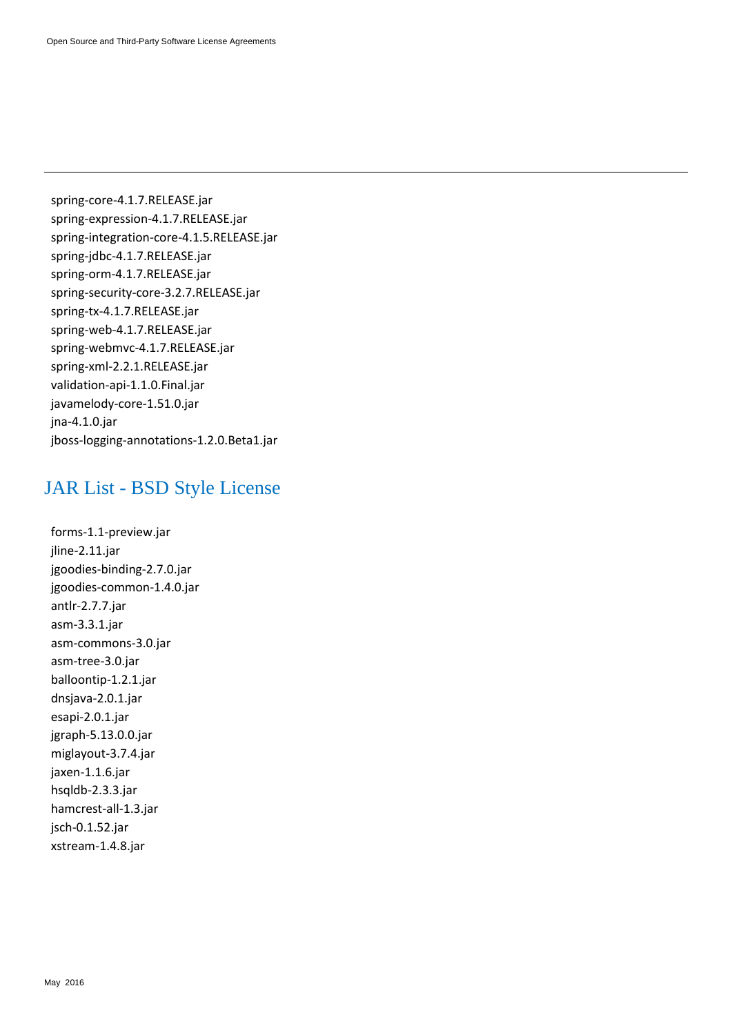spring-core-4.1.7.RELEASE.jar
spring-expression-4.1.7.RELEASE.jar
spring-integration-core-4.1.5.RELEASE.jar
spring-jdbc-4.1.7.RELEASE.jar
spring-orm-4.1.7.RELEASE.jar
spring-security-core-3.2.7.RELEASE.jar
spring-tx-4.1.7.RELEASE.jar
spring-web-4.1.7.RELEASE.jar
spring-webmvc-4.1.7.RELEASE.jar
spring-xml-2.2.1.RELEASE.jar
validation-api-1.1.0.Final.jar
javamelody-core-1.51.0.jar
jna-4.1.0.jar
jboss-logging-annotations-1.2.0.Beta1.jar

## JAR List - BSD Style License

forms-1.1-preview.jar
jline-2.11.jar
jgoodies-binding-2.7.0.jar
jgoodies-common-1.4.0.jar
antlr-2.7.7.jar
asm-3.3.1.jar
asm-commons-3.0.jar
asm-tree-3.0.jar
balloontip-1.2.1.jar
dnsjava-2.0.1.jar
esapi-2.0.1.jar
jgraph-5.13.0.0.jar
miglayout-3.7.4.jar
jaxen-1.1.6.jar
hsqldb-2.3.3.jar
hamcrest-all-1.3.jar
jsch-0.1.52.jar
xstream-1.4.8.jar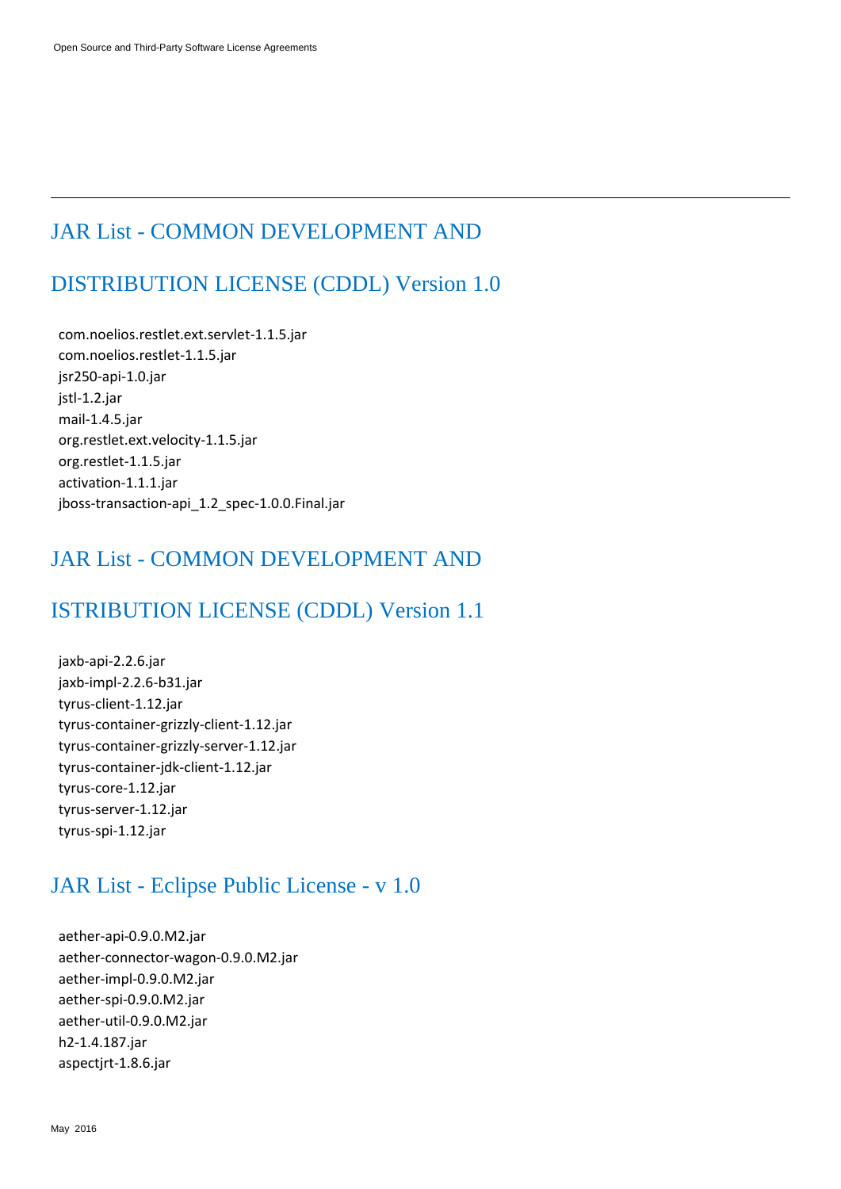## JAR List - COMMON DEVELOPMENT AND DISTRIBUTION LICENSE (CDDL) Version 1.0

com.noelios.restlet.ext.servlet-1.1.5.jar
com.noelios.restlet-1.1.5.jar
jsr250-api-1.0.jar
jstl-1.2.jar
mail-1.4.5.jar
org.restlet.ext.velocity-1.1.5.jar
org.restlet-1.1.5.jar
activation-1.1.1.jar
jboss-transaction-api_1.2_spec-1.0.0.Final.jar

## JAR List - COMMON DEVELOPMENT AND ISTRIBUTION LICENSE (CDDL) Version 1.1

jaxb-api-2.2.6.jar
jaxb-impl-2.2.6-b31.jar
tyrus-client-1.12.jar
tyrus-container-grizzly-client-1.12.jar
tyrus-container-grizzly-server-1.12.jar
tyrus-container-jdk-client-1.12.jar
tyrus-core-1.12.jar
tyrus-server-1.12.jar
tyrus-spi-1.12.jar

## JAR List - Eclipse Public License - v 1.0

aether-api-0.9.0.M2.jar
aether-connector-wagon-0.9.0.M2.jar
aether-impl-0.9.0.M2.jar
aether-spi-0.9.0.M2.jar
aether-util-0.9.0.M2.jar
h2-1.4.187.jar
aspectjrt-1.8.6.jar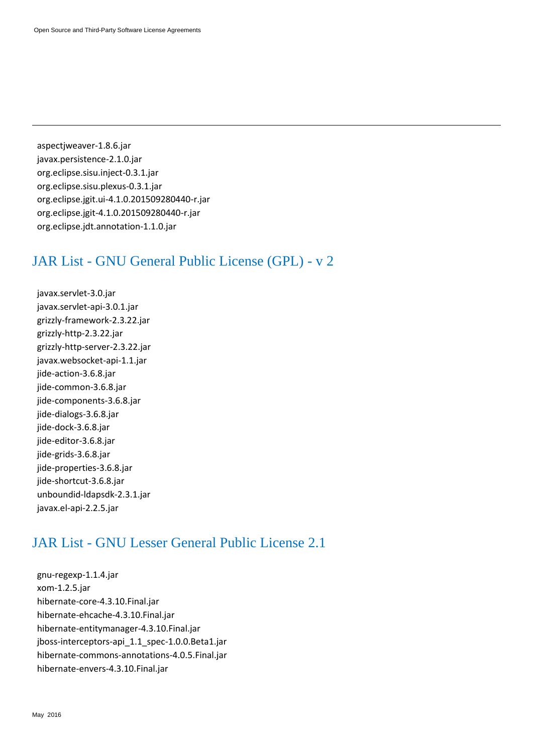aspectjweaver-1.8.6.jar
javax.persistence-2.1.0.jar
org.eclipse.sisu.inject-0.3.1.jar
org.eclipse.sisu.plexus-0.3.1.jar
org.eclipse.jgit.ui-4.1.0.201509280440-r.jar
org.eclipse.jgit-4.1.0.201509280440-r.jar
org.eclipse.jdt.annotation-1.1.0.jar

## JAR List - GNU General Public License (GPL) - v 2

javax.servlet-3.0.jar
javax.servlet-api-3.0.1.jar
grizzly-framework-2.3.22.jar
grizzly-http-2.3.22.jar
grizzly-http-server-2.3.22.jar
javax.websocket-api-1.1.jar
jide-action-3.6.8.jar
jide-common-3.6.8.jar
jide-components-3.6.8.jar
jide-dialogs-3.6.8.jar
jide-dock-3.6.8.jar
jide-editor-3.6.8.jar
jide-grids-3.6.8.jar
jide-properties-3.6.8.jar
jide-shortcut-3.6.8.jar
unboundid-ldapsdk-2.3.1.jar
javax.el-api-2.2.5.jar

## JAR List - GNU Lesser General Public License 2.1

gnu-regexp-1.1.4.jar
xom-1.2.5.jar
hibernate-core-4.3.10.Final.jar
hibernate-ehcache-4.3.10.Final.jar
hibernate-entitymanager-4.3.10.Final.jar
jboss-interceptors-api_1.1_spec-1.0.0.Beta1.jar
hibernate-commons-annotations-4.0.5.Final.jar
hibernate-envers-4.3.10.Final.jar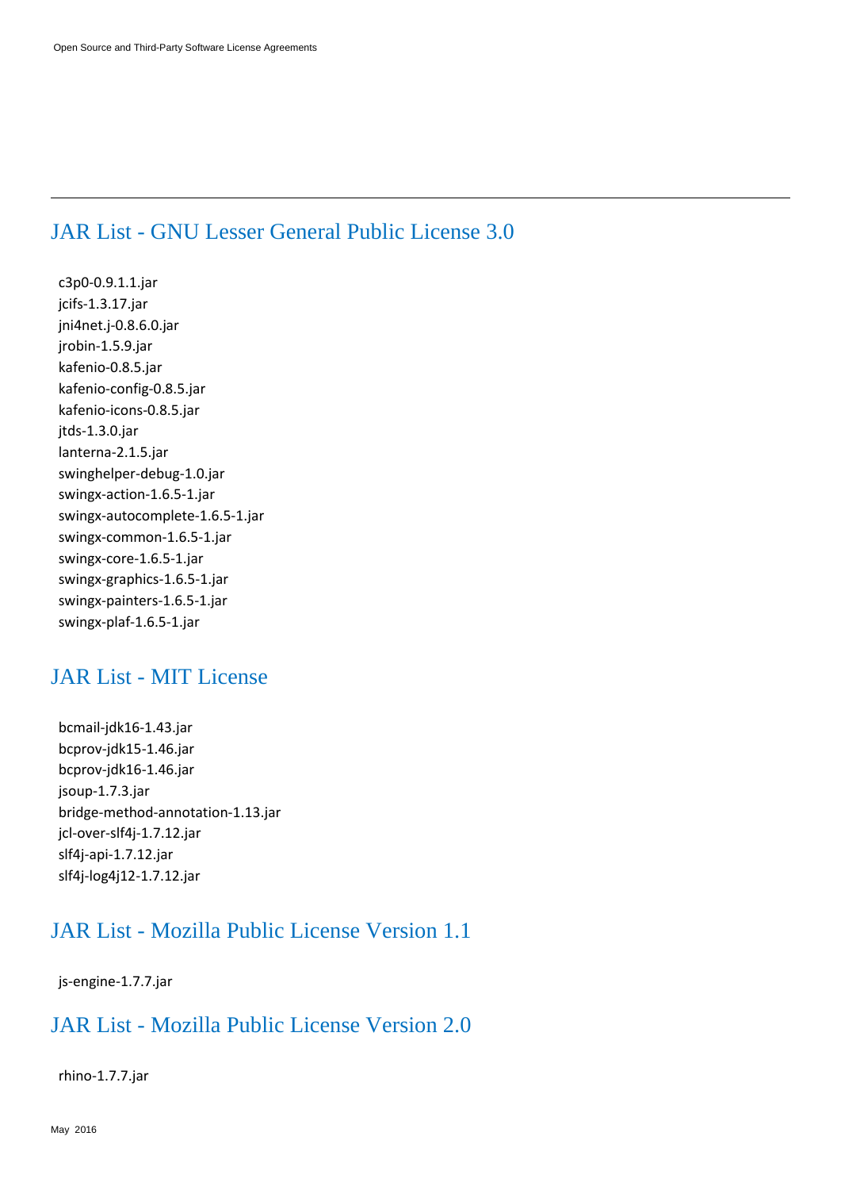## JAR List - GNU Lesser General Public License 3.0

c3p0-0.9.1.1.jar
jcifs-1.3.17.jar
jni4net.j-0.8.6.0.jar
jrobin-1.5.9.jar
kafenio-0.8.5.jar
kafenio-config-0.8.5.jar
kafenio-icons-0.8.5.jar
jtds-1.3.0.jar
lanterna-2.1.5.jar
swinghelper-debug-1.0.jar
swingx-action-1.6.5-1.jar
swingx-autocomplete-1.6.5-1.jar
swingx-common-1.6.5-1.jar
swingx-core-1.6.5-1.jar
swingx-graphics-1.6.5-1.jar
swingx-painters-1.6.5-1.jar
swingx-plaf-1.6.5-1.jar

## JAR List - MIT License

bcmail-jdk16-1.43.jar
bcprov-jdk15-1.46.jar
bcprov-jdk16-1.46.jar
jsoup-1.7.3.jar
bridge-method-annotation-1.13.jar
jcl-over-slf4j-1.7.12.jar
slf4j-api-1.7.12.jar
slf4j-log4j12-1.7.12.jar

## JAR List - Mozilla Public License Version 1.1

js-engine-1.7.7.jar

## JAR List - Mozilla Public License Version 2.0

rhino-1.7.7.jar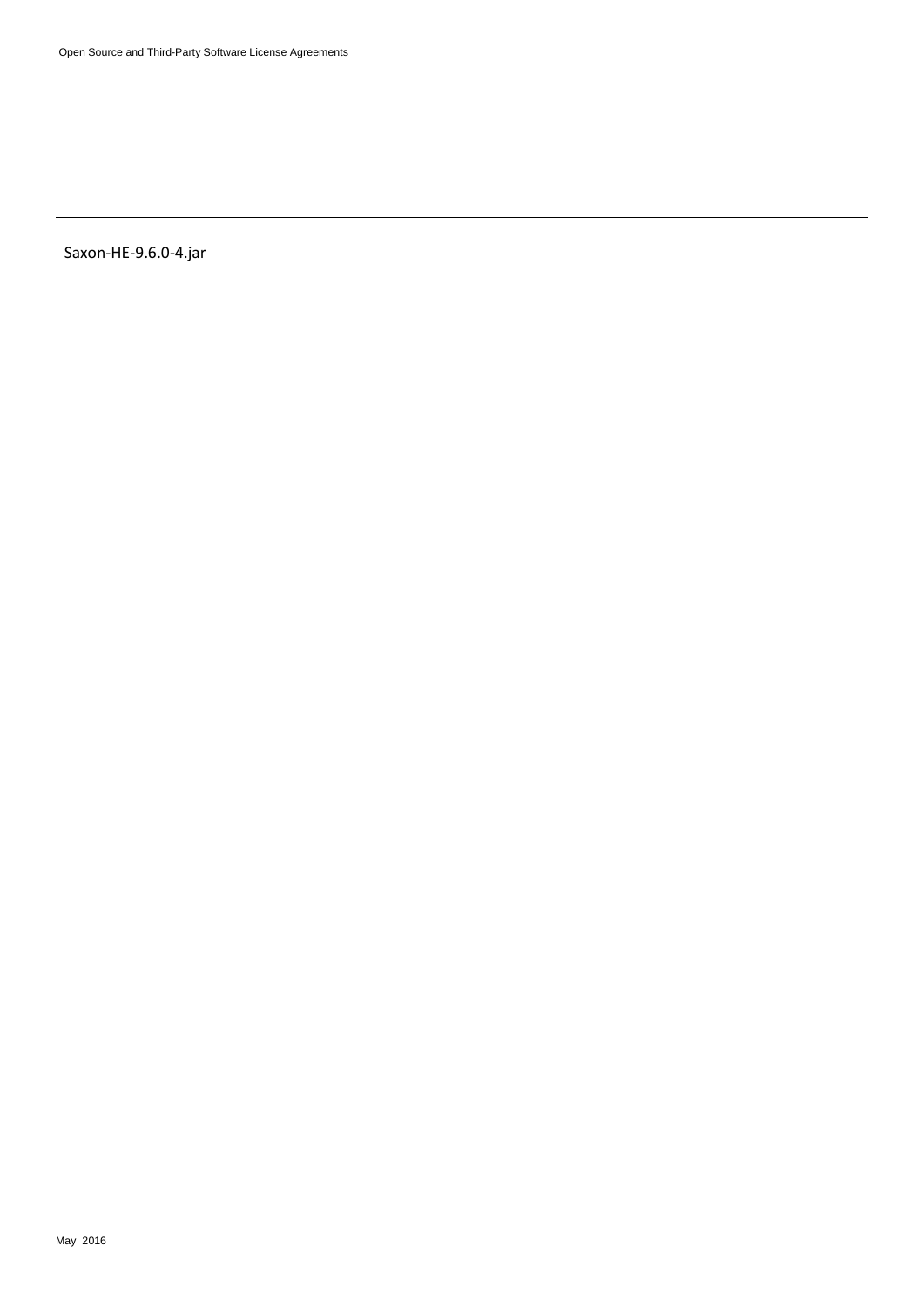Saxon-HE-9.6.0-4.jar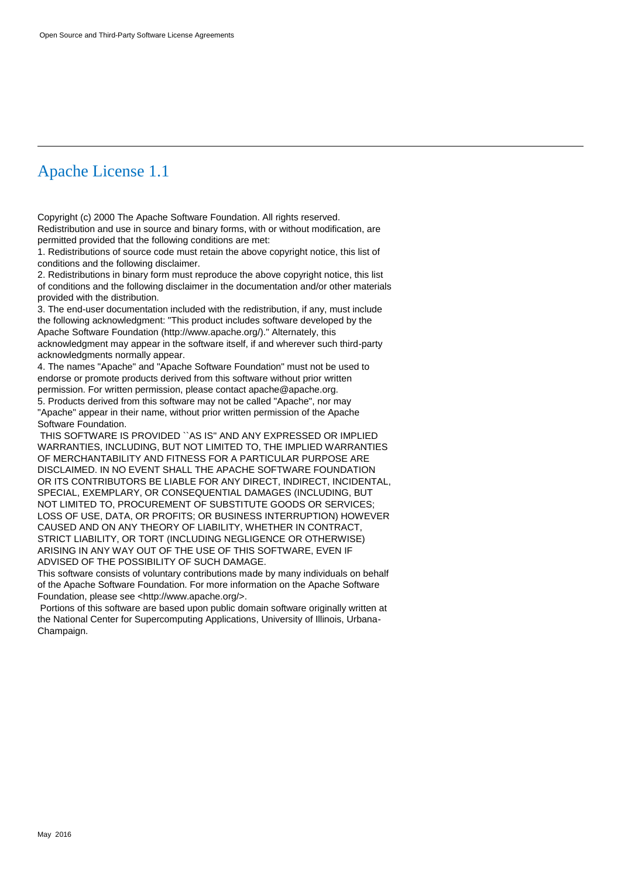# Apache License 1.1

Copyright (c) 2000 The Apache Software Foundation. All rights reserved.
Redistribution and use in source and binary forms, with or without modification, are permitted provided that the following conditions are met:

1. Redistributions of source code must retain the above copyright notice, this list of conditions and the following disclaimer.
2. Redistributions in binary form must reproduce the above copyright notice, this list of conditions and the following disclaimer in the documentation and/or other materials provided with the distribution.
3. The end-user documentation included with the redistribution, if any, must include the following acknowledgment: "This product includes software developed by the Apache Software Foundation (http://www.apache.org/)." Alternately, this acknowledgment may appear in the software itself, if and wherever such third-party acknowledgments normally appear.
4. The names "Apache" and "Apache Software Foundation" must not be used to endorse or promote products derived from this software without prior written permission. For written permission, please contact apache@apache.org.
5. Products derived from this software may not be called "Apache", nor may "Apache" appear in their name, without prior written permission of the Apache Software Foundation.

THIS SOFTWARE IS PROVIDED ``AS IS'' AND ANY EXPRESSED OR IMPLIED WARRANTIES, INCLUDING, BUT NOT LIMITED TO, THE IMPLIED WARRANTIES OF MERCHANTABILITY AND FITNESS FOR A PARTICULAR PURPOSE ARE DISCLAIMED. IN NO EVENT SHALL THE APACHE SOFTWARE FOUNDATION OR ITS CONTRIBUTORS BE LIABLE FOR ANY DIRECT, INDIRECT, INCIDENTAL, SPECIAL, EXEMPLARY, OR CONSEQUENTIAL DAMAGES (INCLUDING, BUT NOT LIMITED TO, PROCUREMENT OF SUBSTITUTE GOODS OR SERVICES; LOSS OF USE, DATA, OR PROFITS; OR BUSINESS INTERRUPTION) HOWEVER CAUSED AND ON ANY THEORY OF LIABILITY, WHETHER IN CONTRACT, STRICT LIABILITY, OR TORT (INCLUDING NEGLIGENCE OR OTHERWISE) ARISING IN ANY WAY OUT OF THE USE OF THIS SOFTWARE, EVEN IF ADVISED OF THE POSSIBILITY OF SUCH DAMAGE.

This software consists of voluntary contributions made by many individuals on behalf of the Apache Software Foundation. For more information on the Apache Software Foundation, please see <http://www.apache.org/>.

Portions of this software are based upon public domain software originally written at the National Center for Supercomputing Applications, University of Illinois, Urbana-Champaign.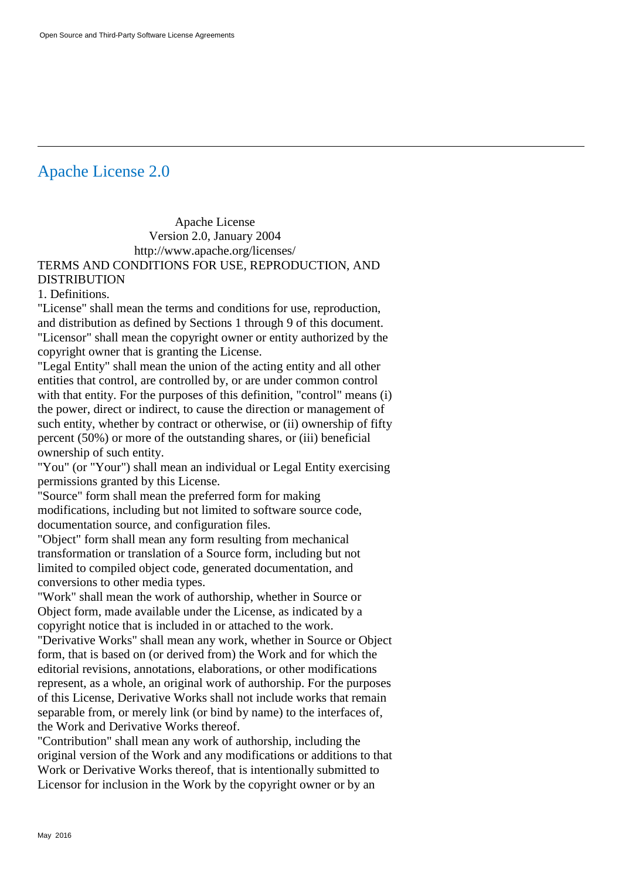## Apache License 2.0

Apache License
Version 2.0, January 2004
http://www.apache.org/licenses/

TERMS AND CONDITIONS FOR USE, REPRODUCTION, AND DISTRIBUTION

1. Definitions.

"License" shall mean the terms and conditions for use, reproduction, and distribution as defined by Sections 1 through 9 of this document.

"Licensor" shall mean the copyright owner or entity authorized by the copyright owner that is granting the License.

"Legal Entity" shall mean the union of the acting entity and all other entities that control, are controlled by, or are under common control with that entity. For the purposes of this definition, "control" means (i) the power, direct or indirect, to cause the direction or management of such entity, whether by contract or otherwise, or (ii) ownership of fifty percent (50%) or more of the outstanding shares, or (iii) beneficial ownership of such entity.

"You" (or "Your") shall mean an individual or Legal Entity exercising permissions granted by this License.

"Source" form shall mean the preferred form for making modifications, including but not limited to software source code, documentation source, and configuration files.

"Object" form shall mean any form resulting from mechanical transformation or translation of a Source form, including but not limited to compiled object code, generated documentation, and conversions to other media types.

"Work" shall mean the work of authorship, whether in Source or Object form, made available under the License, as indicated by a copyright notice that is included in or attached to the work.

"Derivative Works" shall mean any work, whether in Source or Object form, that is based on (or derived from) the Work and for which the editorial revisions, annotations, elaborations, or other modifications represent, as a whole, an original work of authorship. For the purposes of this License, Derivative Works shall not include works that remain separable from, or merely link (or bind by name) to the interfaces of, the Work and Derivative Works thereof.

"Contribution" shall mean any work of authorship, including the original version of the Work and any modifications or additions to that Work or Derivative Works thereof, that is intentionally submitted to Licensor for inclusion in the Work by the copyright owner or by an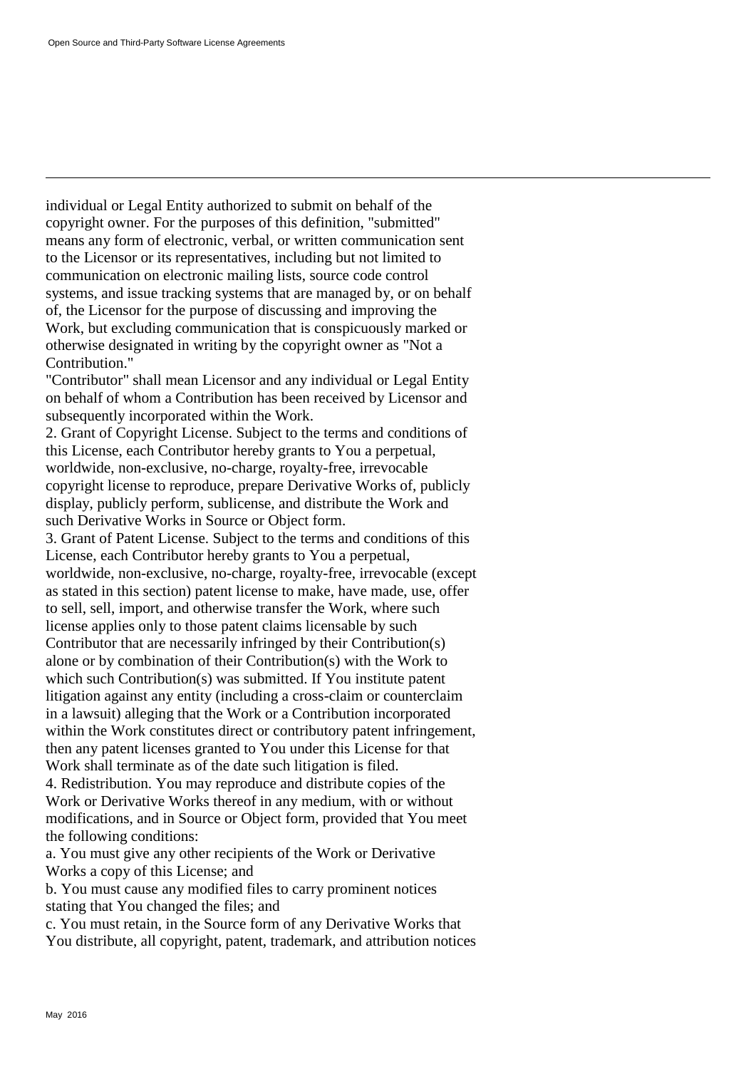individual or Legal Entity authorized to submit on behalf of the copyright owner. For the purposes of this definition, "submitted" means any form of electronic, verbal, or written communication sent to the Licensor or its representatives, including but not limited to communication on electronic mailing lists, source code control systems, and issue tracking systems that are managed by, or on behalf of, the Licensor for the purpose of discussing and improving the Work, but excluding communication that is conspicuously marked or otherwise designated in writing by the copyright owner as "Not a Contribution."

"Contributor" shall mean Licensor and any individual or Legal Entity on behalf of whom a Contribution has been received by Licensor and subsequently incorporated within the Work.

2. Grant of Copyright License. Subject to the terms and conditions of this License, each Contributor hereby grants to You a perpetual, worldwide, non-exclusive, no-charge, royalty-free, irrevocable copyright license to reproduce, prepare Derivative Works of, publicly display, publicly perform, sublicense, and distribute the Work and such Derivative Works in Source or Object form.

3. Grant of Patent License. Subject to the terms and conditions of this License, each Contributor hereby grants to You a perpetual, worldwide, non-exclusive, no-charge, royalty-free, irrevocable (except as stated in this section) patent license to make, have made, use, offer to sell, sell, import, and otherwise transfer the Work, where such license applies only to those patent claims licensable by such Contributor that are necessarily infringed by their Contribution(s) alone or by combination of their Contribution(s) with the Work to which such Contribution(s) was submitted. If You institute patent litigation against any entity (including a cross-claim or counterclaim in a lawsuit) alleging that the Work or a Contribution incorporated within the Work constitutes direct or contributory patent infringement, then any patent licenses granted to You under this License for that Work shall terminate as of the date such litigation is filed.

4. Redistribution. You may reproduce and distribute copies of the Work or Derivative Works thereof in any medium, with or without modifications, and in Source or Object form, provided that You meet the following conditions:

a. You must give any other recipients of the Work or Derivative Works a copy of this License; and

b. You must cause any modified files to carry prominent notices stating that You changed the files; and

c. You must retain, in the Source form of any Derivative Works that You distribute, all copyright, patent, trademark, and attribution notices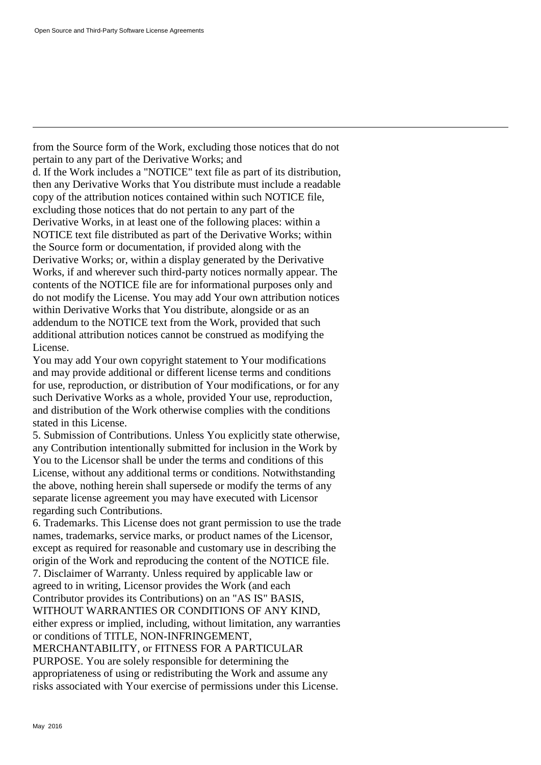from the Source form of the Work, excluding those notices that do not pertain to any part of the Derivative Works; and

d. If the Work includes a "NOTICE" text file as part of its distribution, then any Derivative Works that You distribute must include a readable copy of the attribution notices contained within such NOTICE file, excluding those notices that do not pertain to any part of the Derivative Works, in at least one of the following places: within a NOTICE text file distributed as part of the Derivative Works; within the Source form or documentation, if provided along with the Derivative Works; or, within a display generated by the Derivative Works, if and wherever such third-party notices normally appear. The contents of the NOTICE file are for informational purposes only and do not modify the License. You may add Your own attribution notices within Derivative Works that You distribute, alongside or as an addendum to the NOTICE text from the Work, provided that such additional attribution notices cannot be construed as modifying the License.

You may add Your own copyright statement to Your modifications and may provide additional or different license terms and conditions for use, reproduction, or distribution of Your modifications, or for any such Derivative Works as a whole, provided Your use, reproduction, and distribution of the Work otherwise complies with the conditions stated in this License.

5. Submission of Contributions. Unless You explicitly state otherwise, any Contribution intentionally submitted for inclusion in the Work by You to the Licensor shall be under the terms and conditions of this License, without any additional terms or conditions. Notwithstanding the above, nothing herein shall supersede or modify the terms of any separate license agreement you may have executed with Licensor regarding such Contributions.

6. Trademarks. This License does not grant permission to use the trade names, trademarks, service marks, or product names of the Licensor, except as required for reasonable and customary use in describing the origin of the Work and reproducing the content of the NOTICE file.

7. Disclaimer of Warranty. Unless required by applicable law or agreed to in writing, Licensor provides the Work (and each Contributor provides its Contributions) on an "AS IS" BASIS, WITHOUT WARRANTIES OR CONDITIONS OF ANY KIND, either express or implied, including, without limitation, any warranties or conditions of TITLE, NON-INFRINGEMENT, MERCHANTABILITY, or FITNESS FOR A PARTICULAR PURPOSE. You are solely responsible for determining the appropriateness of using or redistributing the Work and assume any risks associated with Your exercise of permissions under this License.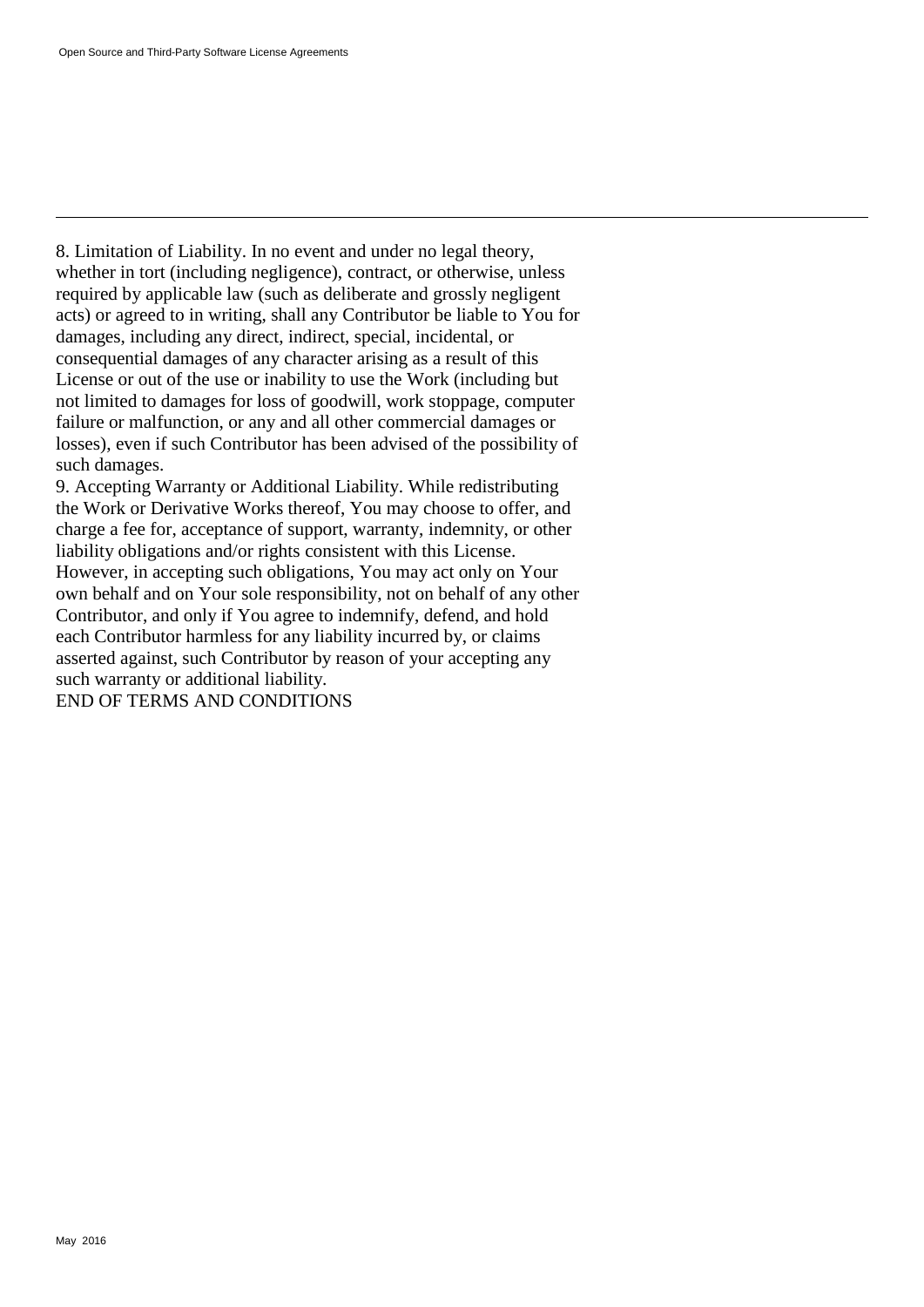8. Limitation of Liability. In no event and under no legal theory, whether in tort (including negligence), contract, or otherwise, unless required by applicable law (such as deliberate and grossly negligent acts) or agreed to in writing, shall any Contributor be liable to You for damages, including any direct, indirect, special, incidental, or consequential damages of any character arising as a result of this License or out of the use or inability to use the Work (including but not limited to damages for loss of goodwill, work stoppage, computer failure or malfunction, or any and all other commercial damages or losses), even if such Contributor has been advised of the possibility of such damages.

9. Accepting Warranty or Additional Liability. While redistributing the Work or Derivative Works thereof, You may choose to offer, and charge a fee for, acceptance of support, warranty, indemnity, or other liability obligations and/or rights consistent with this License. However, in accepting such obligations, You may act only on Your own behalf and on Your sole responsibility, not on behalf of any other Contributor, and only if You agree to indemnify, defend, and hold each Contributor harmless for any liability incurred by, or claims asserted against, such Contributor by reason of your accepting any such warranty or additional liability.

END OF TERMS AND CONDITIONS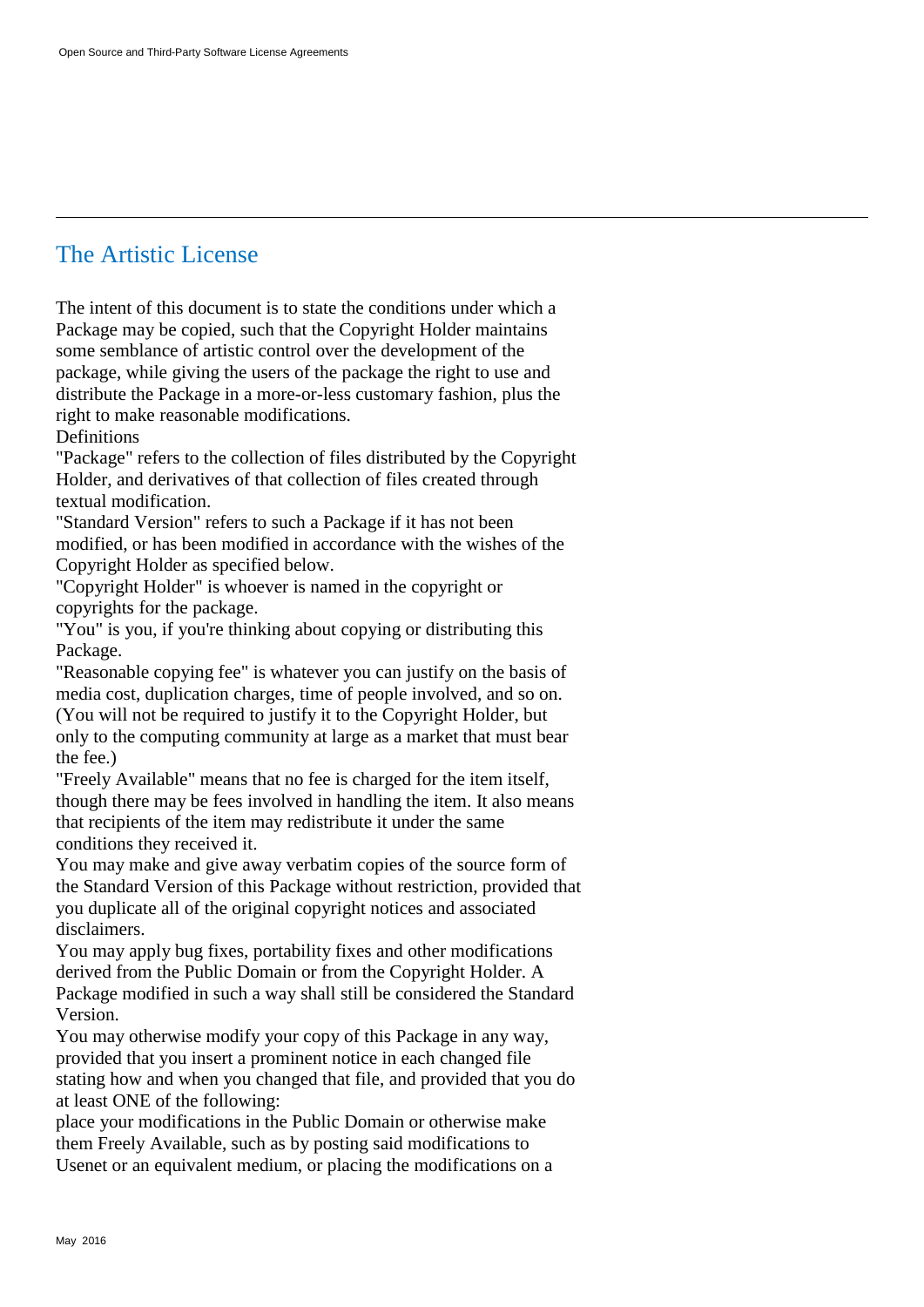# The Artistic License

The intent of this document is to state the conditions under which a Package may be copied, such that the Copyright Holder maintains some semblance of artistic control over the development of the package, while giving the users of the package the right to use and distribute the Package in a more-or-less customary fashion, plus the right to make reasonable modifications.

Definitions

"Package" refers to the collection of files distributed by the Copyright Holder, and derivatives of that collection of files created through textual modification.

"Standard Version" refers to such a Package if it has not been modified, or has been modified in accordance with the wishes of the Copyright Holder as specified below.

"Copyright Holder" is whoever is named in the copyright or copyrights for the package.

"You" is you, if you're thinking about copying or distributing this Package.

"Reasonable copying fee" is whatever you can justify on the basis of media cost, duplication charges, time of people involved, and so on. (You will not be required to justify it to the Copyright Holder, but only to the computing community at large as a market that must bear the fee.)

"Freely Available" means that no fee is charged for the item itself, though there may be fees involved in handling the item. It also means that recipients of the item may redistribute it under the same conditions they received it.

You may make and give away verbatim copies of the source form of the Standard Version of this Package without restriction, provided that you duplicate all of the original copyright notices and associated disclaimers.

You may apply bug fixes, portability fixes and other modifications derived from the Public Domain or from the Copyright Holder. A Package modified in such a way shall still be considered the Standard Version.

You may otherwise modify your copy of this Package in any way, provided that you insert a prominent notice in each changed file stating how and when you changed that file, and provided that you do at least ONE of the following:

place your modifications in the Public Domain or otherwise make them Freely Available, such as by posting said modifications to Usenet or an equivalent medium, or placing the modifications on a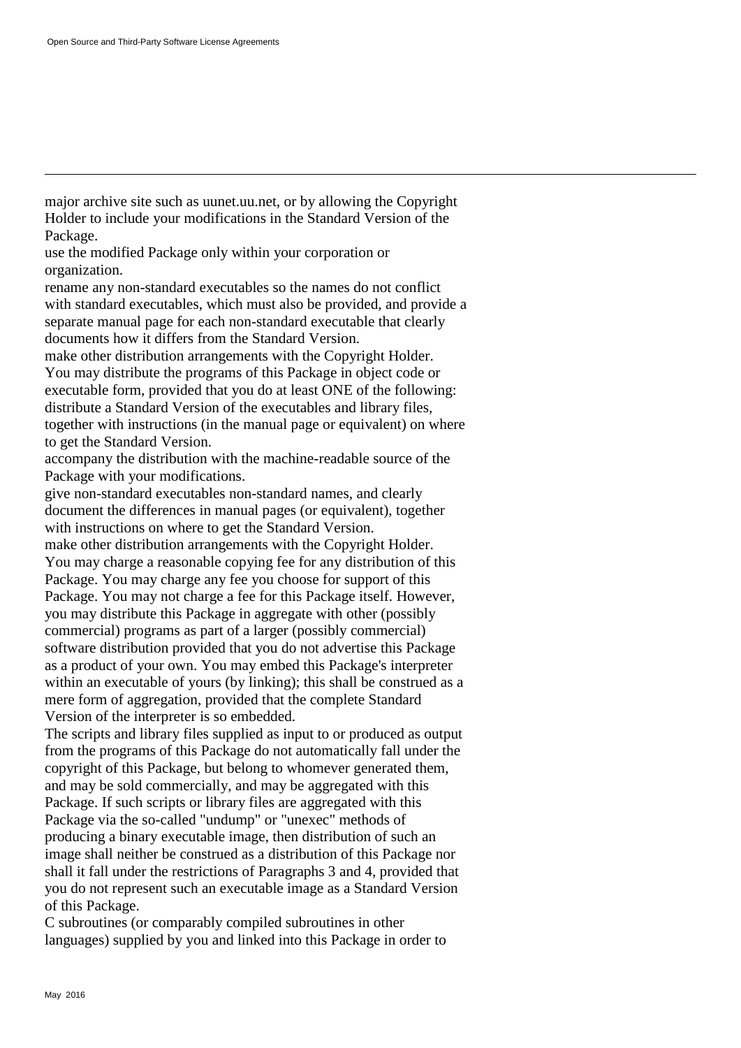major archive site such as uunet.uu.net, or by allowing the Copyright Holder to include your modifications in the Standard Version of the Package.

use the modified Package only within your corporation or organization.

rename any non-standard executables so the names do not conflict with standard executables, which must also be provided, and provide a separate manual page for each non-standard executable that clearly documents how it differs from the Standard Version.

make other distribution arrangements with the Copyright Holder.

You may distribute the programs of this Package in object code or executable form, provided that you do at least ONE of the following:

distribute a Standard Version of the executables and library files, together with instructions (in the manual page or equivalent) on where to get the Standard Version.

accompany the distribution with the machine-readable source of the Package with your modifications.

give non-standard executables non-standard names, and clearly document the differences in manual pages (or equivalent), together with instructions on where to get the Standard Version.

make other distribution arrangements with the Copyright Holder.

You may charge a reasonable copying fee for any distribution of this Package. You may charge any fee you choose for support of this Package. You may not charge a fee for this Package itself. However, you may distribute this Package in aggregate with other (possibly commercial) programs as part of a larger (possibly commercial) software distribution provided that you do not advertise this Package as a product of your own. You may embed this Package's interpreter within an executable of yours (by linking); this shall be construed as a mere form of aggregation, provided that the complete Standard Version of the interpreter is so embedded.

The scripts and library files supplied as input to or produced as output from the programs of this Package do not automatically fall under the copyright of this Package, but belong to whomever generated them, and may be sold commercially, and may be aggregated with this Package. If such scripts or library files are aggregated with this Package via the so-called "undump" or "unexec" methods of producing a binary executable image, then distribution of such an image shall neither be construed as a distribution of this Package nor shall it fall under the restrictions of Paragraphs 3 and 4, provided that you do not represent such an executable image as a Standard Version of this Package.

C subroutines (or comparably compiled subroutines in other languages) supplied by you and linked into this Package in order to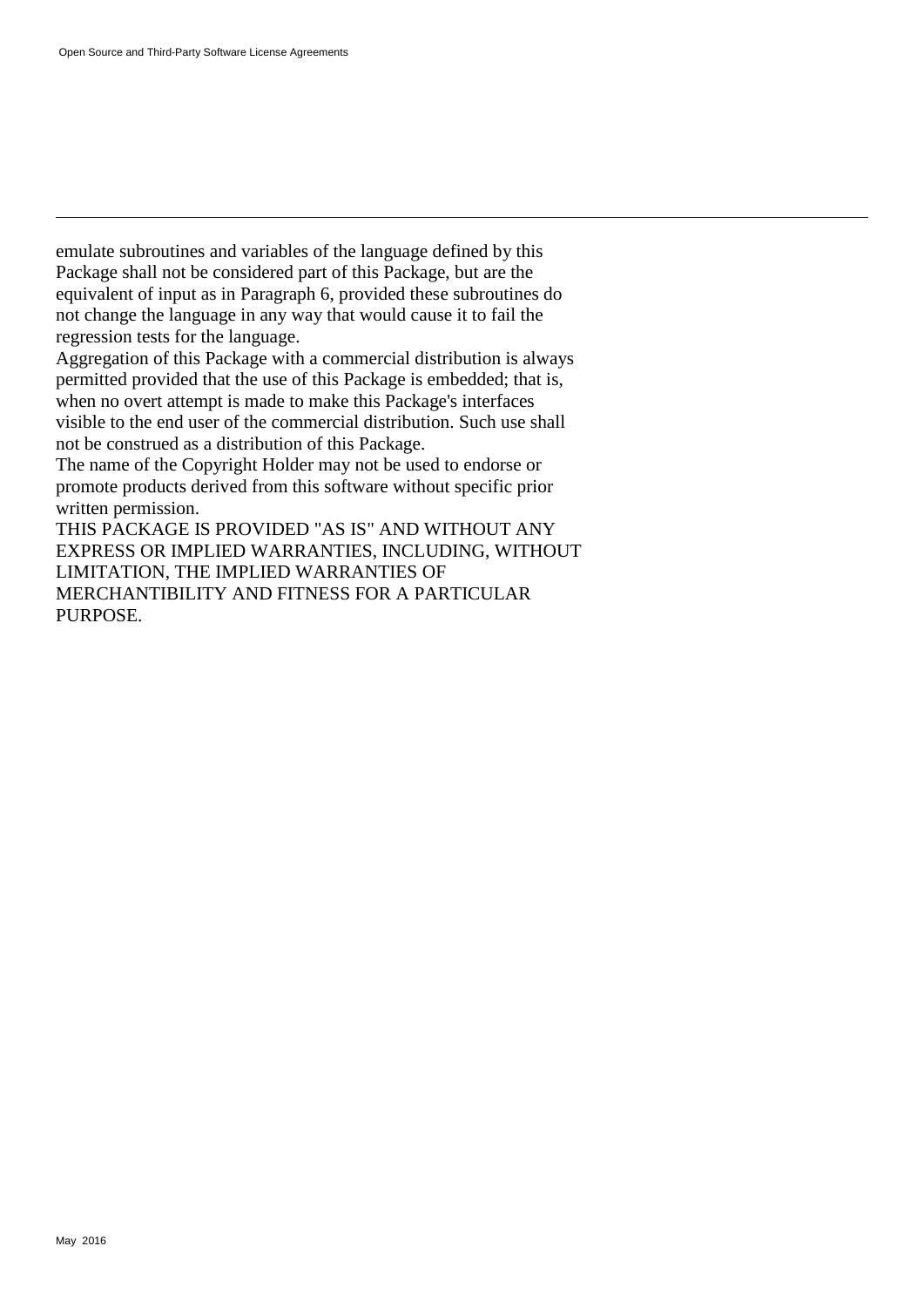emulate subroutines and variables of the language defined by this Package shall not be considered part of this Package, but are the equivalent of input as in Paragraph 6, provided these subroutines do not change the language in any way that would cause it to fail the regression tests for the language.

Aggregation of this Package with a commercial distribution is always permitted provided that the use of this Package is embedded; that is, when no overt attempt is made to make this Package's interfaces visible to the end user of the commercial distribution. Such use shall not be construed as a distribution of this Package.

The name of the Copyright Holder may not be used to endorse or promote products derived from this software without specific prior written permission.

THIS PACKAGE IS PROVIDED "AS IS" AND WITHOUT ANY EXPRESS OR IMPLIED WARRANTIES, INCLUDING, WITHOUT LIMITATION, THE IMPLIED WARRANTIES OF MERCHANTIBILITY AND FITNESS FOR A PARTICULAR PURPOSE.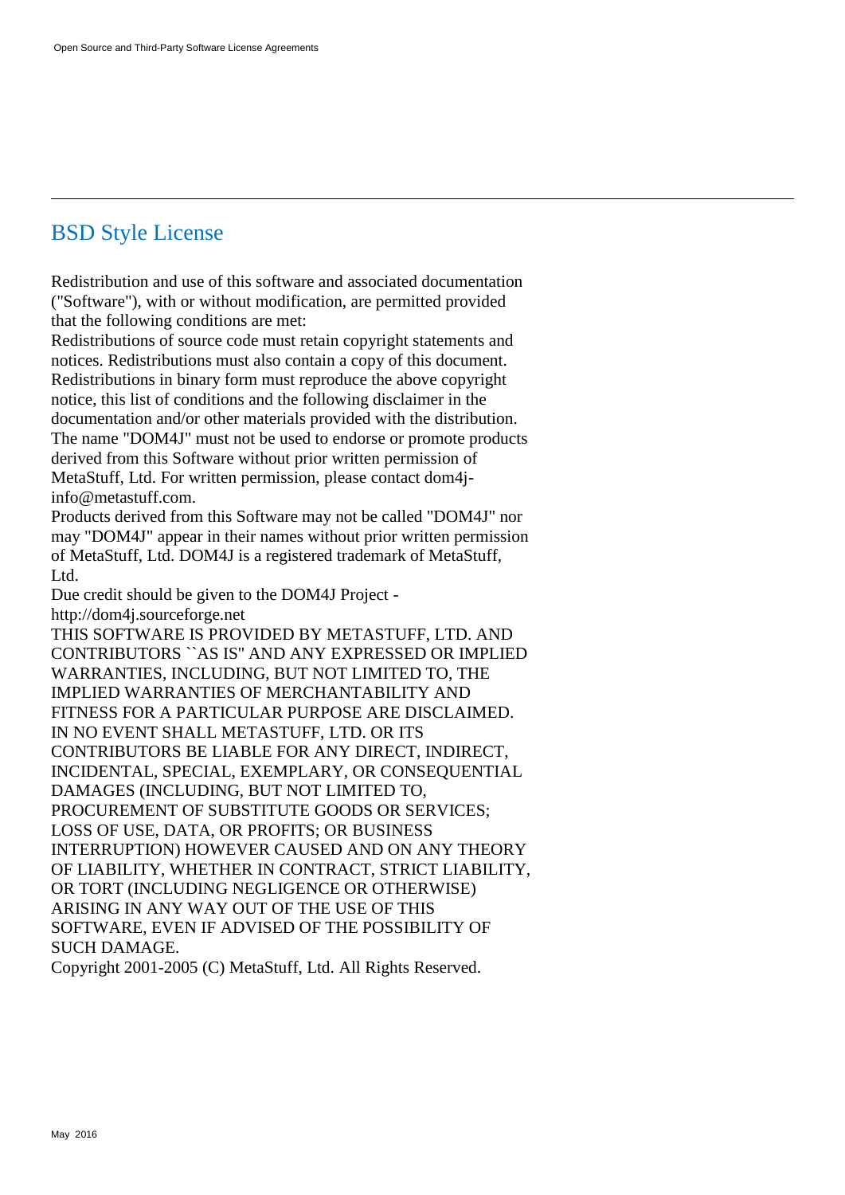## BSD Style License

Redistribution and use of this software and associated documentation ("Software"), with or without modification, are permitted provided that the following conditions are met:

Redistributions of source code must retain copyright statements and notices. Redistributions must also contain a copy of this document.

Redistributions in binary form must reproduce the above copyright notice, this list of conditions and the following disclaimer in the documentation and/or other materials provided with the distribution.

The name "DOM4J" must not be used to endorse or promote products derived from this Software without prior written permission of MetaStuff, Ltd. For written permission, please contact dom4j-info@metastuff.com.

Products derived from this Software may not be called "DOM4J" nor may "DOM4J" appear in their names without prior written permission of MetaStuff, Ltd. DOM4J is a registered trademark of MetaStuff, Ltd.

Due credit should be given to the DOM4J Project - http://dom4j.sourceforge.net

THIS SOFTWARE IS PROVIDED BY METASTUFF, LTD. AND CONTRIBUTORS ``AS IS'' AND ANY EXPRESSED OR IMPLIED WARRANTIES, INCLUDING, BUT NOT LIMITED TO, THE IMPLIED WARRANTIES OF MERCHANTABILITY AND FITNESS FOR A PARTICULAR PURPOSE ARE DISCLAIMED. IN NO EVENT SHALL METASTUFF, LTD. OR ITS CONTRIBUTORS BE LIABLE FOR ANY DIRECT, INDIRECT, INCIDENTAL, SPECIAL, EXEMPLARY, OR CONSEQUENTIAL DAMAGES (INCLUDING, BUT NOT LIMITED TO, PROCUREMENT OF SUBSTITUTE GOODS OR SERVICES; LOSS OF USE, DATA, OR PROFITS; OR BUSINESS INTERRUPTION) HOWEVER CAUSED AND ON ANY THEORY OF LIABILITY, WHETHER IN CONTRACT, STRICT LIABILITY, OR TORT (INCLUDING NEGLIGENCE OR OTHERWISE) ARISING IN ANY WAY OUT OF THE USE OF THIS SOFTWARE, EVEN IF ADVISED OF THE POSSIBILITY OF SUCH DAMAGE.

Copyright 2001-2005 (C) MetaStuff, Ltd. All Rights Reserved.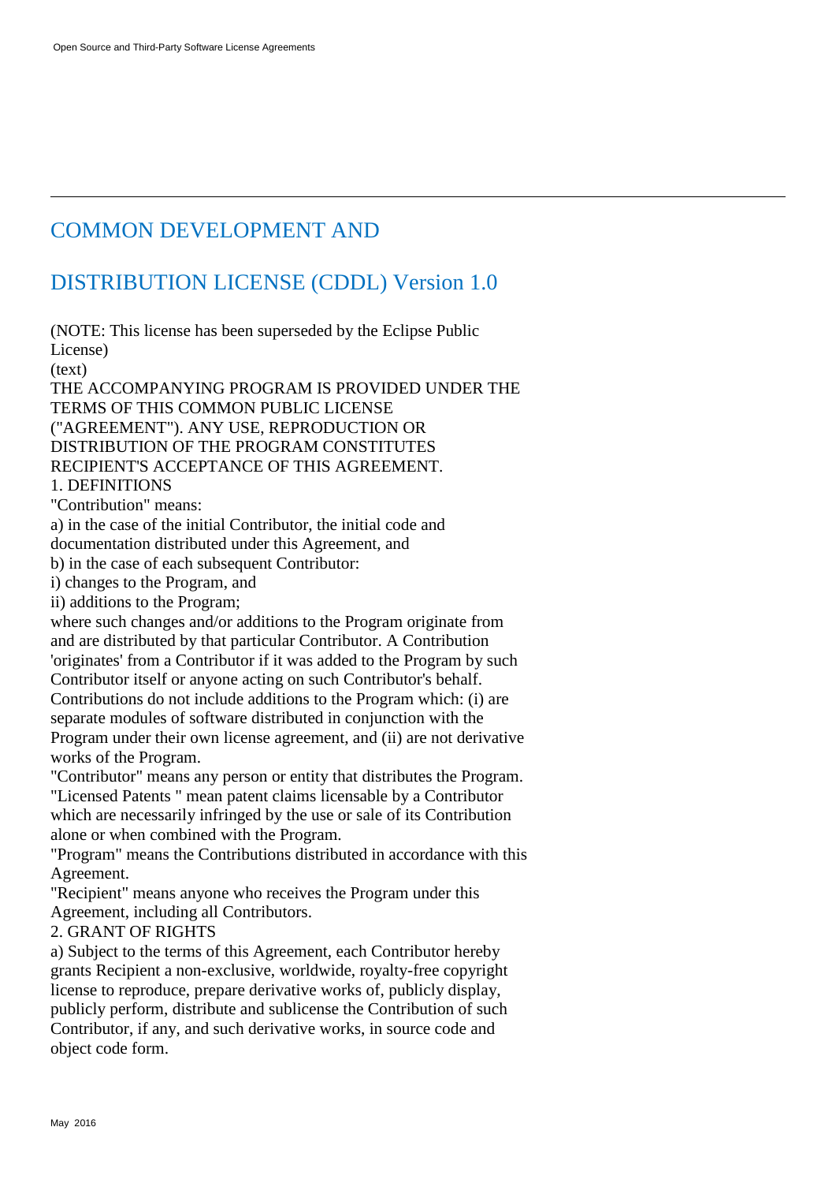## COMMON DEVELOPMENT AND

## DISTRIBUTION LICENSE (CDDL) Version 1.0

(NOTE: This license has been superseded by the Eclipse Public License)

(text)

THE ACCOMPANYING PROGRAM IS PROVIDED UNDER THE TERMS OF THIS COMMON PUBLIC LICENSE ("AGREEMENT"). ANY USE, REPRODUCTION OR DISTRIBUTION OF THE PROGRAM CONSTITUTES RECIPIENT'S ACCEPTANCE OF THIS AGREEMENT.

1. DEFINITIONS

"Contribution" means:

a) in the case of the initial Contributor, the initial code and documentation distributed under this Agreement, and

b) in the case of each subsequent Contributor:

i) changes to the Program, and

ii) additions to the Program;

where such changes and/or additions to the Program originate from and are distributed by that particular Contributor. A Contribution 'originates' from a Contributor if it was added to the Program by such Contributor itself or anyone acting on such Contributor's behalf. Contributions do not include additions to the Program which: (i) are separate modules of software distributed in conjunction with the Program under their own license agreement, and (ii) are not derivative works of the Program.

"Contributor" means any person or entity that distributes the Program.

"Licensed Patents " mean patent claims licensable by a Contributor which are necessarily infringed by the use or sale of its Contribution alone or when combined with the Program.

"Program" means the Contributions distributed in accordance with this Agreement.

"Recipient" means anyone who receives the Program under this Agreement, including all Contributors.

2. GRANT OF RIGHTS

a) Subject to the terms of this Agreement, each Contributor hereby grants Recipient a non-exclusive, worldwide, royalty-free copyright license to reproduce, prepare derivative works of, publicly display, publicly perform, distribute and sublicense the Contribution of such Contributor, if any, and such derivative works, in source code and object code form.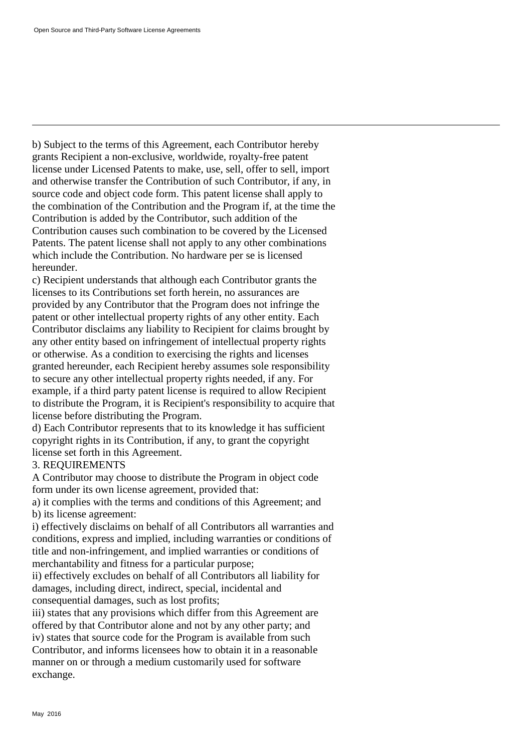b) Subject to the terms of this Agreement, each Contributor hereby grants Recipient a non-exclusive, worldwide, royalty-free patent license under Licensed Patents to make, use, sell, offer to sell, import and otherwise transfer the Contribution of such Contributor, if any, in source code and object code form. This patent license shall apply to the combination of the Contribution and the Program if, at the time the Contribution is added by the Contributor, such addition of the Contribution causes such combination to be covered by the Licensed Patents. The patent license shall not apply to any other combinations which include the Contribution. No hardware per se is licensed hereunder.

c) Recipient understands that although each Contributor grants the licenses to its Contributions set forth herein, no assurances are provided by any Contributor that the Program does not infringe the patent or other intellectual property rights of any other entity. Each Contributor disclaims any liability to Recipient for claims brought by any other entity based on infringement of intellectual property rights or otherwise. As a condition to exercising the rights and licenses granted hereunder, each Recipient hereby assumes sole responsibility to secure any other intellectual property rights needed, if any. For example, if a third party patent license is required to allow Recipient to distribute the Program, it is Recipient's responsibility to acquire that license before distributing the Program.

d) Each Contributor represents that to its knowledge it has sufficient copyright rights in its Contribution, if any, to grant the copyright license set forth in this Agreement.

3. REQUIREMENTS

A Contributor may choose to distribute the Program in object code form under its own license agreement, provided that:

a) it complies with the terms and conditions of this Agreement; and

b) its license agreement:

i) effectively disclaims on behalf of all Contributors all warranties and conditions, express and implied, including warranties or conditions of title and non-infringement, and implied warranties or conditions of merchantability and fitness for a particular purpose;

ii) effectively excludes on behalf of all Contributors all liability for damages, including direct, indirect, special, incidental and consequential damages, such as lost profits;

iii) states that any provisions which differ from this Agreement are offered by that Contributor alone and not by any other party; and

iv) states that source code for the Program is available from such Contributor, and informs licensees how to obtain it in a reasonable manner on or through a medium customarily used for software exchange.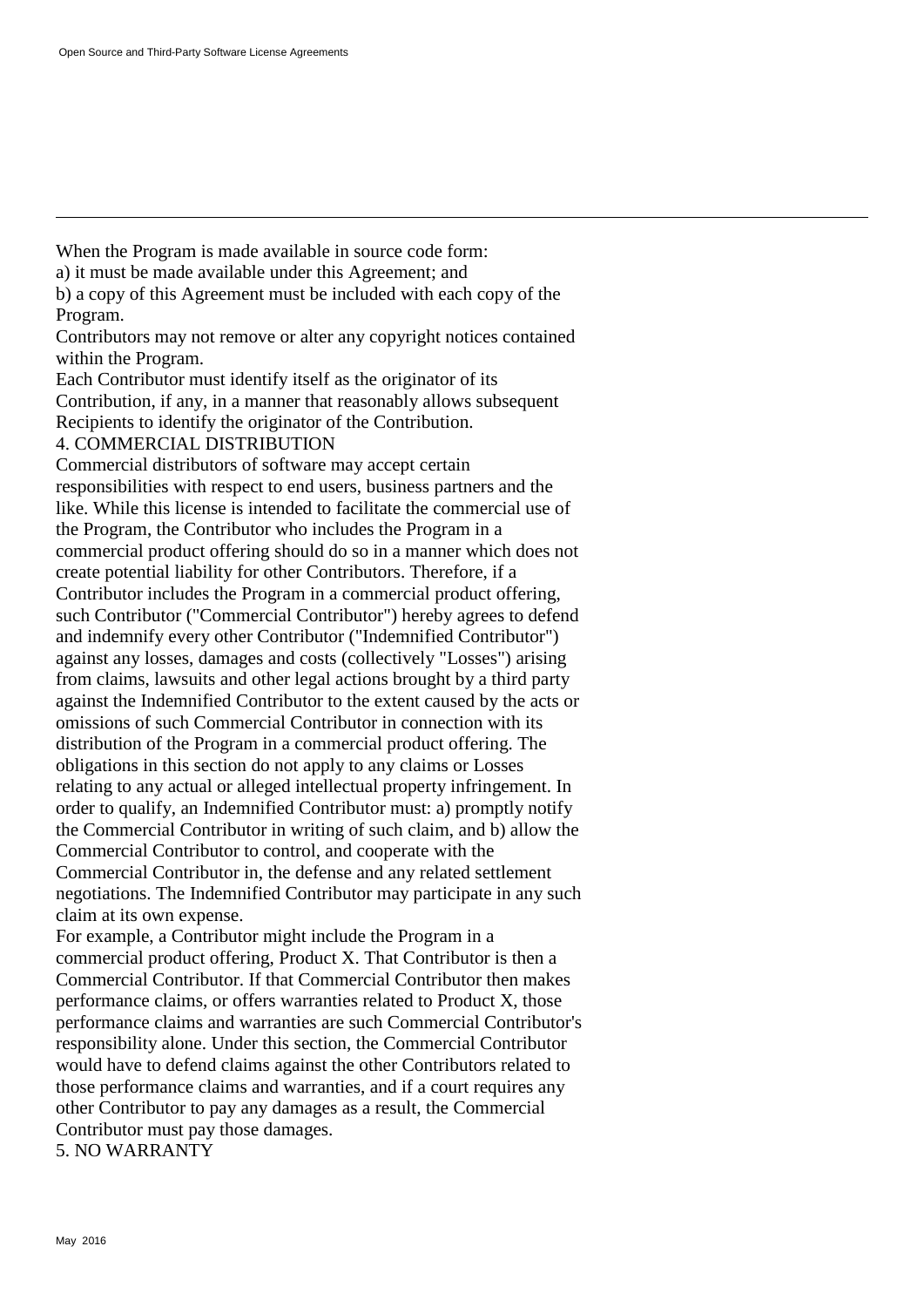When the Program is made available in source code form:

a) it must be made available under this Agreement; and

b) a copy of this Agreement must be included with each copy of the Program.

Contributors may not remove or alter any copyright notices contained within the Program.

Each Contributor must identify itself as the originator of its Contribution, if any, in a manner that reasonably allows subsequent Recipients to identify the originator of the Contribution.

4. COMMERCIAL DISTRIBUTION

Commercial distributors of software may accept certain responsibilities with respect to end users, business partners and the like. While this license is intended to facilitate the commercial use of the Program, the Contributor who includes the Program in a commercial product offering should do so in a manner which does not create potential liability for other Contributors. Therefore, if a Contributor includes the Program in a commercial product offering, such Contributor ("Commercial Contributor") hereby agrees to defend and indemnify every other Contributor ("Indemnified Contributor") against any losses, damages and costs (collectively "Losses") arising from claims, lawsuits and other legal actions brought by a third party against the Indemnified Contributor to the extent caused by the acts or omissions of such Commercial Contributor in connection with its distribution of the Program in a commercial product offering. The obligations in this section do not apply to any claims or Losses relating to any actual or alleged intellectual property infringement. In order to qualify, an Indemnified Contributor must: a) promptly notify the Commercial Contributor in writing of such claim, and b) allow the Commercial Contributor to control, and cooperate with the Commercial Contributor in, the defense and any related settlement negotiations. The Indemnified Contributor may participate in any such claim at its own expense.

For example, a Contributor might include the Program in a commercial product offering, Product X. That Contributor is then a Commercial Contributor. If that Commercial Contributor then makes performance claims, or offers warranties related to Product X, those performance claims and warranties are such Commercial Contributor's responsibility alone. Under this section, the Commercial Contributor would have to defend claims against the other Contributors related to those performance claims and warranties, and if a court requires any other Contributor to pay any damages as a result, the Commercial Contributor must pay those damages.

5. NO WARRANTY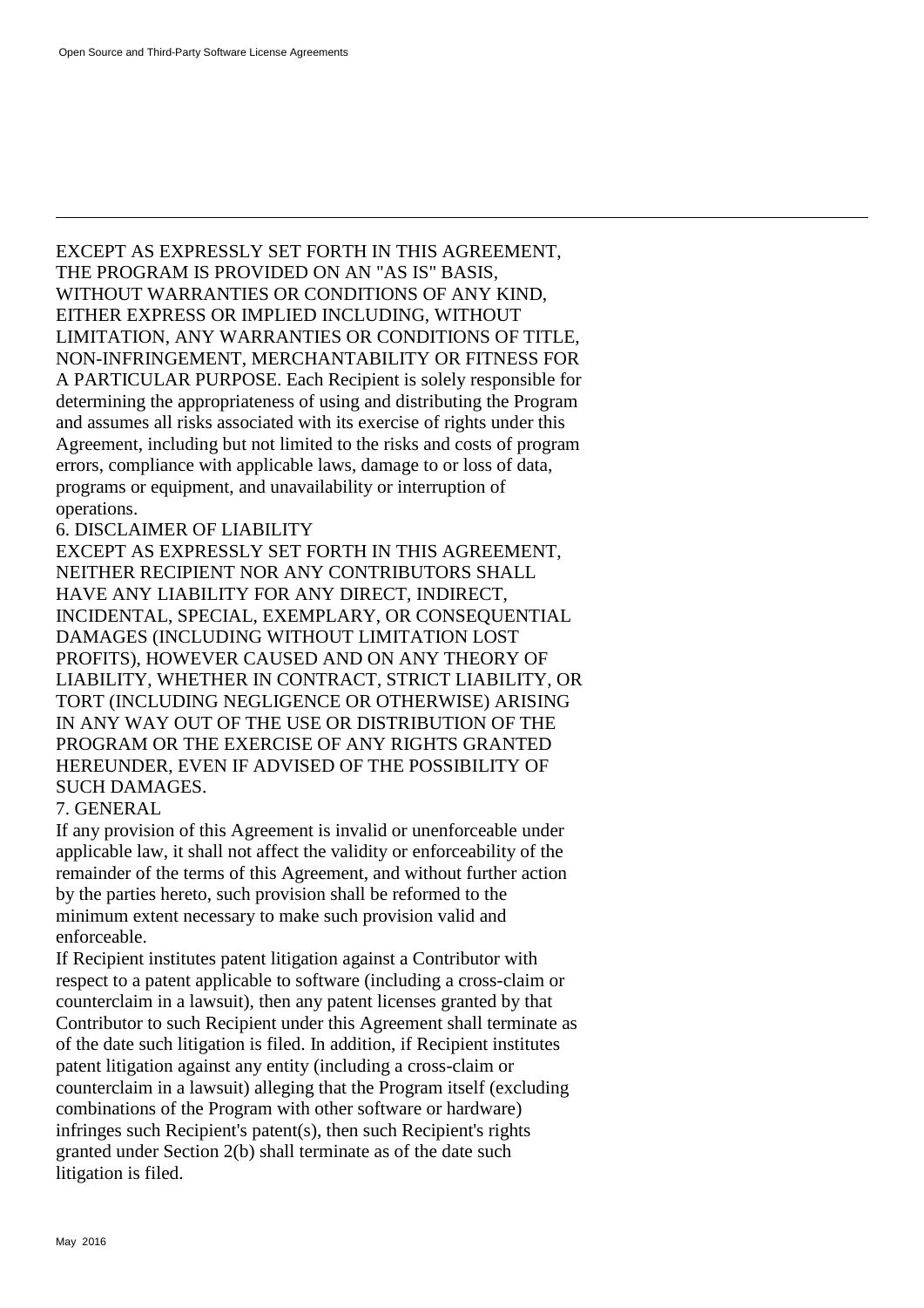EXCEPT AS EXPRESSLY SET FORTH IN THIS AGREEMENT, THE PROGRAM IS PROVIDED ON AN "AS IS" BASIS, WITHOUT WARRANTIES OR CONDITIONS OF ANY KIND, EITHER EXPRESS OR IMPLIED INCLUDING, WITHOUT LIMITATION, ANY WARRANTIES OR CONDITIONS OF TITLE, NON-INFRINGEMENT, MERCHANTABILITY OR FITNESS FOR A PARTICULAR PURPOSE. Each Recipient is solely responsible for determining the appropriateness of using and distributing the Program and assumes all risks associated with its exercise of rights under this Agreement, including but not limited to the risks and costs of program errors, compliance with applicable laws, damage to or loss of data, programs or equipment, and unavailability or interruption of operations.

6. DISCLAIMER OF LIABILITY

EXCEPT AS EXPRESSLY SET FORTH IN THIS AGREEMENT, NEITHER RECIPIENT NOR ANY CONTRIBUTORS SHALL HAVE ANY LIABILITY FOR ANY DIRECT, INDIRECT, INCIDENTAL, SPECIAL, EXEMPLARY, OR CONSEQUENTIAL DAMAGES (INCLUDING WITHOUT LIMITATION LOST PROFITS), HOWEVER CAUSED AND ON ANY THEORY OF LIABILITY, WHETHER IN CONTRACT, STRICT LIABILITY, OR TORT (INCLUDING NEGLIGENCE OR OTHERWISE) ARISING IN ANY WAY OUT OF THE USE OR DISTRIBUTION OF THE PROGRAM OR THE EXERCISE OF ANY RIGHTS GRANTED HEREUNDER, EVEN IF ADVISED OF THE POSSIBILITY OF SUCH DAMAGES.

7. GENERAL

If any provision of this Agreement is invalid or unenforceable under applicable law, it shall not affect the validity or enforceability of the remainder of the terms of this Agreement, and without further action by the parties hereto, such provision shall be reformed to the minimum extent necessary to make such provision valid and enforceable.

If Recipient institutes patent litigation against a Contributor with respect to a patent applicable to software (including a cross-claim or counterclaim in a lawsuit), then any patent licenses granted by that Contributor to such Recipient under this Agreement shall terminate as of the date such litigation is filed. In addition, if Recipient institutes patent litigation against any entity (including a cross-claim or counterclaim in a lawsuit) alleging that the Program itself (excluding combinations of the Program with other software or hardware) infringes such Recipient's patent(s), then such Recipient's rights granted under Section 2(b) shall terminate as of the date such litigation is filed.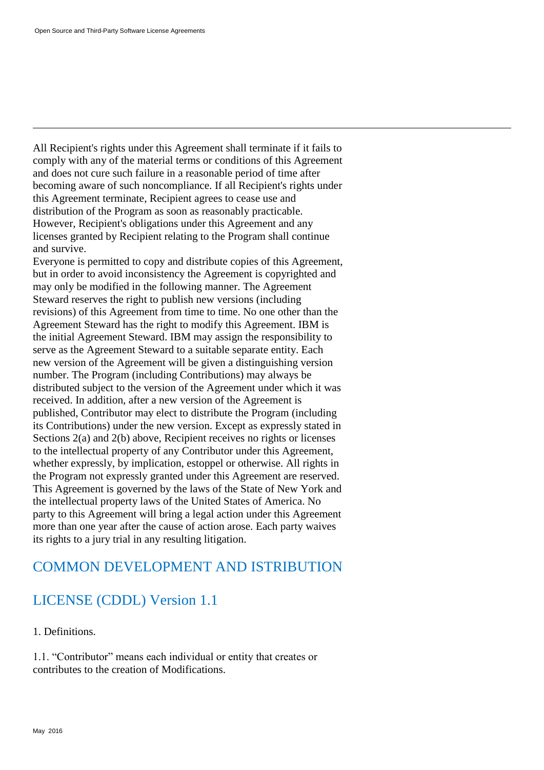All Recipient's rights under this Agreement shall terminate if it fails to comply with any of the material terms or conditions of this Agreement and does not cure such failure in a reasonable period of time after becoming aware of such noncompliance. If all Recipient's rights under this Agreement terminate, Recipient agrees to cease use and distribution of the Program as soon as reasonably practicable. However, Recipient's obligations under this Agreement and any licenses granted by Recipient relating to the Program shall continue and survive.
Everyone is permitted to copy and distribute copies of this Agreement, but in order to avoid inconsistency the Agreement is copyrighted and may only be modified in the following manner. The Agreement Steward reserves the right to publish new versions (including revisions) of this Agreement from time to time. No one other than the Agreement Steward has the right to modify this Agreement. IBM is the initial Agreement Steward. IBM may assign the responsibility to serve as the Agreement Steward to a suitable separate entity. Each new version of the Agreement will be given a distinguishing version number. The Program (including Contributions) may always be distributed subject to the version of the Agreement under which it was received. In addition, after a new version of the Agreement is published, Contributor may elect to distribute the Program (including its Contributions) under the new version. Except as expressly stated in Sections 2(a) and 2(b) above, Recipient receives no rights or licenses to the intellectual property of any Contributor under this Agreement, whether expressly, by implication, estoppel or otherwise. All rights in the Program not expressly granted under this Agreement are reserved.
This Agreement is governed by the laws of the State of New York and the intellectual property laws of the United States of America. No party to this Agreement will bring a legal action under this Agreement more than one year after the cause of action arose. Each party waives its rights to a jury trial in any resulting litigation.

## COMMON DEVELOPMENT AND ISTRIBUTION LICENSE (CDDL) Version 1.1

1. Definitions.

1.1. “Contributor” means each individual or entity that creates or contributes to the creation of Modifications.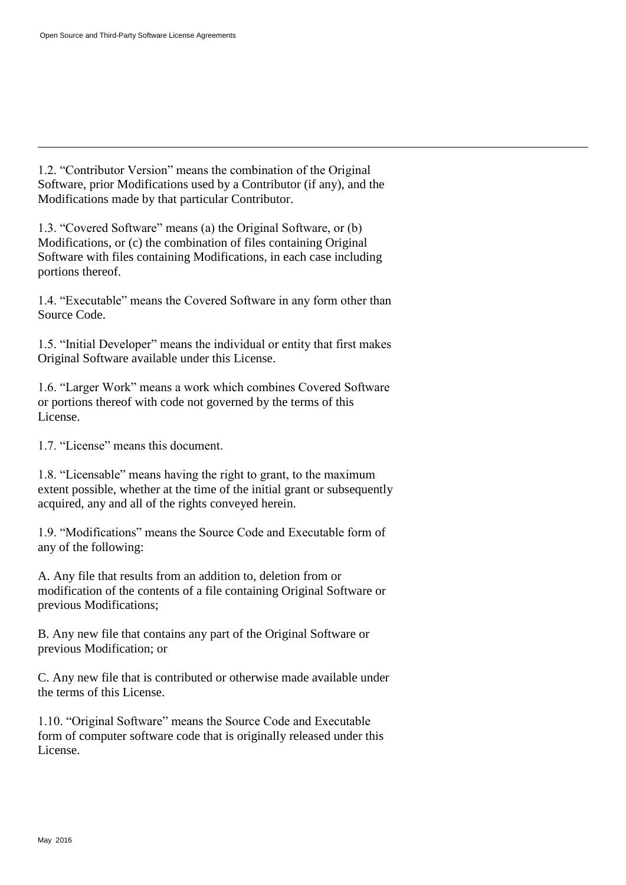1.2. “Contributor Version” means the combination of the Original Software, prior Modifications used by a Contributor (if any), and the Modifications made by that particular Contributor.

1.3. “Covered Software” means (a) the Original Software, or (b) Modifications, or (c) the combination of files containing Original Software with files containing Modifications, in each case including portions thereof.

1.4. “Executable” means the Covered Software in any form other than Source Code.

1.5. “Initial Developer” means the individual or entity that first makes Original Software available under this License.

1.6. “Larger Work” means a work which combines Covered Software or portions thereof with code not governed by the terms of this License.

1.7. “License” means this document.

1.8. “Licensable” means having the right to grant, to the maximum extent possible, whether at the time of the initial grant or subsequently acquired, any and all of the rights conveyed herein.

1.9. “Modifications” means the Source Code and Executable form of any of the following:

A. Any file that results from an addition to, deletion from or modification of the contents of a file containing Original Software or previous Modifications;

B. Any new file that contains any part of the Original Software or previous Modification; or

C. Any new file that is contributed or otherwise made available under the terms of this License.

1.10. “Original Software” means the Source Code and Executable form of computer software code that is originally released under this License.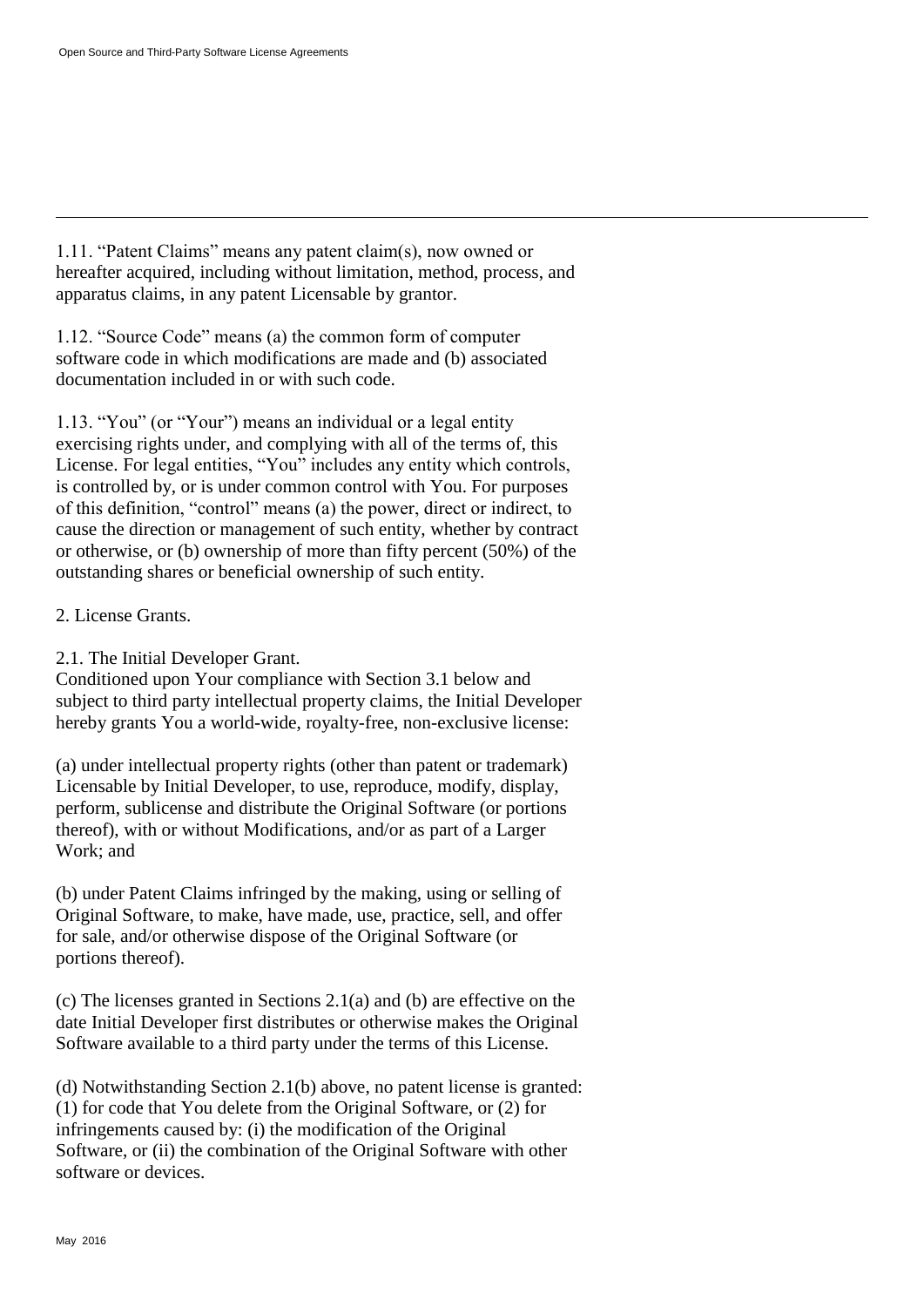1.11. “Patent Claims” means any patent claim(s), now owned or hereafter acquired, including without limitation, method, process, and apparatus claims, in any patent Licensable by grantor.

1.12. “Source Code” means (a) the common form of computer software code in which modifications are made and (b) associated documentation included in or with such code.

1.13. “You” (or “Your”) means an individual or a legal entity exercising rights under, and complying with all of the terms of, this License. For legal entities, “You” includes any entity which controls, is controlled by, or is under common control with You. For purposes of this definition, “control” means (a) the power, direct or indirect, to cause the direction or management of such entity, whether by contract or otherwise, or (b) ownership of more than fifty percent (50%) of the outstanding shares or beneficial ownership of such entity.

2. License Grants.

2.1. The Initial Developer Grant.
Conditioned upon Your compliance with Section 3.1 below and subject to third party intellectual property claims, the Initial Developer hereby grants You a world-wide, royalty-free, non-exclusive license:

(a) under intellectual property rights (other than patent or trademark) Licensable by Initial Developer, to use, reproduce, modify, display, perform, sublicense and distribute the Original Software (or portions thereof), with or without Modifications, and/or as part of a Larger Work; and

(b) under Patent Claims infringed by the making, using or selling of Original Software, to make, have made, use, practice, sell, and offer for sale, and/or otherwise dispose of the Original Software (or portions thereof).

(c) The licenses granted in Sections 2.1(a) and (b) are effective on the date Initial Developer first distributes or otherwise makes the Original Software available to a third party under the terms of this License.

(d) Notwithstanding Section 2.1(b) above, no patent license is granted: (1) for code that You delete from the Original Software, or (2) for infringements caused by: (i) the modification of the Original Software, or (ii) the combination of the Original Software with other software or devices.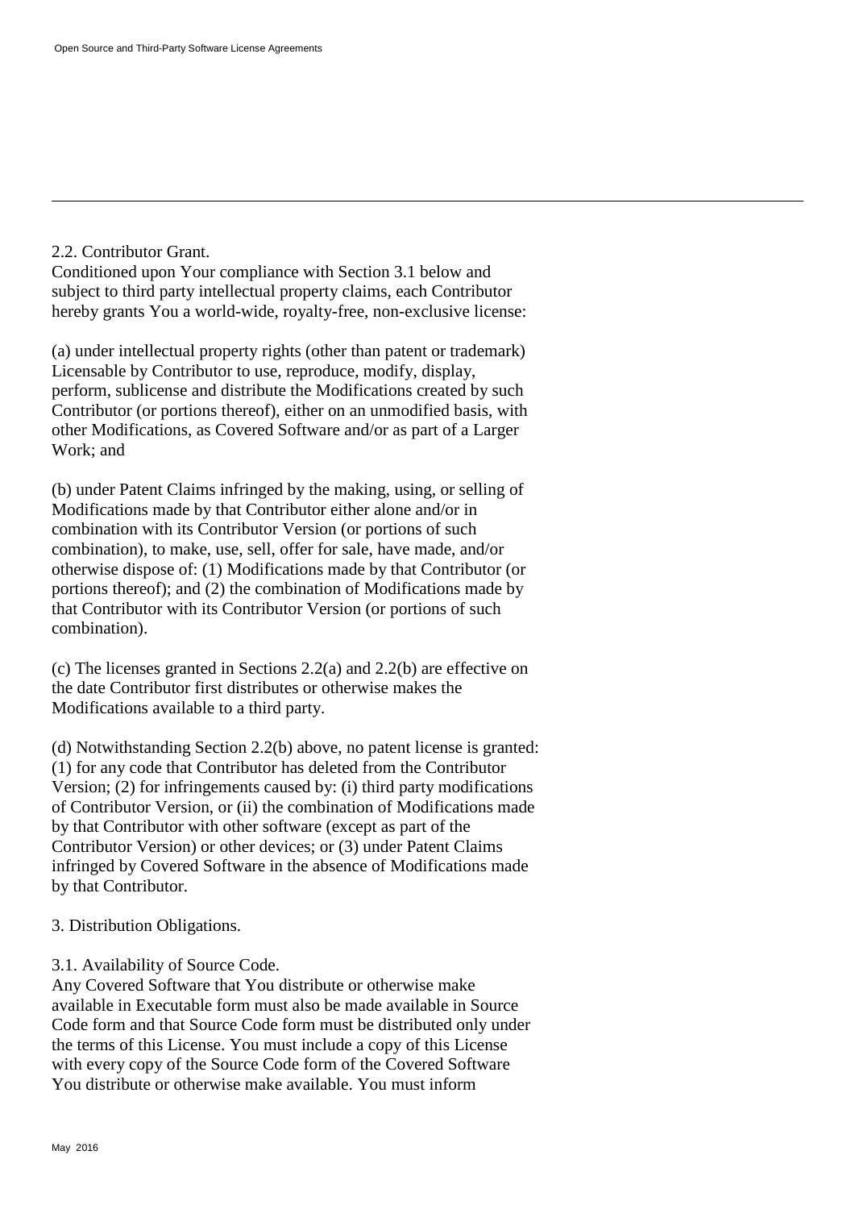2.2. Contributor Grant.
Conditioned upon Your compliance with Section 3.1 below and subject to third party intellectual property claims, each Contributor hereby grants You a world-wide, royalty-free, non-exclusive license:

(a) under intellectual property rights (other than patent or trademark) Licensable by Contributor to use, reproduce, modify, display, perform, sublicense and distribute the Modifications created by such Contributor (or portions thereof), either on an unmodified basis, with other Modifications, as Covered Software and/or as part of a Larger Work; and

(b) under Patent Claims infringed by the making, using, or selling of Modifications made by that Contributor either alone and/or in combination with its Contributor Version (or portions of such combination), to make, use, sell, offer for sale, have made, and/or otherwise dispose of: (1) Modifications made by that Contributor (or portions thereof); and (2) the combination of Modifications made by that Contributor with its Contributor Version (or portions of such combination).

(c) The licenses granted in Sections 2.2(a) and 2.2(b) are effective on the date Contributor first distributes or otherwise makes the Modifications available to a third party.

(d) Notwithstanding Section 2.2(b) above, no patent license is granted: (1) for any code that Contributor has deleted from the Contributor Version; (2) for infringements caused by: (i) third party modifications of Contributor Version, or (ii) the combination of Modifications made by that Contributor with other software (except as part of the Contributor Version) or other devices; or (3) under Patent Claims infringed by Covered Software in the absence of Modifications made by that Contributor.

3. Distribution Obligations.

3.1. Availability of Source Code.
Any Covered Software that You distribute or otherwise make available in Executable form must also be made available in Source Code form and that Source Code form must be distributed only under the terms of this License. You must include a copy of this License with every copy of the Source Code form of the Covered Software You distribute or otherwise make available. You must inform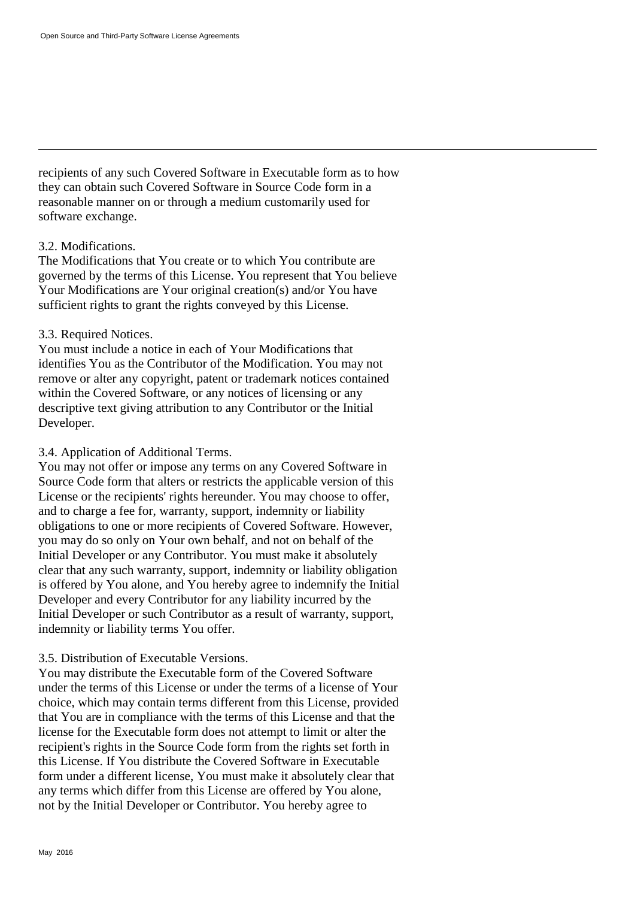recipients of any such Covered Software in Executable form as to how they can obtain such Covered Software in Source Code form in a reasonable manner on or through a medium customarily used for software exchange.

3.2. Modifications.
The Modifications that You create or to which You contribute are governed by the terms of this License. You represent that You believe Your Modifications are Your original creation(s) and/or You have sufficient rights to grant the rights conveyed by this License.

3.3. Required Notices.
You must include a notice in each of Your Modifications that identifies You as the Contributor of the Modification. You may not remove or alter any copyright, patent or trademark notices contained within the Covered Software, or any notices of licensing or any descriptive text giving attribution to any Contributor or the Initial Developer.

3.4. Application of Additional Terms.
You may not offer or impose any terms on any Covered Software in Source Code form that alters or restricts the applicable version of this License or the recipients' rights hereunder. You may choose to offer, and to charge a fee for, warranty, support, indemnity or liability obligations to one or more recipients of Covered Software. However, you may do so only on Your own behalf, and not on behalf of the Initial Developer or any Contributor. You must make it absolutely clear that any such warranty, support, indemnity or liability obligation is offered by You alone, and You hereby agree to indemnify the Initial Developer and every Contributor for any liability incurred by the Initial Developer or such Contributor as a result of warranty, support, indemnity or liability terms You offer.

3.5. Distribution of Executable Versions.
You may distribute the Executable form of the Covered Software under the terms of this License or under the terms of a license of Your choice, which may contain terms different from this License, provided that You are in compliance with the terms of this License and that the license for the Executable form does not attempt to limit or alter the recipient's rights in the Source Code form from the rights set forth in this License. If You distribute the Covered Software in Executable form under a different license, You must make it absolutely clear that any terms which differ from this License are offered by You alone, not by the Initial Developer or Contributor. You hereby agree to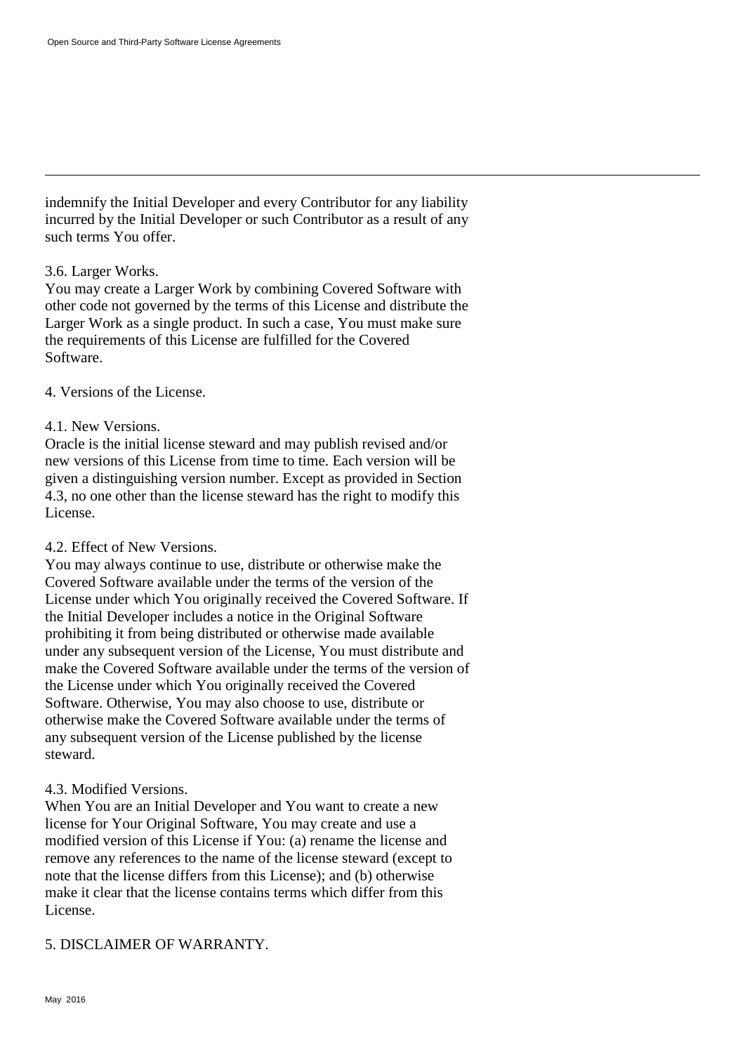indemnify the Initial Developer and every Contributor for any liability incurred by the Initial Developer or such Contributor as a result of any such terms You offer.

3.6. Larger Works.
You may create a Larger Work by combining Covered Software with other code not governed by the terms of this License and distribute the Larger Work as a single product. In such a case, You must make sure the requirements of this License are fulfilled for the Covered Software.

4. Versions of the License.

4.1. New Versions.
Oracle is the initial license steward and may publish revised and/or new versions of this License from time to time. Each version will be given a distinguishing version number. Except as provided in Section 4.3, no one other than the license steward has the right to modify this License.

4.2. Effect of New Versions.
You may always continue to use, distribute or otherwise make the Covered Software available under the terms of the version of the License under which You originally received the Covered Software. If the Initial Developer includes a notice in the Original Software prohibiting it from being distributed or otherwise made available under any subsequent version of the License, You must distribute and make the Covered Software available under the terms of the version of the License under which You originally received the Covered Software. Otherwise, You may also choose to use, distribute or otherwise make the Covered Software available under the terms of any subsequent version of the License published by the license steward.

4.3. Modified Versions.
When You are an Initial Developer and You want to create a new license for Your Original Software, You may create and use a modified version of this License if You: (a) rename the license and remove any references to the name of the license steward (except to note that the license differs from this License); and (b) otherwise make it clear that the license contains terms which differ from this License.

5. DISCLAIMER OF WARRANTY.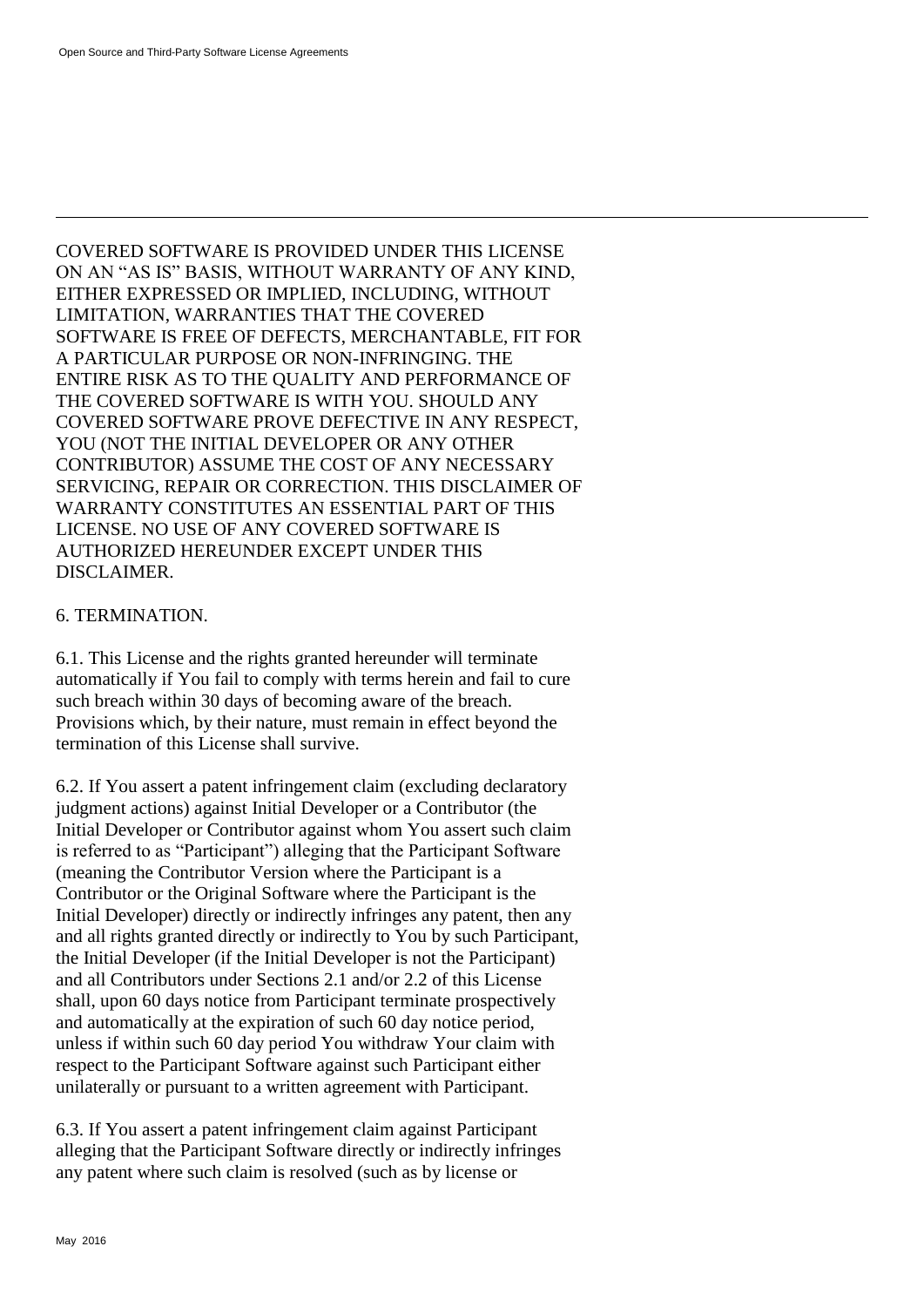COVERED SOFTWARE IS PROVIDED UNDER THIS LICENSE ON AN "AS IS" BASIS, WITHOUT WARRANTY OF ANY KIND, EITHER EXPRESSED OR IMPLIED, INCLUDING, WITHOUT LIMITATION, WARRANTIES THAT THE COVERED SOFTWARE IS FREE OF DEFECTS, MERCHANTABLE, FIT FOR A PARTICULAR PURPOSE OR NON-INFRINGING. THE ENTIRE RISK AS TO THE QUALITY AND PERFORMANCE OF THE COVERED SOFTWARE IS WITH YOU. SHOULD ANY COVERED SOFTWARE PROVE DEFECTIVE IN ANY RESPECT, YOU (NOT THE INITIAL DEVELOPER OR ANY OTHER CONTRIBUTOR) ASSUME THE COST OF ANY NECESSARY SERVICING, REPAIR OR CORRECTION. THIS DISCLAIMER OF WARRANTY CONSTITUTES AN ESSENTIAL PART OF THIS LICENSE. NO USE OF ANY COVERED SOFTWARE IS AUTHORIZED HEREUNDER EXCEPT UNDER THIS DISCLAIMER.

6. TERMINATION.

6.1. This License and the rights granted hereunder will terminate automatically if You fail to comply with terms herein and fail to cure such breach within 30 days of becoming aware of the breach. Provisions which, by their nature, must remain in effect beyond the termination of this License shall survive.

6.2. If You assert a patent infringement claim (excluding declaratory judgment actions) against Initial Developer or a Contributor (the Initial Developer or Contributor against whom You assert such claim is referred to as "Participant") alleging that the Participant Software (meaning the Contributor Version where the Participant is a Contributor or the Original Software where the Participant is the Initial Developer) directly or indirectly infringes any patent, then any and all rights granted directly or indirectly to You by such Participant, the Initial Developer (if the Initial Developer is not the Participant) and all Contributors under Sections 2.1 and/or 2.2 of this License shall, upon 60 days notice from Participant terminate prospectively and automatically at the expiration of such 60 day notice period, unless if within such 60 day period You withdraw Your claim with respect to the Participant Software against such Participant either unilaterally or pursuant to a written agreement with Participant.

6.3. If You assert a patent infringement claim against Participant alleging that the Participant Software directly or indirectly infringes any patent where such claim is resolved (such as by license or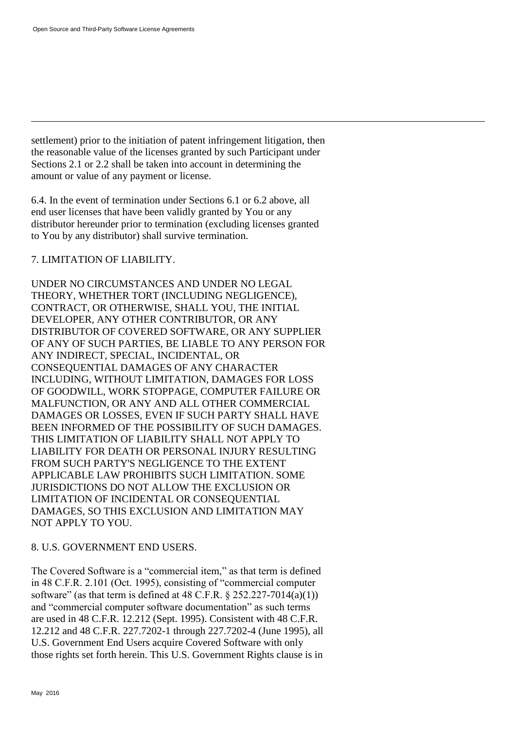settlement) prior to the initiation of patent infringement litigation, then the reasonable value of the licenses granted by such Participant under Sections 2.1 or 2.2 shall be taken into account in determining the amount or value of any payment or license.

6.4. In the event of termination under Sections 6.1 or 6.2 above, all end user licenses that have been validly granted by You or any distributor hereunder prior to termination (excluding licenses granted to You by any distributor) shall survive termination.

7. LIMITATION OF LIABILITY.

UNDER NO CIRCUMSTANCES AND UNDER NO LEGAL THEORY, WHETHER TORT (INCLUDING NEGLIGENCE), CONTRACT, OR OTHERWISE, SHALL YOU, THE INITIAL DEVELOPER, ANY OTHER CONTRIBUTOR, OR ANY DISTRIBUTOR OF COVERED SOFTWARE, OR ANY SUPPLIER OF ANY OF SUCH PARTIES, BE LIABLE TO ANY PERSON FOR ANY INDIRECT, SPECIAL, INCIDENTAL, OR CONSEQUENTIAL DAMAGES OF ANY CHARACTER INCLUDING, WITHOUT LIMITATION, DAMAGES FOR LOSS OF GOODWILL, WORK STOPPAGE, COMPUTER FAILURE OR MALFUNCTION, OR ANY AND ALL OTHER COMMERCIAL DAMAGES OR LOSSES, EVEN IF SUCH PARTY SHALL HAVE BEEN INFORMED OF THE POSSIBILITY OF SUCH DAMAGES. THIS LIMITATION OF LIABILITY SHALL NOT APPLY TO LIABILITY FOR DEATH OR PERSONAL INJURY RESULTING FROM SUCH PARTY'S NEGLIGENCE TO THE EXTENT APPLICABLE LAW PROHIBITS SUCH LIMITATION. SOME JURISDICTIONS DO NOT ALLOW THE EXCLUSION OR LIMITATION OF INCIDENTAL OR CONSEQUENTIAL DAMAGES, SO THIS EXCLUSION AND LIMITATION MAY NOT APPLY TO YOU.

8. U.S. GOVERNMENT END USERS.

The Covered Software is a “commercial item,” as that term is defined in 48 C.F.R. 2.101 (Oct. 1995), consisting of “commercial computer software” (as that term is defined at 48 C.F.R. § 252.227-7014(a)(1)) and “commercial computer software documentation” as such terms are used in 48 C.F.R. 12.212 (Sept. 1995). Consistent with 48 C.F.R. 12.212 and 48 C.F.R. 227.7202-1 through 227.7202-4 (June 1995), all U.S. Government End Users acquire Covered Software with only those rights set forth herein. This U.S. Government Rights clause is in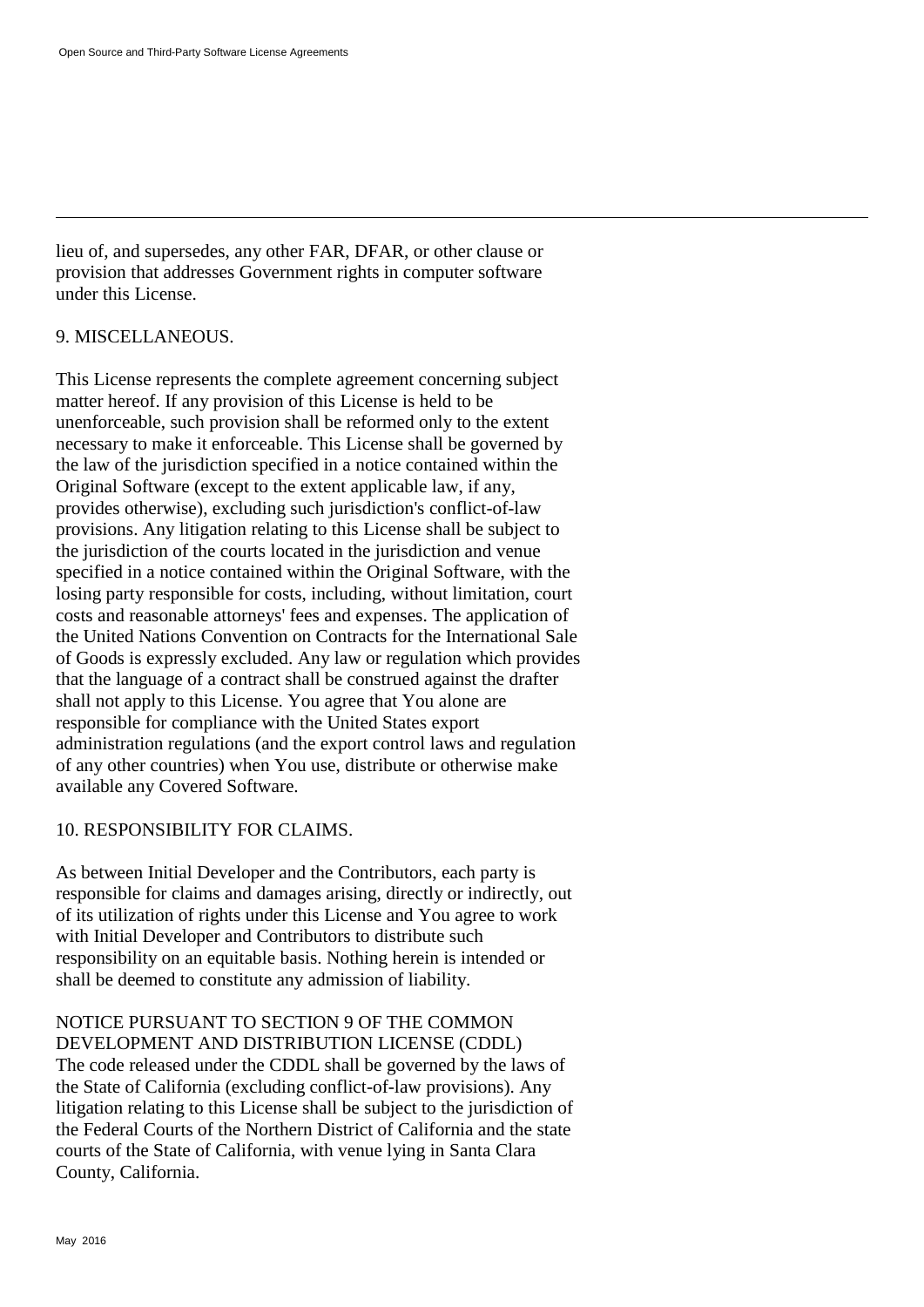lieu of, and supersedes, any other FAR, DFAR, or other clause or provision that addresses Government rights in computer software under this License.

9. MISCELLANEOUS.

This License represents the complete agreement concerning subject matter hereof. If any provision of this License is held to be unenforceable, such provision shall be reformed only to the extent necessary to make it enforceable. This License shall be governed by the law of the jurisdiction specified in a notice contained within the Original Software (except to the extent applicable law, if any, provides otherwise), excluding such jurisdiction's conflict-of-law provisions. Any litigation relating to this License shall be subject to the jurisdiction of the courts located in the jurisdiction and venue specified in a notice contained within the Original Software, with the losing party responsible for costs, including, without limitation, court costs and reasonable attorneys' fees and expenses. The application of the United Nations Convention on Contracts for the International Sale of Goods is expressly excluded. Any law or regulation which provides that the language of a contract shall be construed against the drafter shall not apply to this License. You agree that You alone are responsible for compliance with the United States export administration regulations (and the export control laws and regulation of any other countries) when You use, distribute or otherwise make available any Covered Software.

10. RESPONSIBILITY FOR CLAIMS.

As between Initial Developer and the Contributors, each party is responsible for claims and damages arising, directly or indirectly, out of its utilization of rights under this License and You agree to work with Initial Developer and Contributors to distribute such responsibility on an equitable basis. Nothing herein is intended or shall be deemed to constitute any admission of liability.

NOTICE PURSUANT TO SECTION 9 OF THE COMMON DEVELOPMENT AND DISTRIBUTION LICENSE (CDDL)
The code released under the CDDL shall be governed by the laws of the State of California (excluding conflict-of-law provisions). Any litigation relating to this License shall be subject to the jurisdiction of the Federal Courts of the Northern District of California and the state courts of the State of California, with venue lying in Santa Clara County, California.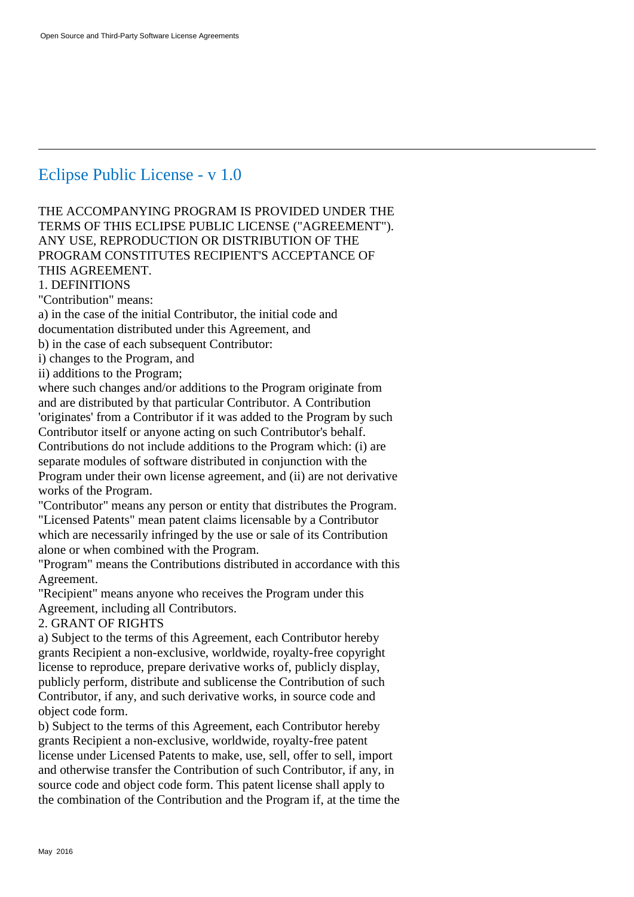## Eclipse Public License - v 1.0

THE ACCOMPANYING PROGRAM IS PROVIDED UNDER THE TERMS OF THIS ECLIPSE PUBLIC LICENSE ("AGREEMENT"). ANY USE, REPRODUCTION OR DISTRIBUTION OF THE PROGRAM CONSTITUTES RECIPIENT'S ACCEPTANCE OF THIS AGREEMENT.

1. DEFINITIONS

"Contribution" means:

a) in the case of the initial Contributor, the initial code and documentation distributed under this Agreement, and

b) in the case of each subsequent Contributor:

i) changes to the Program, and

ii) additions to the Program;

where such changes and/or additions to the Program originate from and are distributed by that particular Contributor. A Contribution 'originates' from a Contributor if it was added to the Program by such Contributor itself or anyone acting on such Contributor's behalf. Contributions do not include additions to the Program which: (i) are separate modules of software distributed in conjunction with the Program under their own license agreement, and (ii) are not derivative works of the Program.

"Contributor" means any person or entity that distributes the Program.

"Licensed Patents" mean patent claims licensable by a Contributor which are necessarily infringed by the use or sale of its Contribution alone or when combined with the Program.

"Program" means the Contributions distributed in accordance with this Agreement.

"Recipient" means anyone who receives the Program under this Agreement, including all Contributors.

2. GRANT OF RIGHTS

a) Subject to the terms of this Agreement, each Contributor hereby grants Recipient a non-exclusive, worldwide, royalty-free copyright license to reproduce, prepare derivative works of, publicly display, publicly perform, distribute and sublicense the Contribution of such Contributor, if any, and such derivative works, in source code and object code form.

b) Subject to the terms of this Agreement, each Contributor hereby grants Recipient a non-exclusive, worldwide, royalty-free patent license under Licensed Patents to make, use, sell, offer to sell, import and otherwise transfer the Contribution of such Contributor, if any, in source code and object code form. This patent license shall apply to the combination of the Contribution and the Program if, at the time the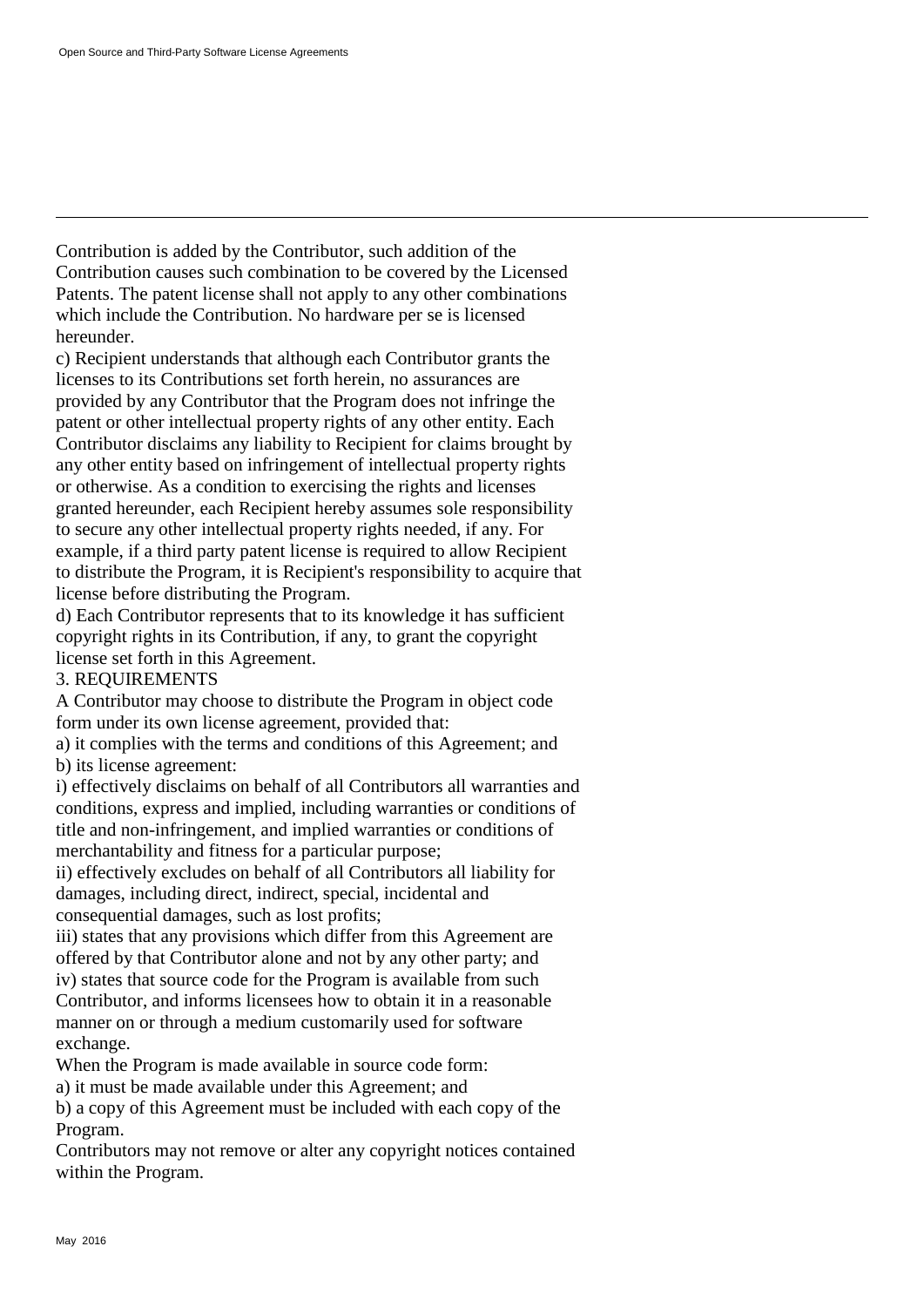Contribution is added by the Contributor, such addition of the Contribution causes such combination to be covered by the Licensed Patents. The patent license shall not apply to any other combinations which include the Contribution. No hardware per se is licensed hereunder.

c) Recipient understands that although each Contributor grants the licenses to its Contributions set forth herein, no assurances are provided by any Contributor that the Program does not infringe the patent or other intellectual property rights of any other entity. Each Contributor disclaims any liability to Recipient for claims brought by any other entity based on infringement of intellectual property rights or otherwise. As a condition to exercising the rights and licenses granted hereunder, each Recipient hereby assumes sole responsibility to secure any other intellectual property rights needed, if any. For example, if a third party patent license is required to allow Recipient to distribute the Program, it is Recipient's responsibility to acquire that license before distributing the Program.

d) Each Contributor represents that to its knowledge it has sufficient copyright rights in its Contribution, if any, to grant the copyright license set forth in this Agreement.

3. REQUIREMENTS

A Contributor may choose to distribute the Program in object code form under its own license agreement, provided that:

a) it complies with the terms and conditions of this Agreement; and

b) its license agreement:

i) effectively disclaims on behalf of all Contributors all warranties and conditions, express and implied, including warranties or conditions of title and non-infringement, and implied warranties or conditions of merchantability and fitness for a particular purpose;

ii) effectively excludes on behalf of all Contributors all liability for damages, including direct, indirect, special, incidental and consequential damages, such as lost profits;

iii) states that any provisions which differ from this Agreement are offered by that Contributor alone and not by any other party; and

iv) states that source code for the Program is available from such Contributor, and informs licensees how to obtain it in a reasonable manner on or through a medium customarily used for software exchange.

When the Program is made available in source code form:

a) it must be made available under this Agreement; and

b) a copy of this Agreement must be included with each copy of the Program.

Contributors may not remove or alter any copyright notices contained within the Program.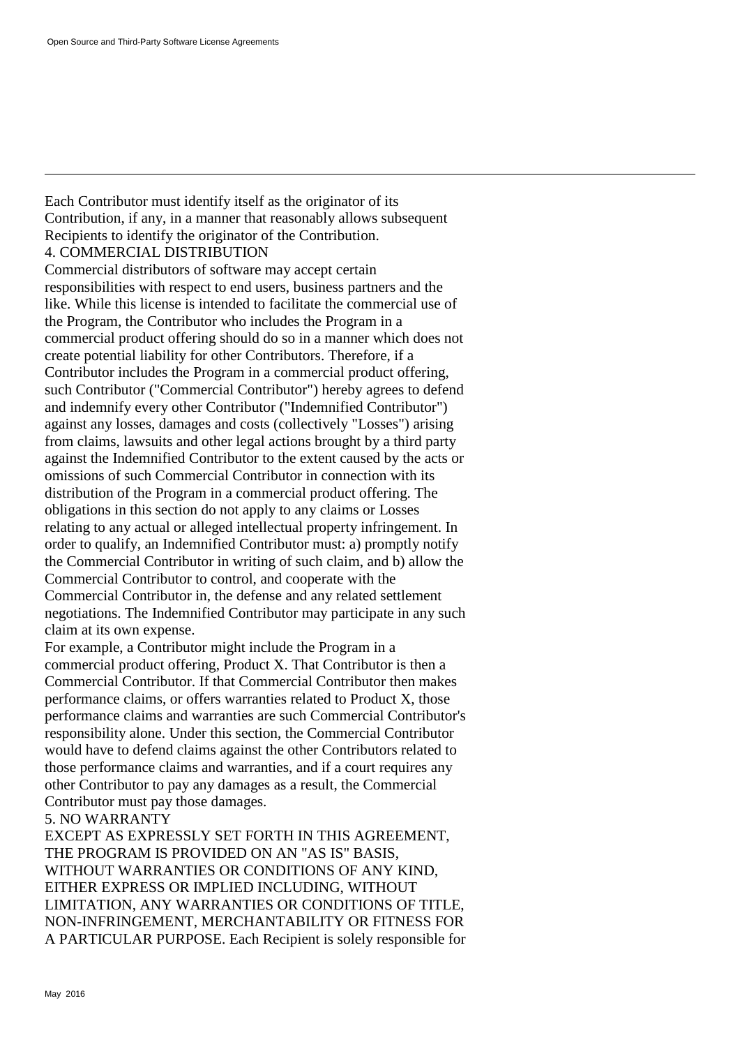Each Contributor must identify itself as the originator of its Contribution, if any, in a manner that reasonably allows subsequent Recipients to identify the originator of the Contribution.

4. COMMERCIAL DISTRIBUTION

Commercial distributors of software may accept certain responsibilities with respect to end users, business partners and the like. While this license is intended to facilitate the commercial use of the Program, the Contributor who includes the Program in a commercial product offering should do so in a manner which does not create potential liability for other Contributors. Therefore, if a Contributor includes the Program in a commercial product offering, such Contributor ("Commercial Contributor") hereby agrees to defend and indemnify every other Contributor ("Indemnified Contributor") against any losses, damages and costs (collectively "Losses") arising from claims, lawsuits and other legal actions brought by a third party against the Indemnified Contributor to the extent caused by the acts or omissions of such Commercial Contributor in connection with its distribution of the Program in a commercial product offering. The obligations in this section do not apply to any claims or Losses relating to any actual or alleged intellectual property infringement. In order to qualify, an Indemnified Contributor must: a) promptly notify the Commercial Contributor in writing of such claim, and b) allow the Commercial Contributor to control, and cooperate with the Commercial Contributor in, the defense and any related settlement negotiations. The Indemnified Contributor may participate in any such claim at its own expense.

For example, a Contributor might include the Program in a commercial product offering, Product X. That Contributor is then a Commercial Contributor. If that Commercial Contributor then makes performance claims, or offers warranties related to Product X, those performance claims and warranties are such Commercial Contributor's responsibility alone. Under this section, the Commercial Contributor would have to defend claims against the other Contributors related to those performance claims and warranties, and if a court requires any other Contributor to pay any damages as a result, the Commercial Contributor must pay those damages.

5. NO WARRANTY

EXCEPT AS EXPRESSLY SET FORTH IN THIS AGREEMENT, THE PROGRAM IS PROVIDED ON AN "AS IS" BASIS, WITHOUT WARRANTIES OR CONDITIONS OF ANY KIND, EITHER EXPRESS OR IMPLIED INCLUDING, WITHOUT LIMITATION, ANY WARRANTIES OR CONDITIONS OF TITLE, NON-INFRINGEMENT, MERCHANTABILITY OR FITNESS FOR A PARTICULAR PURPOSE. Each Recipient is solely responsible for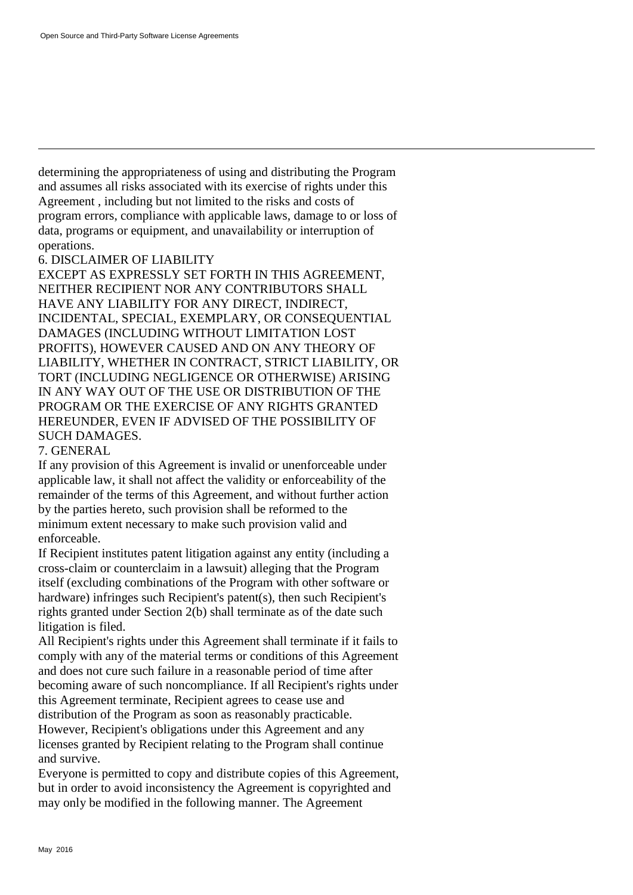determining the appropriateness of using and distributing the Program and assumes all risks associated with its exercise of rights under this Agreement , including but not limited to the risks and costs of program errors, compliance with applicable laws, damage to or loss of data, programs or equipment, and unavailability or interruption of operations.

6. DISCLAIMER OF LIABILITY

EXCEPT AS EXPRESSLY SET FORTH IN THIS AGREEMENT, NEITHER RECIPIENT NOR ANY CONTRIBUTORS SHALL HAVE ANY LIABILITY FOR ANY DIRECT, INDIRECT, INCIDENTAL, SPECIAL, EXEMPLARY, OR CONSEQUENTIAL DAMAGES (INCLUDING WITHOUT LIMITATION LOST PROFITS), HOWEVER CAUSED AND ON ANY THEORY OF LIABILITY, WHETHER IN CONTRACT, STRICT LIABILITY, OR TORT (INCLUDING NEGLIGENCE OR OTHERWISE) ARISING IN ANY WAY OUT OF THE USE OR DISTRIBUTION OF THE PROGRAM OR THE EXERCISE OF ANY RIGHTS GRANTED HEREUNDER, EVEN IF ADVISED OF THE POSSIBILITY OF SUCH DAMAGES.

7. GENERAL

If any provision of this Agreement is invalid or unenforceable under applicable law, it shall not affect the validity or enforceability of the remainder of the terms of this Agreement, and without further action by the parties hereto, such provision shall be reformed to the minimum extent necessary to make such provision valid and enforceable.

If Recipient institutes patent litigation against any entity (including a cross-claim or counterclaim in a lawsuit) alleging that the Program itself (excluding combinations of the Program with other software or hardware) infringes such Recipient's patent(s), then such Recipient's rights granted under Section 2(b) shall terminate as of the date such litigation is filed.

All Recipient's rights under this Agreement shall terminate if it fails to comply with any of the material terms or conditions of this Agreement and does not cure such failure in a reasonable period of time after becoming aware of such noncompliance. If all Recipient's rights under this Agreement terminate, Recipient agrees to cease use and distribution of the Program as soon as reasonably practicable. However, Recipient's obligations under this Agreement and any licenses granted by Recipient relating to the Program shall continue and survive.

Everyone is permitted to copy and distribute copies of this Agreement, but in order to avoid inconsistency the Agreement is copyrighted and may only be modified in the following manner. The Agreement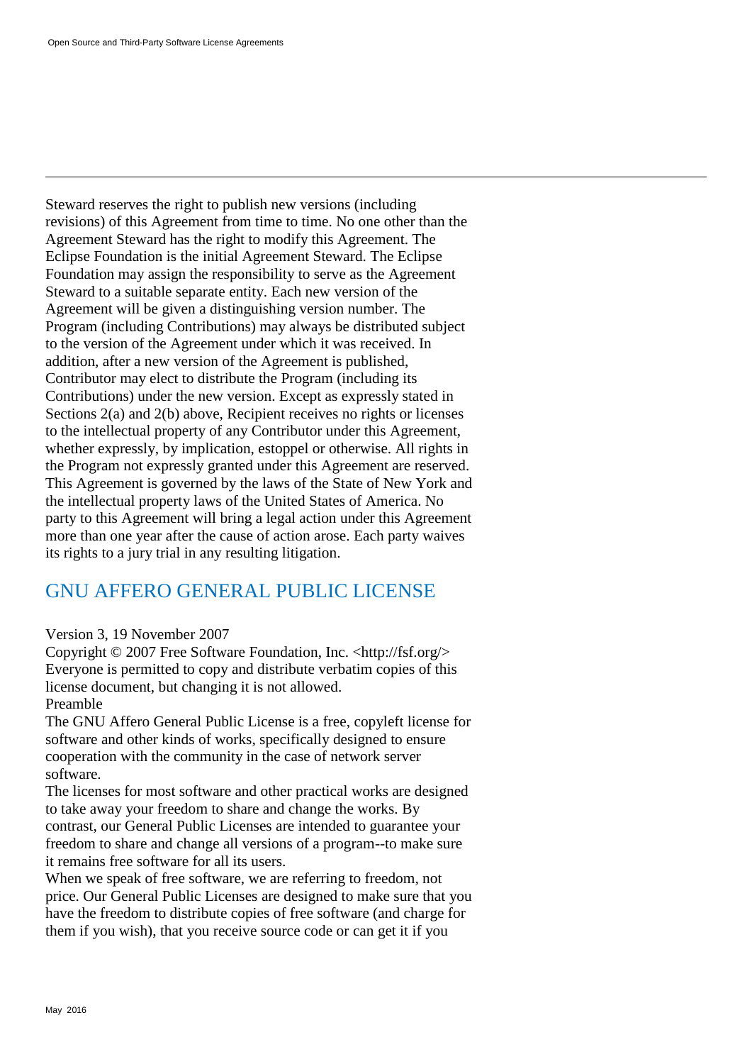Steward reserves the right to publish new versions (including revisions) of this Agreement from time to time. No one other than the Agreement Steward has the right to modify this Agreement. The Eclipse Foundation is the initial Agreement Steward. The Eclipse Foundation may assign the responsibility to serve as the Agreement Steward to a suitable separate entity. Each new version of the Agreement will be given a distinguishing version number. The Program (including Contributions) may always be distributed subject to the version of the Agreement under which it was received. In addition, after a new version of the Agreement is published, Contributor may elect to distribute the Program (including its Contributions) under the new version. Except as expressly stated in Sections 2(a) and 2(b) above, Recipient receives no rights or licenses to the intellectual property of any Contributor under this Agreement, whether expressly, by implication, estoppel or otherwise. All rights in the Program not expressly granted under this Agreement are reserved. This Agreement is governed by the laws of the State of New York and the intellectual property laws of the United States of America. No party to this Agreement will bring a legal action under this Agreement more than one year after the cause of action arose. Each party waives its rights to a jury trial in any resulting litigation.

## GNU AFFERO GENERAL PUBLIC LICENSE

Version 3, 19 November 2007
Copyright © 2007 Free Software Foundation, Inc. <http://fsf.org/>
Everyone is permitted to copy and distribute verbatim copies of this license document, but changing it is not allowed.
Preamble
The GNU Affero General Public License is a free, copyleft license for software and other kinds of works, specifically designed to ensure cooperation with the community in the case of network server software.
The licenses for most software and other practical works are designed to take away your freedom to share and change the works. By contrast, our General Public Licenses are intended to guarantee your freedom to share and change all versions of a program--to make sure it remains free software for all its users.
When we speak of free software, we are referring to freedom, not price. Our General Public Licenses are designed to make sure that you have the freedom to distribute copies of free software (and charge for them if you wish), that you receive source code or can get it if you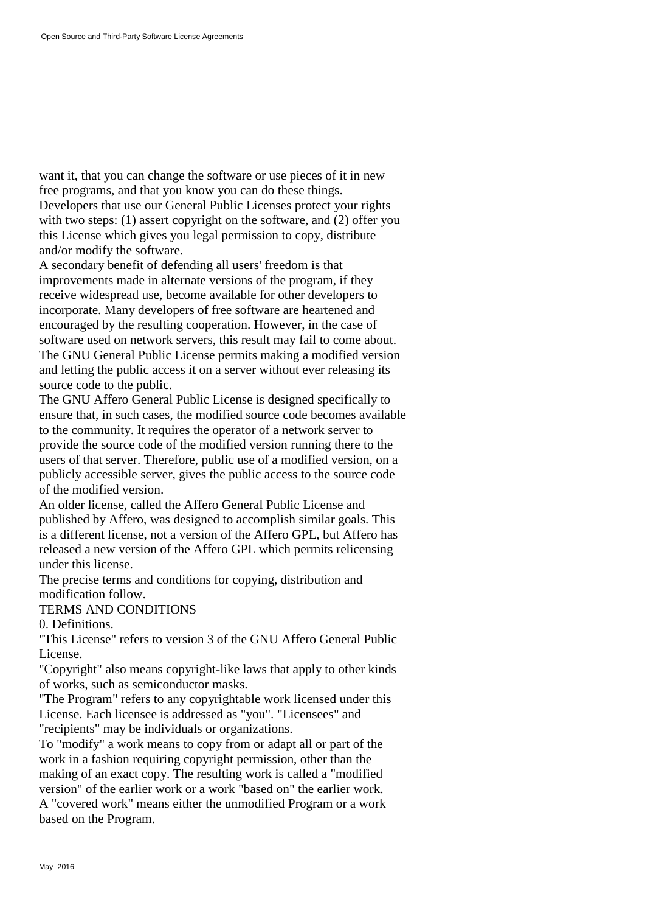want it, that you can change the software or use pieces of it in new free programs, and that you know you can do these things.

Developers that use our General Public Licenses protect your rights with two steps: (1) assert copyright on the software, and (2) offer you this License which gives you legal permission to copy, distribute and/or modify the software.

A secondary benefit of defending all users' freedom is that improvements made in alternate versions of the program, if they receive widespread use, become available for other developers to incorporate. Many developers of free software are heartened and encouraged by the resulting cooperation. However, in the case of software used on network servers, this result may fail to come about. The GNU General Public License permits making a modified version and letting the public access it on a server without ever releasing its source code to the public.

The GNU Affero General Public License is designed specifically to ensure that, in such cases, the modified source code becomes available to the community. It requires the operator of a network server to provide the source code of the modified version running there to the users of that server. Therefore, public use of a modified version, on a publicly accessible server, gives the public access to the source code of the modified version.

An older license, called the Affero General Public License and published by Affero, was designed to accomplish similar goals. This is a different license, not a version of the Affero GPL, but Affero has released a new version of the Affero GPL which permits relicensing under this license.

The precise terms and conditions for copying, distribution and modification follow.

TERMS AND CONDITIONS

0. Definitions.

"This License" refers to version 3 of the GNU Affero General Public License.

"Copyright" also means copyright-like laws that apply to other kinds of works, such as semiconductor masks.

"The Program" refers to any copyrightable work licensed under this License. Each licensee is addressed as "you". "Licensees" and "recipients" may be individuals or organizations.

To "modify" a work means to copy from or adapt all or part of the work in a fashion requiring copyright permission, other than the making of an exact copy. The resulting work is called a "modified version" of the earlier work or a work "based on" the earlier work.

A "covered work" means either the unmodified Program or a work based on the Program.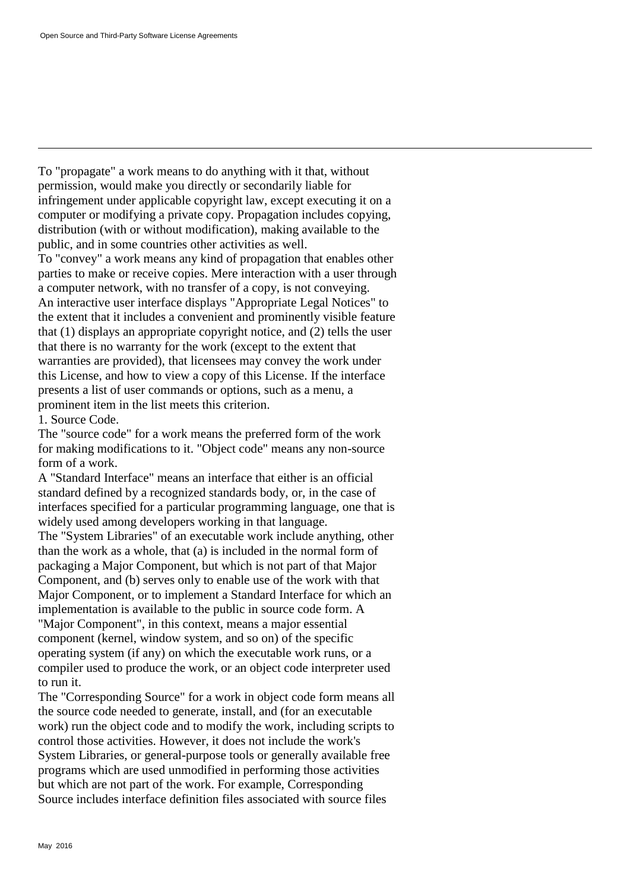To "propagate" a work means to do anything with it that, without permission, would make you directly or secondarily liable for infringement under applicable copyright law, except executing it on a computer or modifying a private copy. Propagation includes copying, distribution (with or without modification), making available to the public, and in some countries other activities as well.

To "convey" a work means any kind of propagation that enables other parties to make or receive copies. Mere interaction with a user through a computer network, with no transfer of a copy, is not conveying.

An interactive user interface displays "Appropriate Legal Notices" to the extent that it includes a convenient and prominently visible feature that (1) displays an appropriate copyright notice, and (2) tells the user that there is no warranty for the work (except to the extent that warranties are provided), that licensees may convey the work under this License, and how to view a copy of this License. If the interface presents a list of user commands or options, such as a menu, a prominent item in the list meets this criterion.

1. Source Code.

The "source code" for a work means the preferred form of the work for making modifications to it. "Object code" means any non-source form of a work.

A "Standard Interface" means an interface that either is an official standard defined by a recognized standards body, or, in the case of interfaces specified for a particular programming language, one that is widely used among developers working in that language.

The "System Libraries" of an executable work include anything, other than the work as a whole, that (a) is included in the normal form of packaging a Major Component, but which is not part of that Major Component, and (b) serves only to enable use of the work with that Major Component, or to implement a Standard Interface for which an implementation is available to the public in source code form. A "Major Component", in this context, means a major essential component (kernel, window system, and so on) of the specific operating system (if any) on which the executable work runs, or a compiler used to produce the work, or an object code interpreter used to run it.

The "Corresponding Source" for a work in object code form means all the source code needed to generate, install, and (for an executable work) run the object code and to modify the work, including scripts to control those activities. However, it does not include the work's System Libraries, or general-purpose tools or generally available free programs which are used unmodified in performing those activities but which are not part of the work. For example, Corresponding Source includes interface definition files associated with source files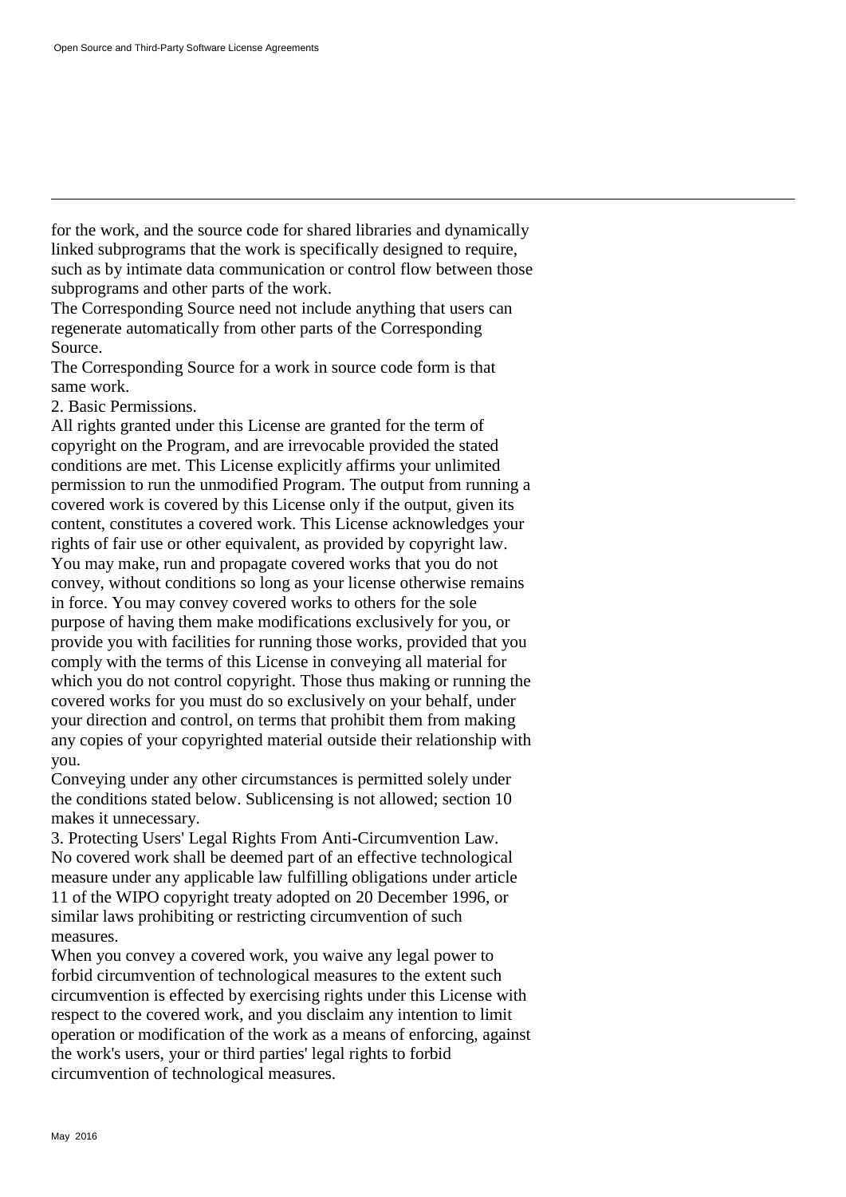for the work, and the source code for shared libraries and dynamically linked subprograms that the work is specifically designed to require, such as by intimate data communication or control flow between those subprograms and other parts of the work.

The Corresponding Source need not include anything that users can regenerate automatically from other parts of the Corresponding Source.

The Corresponding Source for a work in source code form is that same work.

2. Basic Permissions.

All rights granted under this License are granted for the term of copyright on the Program, and are irrevocable provided the stated conditions are met. This License explicitly affirms your unlimited permission to run the unmodified Program. The output from running a covered work is covered by this License only if the output, given its content, constitutes a covered work. This License acknowledges your rights of fair use or other equivalent, as provided by copyright law.

You may make, run and propagate covered works that you do not convey, without conditions so long as your license otherwise remains in force. You may convey covered works to others for the sole purpose of having them make modifications exclusively for you, or provide you with facilities for running those works, provided that you comply with the terms of this License in conveying all material for which you do not control copyright. Those thus making or running the covered works for you must do so exclusively on your behalf, under your direction and control, on terms that prohibit them from making any copies of your copyrighted material outside their relationship with you.

Conveying under any other circumstances is permitted solely under the conditions stated below. Sublicensing is not allowed; section 10 makes it unnecessary.

3. Protecting Users' Legal Rights From Anti-Circumvention Law.

No covered work shall be deemed part of an effective technological measure under any applicable law fulfilling obligations under article 11 of the WIPO copyright treaty adopted on 20 December 1996, or similar laws prohibiting or restricting circumvention of such measures.

When you convey a covered work, you waive any legal power to forbid circumvention of technological measures to the extent such circumvention is effected by exercising rights under this License with respect to the covered work, and you disclaim any intention to limit operation or modification of the work as a means of enforcing, against the work's users, your or third parties' legal rights to forbid circumvention of technological measures.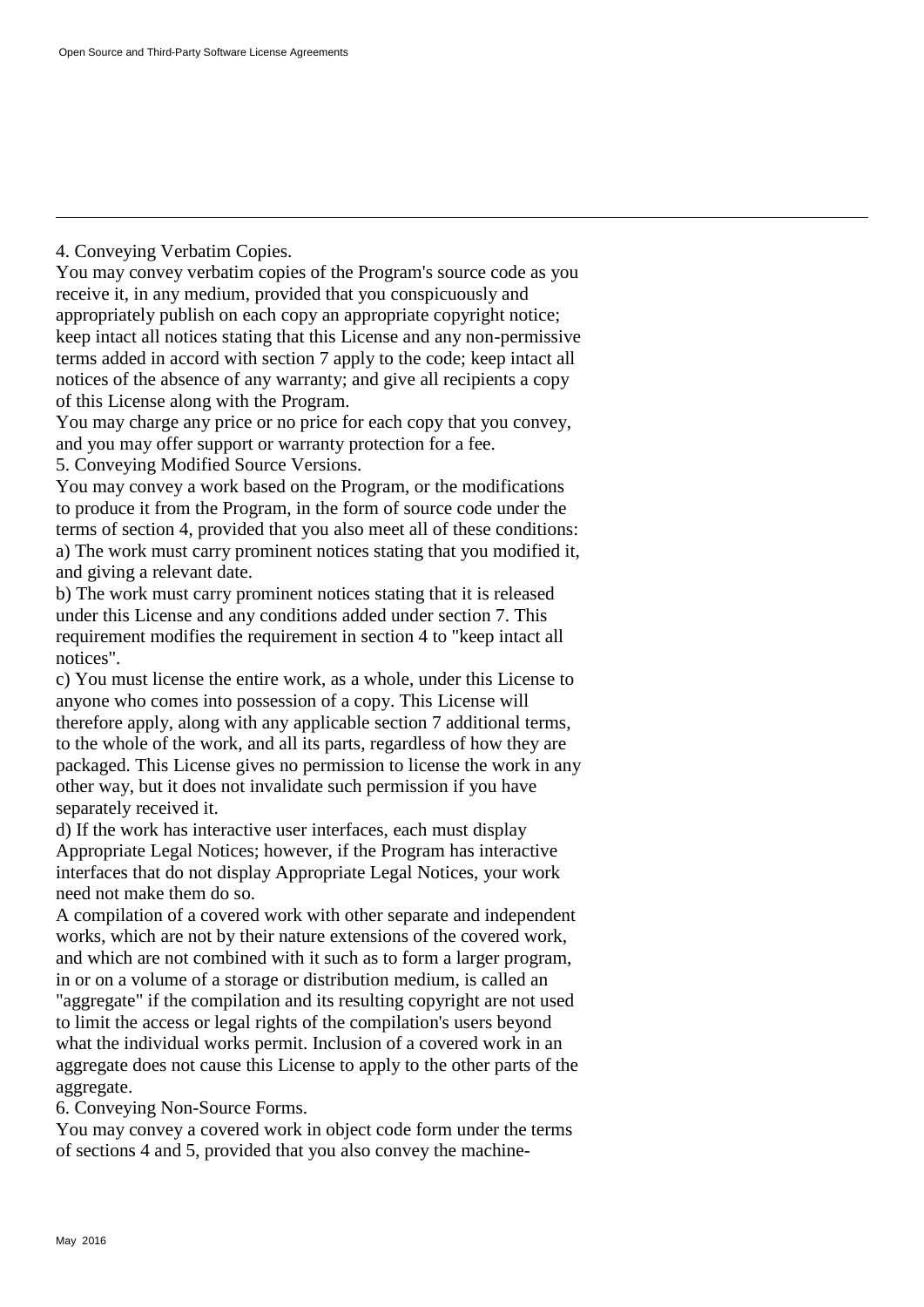4. Conveying Verbatim Copies.

You may convey verbatim copies of the Program's source code as you receive it, in any medium, provided that you conspicuously and appropriately publish on each copy an appropriate copyright notice; keep intact all notices stating that this License and any non-permissive terms added in accord with section 7 apply to the code; keep intact all notices of the absence of any warranty; and give all recipients a copy of this License along with the Program.

You may charge any price or no price for each copy that you convey, and you may offer support or warranty protection for a fee.

5. Conveying Modified Source Versions.

You may convey a work based on the Program, or the modifications to produce it from the Program, in the form of source code under the terms of section 4, provided that you also meet all of these conditions:

a) The work must carry prominent notices stating that you modified it, and giving a relevant date.

b) The work must carry prominent notices stating that it is released under this License and any conditions added under section 7. This requirement modifies the requirement in section 4 to "keep intact all notices".

c) You must license the entire work, as a whole, under this License to anyone who comes into possession of a copy. This License will therefore apply, along with any applicable section 7 additional terms, to the whole of the work, and all its parts, regardless of how they are packaged. This License gives no permission to license the work in any other way, but it does not invalidate such permission if you have separately received it.

d) If the work has interactive user interfaces, each must display Appropriate Legal Notices; however, if the Program has interactive interfaces that do not display Appropriate Legal Notices, your work need not make them do so.

A compilation of a covered work with other separate and independent works, which are not by their nature extensions of the covered work, and which are not combined with it such as to form a larger program, in or on a volume of a storage or distribution medium, is called an "aggregate" if the compilation and its resulting copyright are not used to limit the access or legal rights of the compilation's users beyond what the individual works permit. Inclusion of a covered work in an aggregate does not cause this License to apply to the other parts of the aggregate.

6. Conveying Non-Source Forms.

You may convey a covered work in object code form under the terms of sections 4 and 5, provided that you also convey the machine-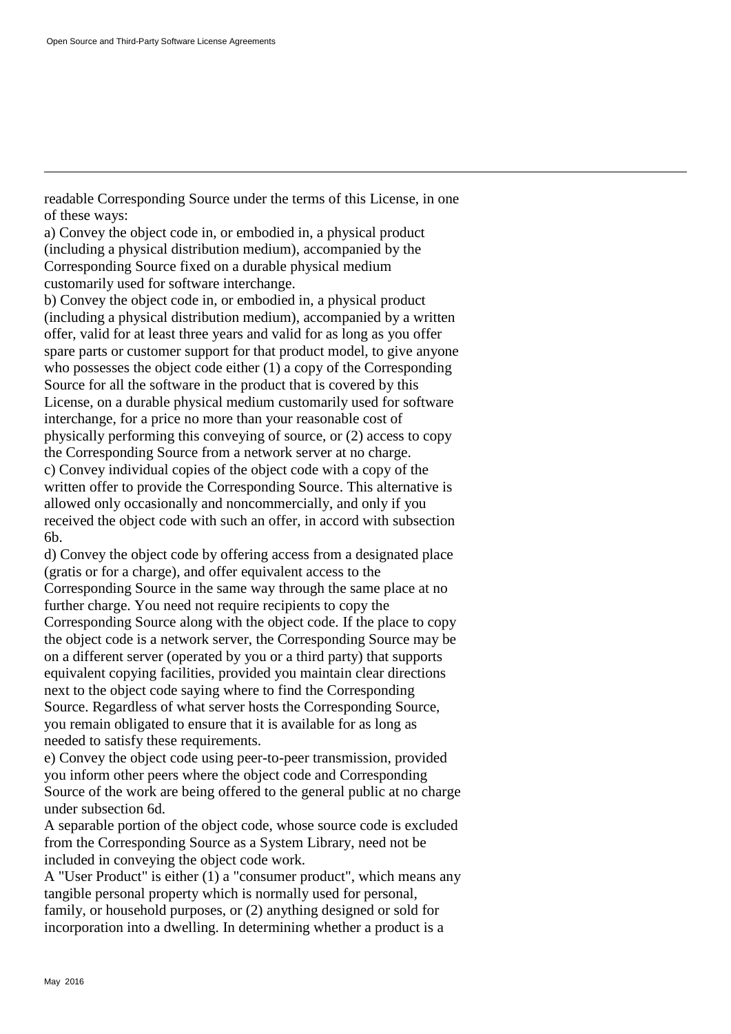readable Corresponding Source under the terms of this License, in one of these ways:

a) Convey the object code in, or embodied in, a physical product (including a physical distribution medium), accompanied by the Corresponding Source fixed on a durable physical medium customarily used for software interchange.

b) Convey the object code in, or embodied in, a physical product (including a physical distribution medium), accompanied by a written offer, valid for at least three years and valid for as long as you offer spare parts or customer support for that product model, to give anyone who possesses the object code either (1) a copy of the Corresponding Source for all the software in the product that is covered by this License, on a durable physical medium customarily used for software interchange, for a price no more than your reasonable cost of physically performing this conveying of source, or (2) access to copy the Corresponding Source from a network server at no charge.

c) Convey individual copies of the object code with a copy of the written offer to provide the Corresponding Source. This alternative is allowed only occasionally and noncommercially, and only if you received the object code with such an offer, in accord with subsection 6b.

d) Convey the object code by offering access from a designated place (gratis or for a charge), and offer equivalent access to the Corresponding Source in the same way through the same place at no further charge. You need not require recipients to copy the Corresponding Source along with the object code. If the place to copy the object code is a network server, the Corresponding Source may be on a different server (operated by you or a third party) that supports equivalent copying facilities, provided you maintain clear directions next to the object code saying where to find the Corresponding Source. Regardless of what server hosts the Corresponding Source, you remain obligated to ensure that it is available for as long as needed to satisfy these requirements.

e) Convey the object code using peer-to-peer transmission, provided you inform other peers where the object code and Corresponding Source of the work are being offered to the general public at no charge under subsection 6d.

A separable portion of the object code, whose source code is excluded from the Corresponding Source as a System Library, need not be included in conveying the object code work.

A "User Product" is either (1) a "consumer product", which means any tangible personal property which is normally used for personal, family, or household purposes, or (2) anything designed or sold for incorporation into a dwelling. In determining whether a product is a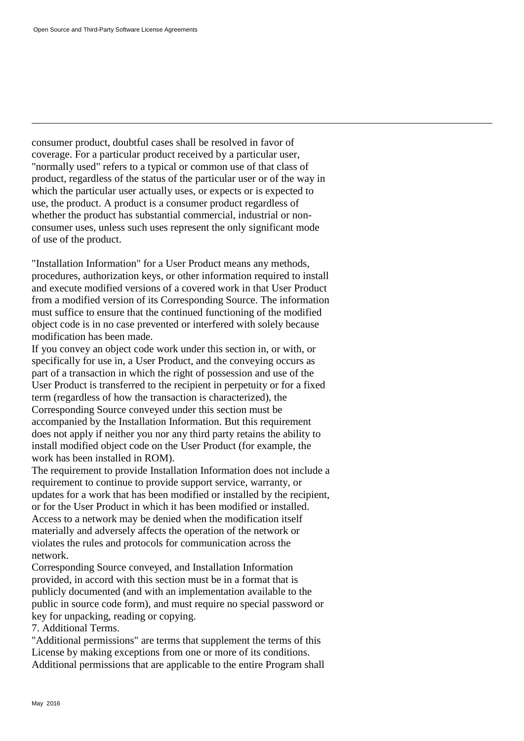consumer product, doubtful cases shall be resolved in favor of coverage. For a particular product received by a particular user, "normally used" refers to a typical or common use of that class of product, regardless of the status of the particular user or of the way in which the particular user actually uses, or expects or is expected to use, the product. A product is a consumer product regardless of whether the product has substantial commercial, industrial or non-consumer uses, unless such uses represent the only significant mode of use of the product.

"Installation Information" for a User Product means any methods, procedures, authorization keys, or other information required to install and execute modified versions of a covered work in that User Product from a modified version of its Corresponding Source. The information must suffice to ensure that the continued functioning of the modified object code is in no case prevented or interfered with solely because modification has been made.

If you convey an object code work under this section in, or with, or specifically for use in, a User Product, and the conveying occurs as part of a transaction in which the right of possession and use of the User Product is transferred to the recipient in perpetuity or for a fixed term (regardless of how the transaction is characterized), the Corresponding Source conveyed under this section must be accompanied by the Installation Information. But this requirement does not apply if neither you nor any third party retains the ability to install modified object code on the User Product (for example, the work has been installed in ROM).

The requirement to provide Installation Information does not include a requirement to continue to provide support service, warranty, or updates for a work that has been modified or installed by the recipient, or for the User Product in which it has been modified or installed. Access to a network may be denied when the modification itself materially and adversely affects the operation of the network or violates the rules and protocols for communication across the network.

Corresponding Source conveyed, and Installation Information provided, in accord with this section must be in a format that is publicly documented (and with an implementation available to the public in source code form), and must require no special password or key for unpacking, reading or copying.

7. Additional Terms.

"Additional permissions" are terms that supplement the terms of this License by making exceptions from one or more of its conditions. Additional permissions that are applicable to the entire Program shall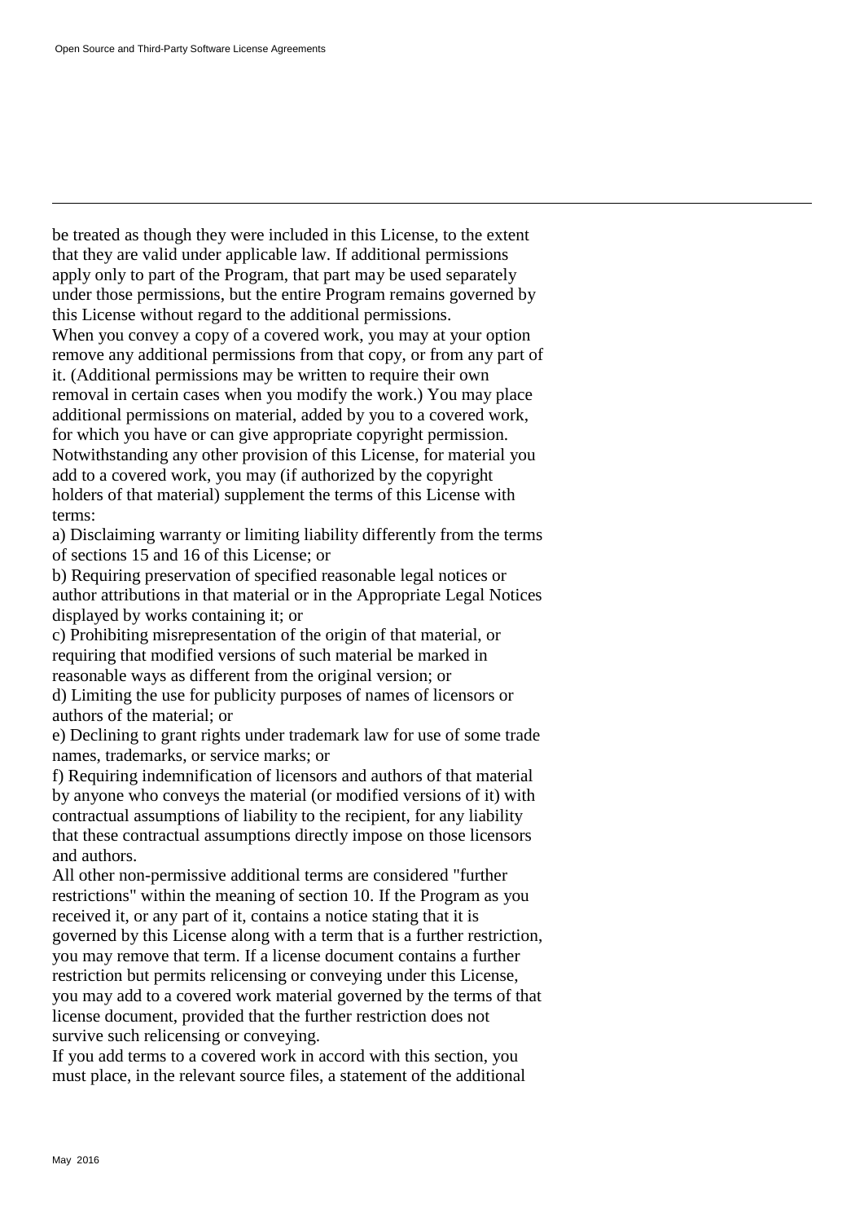be treated as though they were included in this License, to the extent that they are valid under applicable law. If additional permissions apply only to part of the Program, that part may be used separately under those permissions, but the entire Program remains governed by this License without regard to the additional permissions.

When you convey a copy of a covered work, you may at your option remove any additional permissions from that copy, or from any part of it. (Additional permissions may be written to require their own removal in certain cases when you modify the work.) You may place additional permissions on material, added by you to a covered work, for which you have or can give appropriate copyright permission.

Notwithstanding any other provision of this License, for material you add to a covered work, you may (if authorized by the copyright holders of that material) supplement the terms of this License with terms:

a) Disclaiming warranty or limiting liability differently from the terms of sections 15 and 16 of this License; or

b) Requiring preservation of specified reasonable legal notices or author attributions in that material or in the Appropriate Legal Notices displayed by works containing it; or

c) Prohibiting misrepresentation of the origin of that material, or requiring that modified versions of such material be marked in reasonable ways as different from the original version; or

d) Limiting the use for publicity purposes of names of licensors or authors of the material; or

e) Declining to grant rights under trademark law for use of some trade names, trademarks, or service marks; or

f) Requiring indemnification of licensors and authors of that material by anyone who conveys the material (or modified versions of it) with contractual assumptions of liability to the recipient, for any liability that these contractual assumptions directly impose on those licensors and authors.

All other non-permissive additional terms are considered "further restrictions" within the meaning of section 10. If the Program as you received it, or any part of it, contains a notice stating that it is governed by this License along with a term that is a further restriction, you may remove that term. If a license document contains a further restriction but permits relicensing or conveying under this License, you may add to a covered work material governed by the terms of that license document, provided that the further restriction does not survive such relicensing or conveying.

If you add terms to a covered work in accord with this section, you must place, in the relevant source files, a statement of the additional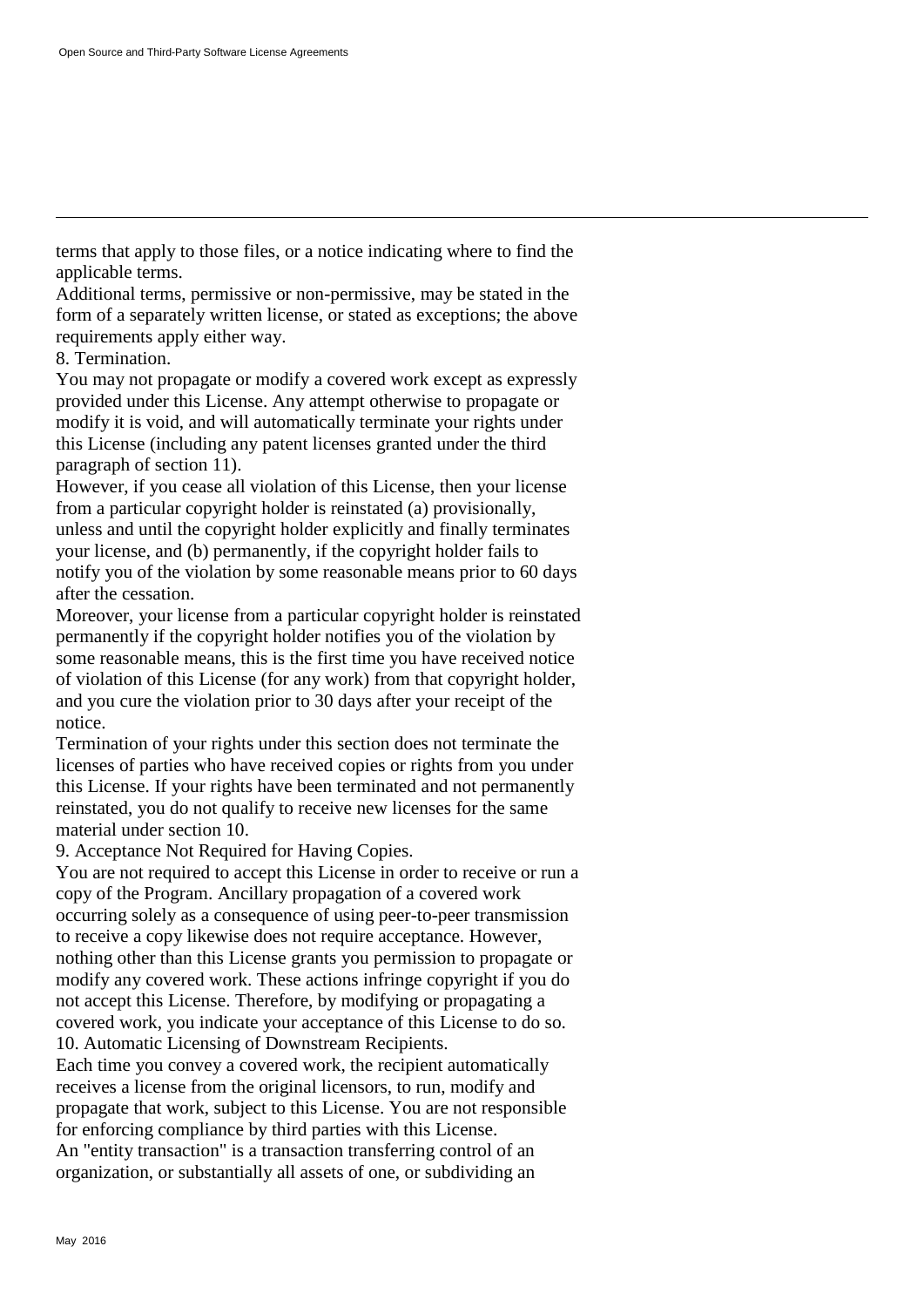terms that apply to those files, or a notice indicating where to find the applicable terms.

Additional terms, permissive or non-permissive, may be stated in the form of a separately written license, or stated as exceptions; the above requirements apply either way.

8. Termination.

You may not propagate or modify a covered work except as expressly provided under this License. Any attempt otherwise to propagate or modify it is void, and will automatically terminate your rights under this License (including any patent licenses granted under the third paragraph of section 11).

However, if you cease all violation of this License, then your license from a particular copyright holder is reinstated (a) provisionally, unless and until the copyright holder explicitly and finally terminates your license, and (b) permanently, if the copyright holder fails to notify you of the violation by some reasonable means prior to 60 days after the cessation.

Moreover, your license from a particular copyright holder is reinstated permanently if the copyright holder notifies you of the violation by some reasonable means, this is the first time you have received notice of violation of this License (for any work) from that copyright holder, and you cure the violation prior to 30 days after your receipt of the notice.

Termination of your rights under this section does not terminate the licenses of parties who have received copies or rights from you under this License. If your rights have been terminated and not permanently reinstated, you do not qualify to receive new licenses for the same material under section 10.

9. Acceptance Not Required for Having Copies.

You are not required to accept this License in order to receive or run a copy of the Program. Ancillary propagation of a covered work occurring solely as a consequence of using peer-to-peer transmission to receive a copy likewise does not require acceptance. However, nothing other than this License grants you permission to propagate or modify any covered work. These actions infringe copyright if you do not accept this License. Therefore, by modifying or propagating a covered work, you indicate your acceptance of this License to do so.

10. Automatic Licensing of Downstream Recipients.

Each time you convey a covered work, the recipient automatically receives a license from the original licensors, to run, modify and propagate that work, subject to this License. You are not responsible for enforcing compliance by third parties with this License.

An "entity transaction" is a transaction transferring control of an organization, or substantially all assets of one, or subdividing an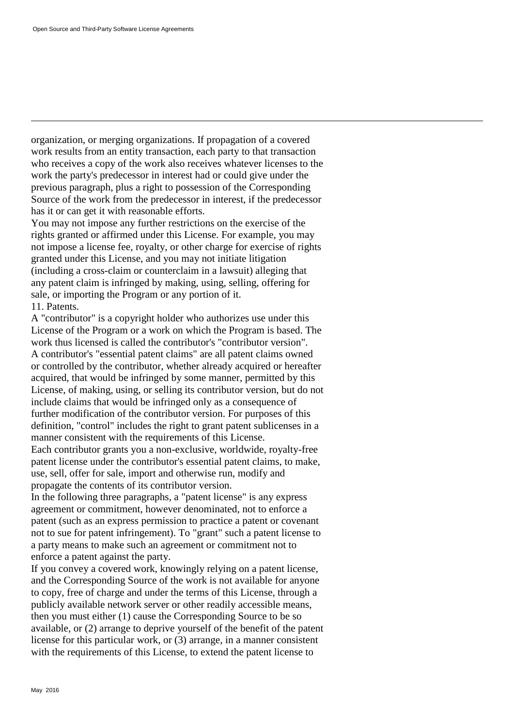organization, or merging organizations. If propagation of a covered work results from an entity transaction, each party to that transaction who receives a copy of the work also receives whatever licenses to the work the party's predecessor in interest had or could give under the previous paragraph, plus a right to possession of the Corresponding Source of the work from the predecessor in interest, if the predecessor has it or can get it with reasonable efforts.

You may not impose any further restrictions on the exercise of the rights granted or affirmed under this License. For example, you may not impose a license fee, royalty, or other charge for exercise of rights granted under this License, and you may not initiate litigation (including a cross-claim or counterclaim in a lawsuit) alleging that any patent claim is infringed by making, using, selling, offering for sale, or importing the Program or any portion of it.

11. Patents.

A "contributor" is a copyright holder who authorizes use under this License of the Program or a work on which the Program is based. The work thus licensed is called the contributor's "contributor version".

A contributor's "essential patent claims" are all patent claims owned or controlled by the contributor, whether already acquired or hereafter acquired, that would be infringed by some manner, permitted by this License, of making, using, or selling its contributor version, but do not include claims that would be infringed only as a consequence of further modification of the contributor version. For purposes of this definition, "control" includes the right to grant patent sublicenses in a manner consistent with the requirements of this License.

Each contributor grants you a non-exclusive, worldwide, royalty-free patent license under the contributor's essential patent claims, to make, use, sell, offer for sale, import and otherwise run, modify and propagate the contents of its contributor version.

In the following three paragraphs, a "patent license" is any express agreement or commitment, however denominated, not to enforce a patent (such as an express permission to practice a patent or covenant not to sue for patent infringement). To "grant" such a patent license to a party means to make such an agreement or commitment not to enforce a patent against the party.

If you convey a covered work, knowingly relying on a patent license, and the Corresponding Source of the work is not available for anyone to copy, free of charge and under the terms of this License, through a publicly available network server or other readily accessible means, then you must either (1) cause the Corresponding Source to be so available, or (2) arrange to deprive yourself of the benefit of the patent license for this particular work, or (3) arrange, in a manner consistent with the requirements of this License, to extend the patent license to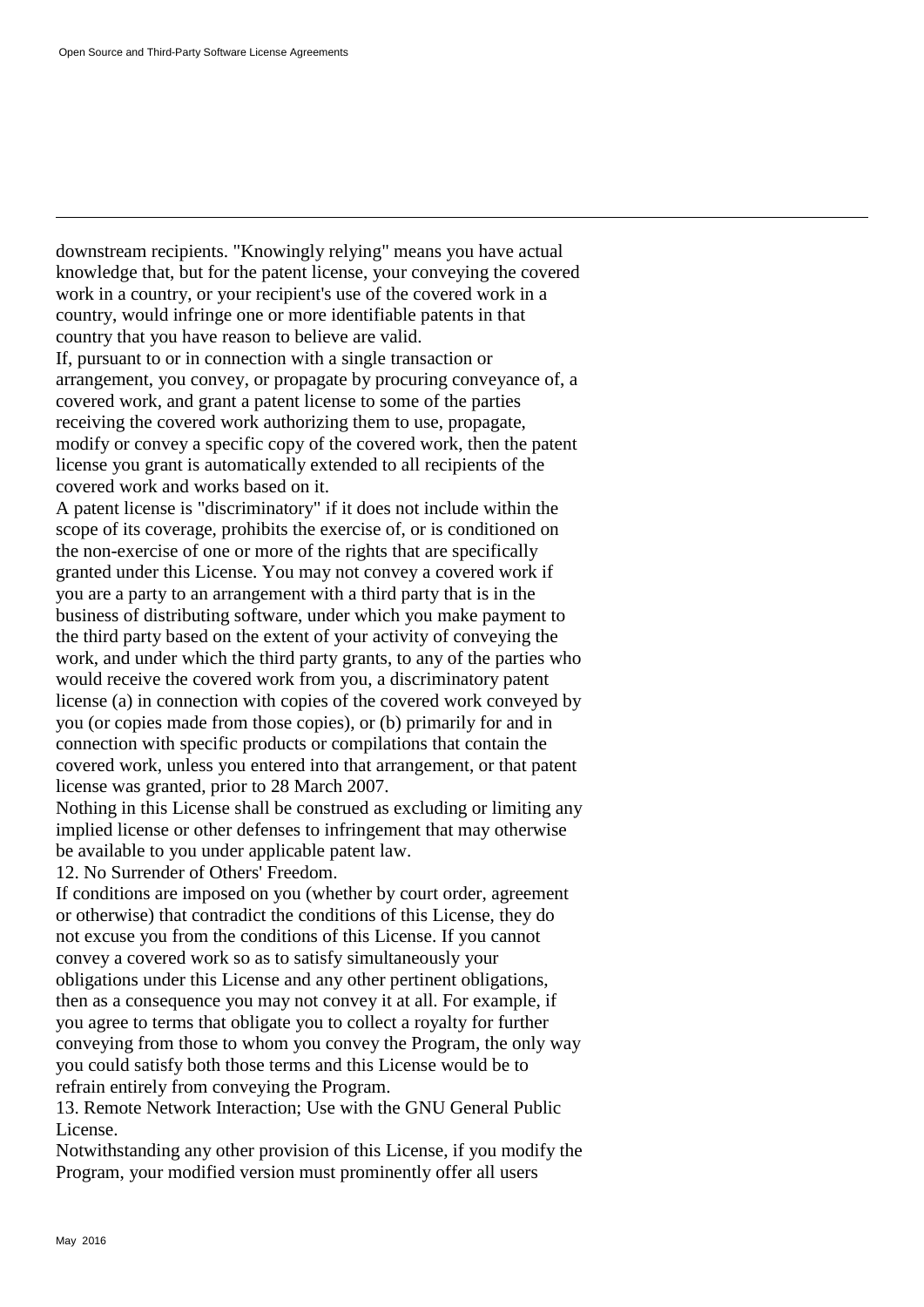downstream recipients. "Knowingly relying" means you have actual knowledge that, but for the patent license, your conveying the covered work in a country, or your recipient's use of the covered work in a country, would infringe one or more identifiable patents in that country that you have reason to believe are valid.

If, pursuant to or in connection with a single transaction or arrangement, you convey, or propagate by procuring conveyance of, a covered work, and grant a patent license to some of the parties receiving the covered work authorizing them to use, propagate, modify or convey a specific copy of the covered work, then the patent license you grant is automatically extended to all recipients of the covered work and works based on it.

A patent license is "discriminatory" if it does not include within the scope of its coverage, prohibits the exercise of, or is conditioned on the non-exercise of one or more of the rights that are specifically granted under this License. You may not convey a covered work if you are a party to an arrangement with a third party that is in the business of distributing software, under which you make payment to the third party based on the extent of your activity of conveying the work, and under which the third party grants, to any of the parties who would receive the covered work from you, a discriminatory patent license (a) in connection with copies of the covered work conveyed by you (or copies made from those copies), or (b) primarily for and in connection with specific products or compilations that contain the covered work, unless you entered into that arrangement, or that patent license was granted, prior to 28 March 2007.

Nothing in this License shall be construed as excluding or limiting any implied license or other defenses to infringement that may otherwise be available to you under applicable patent law.

12. No Surrender of Others' Freedom.

If conditions are imposed on you (whether by court order, agreement or otherwise) that contradict the conditions of this License, they do not excuse you from the conditions of this License. If you cannot convey a covered work so as to satisfy simultaneously your obligations under this License and any other pertinent obligations, then as a consequence you may not convey it at all. For example, if you agree to terms that obligate you to collect a royalty for further conveying from those to whom you convey the Program, the only way you could satisfy both those terms and this License would be to refrain entirely from conveying the Program.

13. Remote Network Interaction; Use with the GNU General Public License.

Notwithstanding any other provision of this License, if you modify the Program, your modified version must prominently offer all users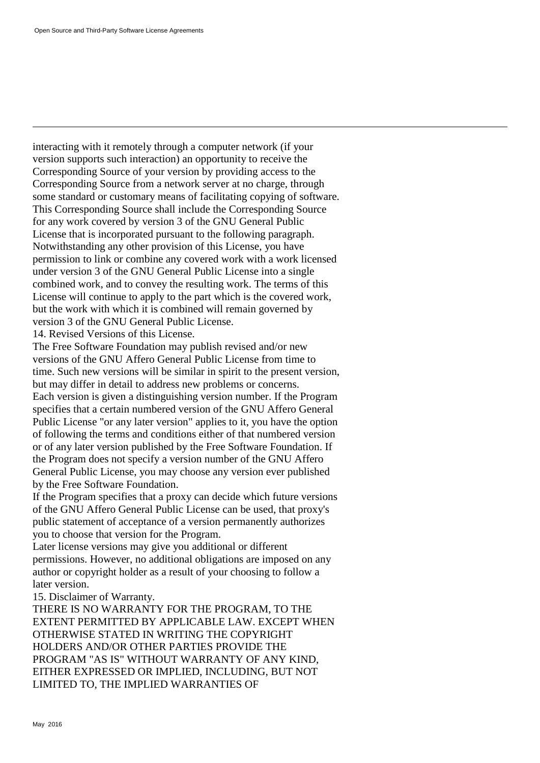interacting with it remotely through a computer network (if your version supports such interaction) an opportunity to receive the Corresponding Source of your version by providing access to the Corresponding Source from a network server at no charge, through some standard or customary means of facilitating copying of software. This Corresponding Source shall include the Corresponding Source for any work covered by version 3 of the GNU General Public License that is incorporated pursuant to the following paragraph.

Notwithstanding any other provision of this License, you have permission to link or combine any covered work with a work licensed under version 3 of the GNU General Public License into a single combined work, and to convey the resulting work. The terms of this License will continue to apply to the part which is the covered work, but the work with which it is combined will remain governed by version 3 of the GNU General Public License.

14. Revised Versions of this License.

The Free Software Foundation may publish revised and/or new versions of the GNU Affero General Public License from time to time. Such new versions will be similar in spirit to the present version, but may differ in detail to address new problems or concerns.

Each version is given a distinguishing version number. If the Program specifies that a certain numbered version of the GNU Affero General Public License "or any later version" applies to it, you have the option of following the terms and conditions either of that numbered version or of any later version published by the Free Software Foundation. If the Program does not specify a version number of the GNU Affero General Public License, you may choose any version ever published by the Free Software Foundation.

If the Program specifies that a proxy can decide which future versions of the GNU Affero General Public License can be used, that proxy's public statement of acceptance of a version permanently authorizes you to choose that version for the Program.

Later license versions may give you additional or different permissions. However, no additional obligations are imposed on any author or copyright holder as a result of your choosing to follow a later version.

15. Disclaimer of Warranty.

THERE IS NO WARRANTY FOR THE PROGRAM, TO THE EXTENT PERMITTED BY APPLICABLE LAW. EXCEPT WHEN OTHERWISE STATED IN WRITING THE COPYRIGHT HOLDERS AND/OR OTHER PARTIES PROVIDE THE PROGRAM "AS IS" WITHOUT WARRANTY OF ANY KIND, EITHER EXPRESSED OR IMPLIED, INCLUDING, BUT NOT LIMITED TO, THE IMPLIED WARRANTIES OF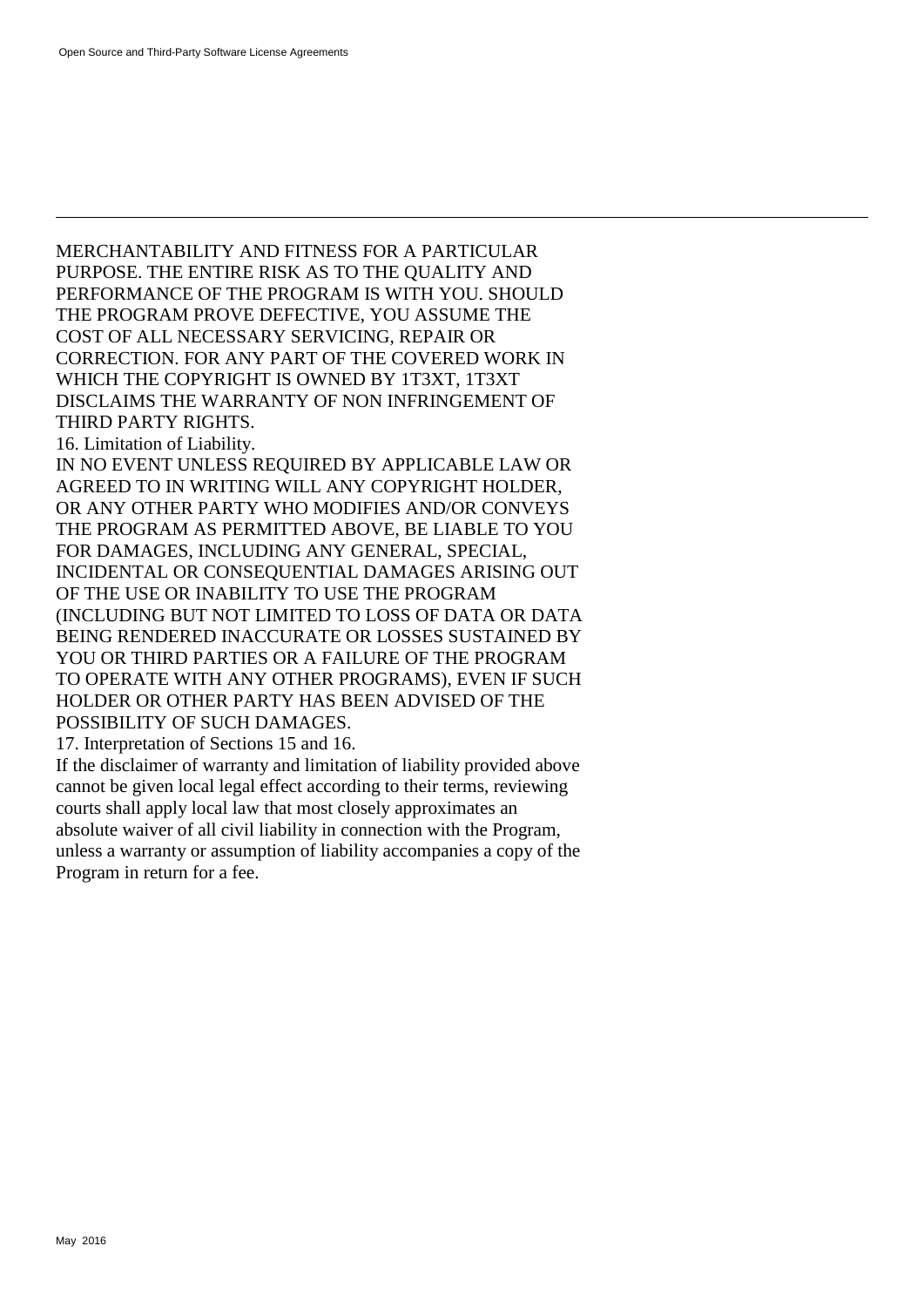MERCHANTABILITY AND FITNESS FOR A PARTICULAR PURPOSE. THE ENTIRE RISK AS TO THE QUALITY AND PERFORMANCE OF THE PROGRAM IS WITH YOU. SHOULD THE PROGRAM PROVE DEFECTIVE, YOU ASSUME THE COST OF ALL NECESSARY SERVICING, REPAIR OR CORRECTION. FOR ANY PART OF THE COVERED WORK IN WHICH THE COPYRIGHT IS OWNED BY 1T3XT, 1T3XT DISCLAIMS THE WARRANTY OF NON INFRINGEMENT OF THIRD PARTY RIGHTS.

16. Limitation of Liability.

IN NO EVENT UNLESS REQUIRED BY APPLICABLE LAW OR AGREED TO IN WRITING WILL ANY COPYRIGHT HOLDER, OR ANY OTHER PARTY WHO MODIFIES AND/OR CONVEYS THE PROGRAM AS PERMITTED ABOVE, BE LIABLE TO YOU FOR DAMAGES, INCLUDING ANY GENERAL, SPECIAL, INCIDENTAL OR CONSEQUENTIAL DAMAGES ARISING OUT OF THE USE OR INABILITY TO USE THE PROGRAM (INCLUDING BUT NOT LIMITED TO LOSS OF DATA OR DATA BEING RENDERED INACCURATE OR LOSSES SUSTAINED BY YOU OR THIRD PARTIES OR A FAILURE OF THE PROGRAM TO OPERATE WITH ANY OTHER PROGRAMS), EVEN IF SUCH HOLDER OR OTHER PARTY HAS BEEN ADVISED OF THE POSSIBILITY OF SUCH DAMAGES.

17. Interpretation of Sections 15 and 16.

If the disclaimer of warranty and limitation of liability provided above cannot be given local legal effect according to their terms, reviewing courts shall apply local law that most closely approximates an absolute waiver of all civil liability in connection with the Program, unless a warranty or assumption of liability accompanies a copy of the Program in return for a fee.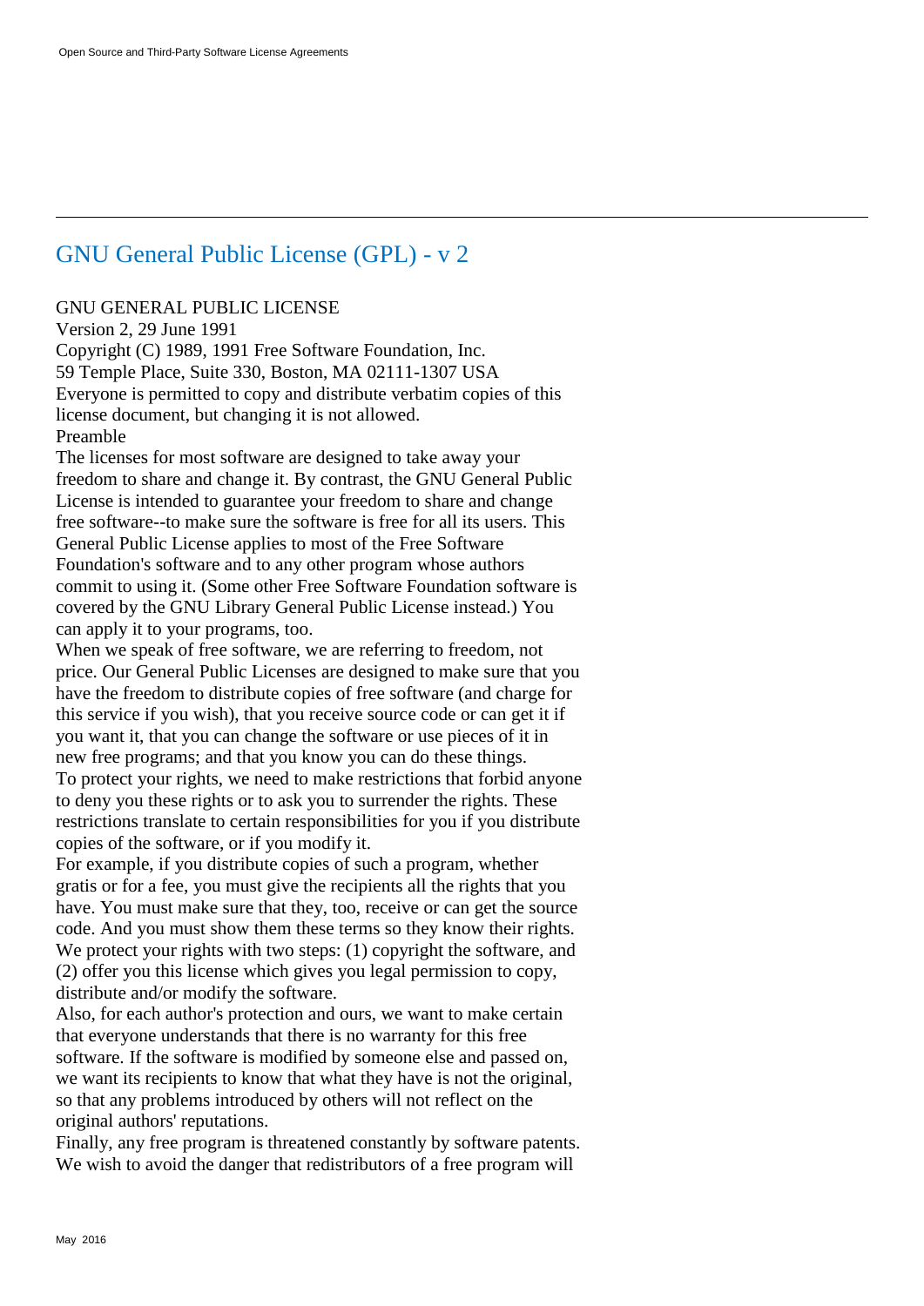## GNU General Public License (GPL) - v 2

GNU GENERAL PUBLIC LICENSE
Version 2, 29 June 1991
Copyright (C) 1989, 1991 Free Software Foundation, Inc.
59 Temple Place, Suite 330, Boston, MA 02111-1307 USA
Everyone is permitted to copy and distribute verbatim copies of this license document, but changing it is not allowed.
Preamble

The licenses for most software are designed to take away your freedom to share and change it. By contrast, the GNU General Public License is intended to guarantee your freedom to share and change free software--to make sure the software is free for all its users. This General Public License applies to most of the Free Software Foundation's software and to any other program whose authors commit to using it. (Some other Free Software Foundation software is covered by the GNU Library General Public License instead.) You can apply it to your programs, too.

When we speak of free software, we are referring to freedom, not price. Our General Public Licenses are designed to make sure that you have the freedom to distribute copies of free software (and charge for this service if you wish), that you receive source code or can get it if you want it, that you can change the software or use pieces of it in new free programs; and that you know you can do these things.

To protect your rights, we need to make restrictions that forbid anyone to deny you these rights or to ask you to surrender the rights. These restrictions translate to certain responsibilities for you if you distribute copies of the software, or if you modify it.

For example, if you distribute copies of such a program, whether gratis or for a fee, you must give the recipients all the rights that you have. You must make sure that they, too, receive or can get the source code. And you must show them these terms so they know their rights.

We protect your rights with two steps: (1) copyright the software, and (2) offer you this license which gives you legal permission to copy, distribute and/or modify the software.

Also, for each author's protection and ours, we want to make certain that everyone understands that there is no warranty for this free software. If the software is modified by someone else and passed on, we want its recipients to know that what they have is not the original, so that any problems introduced by others will not reflect on the original authors' reputations.

Finally, any free program is threatened constantly by software patents. We wish to avoid the danger that redistributors of a free program will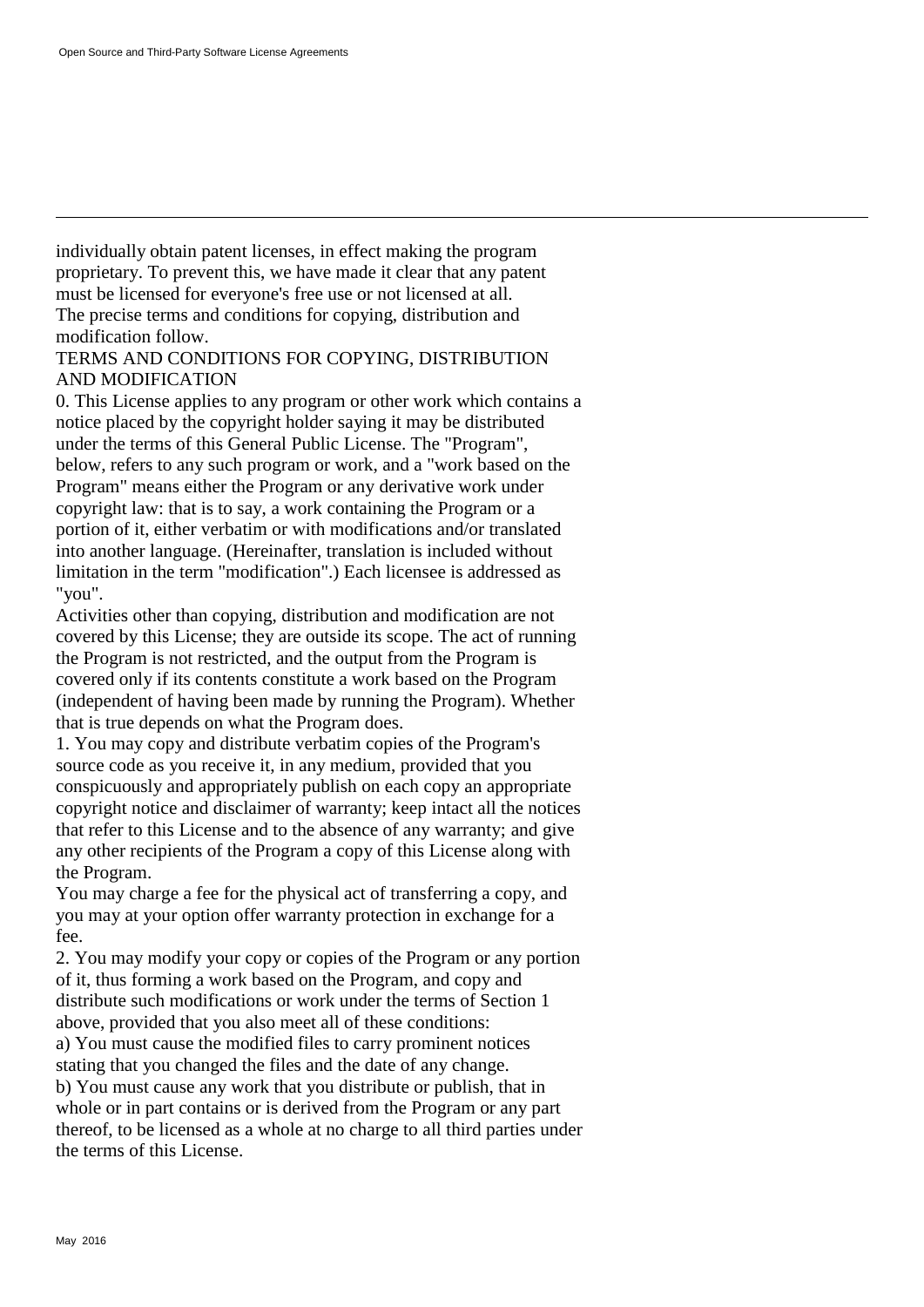individually obtain patent licenses, in effect making the program proprietary. To prevent this, we have made it clear that any patent must be licensed for everyone's free use or not licensed at all.
The precise terms and conditions for copying, distribution and modification follow.

TERMS AND CONDITIONS FOR COPYING, DISTRIBUTION AND MODIFICATION

0. This License applies to any program or other work which contains a notice placed by the copyright holder saying it may be distributed under the terms of this General Public License. The "Program", below, refers to any such program or work, and a "work based on the Program" means either the Program or any derivative work under copyright law: that is to say, a work containing the Program or a portion of it, either verbatim or with modifications and/or translated into another language. (Hereinafter, translation is included without limitation in the term "modification".) Each licensee is addressed as "you".

Activities other than copying, distribution and modification are not covered by this License; they are outside its scope. The act of running the Program is not restricted, and the output from the Program is covered only if its contents constitute a work based on the Program (independent of having been made by running the Program). Whether that is true depends on what the Program does.

1. You may copy and distribute verbatim copies of the Program's source code as you receive it, in any medium, provided that you conspicuously and appropriately publish on each copy an appropriate copyright notice and disclaimer of warranty; keep intact all the notices that refer to this License and to the absence of any warranty; and give any other recipients of the Program a copy of this License along with the Program.

You may charge a fee for the physical act of transferring a copy, and you may at your option offer warranty protection in exchange for a fee.

2. You may modify your copy or copies of the Program or any portion of it, thus forming a work based on the Program, and copy and distribute such modifications or work under the terms of Section 1 above, provided that you also meet all of these conditions:

a) You must cause the modified files to carry prominent notices stating that you changed the files and the date of any change.

b) You must cause any work that you distribute or publish, that in whole or in part contains or is derived from the Program or any part thereof, to be licensed as a whole at no charge to all third parties under the terms of this License.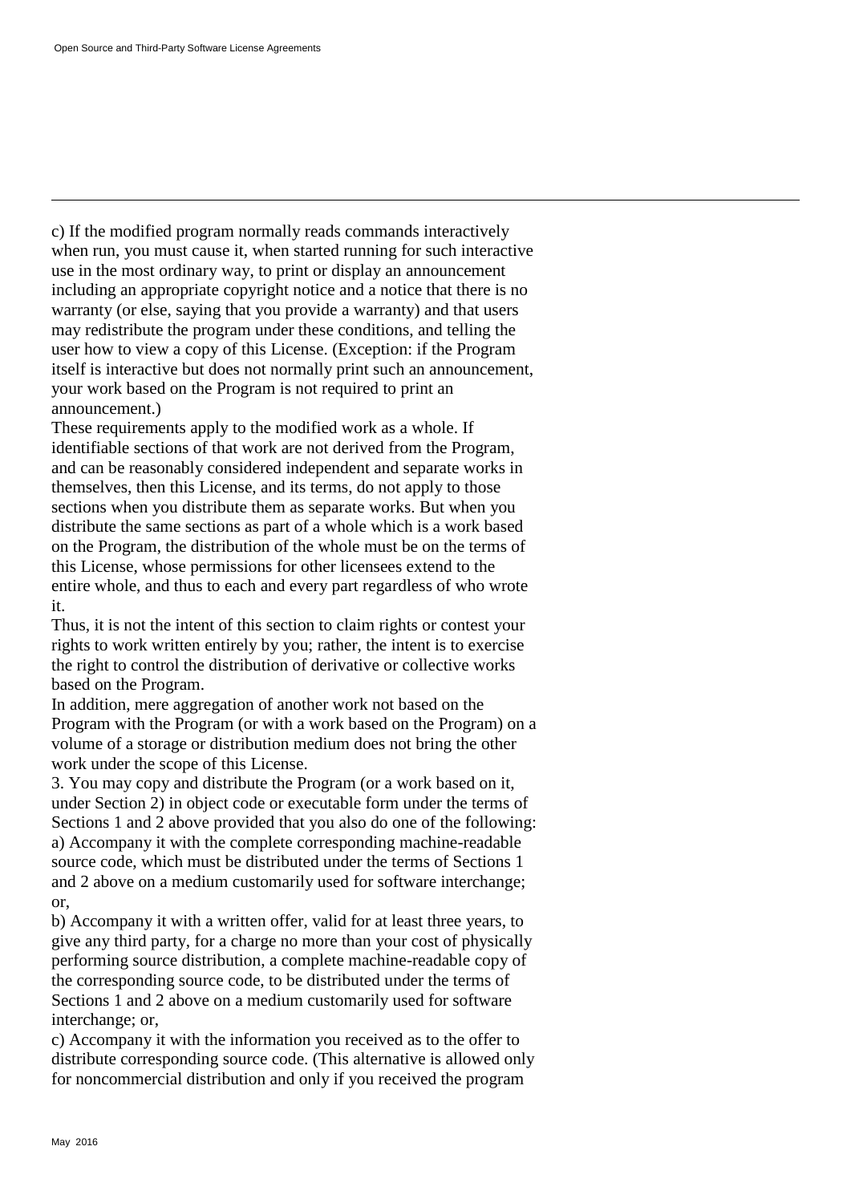c) If the modified program normally reads commands interactively when run, you must cause it, when started running for such interactive use in the most ordinary way, to print or display an announcement including an appropriate copyright notice and a notice that there is no warranty (or else, saying that you provide a warranty) and that users may redistribute the program under these conditions, and telling the user how to view a copy of this License. (Exception: if the Program itself is interactive but does not normally print such an announcement, your work based on the Program is not required to print an announcement.)

These requirements apply to the modified work as a whole. If identifiable sections of that work are not derived from the Program, and can be reasonably considered independent and separate works in themselves, then this License, and its terms, do not apply to those sections when you distribute them as separate works. But when you distribute the same sections as part of a whole which is a work based on the Program, the distribution of the whole must be on the terms of this License, whose permissions for other licensees extend to the entire whole, and thus to each and every part regardless of who wrote it.

Thus, it is not the intent of this section to claim rights or contest your rights to work written entirely by you; rather, the intent is to exercise the right to control the distribution of derivative or collective works based on the Program.

In addition, mere aggregation of another work not based on the Program with the Program (or with a work based on the Program) on a volume of a storage or distribution medium does not bring the other work under the scope of this License.

3. You may copy and distribute the Program (or a work based on it, under Section 2) in object code or executable form under the terms of Sections 1 and 2 above provided that you also do one of the following:

a) Accompany it with the complete corresponding machine-readable source code, which must be distributed under the terms of Sections 1 and 2 above on a medium customarily used for software interchange; or,

b) Accompany it with a written offer, valid for at least three years, to give any third party, for a charge no more than your cost of physically performing source distribution, a complete machine-readable copy of the corresponding source code, to be distributed under the terms of Sections 1 and 2 above on a medium customarily used for software interchange; or,

c) Accompany it with the information you received as to the offer to distribute corresponding source code. (This alternative is allowed only for noncommercial distribution and only if you received the program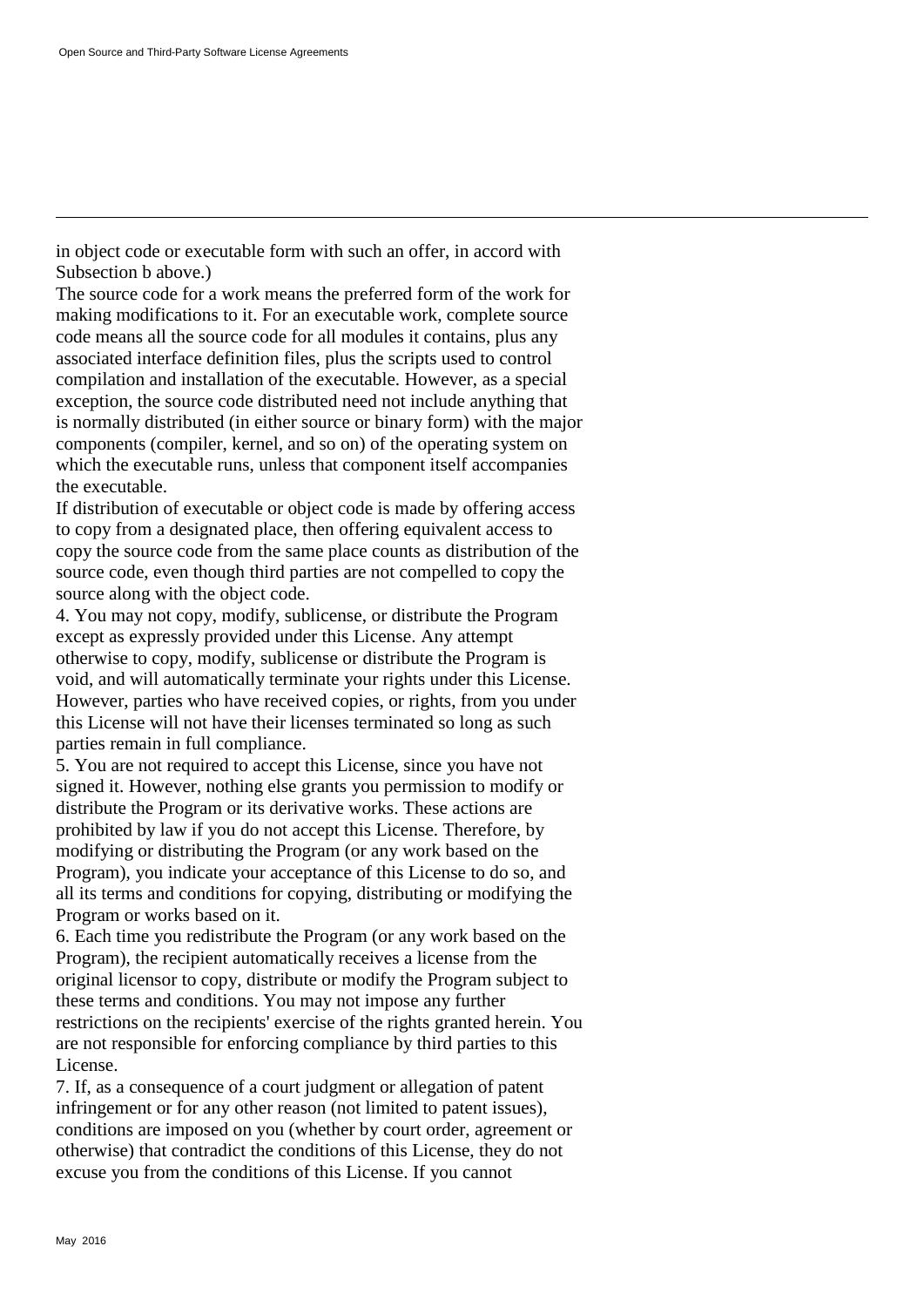in object code or executable form with such an offer, in accord with Subsection b above.)

The source code for a work means the preferred form of the work for making modifications to it. For an executable work, complete source code means all the source code for all modules it contains, plus any associated interface definition files, plus the scripts used to control compilation and installation of the executable. However, as a special exception, the source code distributed need not include anything that is normally distributed (in either source or binary form) with the major components (compiler, kernel, and so on) of the operating system on which the executable runs, unless that component itself accompanies the executable.

If distribution of executable or object code is made by offering access to copy from a designated place, then offering equivalent access to copy the source code from the same place counts as distribution of the source code, even though third parties are not compelled to copy the source along with the object code.

4. You may not copy, modify, sublicense, or distribute the Program except as expressly provided under this License. Any attempt otherwise to copy, modify, sublicense or distribute the Program is void, and will automatically terminate your rights under this License. However, parties who have received copies, or rights, from you under this License will not have their licenses terminated so long as such parties remain in full compliance.

5. You are not required to accept this License, since you have not signed it. However, nothing else grants you permission to modify or distribute the Program or its derivative works. These actions are prohibited by law if you do not accept this License. Therefore, by modifying or distributing the Program (or any work based on the Program), you indicate your acceptance of this License to do so, and all its terms and conditions for copying, distributing or modifying the Program or works based on it.

6. Each time you redistribute the Program (or any work based on the Program), the recipient automatically receives a license from the original licensor to copy, distribute or modify the Program subject to these terms and conditions. You may not impose any further restrictions on the recipients' exercise of the rights granted herein. You are not responsible for enforcing compliance by third parties to this License.

7. If, as a consequence of a court judgment or allegation of patent infringement or for any other reason (not limited to patent issues), conditions are imposed on you (whether by court order, agreement or otherwise) that contradict the conditions of this License, they do not excuse you from the conditions of this License. If you cannot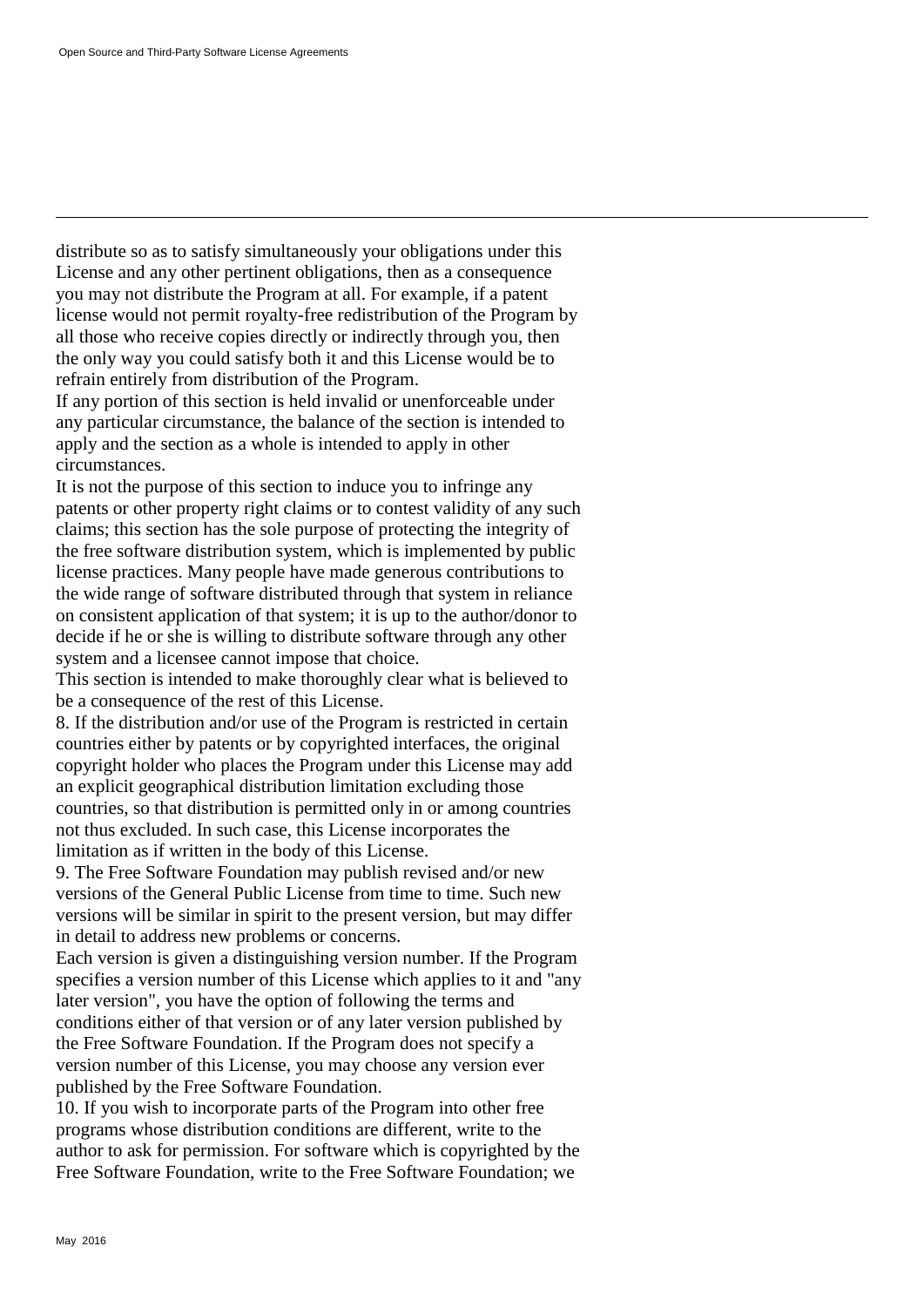distribute so as to satisfy simultaneously your obligations under this License and any other pertinent obligations, then as a consequence you may not distribute the Program at all. For example, if a patent license would not permit royalty-free redistribution of the Program by all those who receive copies directly or indirectly through you, then the only way you could satisfy both it and this License would be to refrain entirely from distribution of the Program.

If any portion of this section is held invalid or unenforceable under any particular circumstance, the balance of the section is intended to apply and the section as a whole is intended to apply in other circumstances.

It is not the purpose of this section to induce you to infringe any patents or other property right claims or to contest validity of any such claims; this section has the sole purpose of protecting the integrity of the free software distribution system, which is implemented by public license practices. Many people have made generous contributions to the wide range of software distributed through that system in reliance on consistent application of that system; it is up to the author/donor to decide if he or she is willing to distribute software through any other system and a licensee cannot impose that choice.

This section is intended to make thoroughly clear what is believed to be a consequence of the rest of this License.

8. If the distribution and/or use of the Program is restricted in certain countries either by patents or by copyrighted interfaces, the original copyright holder who places the Program under this License may add an explicit geographical distribution limitation excluding those countries, so that distribution is permitted only in or among countries not thus excluded. In such case, this License incorporates the limitation as if written in the body of this License.

9. The Free Software Foundation may publish revised and/or new versions of the General Public License from time to time. Such new versions will be similar in spirit to the present version, but may differ in detail to address new problems or concerns.

Each version is given a distinguishing version number. If the Program specifies a version number of this License which applies to it and "any later version", you have the option of following the terms and conditions either of that version or of any later version published by the Free Software Foundation. If the Program does not specify a version number of this License, you may choose any version ever published by the Free Software Foundation.

10. If you wish to incorporate parts of the Program into other free programs whose distribution conditions are different, write to the author to ask for permission. For software which is copyrighted by the Free Software Foundation, write to the Free Software Foundation; we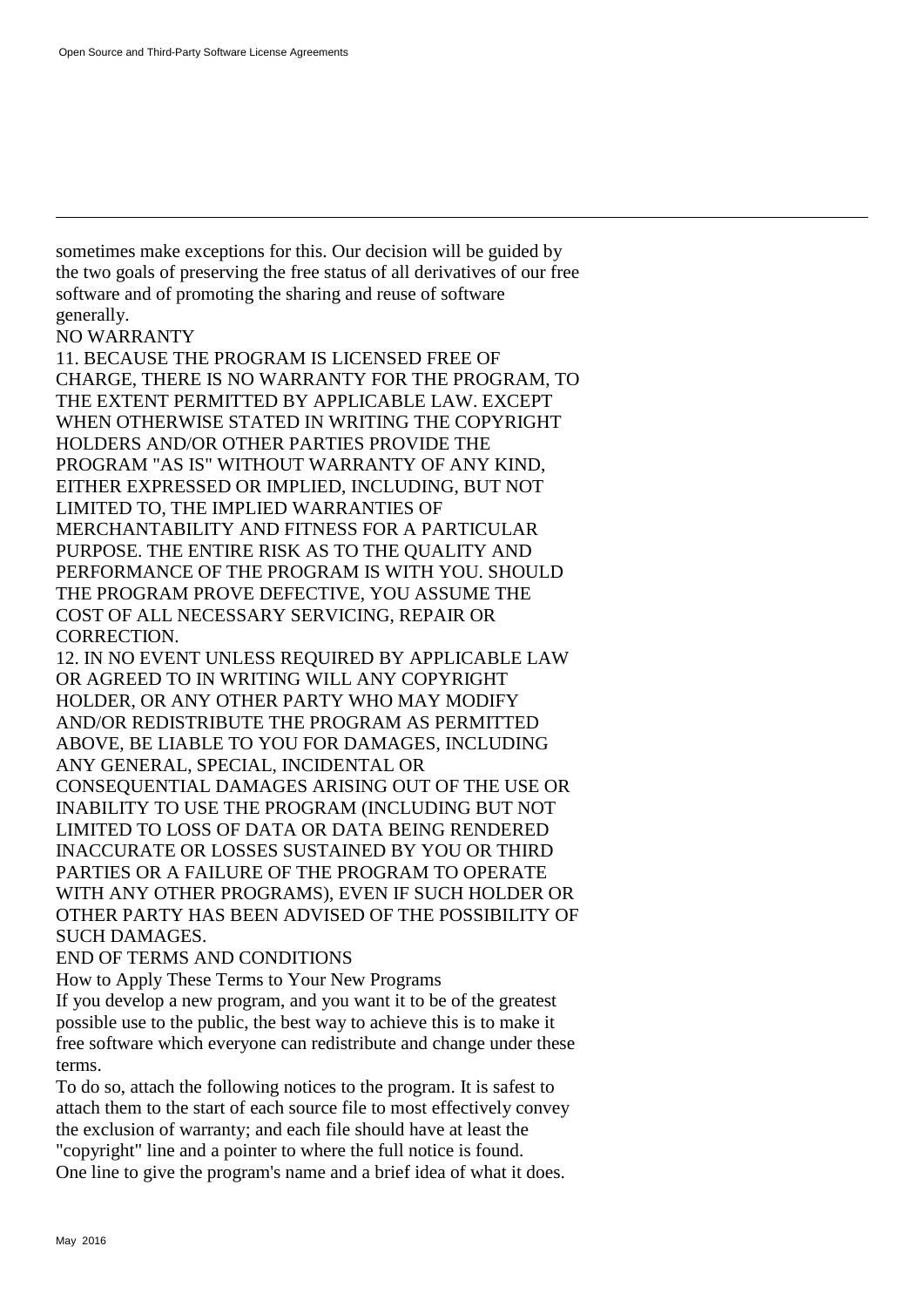sometimes make exceptions for this. Our decision will be guided by the two goals of preserving the free status of all derivatives of our free software and of promoting the sharing and reuse of software generally.

NO WARRANTY

11. BECAUSE THE PROGRAM IS LICENSED FREE OF CHARGE, THERE IS NO WARRANTY FOR THE PROGRAM, TO THE EXTENT PERMITTED BY APPLICABLE LAW. EXCEPT WHEN OTHERWISE STATED IN WRITING THE COPYRIGHT HOLDERS AND/OR OTHER PARTIES PROVIDE THE PROGRAM "AS IS" WITHOUT WARRANTY OF ANY KIND, EITHER EXPRESSED OR IMPLIED, INCLUDING, BUT NOT LIMITED TO, THE IMPLIED WARRANTIES OF MERCHANTABILITY AND FITNESS FOR A PARTICULAR PURPOSE. THE ENTIRE RISK AS TO THE QUALITY AND PERFORMANCE OF THE PROGRAM IS WITH YOU. SHOULD THE PROGRAM PROVE DEFECTIVE, YOU ASSUME THE COST OF ALL NECESSARY SERVICING, REPAIR OR CORRECTION.

12. IN NO EVENT UNLESS REQUIRED BY APPLICABLE LAW OR AGREED TO IN WRITING WILL ANY COPYRIGHT HOLDER, OR ANY OTHER PARTY WHO MAY MODIFY AND/OR REDISTRIBUTE THE PROGRAM AS PERMITTED ABOVE, BE LIABLE TO YOU FOR DAMAGES, INCLUDING ANY GENERAL, SPECIAL, INCIDENTAL OR CONSEQUENTIAL DAMAGES ARISING OUT OF THE USE OR INABILITY TO USE THE PROGRAM (INCLUDING BUT NOT LIMITED TO LOSS OF DATA OR DATA BEING RENDERED INACCURATE OR LOSSES SUSTAINED BY YOU OR THIRD PARTIES OR A FAILURE OF THE PROGRAM TO OPERATE WITH ANY OTHER PROGRAMS), EVEN IF SUCH HOLDER OR OTHER PARTY HAS BEEN ADVISED OF THE POSSIBILITY OF SUCH DAMAGES.

END OF TERMS AND CONDITIONS

How to Apply These Terms to Your New Programs

If you develop a new program, and you want it to be of the greatest possible use to the public, the best way to achieve this is to make it free software which everyone can redistribute and change under these terms.

To do so, attach the following notices to the program. It is safest to attach them to the start of each source file to most effectively convey the exclusion of warranty; and each file should have at least the "copyright" line and a pointer to where the full notice is found.

One line to give the program's name and a brief idea of what it does.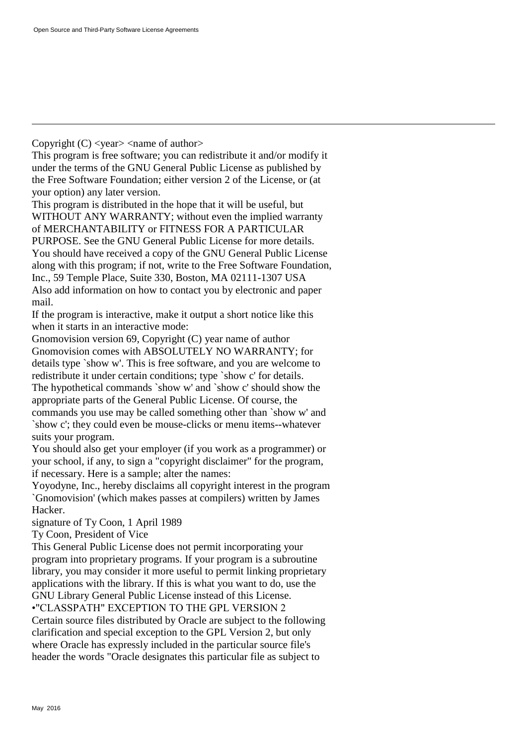Copyright (C) <year> <name of author>

This program is free software; you can redistribute it and/or modify it under the terms of the GNU General Public License as published by the Free Software Foundation; either version 2 of the License, or (at your option) any later version.

This program is distributed in the hope that it will be useful, but WITHOUT ANY WARRANTY; without even the implied warranty of MERCHANTABILITY or FITNESS FOR A PARTICULAR PURPOSE. See the GNU General Public License for more details.

You should have received a copy of the GNU General Public License along with this program; if not, write to the Free Software Foundation, Inc., 59 Temple Place, Suite 330, Boston, MA 02111-1307 USA

Also add information on how to contact you by electronic and paper mail.

If the program is interactive, make it output a short notice like this when it starts in an interactive mode:

Gnomovision version 69, Copyright (C) year name of author

Gnomovision comes with ABSOLUTELY NO WARRANTY; for details type `show w'. This is free software, and you are welcome to redistribute it under certain conditions; type `show c' for details.

The hypothetical commands `show w' and `show c' should show the appropriate parts of the General Public License. Of course, the commands you use may be called something other than `show w' and `show c'; they could even be mouse-clicks or menu items--whatever suits your program.

You should also get your employer (if you work as a programmer) or your school, if any, to sign a "copyright disclaimer" for the program, if necessary. Here is a sample; alter the names:

Yoyodyne, Inc., hereby disclaims all copyright interest in the program `Gnomovision' (which makes passes at compilers) written by James Hacker.

signature of Ty Coon, 1 April 1989

Ty Coon, President of Vice

This General Public License does not permit incorporating your program into proprietary programs. If your program is a subroutine library, you may consider it more useful to permit linking proprietary applications with the library. If this is what you want to do, use the GNU Library General Public License instead of this License.

•"CLASSPATH" EXCEPTION TO THE GPL VERSION 2

Certain source files distributed by Oracle are subject to the following clarification and special exception to the GPL Version 2, but only where Oracle has expressly included in the particular source file's header the words "Oracle designates this particular file as subject to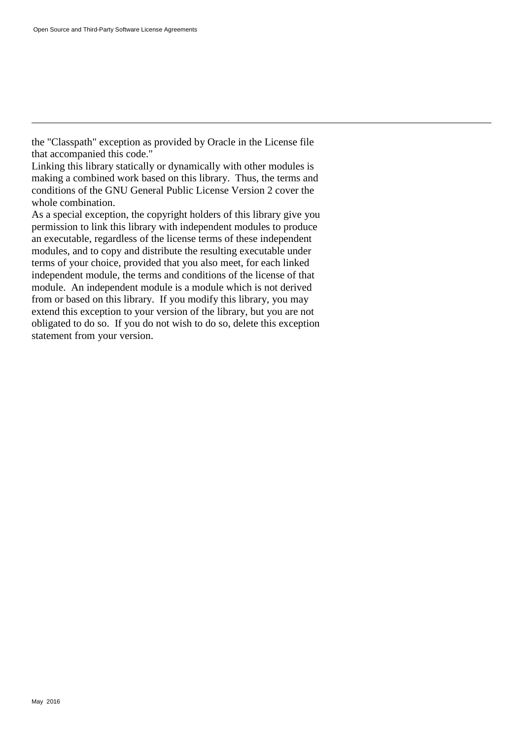the "Classpath" exception as provided by Oracle in the License file that accompanied this code."

Linking this library statically or dynamically with other modules is making a combined work based on this library. Thus, the terms and conditions of the GNU General Public License Version 2 cover the whole combination.

As a special exception, the copyright holders of this library give you permission to link this library with independent modules to produce an executable, regardless of the license terms of these independent modules, and to copy and distribute the resulting executable under terms of your choice, provided that you also meet, for each linked independent module, the terms and conditions of the license of that module. An independent module is a module which is not derived from or based on this library. If you modify this library, you may extend this exception to your version of the library, but you are not obligated to do so. If you do not wish to do so, delete this exception statement from your version.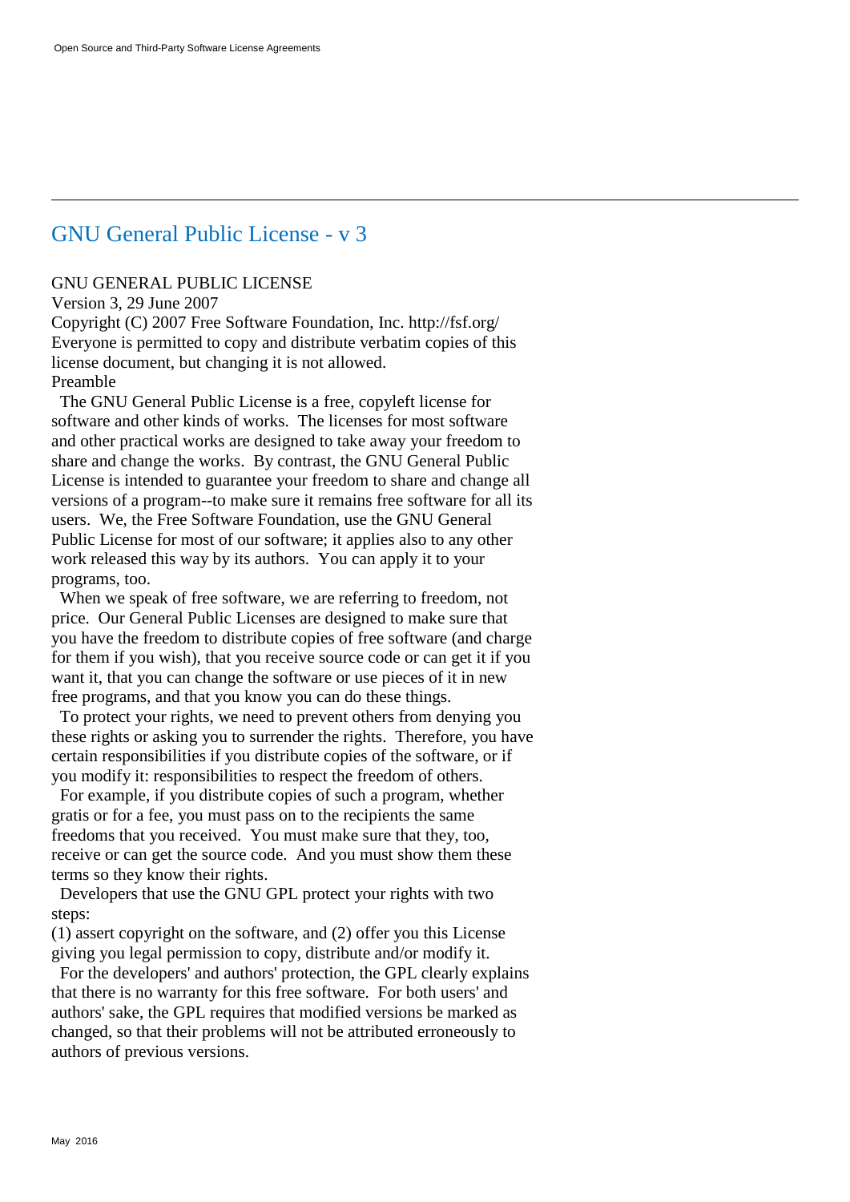# GNU General Public License - v 3

GNU GENERAL PUBLIC LICENSE
Version 3, 29 June 2007
Copyright (C) 2007 Free Software Foundation, Inc. http://fsf.org/
Everyone is permitted to copy and distribute verbatim copies of this license document, but changing it is not allowed.
Preamble

The GNU General Public License is a free, copyleft license for software and other kinds of works. The licenses for most software and other practical works are designed to take away your freedom to share and change the works. By contrast, the GNU General Public License is intended to guarantee your freedom to share and change all versions of a program--to make sure it remains free software for all its users. We, the Free Software Foundation, use the GNU General Public License for most of our software; it applies also to any other work released this way by its authors. You can apply it to your programs, too.

When we speak of free software, we are referring to freedom, not price. Our General Public Licenses are designed to make sure that you have the freedom to distribute copies of free software (and charge for them if you wish), that you receive source code or can get it if you want it, that you can change the software or use pieces of it in new free programs, and that you know you can do these things.

To protect your rights, we need to prevent others from denying you these rights or asking you to surrender the rights. Therefore, you have certain responsibilities if you distribute copies of the software, or if you modify it: responsibilities to respect the freedom of others.

For example, if you distribute copies of such a program, whether gratis or for a fee, you must pass on to the recipients the same freedoms that you received. You must make sure that they, too, receive or can get the source code. And you must show them these terms so they know their rights.

Developers that use the GNU GPL protect your rights with two steps:
(1) assert copyright on the software, and (2) offer you this License giving you legal permission to copy, distribute and/or modify it.

For the developers' and authors' protection, the GPL clearly explains that there is no warranty for this free software. For both users' and authors' sake, the GPL requires that modified versions be marked as changed, so that their problems will not be attributed erroneously to authors of previous versions.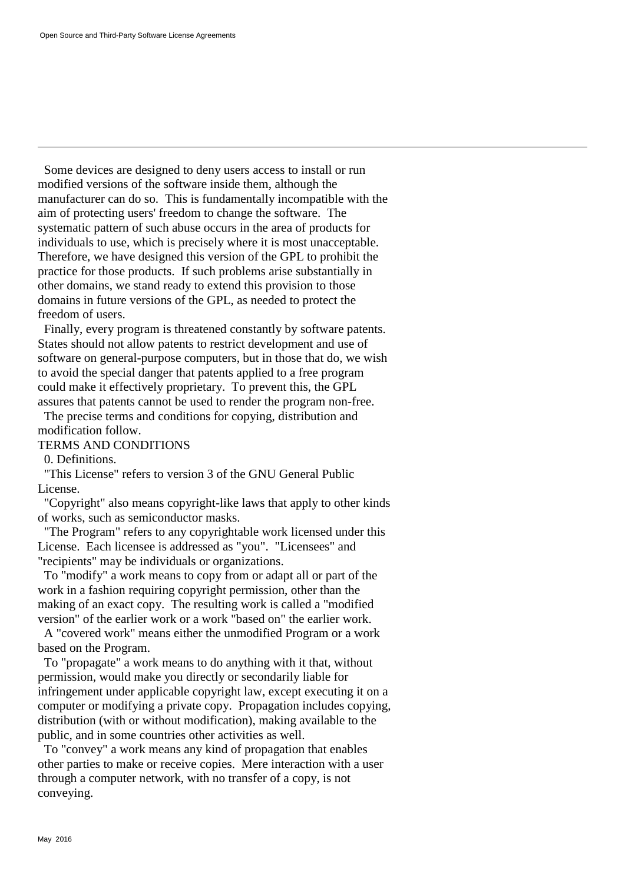Some devices are designed to deny users access to install or run modified versions of the software inside them, although the manufacturer can do so. This is fundamentally incompatible with the aim of protecting users' freedom to change the software. The systematic pattern of such abuse occurs in the area of products for individuals to use, which is precisely where it is most unacceptable. Therefore, we have designed this version of the GPL to prohibit the practice for those products. If such problems arise substantially in other domains, we stand ready to extend this provision to those domains in future versions of the GPL, as needed to protect the freedom of users.

Finally, every program is threatened constantly by software patents. States should not allow patents to restrict development and use of software on general-purpose computers, but in those that do, we wish to avoid the special danger that patents applied to a free program could make it effectively proprietary. To prevent this, the GPL assures that patents cannot be used to render the program non-free.

The precise terms and conditions for copying, distribution and modification follow.

TERMS AND CONDITIONS

0. Definitions.

"This License" refers to version 3 of the GNU General Public License.

"Copyright" also means copyright-like laws that apply to other kinds of works, such as semiconductor masks.

"The Program" refers to any copyrightable work licensed under this License. Each licensee is addressed as "you". "Licensees" and "recipients" may be individuals or organizations.

To "modify" a work means to copy from or adapt all or part of the work in a fashion requiring copyright permission, other than the making of an exact copy. The resulting work is called a "modified version" of the earlier work or a work "based on" the earlier work.

A "covered work" means either the unmodified Program or a work based on the Program.

To "propagate" a work means to do anything with it that, without permission, would make you directly or secondarily liable for infringement under applicable copyright law, except executing it on a computer or modifying a private copy. Propagation includes copying, distribution (with or without modification), making available to the public, and in some countries other activities as well.

To "convey" a work means any kind of propagation that enables other parties to make or receive copies. Mere interaction with a user through a computer network, with no transfer of a copy, is not conveying.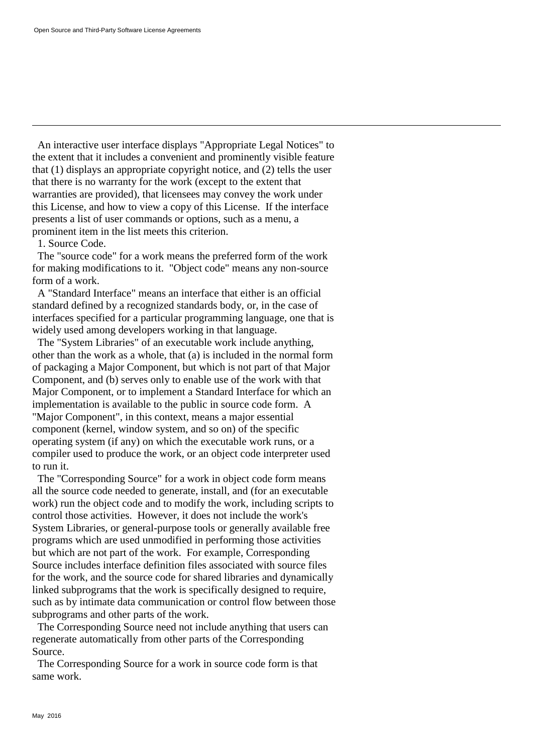An interactive user interface displays "Appropriate Legal Notices" to the extent that it includes a convenient and prominently visible feature that (1) displays an appropriate copyright notice, and (2) tells the user that there is no warranty for the work (except to the extent that warranties are provided), that licensees may convey the work under this License, and how to view a copy of this License. If the interface presents a list of user commands or options, such as a menu, a prominent item in the list meets this criterion.

1. Source Code.

The "source code" for a work means the preferred form of the work for making modifications to it. "Object code" means any non-source form of a work.

A "Standard Interface" means an interface that either is an official standard defined by a recognized standards body, or, in the case of interfaces specified for a particular programming language, one that is widely used among developers working in that language.

The "System Libraries" of an executable work include anything, other than the work as a whole, that (a) is included in the normal form of packaging a Major Component, but which is not part of that Major Component, and (b) serves only to enable use of the work with that Major Component, or to implement a Standard Interface for which an implementation is available to the public in source code form. A "Major Component", in this context, means a major essential component (kernel, window system, and so on) of the specific operating system (if any) on which the executable work runs, or a compiler used to produce the work, or an object code interpreter used to run it.

The "Corresponding Source" for a work in object code form means all the source code needed to generate, install, and (for an executable work) run the object code and to modify the work, including scripts to control those activities. However, it does not include the work's System Libraries, or general-purpose tools or generally available free programs which are used unmodified in performing those activities but which are not part of the work. For example, Corresponding Source includes interface definition files associated with source files for the work, and the source code for shared libraries and dynamically linked subprograms that the work is specifically designed to require, such as by intimate data communication or control flow between those subprograms and other parts of the work.

The Corresponding Source need not include anything that users can regenerate automatically from other parts of the Corresponding Source.

The Corresponding Source for a work in source code form is that same work.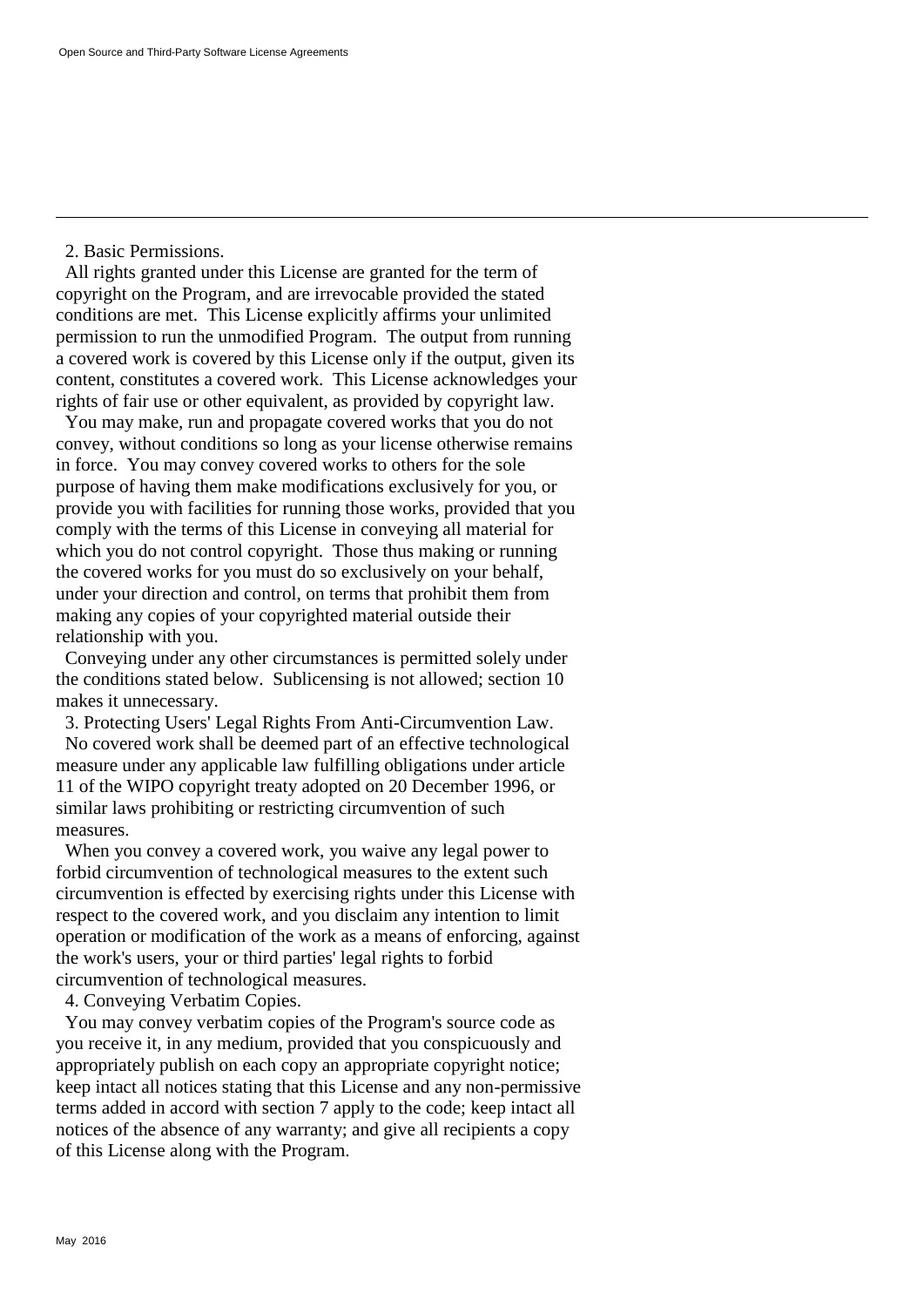2. Basic Permissions.

All rights granted under this License are granted for the term of copyright on the Program, and are irrevocable provided the stated conditions are met. This License explicitly affirms your unlimited permission to run the unmodified Program. The output from running a covered work is covered by this License only if the output, given its content, constitutes a covered work. This License acknowledges your rights of fair use or other equivalent, as provided by copyright law.

You may make, run and propagate covered works that you do not convey, without conditions so long as your license otherwise remains in force. You may convey covered works to others for the sole purpose of having them make modifications exclusively for you, or provide you with facilities for running those works, provided that you comply with the terms of this License in conveying all material for which you do not control copyright. Those thus making or running the covered works for you must do so exclusively on your behalf, under your direction and control, on terms that prohibit them from making any copies of your copyrighted material outside their relationship with you.

Conveying under any other circumstances is permitted solely under the conditions stated below. Sublicensing is not allowed; section 10 makes it unnecessary.

3. Protecting Users' Legal Rights From Anti-Circumvention Law.

No covered work shall be deemed part of an effective technological measure under any applicable law fulfilling obligations under article 11 of the WIPO copyright treaty adopted on 20 December 1996, or similar laws prohibiting or restricting circumvention of such measures.

When you convey a covered work, you waive any legal power to forbid circumvention of technological measures to the extent such circumvention is effected by exercising rights under this License with respect to the covered work, and you disclaim any intention to limit operation or modification of the work as a means of enforcing, against the work's users, your or third parties' legal rights to forbid circumvention of technological measures.

4. Conveying Verbatim Copies.

You may convey verbatim copies of the Program's source code as you receive it, in any medium, provided that you conspicuously and appropriately publish on each copy an appropriate copyright notice; keep intact all notices stating that this License and any non-permissive terms added in accord with section 7 apply to the code; keep intact all notices of the absence of any warranty; and give all recipients a copy of this License along with the Program.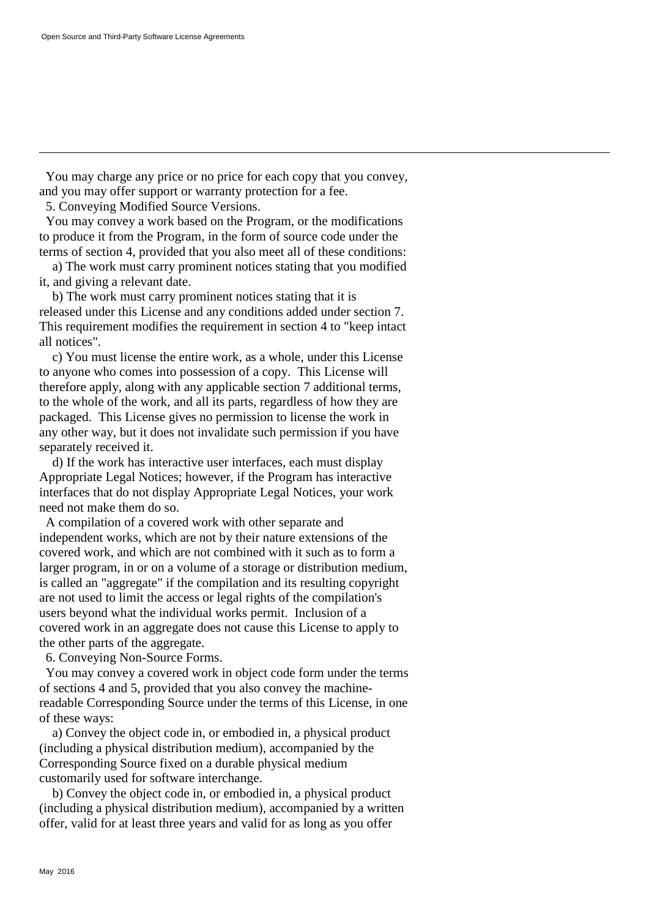You may charge any price or no price for each copy that you convey, and you may offer support or warranty protection for a fee.

5. Conveying Modified Source Versions.

You may convey a work based on the Program, or the modifications to produce it from the Program, in the form of source code under the terms of section 4, provided that you also meet all of these conditions:

a) The work must carry prominent notices stating that you modified it, and giving a relevant date.

b) The work must carry prominent notices stating that it is released under this License and any conditions added under section 7. This requirement modifies the requirement in section 4 to "keep intact all notices".

c) You must license the entire work, as a whole, under this License to anyone who comes into possession of a copy. This License will therefore apply, along with any applicable section 7 additional terms, to the whole of the work, and all its parts, regardless of how they are packaged. This License gives no permission to license the work in any other way, but it does not invalidate such permission if you have separately received it.

d) If the work has interactive user interfaces, each must display Appropriate Legal Notices; however, if the Program has interactive interfaces that do not display Appropriate Legal Notices, your work need not make them do so.

A compilation of a covered work with other separate and independent works, which are not by their nature extensions of the covered work, and which are not combined with it such as to form a larger program, in or on a volume of a storage or distribution medium, is called an "aggregate" if the compilation and its resulting copyright are not used to limit the access or legal rights of the compilation's users beyond what the individual works permit. Inclusion of a covered work in an aggregate does not cause this License to apply to the other parts of the aggregate.

6. Conveying Non-Source Forms.

You may convey a covered work in object code form under the terms of sections 4 and 5, provided that you also convey the machine-readable Corresponding Source under the terms of this License, in one of these ways:

a) Convey the object code in, or embodied in, a physical product (including a physical distribution medium), accompanied by the Corresponding Source fixed on a durable physical medium customarily used for software interchange.

b) Convey the object code in, or embodied in, a physical product (including a physical distribution medium), accompanied by a written offer, valid for at least three years and valid for as long as you offer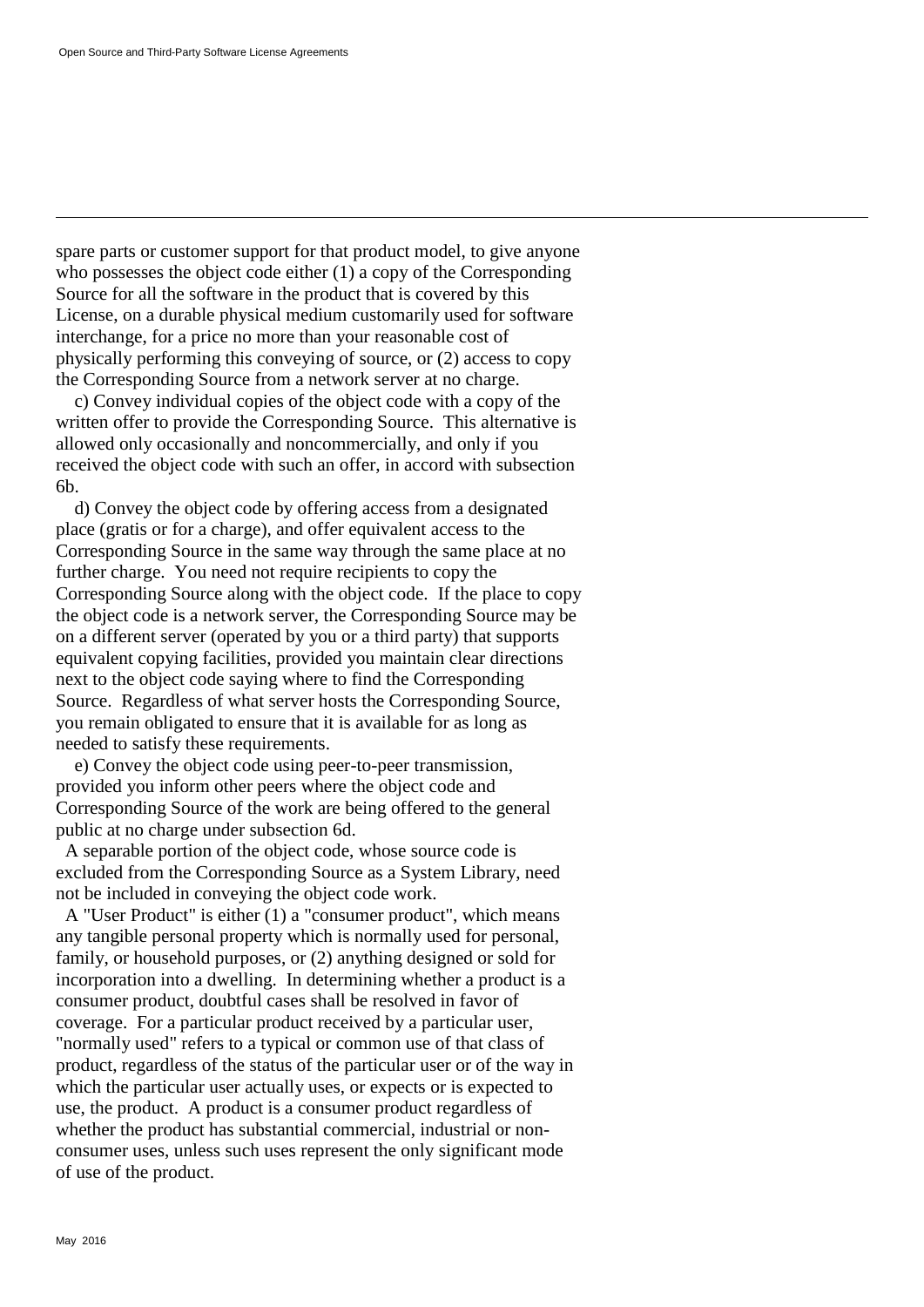spare parts or customer support for that product model, to give anyone who possesses the object code either (1) a copy of the Corresponding Source for all the software in the product that is covered by this License, on a durable physical medium customarily used for software interchange, for a price no more than your reasonable cost of physically performing this conveying of source, or (2) access to copy the Corresponding Source from a network server at no charge.

c) Convey individual copies of the object code with a copy of the written offer to provide the Corresponding Source. This alternative is allowed only occasionally and noncommercially, and only if you received the object code with such an offer, in accord with subsection 6b.

d) Convey the object code by offering access from a designated place (gratis or for a charge), and offer equivalent access to the Corresponding Source in the same way through the same place at no further charge. You need not require recipients to copy the Corresponding Source along with the object code. If the place to copy the object code is a network server, the Corresponding Source may be on a different server (operated by you or a third party) that supports equivalent copying facilities, provided you maintain clear directions next to the object code saying where to find the Corresponding Source. Regardless of what server hosts the Corresponding Source, you remain obligated to ensure that it is available for as long as needed to satisfy these requirements.

e) Convey the object code using peer-to-peer transmission, provided you inform other peers where the object code and Corresponding Source of the work are being offered to the general public at no charge under subsection 6d.

A separable portion of the object code, whose source code is excluded from the Corresponding Source as a System Library, need not be included in conveying the object code work.

A "User Product" is either (1) a "consumer product", which means any tangible personal property which is normally used for personal, family, or household purposes, or (2) anything designed or sold for incorporation into a dwelling. In determining whether a product is a consumer product, doubtful cases shall be resolved in favor of coverage. For a particular product received by a particular user, "normally used" refers to a typical or common use of that class of product, regardless of the status of the particular user or of the way in which the particular user actually uses, or expects or is expected to use, the product. A product is a consumer product regardless of whether the product has substantial commercial, industrial or non-consumer uses, unless such uses represent the only significant mode of use of the product.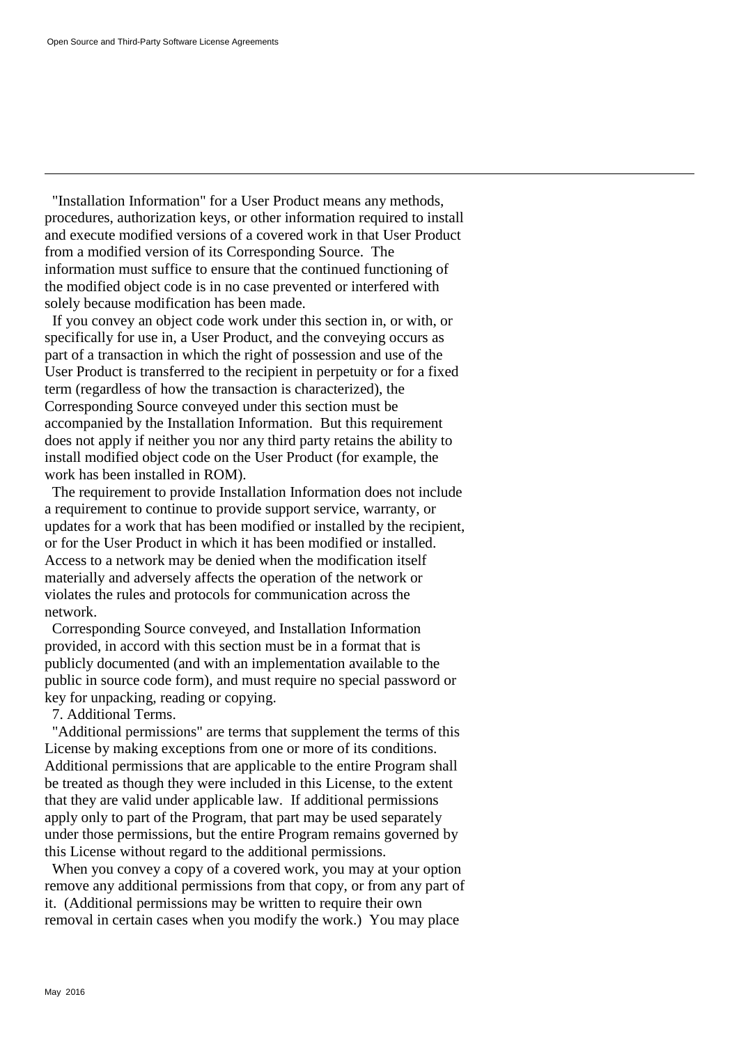"Installation Information" for a User Product means any methods, procedures, authorization keys, or other information required to install and execute modified versions of a covered work in that User Product from a modified version of its Corresponding Source. The information must suffice to ensure that the continued functioning of the modified object code is in no case prevented or interfered with solely because modification has been made.

If you convey an object code work under this section in, or with, or specifically for use in, a User Product, and the conveying occurs as part of a transaction in which the right of possession and use of the User Product is transferred to the recipient in perpetuity or for a fixed term (regardless of how the transaction is characterized), the Corresponding Source conveyed under this section must be accompanied by the Installation Information. But this requirement does not apply if neither you nor any third party retains the ability to install modified object code on the User Product (for example, the work has been installed in ROM).

The requirement to provide Installation Information does not include a requirement to continue to provide support service, warranty, or updates for a work that has been modified or installed by the recipient, or for the User Product in which it has been modified or installed. Access to a network may be denied when the modification itself materially and adversely affects the operation of the network or violates the rules and protocols for communication across the network.

Corresponding Source conveyed, and Installation Information provided, in accord with this section must be in a format that is publicly documented (and with an implementation available to the public in source code form), and must require no special password or key for unpacking, reading or copying.

7. Additional Terms.

"Additional permissions" are terms that supplement the terms of this License by making exceptions from one or more of its conditions. Additional permissions that are applicable to the entire Program shall be treated as though they were included in this License, to the extent that they are valid under applicable law. If additional permissions apply only to part of the Program, that part may be used separately under those permissions, but the entire Program remains governed by this License without regard to the additional permissions.

When you convey a copy of a covered work, you may at your option remove any additional permissions from that copy, or from any part of it. (Additional permissions may be written to require their own removal in certain cases when you modify the work.) You may place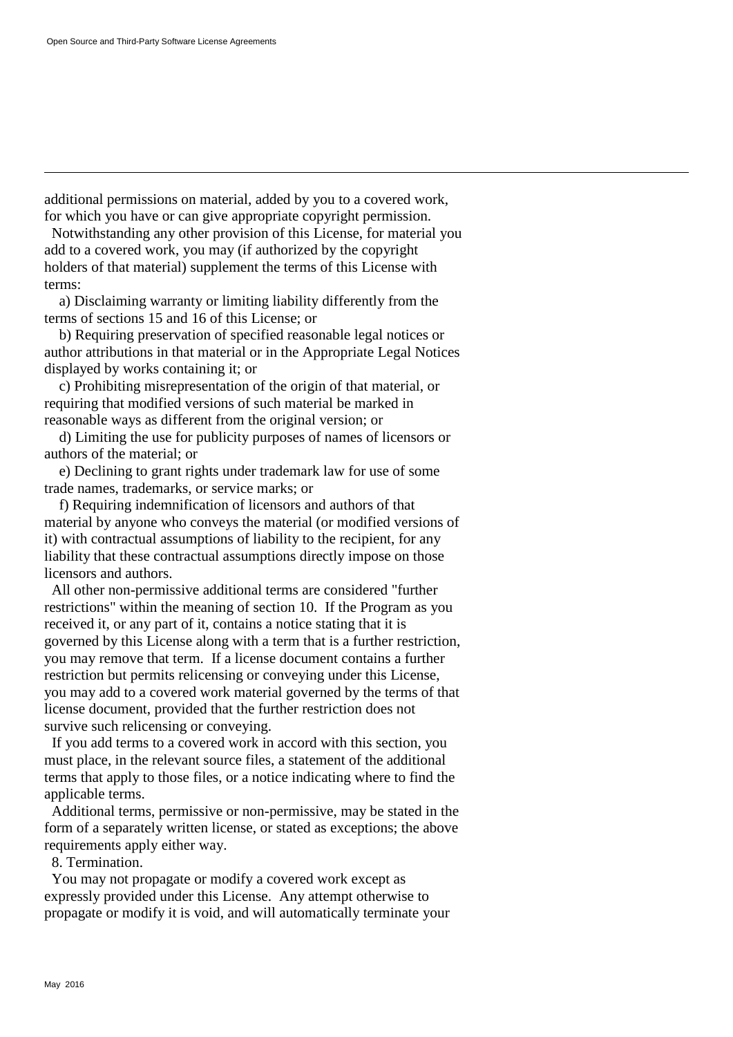additional permissions on material, added by you to a covered work, for which you have or can give appropriate copyright permission.

Notwithstanding any other provision of this License, for material you add to a covered work, you may (if authorized by the copyright holders of that material) supplement the terms of this License with terms:

a) Disclaiming warranty or limiting liability differently from the terms of sections 15 and 16 of this License; or

b) Requiring preservation of specified reasonable legal notices or author attributions in that material or in the Appropriate Legal Notices displayed by works containing it; or

c) Prohibiting misrepresentation of the origin of that material, or requiring that modified versions of such material be marked in reasonable ways as different from the original version; or

d) Limiting the use for publicity purposes of names of licensors or authors of the material; or

e) Declining to grant rights under trademark law for use of some trade names, trademarks, or service marks; or

f) Requiring indemnification of licensors and authors of that material by anyone who conveys the material (or modified versions of it) with contractual assumptions of liability to the recipient, for any liability that these contractual assumptions directly impose on those licensors and authors.

All other non-permissive additional terms are considered "further restrictions" within the meaning of section 10. If the Program as you received it, or any part of it, contains a notice stating that it is governed by this License along with a term that is a further restriction, you may remove that term. If a license document contains a further restriction but permits relicensing or conveying under this License, you may add to a covered work material governed by the terms of that license document, provided that the further restriction does not survive such relicensing or conveying.

If you add terms to a covered work in accord with this section, you must place, in the relevant source files, a statement of the additional terms that apply to those files, or a notice indicating where to find the applicable terms.

Additional terms, permissive or non-permissive, may be stated in the form of a separately written license, or stated as exceptions; the above requirements apply either way.

8. Termination.

You may not propagate or modify a covered work except as expressly provided under this License. Any attempt otherwise to propagate or modify it is void, and will automatically terminate your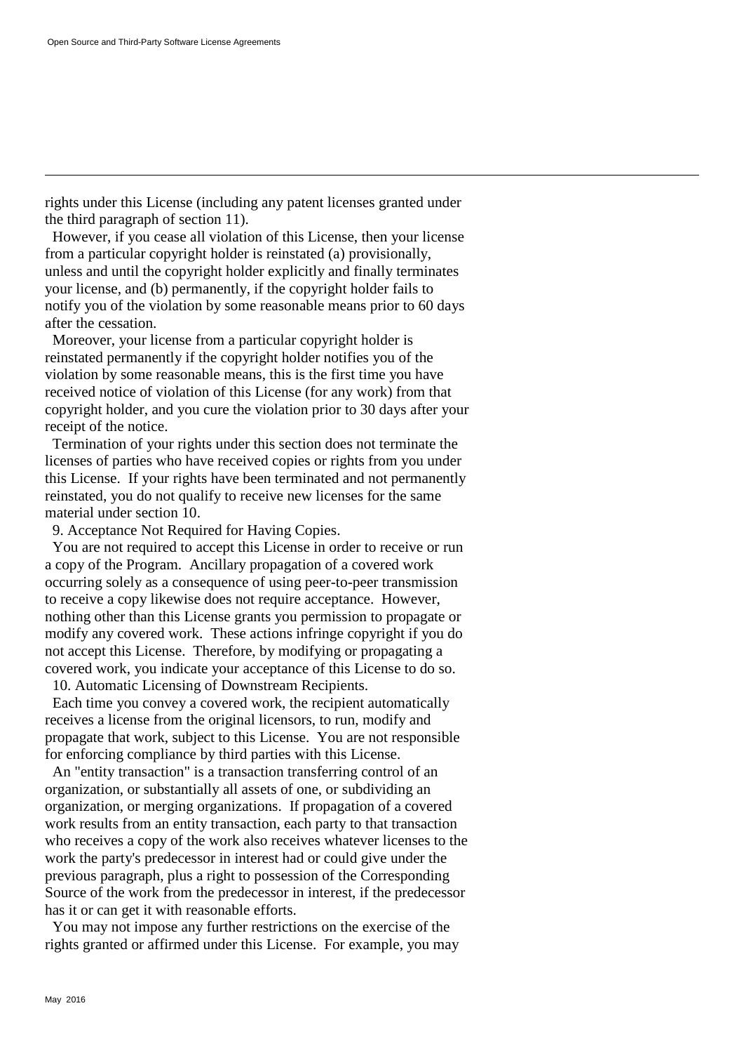rights under this License (including any patent licenses granted under the third paragraph of section 11).

However, if you cease all violation of this License, then your license from a particular copyright holder is reinstated (a) provisionally, unless and until the copyright holder explicitly and finally terminates your license, and (b) permanently, if the copyright holder fails to notify you of the violation by some reasonable means prior to 60 days after the cessation.

Moreover, your license from a particular copyright holder is reinstated permanently if the copyright holder notifies you of the violation by some reasonable means, this is the first time you have received notice of violation of this License (for any work) from that copyright holder, and you cure the violation prior to 30 days after your receipt of the notice.

Termination of your rights under this section does not terminate the licenses of parties who have received copies or rights from you under this License. If your rights have been terminated and not permanently reinstated, you do not qualify to receive new licenses for the same material under section 10.

9. Acceptance Not Required for Having Copies.

You are not required to accept this License in order to receive or run a copy of the Program. Ancillary propagation of a covered work occurring solely as a consequence of using peer-to-peer transmission to receive a copy likewise does not require acceptance. However, nothing other than this License grants you permission to propagate or modify any covered work. These actions infringe copyright if you do not accept this License. Therefore, by modifying or propagating a covered work, you indicate your acceptance of this License to do so.

10. Automatic Licensing of Downstream Recipients.

Each time you convey a covered work, the recipient automatically receives a license from the original licensors, to run, modify and propagate that work, subject to this License. You are not responsible for enforcing compliance by third parties with this License.

An "entity transaction" is a transaction transferring control of an organization, or substantially all assets of one, or subdividing an organization, or merging organizations. If propagation of a covered work results from an entity transaction, each party to that transaction who receives a copy of the work also receives whatever licenses to the work the party's predecessor in interest had or could give under the previous paragraph, plus a right to possession of the Corresponding Source of the work from the predecessor in interest, if the predecessor has it or can get it with reasonable efforts.

You may not impose any further restrictions on the exercise of the rights granted or affirmed under this License. For example, you may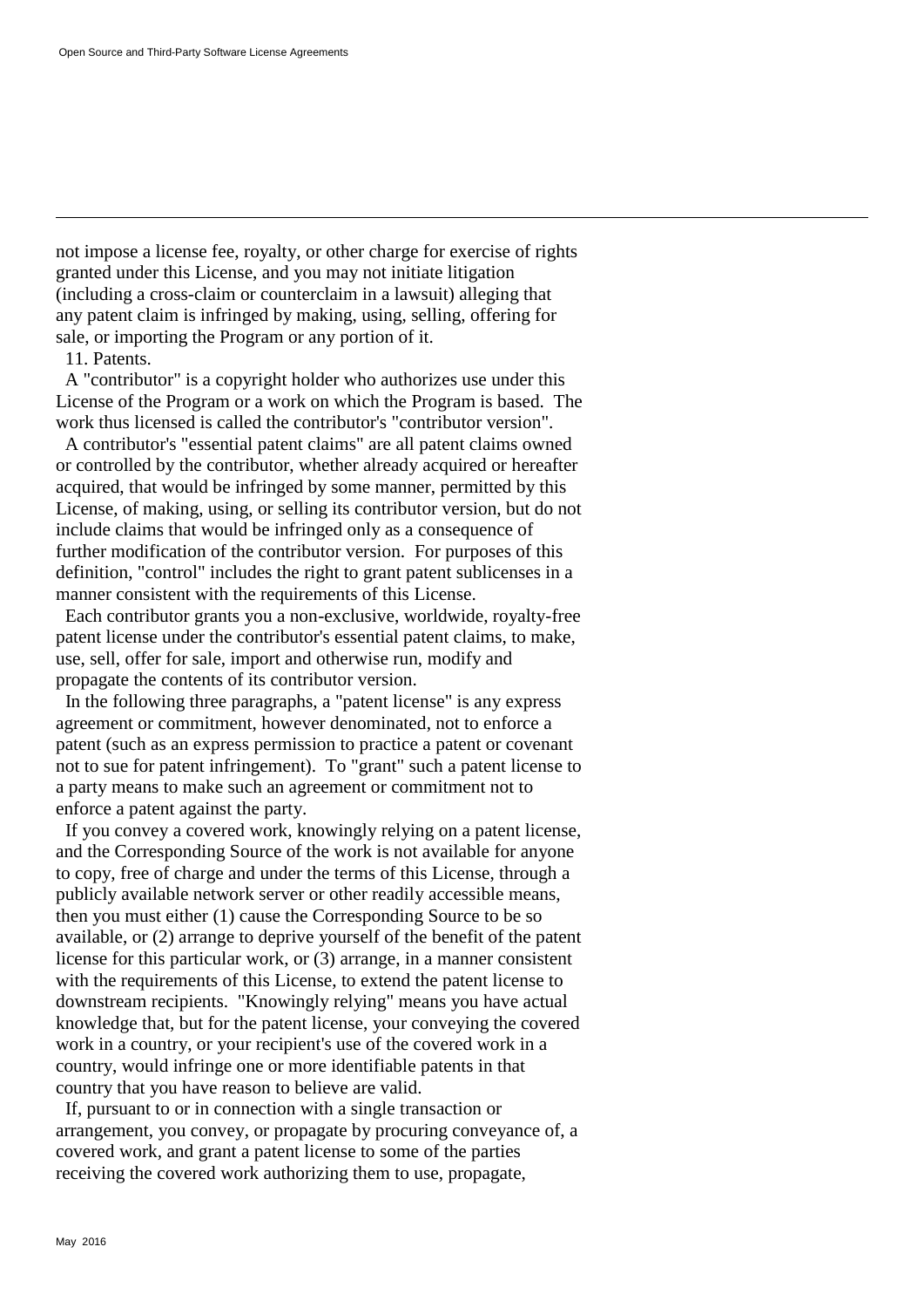not impose a license fee, royalty, or other charge for exercise of rights granted under this License, and you may not initiate litigation (including a cross-claim or counterclaim in a lawsuit) alleging that any patent claim is infringed by making, using, selling, offering for sale, or importing the Program or any portion of it.

11. Patents.

A "contributor" is a copyright holder who authorizes use under this License of the Program or a work on which the Program is based. The work thus licensed is called the contributor's "contributor version".

A contributor's "essential patent claims" are all patent claims owned or controlled by the contributor, whether already acquired or hereafter acquired, that would be infringed by some manner, permitted by this License, of making, using, or selling its contributor version, but do not include claims that would be infringed only as a consequence of further modification of the contributor version. For purposes of this definition, "control" includes the right to grant patent sublicenses in a manner consistent with the requirements of this License.

Each contributor grants you a non-exclusive, worldwide, royalty-free patent license under the contributor's essential patent claims, to make, use, sell, offer for sale, import and otherwise run, modify and propagate the contents of its contributor version.

In the following three paragraphs, a "patent license" is any express agreement or commitment, however denominated, not to enforce a patent (such as an express permission to practice a patent or covenant not to sue for patent infringement). To "grant" such a patent license to a party means to make such an agreement or commitment not to enforce a patent against the party.

If you convey a covered work, knowingly relying on a patent license, and the Corresponding Source of the work is not available for anyone to copy, free of charge and under the terms of this License, through a publicly available network server or other readily accessible means, then you must either (1) cause the Corresponding Source to be so available, or (2) arrange to deprive yourself of the benefit of the patent license for this particular work, or (3) arrange, in a manner consistent with the requirements of this License, to extend the patent license to downstream recipients. "Knowingly relying" means you have actual knowledge that, but for the patent license, your conveying the covered work in a country, or your recipient's use of the covered work in a country, would infringe one or more identifiable patents in that country that you have reason to believe are valid.

If, pursuant to or in connection with a single transaction or arrangement, you convey, or propagate by procuring conveyance of, a covered work, and grant a patent license to some of the parties receiving the covered work authorizing them to use, propagate,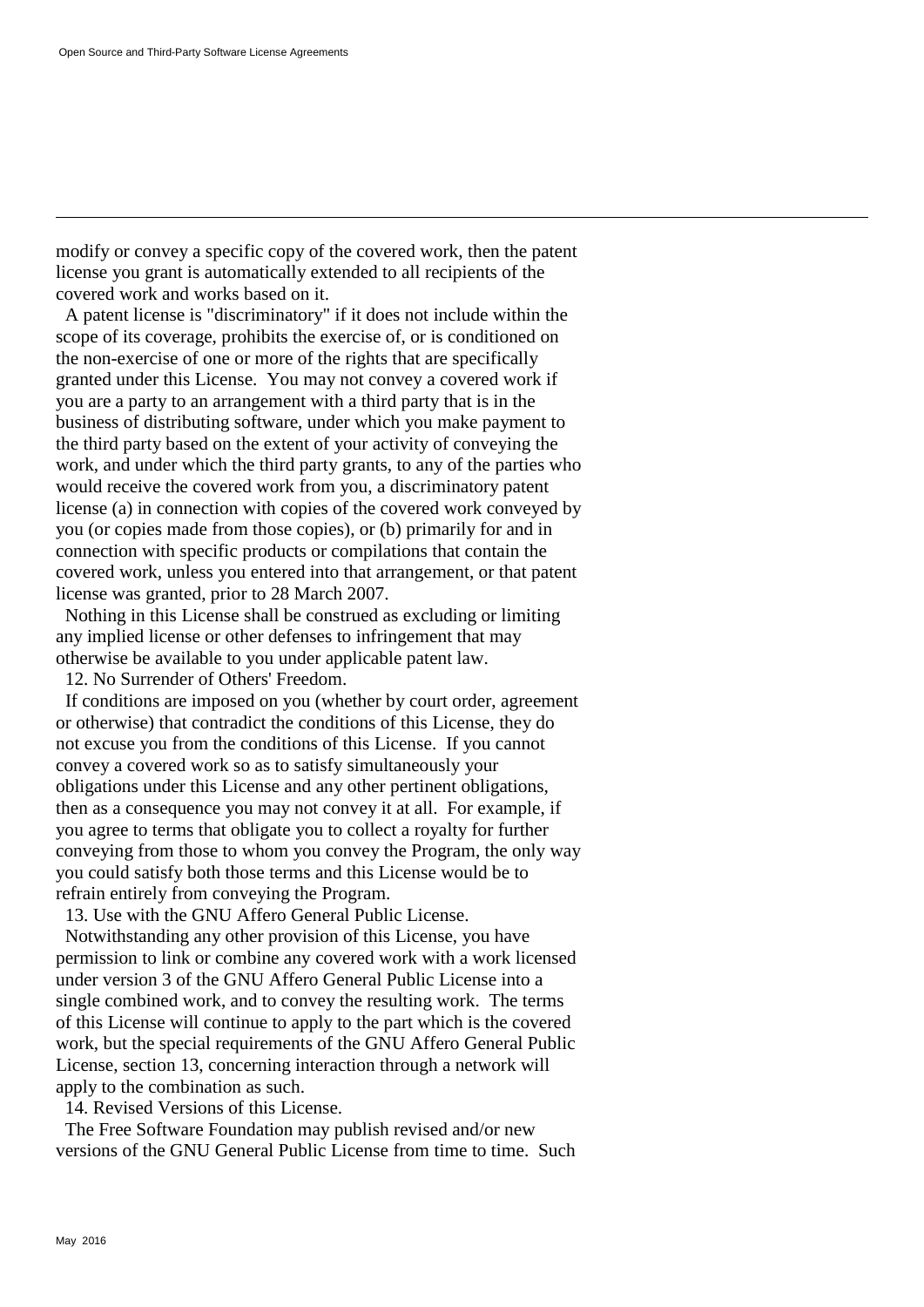modify or convey a specific copy of the covered work, then the patent license you grant is automatically extended to all recipients of the covered work and works based on it.

A patent license is "discriminatory" if it does not include within the scope of its coverage, prohibits the exercise of, or is conditioned on the non-exercise of one or more of the rights that are specifically granted under this License. You may not convey a covered work if you are a party to an arrangement with a third party that is in the business of distributing software, under which you make payment to the third party based on the extent of your activity of conveying the work, and under which the third party grants, to any of the parties who would receive the covered work from you, a discriminatory patent license (a) in connection with copies of the covered work conveyed by you (or copies made from those copies), or (b) primarily for and in connection with specific products or compilations that contain the covered work, unless you entered into that arrangement, or that patent license was granted, prior to 28 March 2007.

Nothing in this License shall be construed as excluding or limiting any implied license or other defenses to infringement that may otherwise be available to you under applicable patent law.

12. No Surrender of Others' Freedom.

If conditions are imposed on you (whether by court order, agreement or otherwise) that contradict the conditions of this License, they do not excuse you from the conditions of this License. If you cannot convey a covered work so as to satisfy simultaneously your obligations under this License and any other pertinent obligations, then as a consequence you may not convey it at all. For example, if you agree to terms that obligate you to collect a royalty for further conveying from those to whom you convey the Program, the only way you could satisfy both those terms and this License would be to refrain entirely from conveying the Program.

13. Use with the GNU Affero General Public License.

Notwithstanding any other provision of this License, you have permission to link or combine any covered work with a work licensed under version 3 of the GNU Affero General Public License into a single combined work, and to convey the resulting work. The terms of this License will continue to apply to the part which is the covered work, but the special requirements of the GNU Affero General Public License, section 13, concerning interaction through a network will apply to the combination as such.

14. Revised Versions of this License.

The Free Software Foundation may publish revised and/or new versions of the GNU General Public License from time to time. Such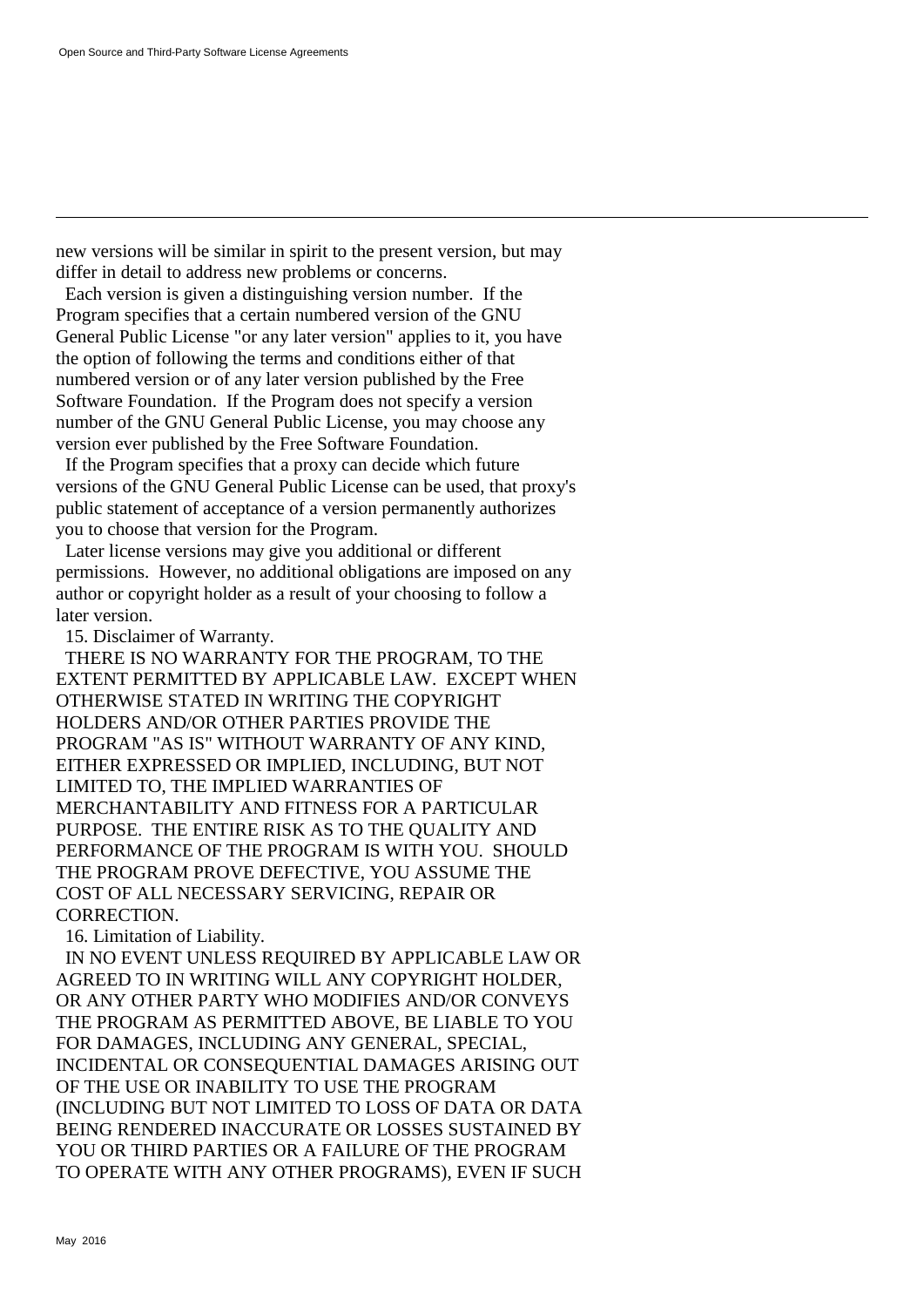new versions will be similar in spirit to the present version, but may differ in detail to address new problems or concerns.

Each version is given a distinguishing version number. If the Program specifies that a certain numbered version of the GNU General Public License "or any later version" applies to it, you have the option of following the terms and conditions either of that numbered version or of any later version published by the Free Software Foundation. If the Program does not specify a version number of the GNU General Public License, you may choose any version ever published by the Free Software Foundation.

If the Program specifies that a proxy can decide which future versions of the GNU General Public License can be used, that proxy's public statement of acceptance of a version permanently authorizes you to choose that version for the Program.

Later license versions may give you additional or different permissions. However, no additional obligations are imposed on any author or copyright holder as a result of your choosing to follow a later version.

15. Disclaimer of Warranty.

THERE IS NO WARRANTY FOR THE PROGRAM, TO THE EXTENT PERMITTED BY APPLICABLE LAW. EXCEPT WHEN OTHERWISE STATED IN WRITING THE COPYRIGHT HOLDERS AND/OR OTHER PARTIES PROVIDE THE PROGRAM "AS IS" WITHOUT WARRANTY OF ANY KIND, EITHER EXPRESSED OR IMPLIED, INCLUDING, BUT NOT LIMITED TO, THE IMPLIED WARRANTIES OF MERCHANTABILITY AND FITNESS FOR A PARTICULAR PURPOSE. THE ENTIRE RISK AS TO THE QUALITY AND PERFORMANCE OF THE PROGRAM IS WITH YOU. SHOULD THE PROGRAM PROVE DEFECTIVE, YOU ASSUME THE COST OF ALL NECESSARY SERVICING, REPAIR OR CORRECTION.

16. Limitation of Liability.

IN NO EVENT UNLESS REQUIRED BY APPLICABLE LAW OR AGREED TO IN WRITING WILL ANY COPYRIGHT HOLDER, OR ANY OTHER PARTY WHO MODIFIES AND/OR CONVEYS THE PROGRAM AS PERMITTED ABOVE, BE LIABLE TO YOU FOR DAMAGES, INCLUDING ANY GENERAL, SPECIAL, INCIDENTAL OR CONSEQUENTIAL DAMAGES ARISING OUT OF THE USE OR INABILITY TO USE THE PROGRAM (INCLUDING BUT NOT LIMITED TO LOSS OF DATA OR DATA BEING RENDERED INACCURATE OR LOSSES SUSTAINED BY YOU OR THIRD PARTIES OR A FAILURE OF THE PROGRAM TO OPERATE WITH ANY OTHER PROGRAMS), EVEN IF SUCH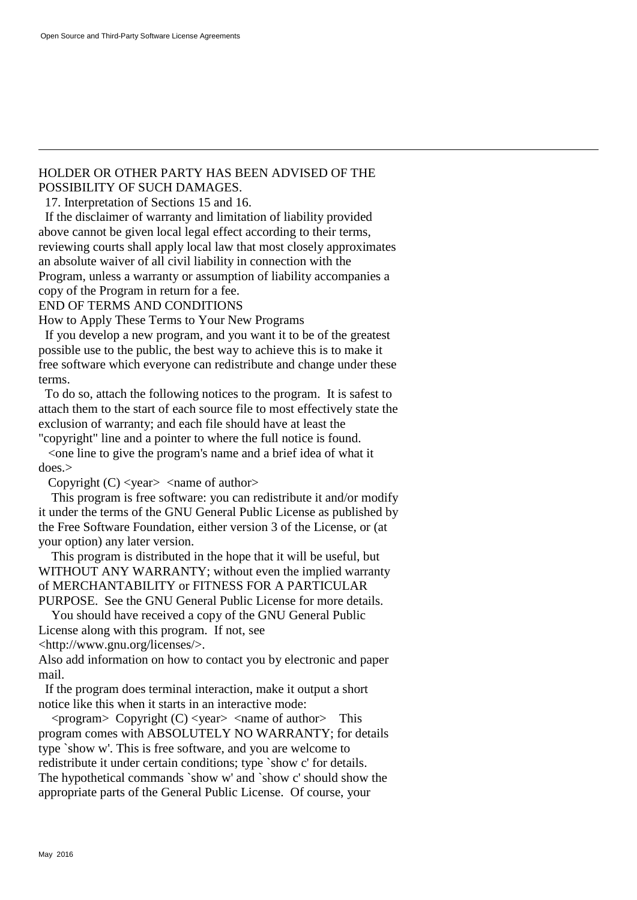HOLDER OR OTHER PARTY HAS BEEN ADVISED OF THE POSSIBILITY OF SUCH DAMAGES.

17. Interpretation of Sections 15 and 16.

If the disclaimer of warranty and limitation of liability provided above cannot be given local legal effect according to their terms, reviewing courts shall apply local law that most closely approximates an absolute waiver of all civil liability in connection with the Program, unless a warranty or assumption of liability accompanies a copy of the Program in return for a fee.

END OF TERMS AND CONDITIONS

How to Apply These Terms to Your New Programs

If you develop a new program, and you want it to be of the greatest possible use to the public, the best way to achieve this is to make it free software which everyone can redistribute and change under these terms.

To do so, attach the following notices to the program. It is safest to attach them to the start of each source file to most effectively state the exclusion of warranty; and each file should have at least the "copyright" line and a pointer to where the full notice is found.

<one line to give the program's name and a brief idea of what it does.>

Copyright (C) <year> <name of author>

This program is free software: you can redistribute it and/or modify it under the terms of the GNU General Public License as published by the Free Software Foundation, either version 3 of the License, or (at your option) any later version.

This program is distributed in the hope that it will be useful, but WITHOUT ANY WARRANTY; without even the implied warranty of MERCHANTABILITY or FITNESS FOR A PARTICULAR PURPOSE. See the GNU General Public License for more details.

You should have received a copy of the GNU General Public License along with this program. If not, see <http://www.gnu.org/licenses/>.

Also add information on how to contact you by electronic and paper mail.

If the program does terminal interaction, make it output a short notice like this when it starts in an interactive mode:

<program> Copyright (C) <year> <name of author> This program comes with ABSOLUTELY NO WARRANTY; for details type `show w'. This is free software, and you are welcome to redistribute it under certain conditions; type `show c' for details.

The hypothetical commands `show w' and `show c' should show the appropriate parts of the General Public License. Of course, your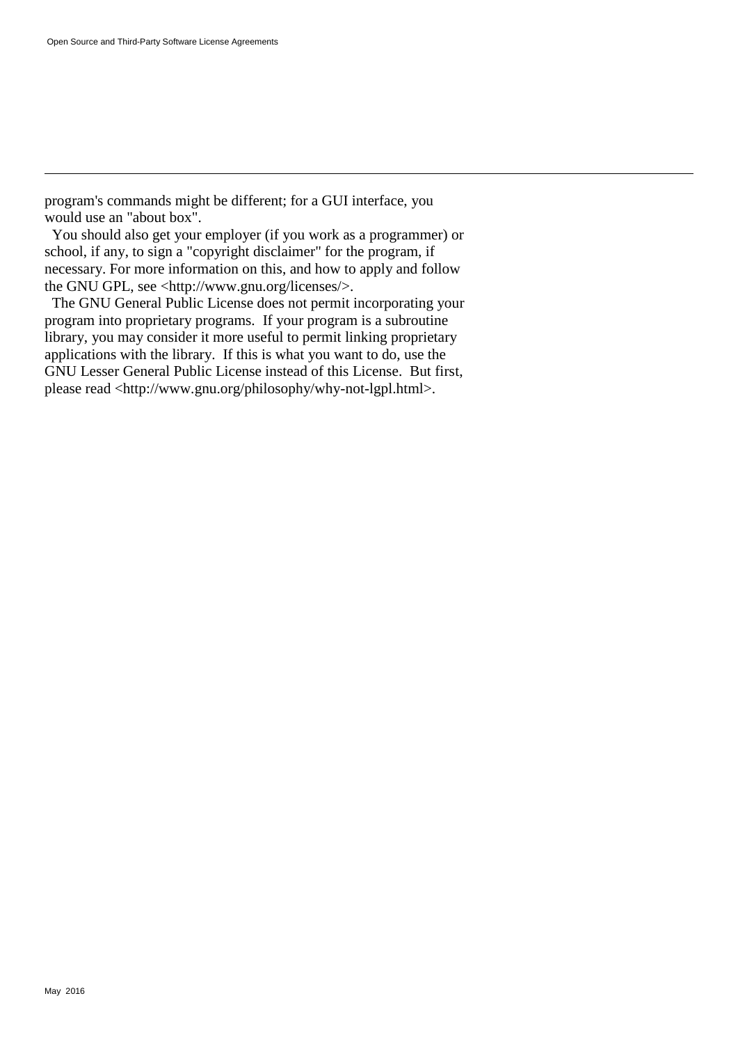program's commands might be different; for a GUI interface, you would use an "about box".

You should also get your employer (if you work as a programmer) or school, if any, to sign a "copyright disclaimer" for the program, if necessary. For more information on this, and how to apply and follow the GNU GPL, see <http://www.gnu.org/licenses/>.

The GNU General Public License does not permit incorporating your program into proprietary programs. If your program is a subroutine library, you may consider it more useful to permit linking proprietary applications with the library. If this is what you want to do, use the GNU Lesser General Public License instead of this License. But first, please read <http://www.gnu.org/philosophy/why-not-lgpl.html>.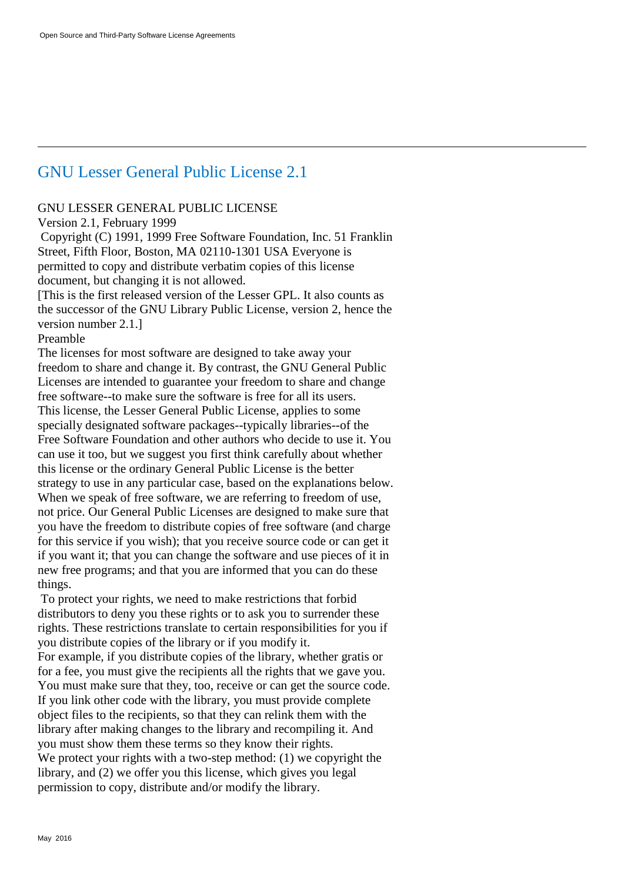# GNU Lesser General Public License 2.1

GNU LESSER GENERAL PUBLIC LICENSE
Version 2.1, February 1999
Copyright (C) 1991, 1999 Free Software Foundation, Inc. 51 Franklin Street, Fifth Floor, Boston, MA 02110-1301 USA Everyone is permitted to copy and distribute verbatim copies of this license document, but changing it is not allowed.
[This is the first released version of the Lesser GPL. It also counts as the successor of the GNU Library Public License, version 2, hence the version number 2.1.]
Preamble
The licenses for most software are designed to take away your freedom to share and change it. By contrast, the GNU General Public Licenses are intended to guarantee your freedom to share and change free software--to make sure the software is free for all its users.
This license, the Lesser General Public License, applies to some specially designated software packages--typically libraries--of the Free Software Foundation and other authors who decide to use it. You can use it too, but we suggest you first think carefully about whether this license or the ordinary General Public License is the better strategy to use in any particular case, based on the explanations below.
When we speak of free software, we are referring to freedom of use, not price. Our General Public Licenses are designed to make sure that you have the freedom to distribute copies of free software (and charge for this service if you wish); that you receive source code or can get it if you want it; that you can change the software and use pieces of it in new free programs; and that you are informed that you can do these things.
To protect your rights, we need to make restrictions that forbid distributors to deny you these rights or to ask you to surrender these rights. These restrictions translate to certain responsibilities for you if you distribute copies of the library or if you modify it.
For example, if you distribute copies of the library, whether gratis or for a fee, you must give the recipients all the rights that we gave you. You must make sure that they, too, receive or can get the source code. If you link other code with the library, you must provide complete object files to the recipients, so that they can relink them with the library after making changes to the library and recompiling it. And you must show them these terms so they know their rights.
We protect your rights with a two-step method: (1) we copyright the library, and (2) we offer you this license, which gives you legal permission to copy, distribute and/or modify the library.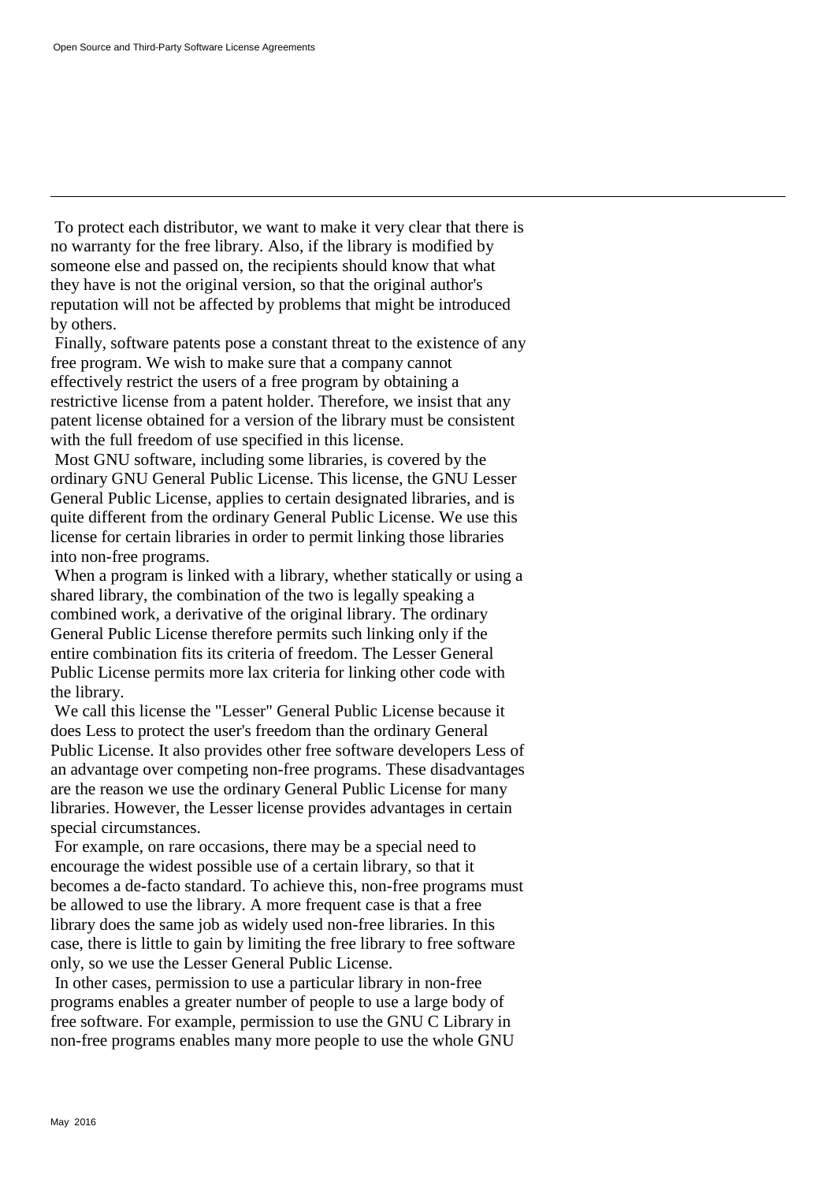To protect each distributor, we want to make it very clear that there is no warranty for the free library. Also, if the library is modified by someone else and passed on, the recipients should know that what they have is not the original version, so that the original author's reputation will not be affected by problems that might be introduced by others.

Finally, software patents pose a constant threat to the existence of any free program. We wish to make sure that a company cannot effectively restrict the users of a free program by obtaining a restrictive license from a patent holder. Therefore, we insist that any patent license obtained for a version of the library must be consistent with the full freedom of use specified in this license.

Most GNU software, including some libraries, is covered by the ordinary GNU General Public License. This license, the GNU Lesser General Public License, applies to certain designated libraries, and is quite different from the ordinary General Public License. We use this license for certain libraries in order to permit linking those libraries into non-free programs.

When a program is linked with a library, whether statically or using a shared library, the combination of the two is legally speaking a combined work, a derivative of the original library. The ordinary General Public License therefore permits such linking only if the entire combination fits its criteria of freedom. The Lesser General Public License permits more lax criteria for linking other code with the library.

We call this license the "Lesser" General Public License because it does Less to protect the user's freedom than the ordinary General Public License. It also provides other free software developers Less of an advantage over competing non-free programs. These disadvantages are the reason we use the ordinary General Public License for many libraries. However, the Lesser license provides advantages in certain special circumstances.

For example, on rare occasions, there may be a special need to encourage the widest possible use of a certain library, so that it becomes a de-facto standard. To achieve this, non-free programs must be allowed to use the library. A more frequent case is that a free library does the same job as widely used non-free libraries. In this case, there is little to gain by limiting the free library to free software only, so we use the Lesser General Public License.

In other cases, permission to use a particular library in non-free programs enables a greater number of people to use a large body of free software. For example, permission to use the GNU C Library in non-free programs enables many more people to use the whole GNU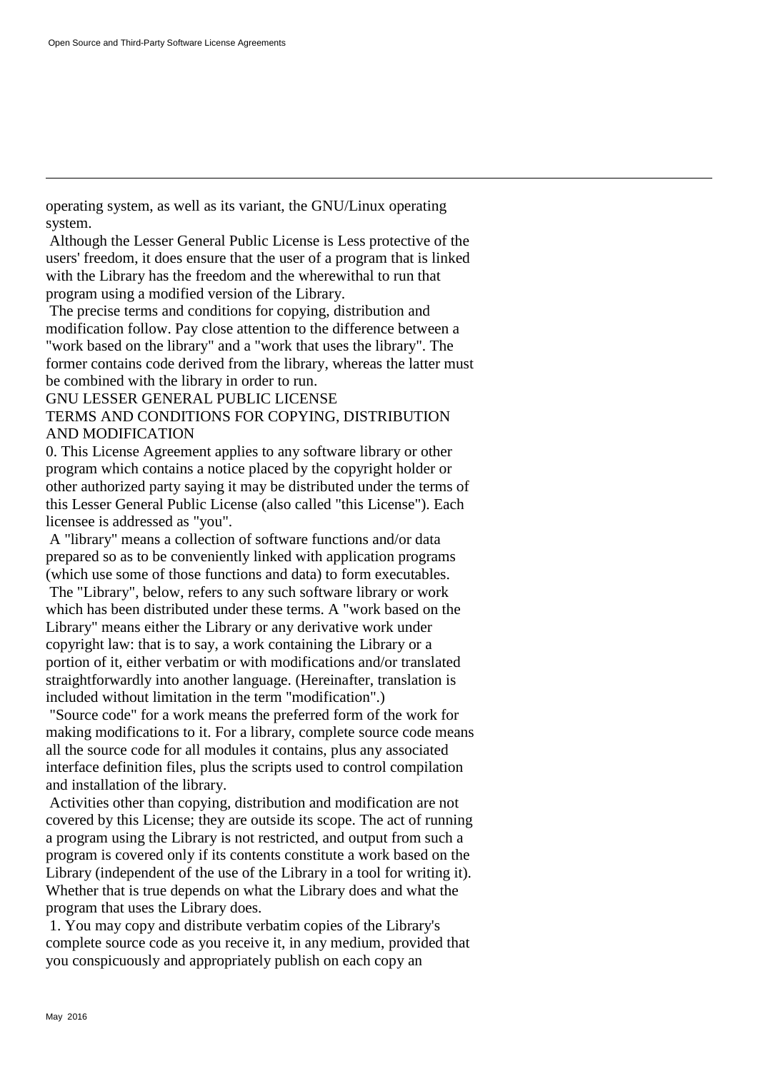operating system, as well as its variant, the GNU/Linux operating system.

Although the Lesser General Public License is Less protective of the users' freedom, it does ensure that the user of a program that is linked with the Library has the freedom and the wherewithal to run that program using a modified version of the Library.

The precise terms and conditions for copying, distribution and modification follow. Pay close attention to the difference between a "work based on the library" and a "work that uses the library". The former contains code derived from the library, whereas the latter must be combined with the library in order to run.

GNU LESSER GENERAL PUBLIC LICENSE

TERMS AND CONDITIONS FOR COPYING, DISTRIBUTION AND MODIFICATION

0. This License Agreement applies to any software library or other program which contains a notice placed by the copyright holder or other authorized party saying it may be distributed under the terms of this Lesser General Public License (also called "this License"). Each licensee is addressed as "you".

A "library" means a collection of software functions and/or data prepared so as to be conveniently linked with application programs (which use some of those functions and data) to form executables.

The "Library", below, refers to any such software library or work which has been distributed under these terms. A "work based on the Library" means either the Library or any derivative work under copyright law: that is to say, a work containing the Library or a portion of it, either verbatim or with modifications and/or translated straightforwardly into another language. (Hereinafter, translation is included without limitation in the term "modification".)

"Source code" for a work means the preferred form of the work for making modifications to it. For a library, complete source code means all the source code for all modules it contains, plus any associated interface definition files, plus the scripts used to control compilation and installation of the library.

Activities other than copying, distribution and modification are not covered by this License; they are outside its scope. The act of running a program using the Library is not restricted, and output from such a program is covered only if its contents constitute a work based on the Library (independent of the use of the Library in a tool for writing it). Whether that is true depends on what the Library does and what the program that uses the Library does.

1. You may copy and distribute verbatim copies of the Library's complete source code as you receive it, in any medium, provided that you conspicuously and appropriately publish on each copy an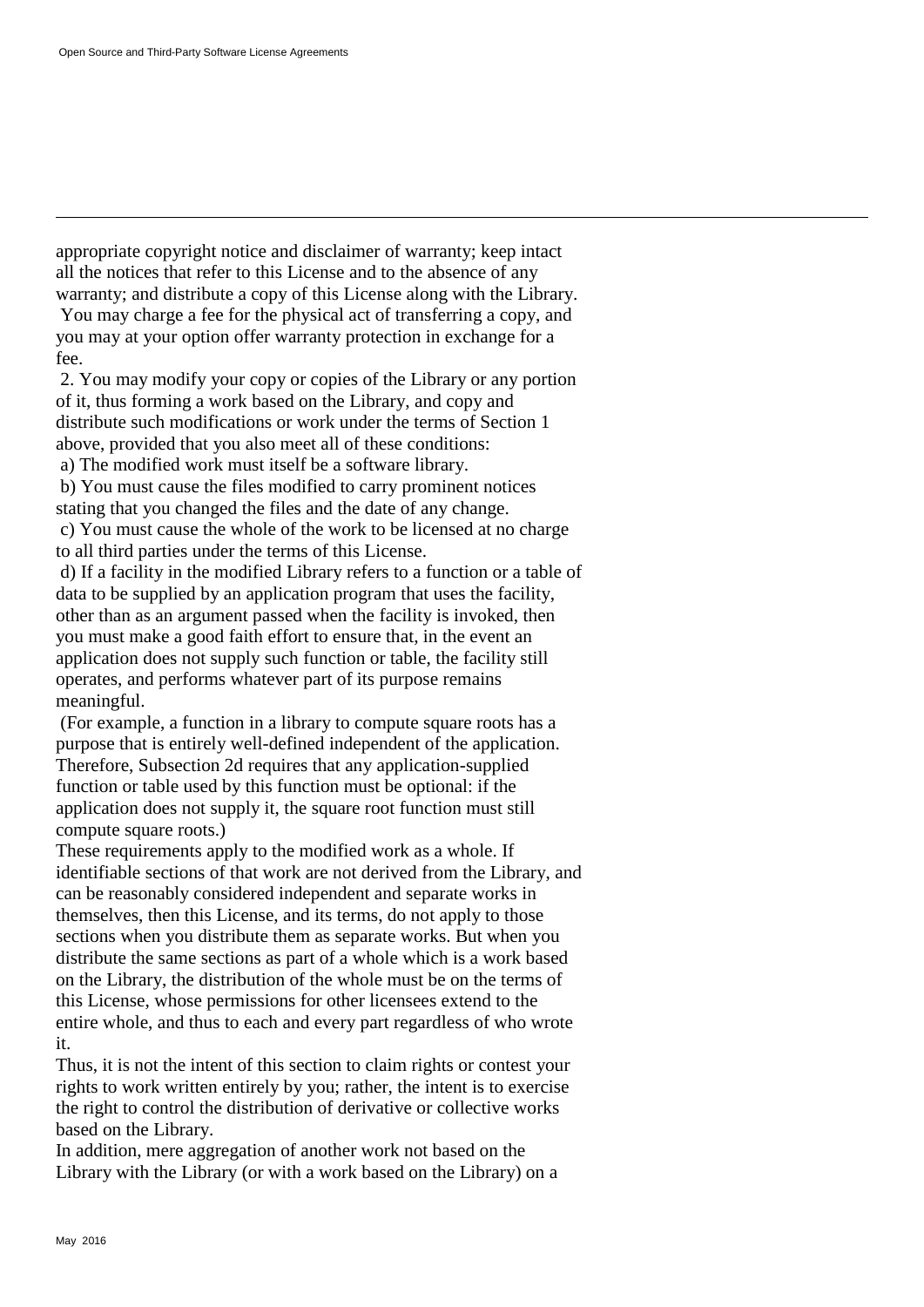appropriate copyright notice and disclaimer of warranty; keep intact all the notices that refer to this License and to the absence of any warranty; and distribute a copy of this License along with the Library.

You may charge a fee for the physical act of transferring a copy, and you may at your option offer warranty protection in exchange for a fee.

2. You may modify your copy or copies of the Library or any portion of it, thus forming a work based on the Library, and copy and distribute such modifications or work under the terms of Section 1 above, provided that you also meet all of these conditions:

a) The modified work must itself be a software library.

b) You must cause the files modified to carry prominent notices stating that you changed the files and the date of any change.

c) You must cause the whole of the work to be licensed at no charge to all third parties under the terms of this License.

d) If a facility in the modified Library refers to a function or a table of data to be supplied by an application program that uses the facility, other than as an argument passed when the facility is invoked, then you must make a good faith effort to ensure that, in the event an application does not supply such function or table, the facility still operates, and performs whatever part of its purpose remains meaningful.

(For example, a function in a library to compute square roots has a purpose that is entirely well-defined independent of the application. Therefore, Subsection 2d requires that any application-supplied function or table used by this function must be optional: if the application does not supply it, the square root function must still compute square roots.)

These requirements apply to the modified work as a whole. If identifiable sections of that work are not derived from the Library, and can be reasonably considered independent and separate works in themselves, then this License, and its terms, do not apply to those sections when you distribute them as separate works. But when you distribute the same sections as part of a whole which is a work based on the Library, the distribution of the whole must be on the terms of this License, whose permissions for other licensees extend to the entire whole, and thus to each and every part regardless of who wrote it.

Thus, it is not the intent of this section to claim rights or contest your rights to work written entirely by you; rather, the intent is to exercise the right to control the distribution of derivative or collective works based on the Library.

In addition, mere aggregation of another work not based on the Library with the Library (or with a work based on the Library) on a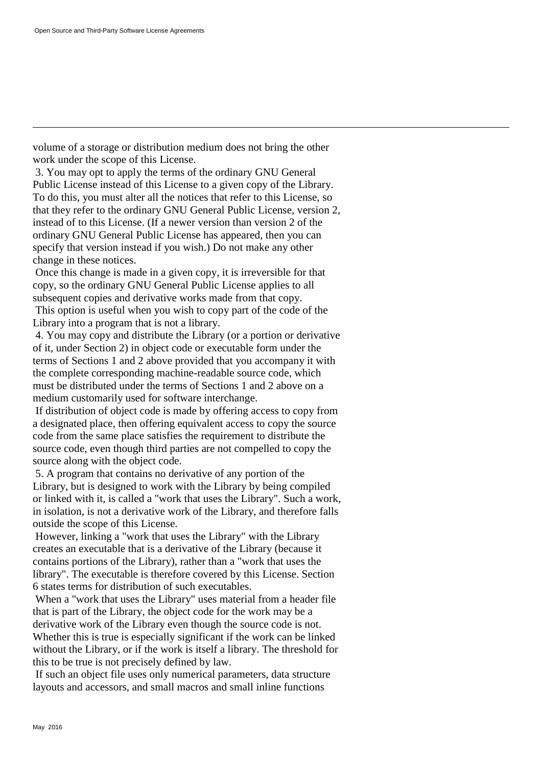volume of a storage or distribution medium does not bring the other work under the scope of this License.

3. You may opt to apply the terms of the ordinary GNU General Public License instead of this License to a given copy of the Library. To do this, you must alter all the notices that refer to this License, so that they refer to the ordinary GNU General Public License, version 2, instead of to this License. (If a newer version than version 2 of the ordinary GNU General Public License has appeared, then you can specify that version instead if you wish.) Do not make any other change in these notices.

Once this change is made in a given copy, it is irreversible for that copy, so the ordinary GNU General Public License applies to all subsequent copies and derivative works made from that copy.

This option is useful when you wish to copy part of the code of the Library into a program that is not a library.

4. You may copy and distribute the Library (or a portion or derivative of it, under Section 2) in object code or executable form under the terms of Sections 1 and 2 above provided that you accompany it with the complete corresponding machine-readable source code, which must be distributed under the terms of Sections 1 and 2 above on a medium customarily used for software interchange.

If distribution of object code is made by offering access to copy from a designated place, then offering equivalent access to copy the source code from the same place satisfies the requirement to distribute the source code, even though third parties are not compelled to copy the source along with the object code.

5. A program that contains no derivative of any portion of the Library, but is designed to work with the Library by being compiled or linked with it, is called a "work that uses the Library". Such a work, in isolation, is not a derivative work of the Library, and therefore falls outside the scope of this License.

However, linking a "work that uses the Library" with the Library creates an executable that is a derivative of the Library (because it contains portions of the Library), rather than a "work that uses the library". The executable is therefore covered by this License. Section 6 states terms for distribution of such executables.

When a "work that uses the Library" uses material from a header file that is part of the Library, the object code for the work may be a derivative work of the Library even though the source code is not. Whether this is true is especially significant if the work can be linked without the Library, or if the work is itself a library. The threshold for this to be true is not precisely defined by law.

If such an object file uses only numerical parameters, data structure layouts and accessors, and small macros and small inline functions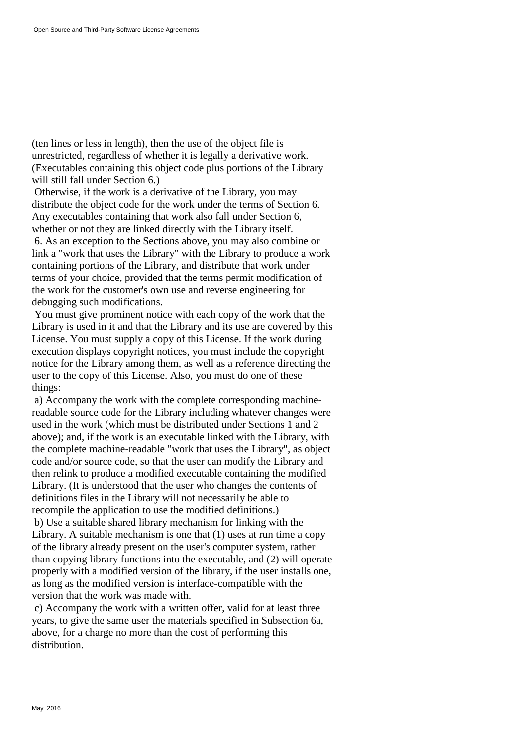(ten lines or less in length), then the use of the object file is unrestricted, regardless of whether it is legally a derivative work. (Executables containing this object code plus portions of the Library will still fall under Section 6.)

Otherwise, if the work is a derivative of the Library, you may distribute the object code for the work under the terms of Section 6. Any executables containing that work also fall under Section 6, whether or not they are linked directly with the Library itself.

6. As an exception to the Sections above, you may also combine or link a "work that uses the Library" with the Library to produce a work containing portions of the Library, and distribute that work under terms of your choice, provided that the terms permit modification of the work for the customer's own use and reverse engineering for debugging such modifications.

You must give prominent notice with each copy of the work that the Library is used in it and that the Library and its use are covered by this License. You must supply a copy of this License. If the work during execution displays copyright notices, you must include the copyright notice for the Library among them, as well as a reference directing the user to the copy of this License. Also, you must do one of these things:

a) Accompany the work with the complete corresponding machine-readable source code for the Library including whatever changes were used in the work (which must be distributed under Sections 1 and 2 above); and, if the work is an executable linked with the Library, with the complete machine-readable "work that uses the Library", as object code and/or source code, so that the user can modify the Library and then relink to produce a modified executable containing the modified Library. (It is understood that the user who changes the contents of definitions files in the Library will not necessarily be able to recompile the application to use the modified definitions.)

b) Use a suitable shared library mechanism for linking with the Library. A suitable mechanism is one that (1) uses at run time a copy of the library already present on the user's computer system, rather than copying library functions into the executable, and (2) will operate properly with a modified version of the library, if the user installs one, as long as the modified version is interface-compatible with the version that the work was made with.

c) Accompany the work with a written offer, valid for at least three years, to give the same user the materials specified in Subsection 6a, above, for a charge no more than the cost of performing this distribution.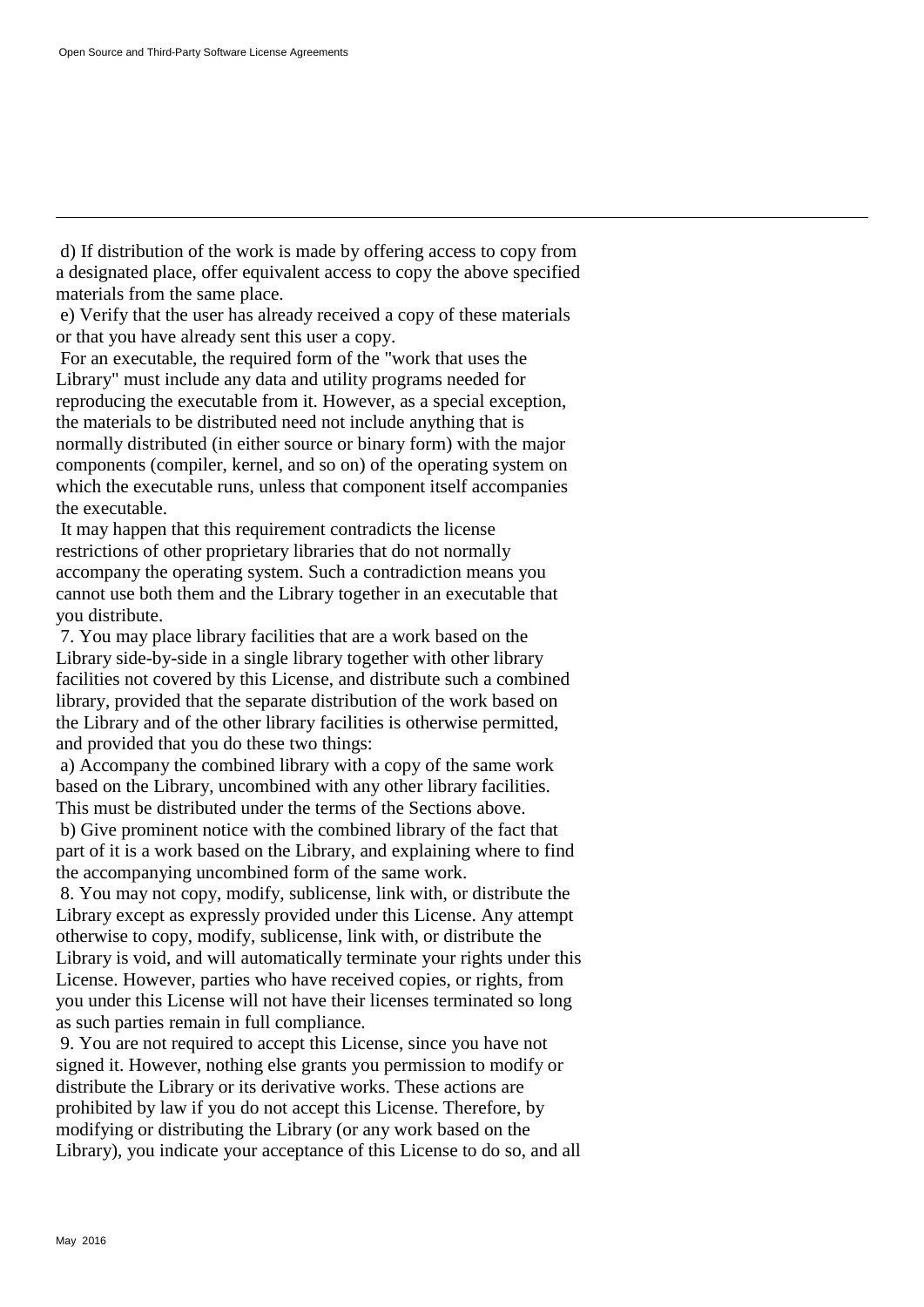d) If distribution of the work is made by offering access to copy from a designated place, offer equivalent access to copy the above specified materials from the same place.

e) Verify that the user has already received a copy of these materials or that you have already sent this user a copy.

For an executable, the required form of the "work that uses the Library" must include any data and utility programs needed for reproducing the executable from it. However, as a special exception, the materials to be distributed need not include anything that is normally distributed (in either source or binary form) with the major components (compiler, kernel, and so on) of the operating system on which the executable runs, unless that component itself accompanies the executable.

It may happen that this requirement contradicts the license restrictions of other proprietary libraries that do not normally accompany the operating system. Such a contradiction means you cannot use both them and the Library together in an executable that you distribute.

7. You may place library facilities that are a work based on the Library side-by-side in a single library together with other library facilities not covered by this License, and distribute such a combined library, provided that the separate distribution of the work based on the Library and of the other library facilities is otherwise permitted, and provided that you do these two things:

a) Accompany the combined library with a copy of the same work based on the Library, uncombined with any other library facilities. This must be distributed under the terms of the Sections above.

b) Give prominent notice with the combined library of the fact that part of it is a work based on the Library, and explaining where to find the accompanying uncombined form of the same work.

8. You may not copy, modify, sublicense, link with, or distribute the Library except as expressly provided under this License. Any attempt otherwise to copy, modify, sublicense, link with, or distribute the Library is void, and will automatically terminate your rights under this License. However, parties who have received copies, or rights, from you under this License will not have their licenses terminated so long as such parties remain in full compliance.

9. You are not required to accept this License, since you have not signed it. However, nothing else grants you permission to modify or distribute the Library or its derivative works. These actions are prohibited by law if you do not accept this License. Therefore, by modifying or distributing the Library (or any work based on the Library), you indicate your acceptance of this License to do so, and all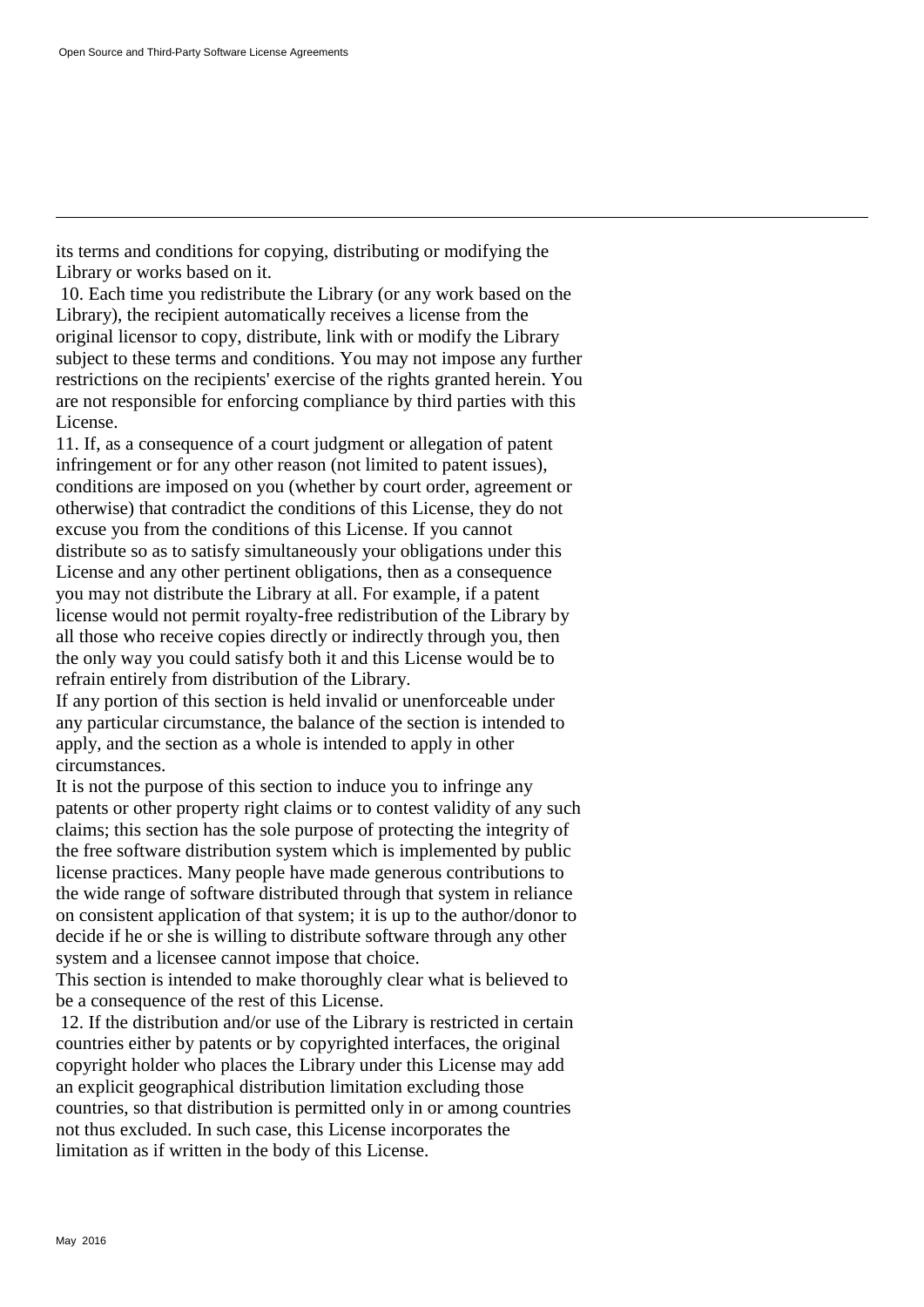its terms and conditions for copying, distributing or modifying the Library or works based on it.

10. Each time you redistribute the Library (or any work based on the Library), the recipient automatically receives a license from the original licensor to copy, distribute, link with or modify the Library subject to these terms and conditions. You may not impose any further restrictions on the recipients' exercise of the rights granted herein. You are not responsible for enforcing compliance by third parties with this License.

11. If, as a consequence of a court judgment or allegation of patent infringement or for any other reason (not limited to patent issues), conditions are imposed on you (whether by court order, agreement or otherwise) that contradict the conditions of this License, they do not excuse you from the conditions of this License. If you cannot distribute so as to satisfy simultaneously your obligations under this License and any other pertinent obligations, then as a consequence you may not distribute the Library at all. For example, if a patent license would not permit royalty-free redistribution of the Library by all those who receive copies directly or indirectly through you, then the only way you could satisfy both it and this License would be to refrain entirely from distribution of the Library.

If any portion of this section is held invalid or unenforceable under any particular circumstance, the balance of the section is intended to apply, and the section as a whole is intended to apply in other circumstances.

It is not the purpose of this section to induce you to infringe any patents or other property right claims or to contest validity of any such claims; this section has the sole purpose of protecting the integrity of the free software distribution system which is implemented by public license practices. Many people have made generous contributions to the wide range of software distributed through that system in reliance on consistent application of that system; it is up to the author/donor to decide if he or she is willing to distribute software through any other system and a licensee cannot impose that choice.

This section is intended to make thoroughly clear what is believed to be a consequence of the rest of this License.

12. If the distribution and/or use of the Library is restricted in certain countries either by patents or by copyrighted interfaces, the original copyright holder who places the Library under this License may add an explicit geographical distribution limitation excluding those countries, so that distribution is permitted only in or among countries not thus excluded. In such case, this License incorporates the limitation as if written in the body of this License.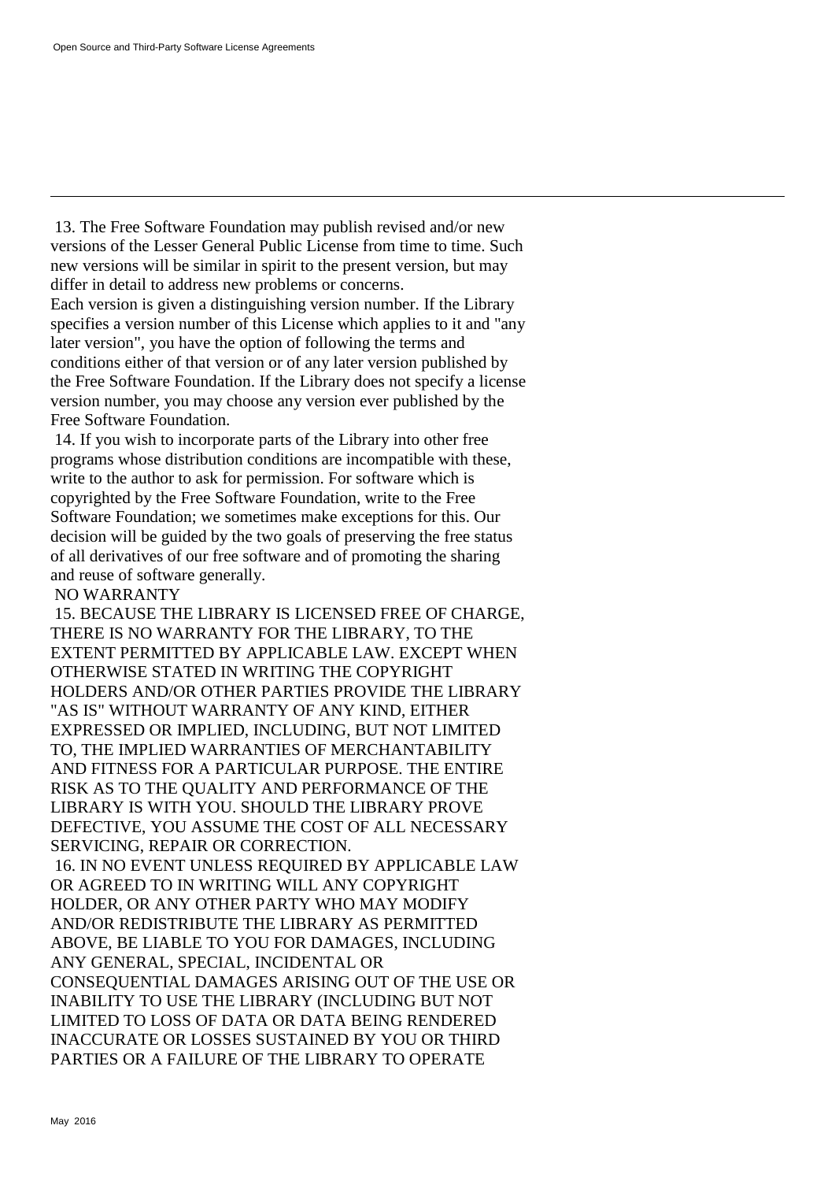13. The Free Software Foundation may publish revised and/or new versions of the Lesser General Public License from time to time. Such new versions will be similar in spirit to the present version, but may differ in detail to address new problems or concerns.

Each version is given a distinguishing version number. If the Library specifies a version number of this License which applies to it and "any later version", you have the option of following the terms and conditions either of that version or of any later version published by the Free Software Foundation. If the Library does not specify a license version number, you may choose any version ever published by the Free Software Foundation.

14. If you wish to incorporate parts of the Library into other free programs whose distribution conditions are incompatible with these, write to the author to ask for permission. For software which is copyrighted by the Free Software Foundation, write to the Free Software Foundation; we sometimes make exceptions for this. Our decision will be guided by the two goals of preserving the free status of all derivatives of our free software and of promoting the sharing and reuse of software generally.

NO WARRANTY

15. BECAUSE THE LIBRARY IS LICENSED FREE OF CHARGE, THERE IS NO WARRANTY FOR THE LIBRARY, TO THE EXTENT PERMITTED BY APPLICABLE LAW. EXCEPT WHEN OTHERWISE STATED IN WRITING THE COPYRIGHT HOLDERS AND/OR OTHER PARTIES PROVIDE THE LIBRARY "AS IS" WITHOUT WARRANTY OF ANY KIND, EITHER EXPRESSED OR IMPLIED, INCLUDING, BUT NOT LIMITED TO, THE IMPLIED WARRANTIES OF MERCHANTABILITY AND FITNESS FOR A PARTICULAR PURPOSE. THE ENTIRE RISK AS TO THE QUALITY AND PERFORMANCE OF THE LIBRARY IS WITH YOU. SHOULD THE LIBRARY PROVE DEFECTIVE, YOU ASSUME THE COST OF ALL NECESSARY SERVICING, REPAIR OR CORRECTION.

16. IN NO EVENT UNLESS REQUIRED BY APPLICABLE LAW OR AGREED TO IN WRITING WILL ANY COPYRIGHT HOLDER, OR ANY OTHER PARTY WHO MAY MODIFY AND/OR REDISTRIBUTE THE LIBRARY AS PERMITTED ABOVE, BE LIABLE TO YOU FOR DAMAGES, INCLUDING ANY GENERAL, SPECIAL, INCIDENTAL OR CONSEQUENTIAL DAMAGES ARISING OUT OF THE USE OR INABILITY TO USE THE LIBRARY (INCLUDING BUT NOT LIMITED TO LOSS OF DATA OR DATA BEING RENDERED INACCURATE OR LOSSES SUSTAINED BY YOU OR THIRD PARTIES OR A FAILURE OF THE LIBRARY TO OPERATE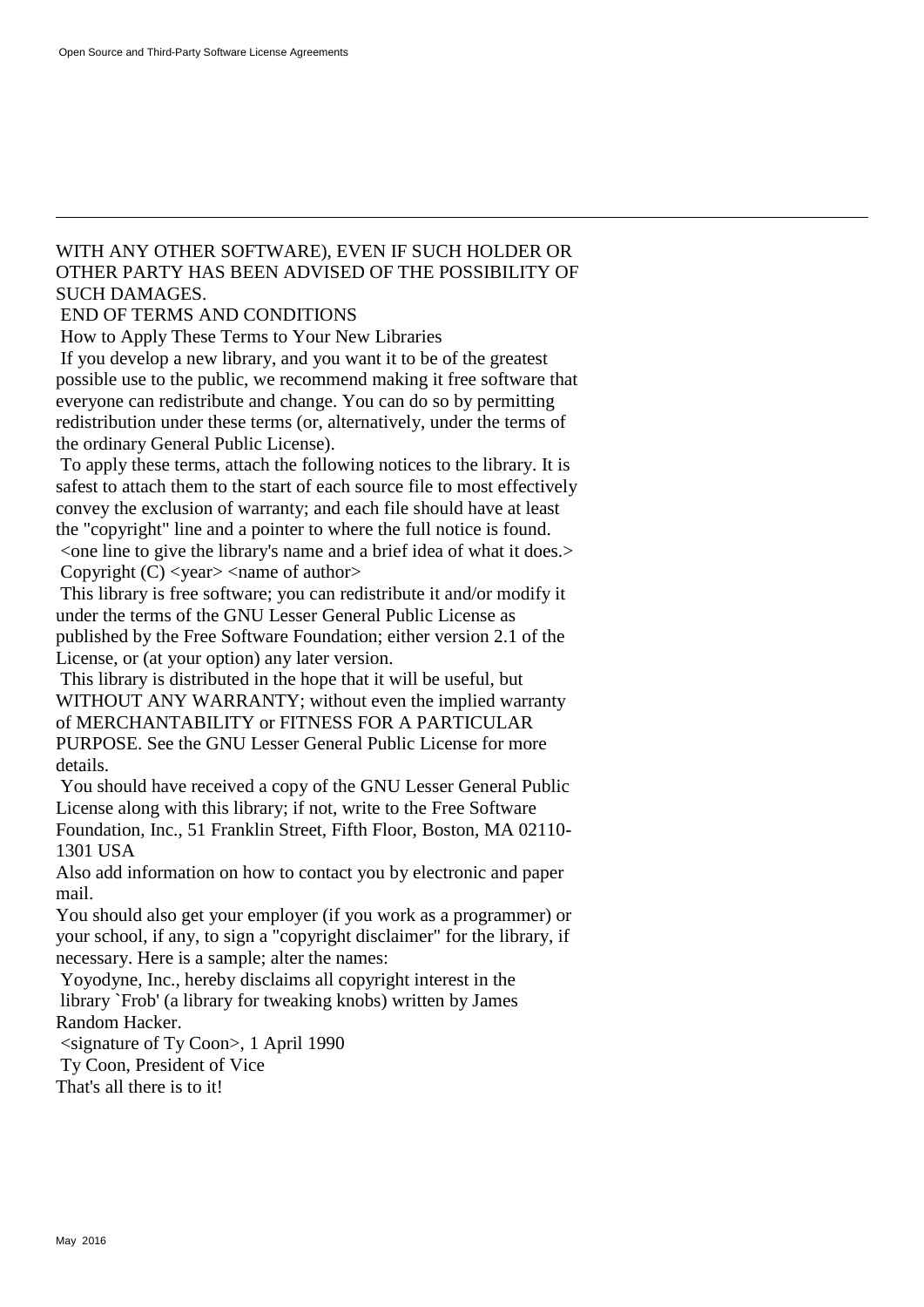WITH ANY OTHER SOFTWARE), EVEN IF SUCH HOLDER OR OTHER PARTY HAS BEEN ADVISED OF THE POSSIBILITY OF SUCH DAMAGES.

END OF TERMS AND CONDITIONS

How to Apply These Terms to Your New Libraries

If you develop a new library, and you want it to be of the greatest possible use to the public, we recommend making it free software that everyone can redistribute and change. You can do so by permitting redistribution under these terms (or, alternatively, under the terms of the ordinary General Public License).

To apply these terms, attach the following notices to the library. It is safest to attach them to the start of each source file to most effectively convey the exclusion of warranty; and each file should have at least the "copyright" line and a pointer to where the full notice is found.

<one line to give the library's name and a brief idea of what it does.>
Copyright (C) <year> <name of author>

This library is free software; you can redistribute it and/or modify it under the terms of the GNU Lesser General Public License as published by the Free Software Foundation; either version 2.1 of the License, or (at your option) any later version.

This library is distributed in the hope that it will be useful, but WITHOUT ANY WARRANTY; without even the implied warranty of MERCHANTABILITY or FITNESS FOR A PARTICULAR PURPOSE. See the GNU Lesser General Public License for more details.

You should have received a copy of the GNU Lesser General Public License along with this library; if not, write to the Free Software Foundation, Inc., 51 Franklin Street, Fifth Floor, Boston, MA 02110-1301 USA

Also add information on how to contact you by electronic and paper mail.

You should also get your employer (if you work as a programmer) or your school, if any, to sign a "copyright disclaimer" for the library, if necessary. Here is a sample; alter the names:

Yoyodyne, Inc., hereby disclaims all copyright interest in the library `Frob' (a library for tweaking knobs) written by James Random Hacker.

<signature of Ty Coon>, 1 April 1990
Ty Coon, President of Vice

That's all there is to it!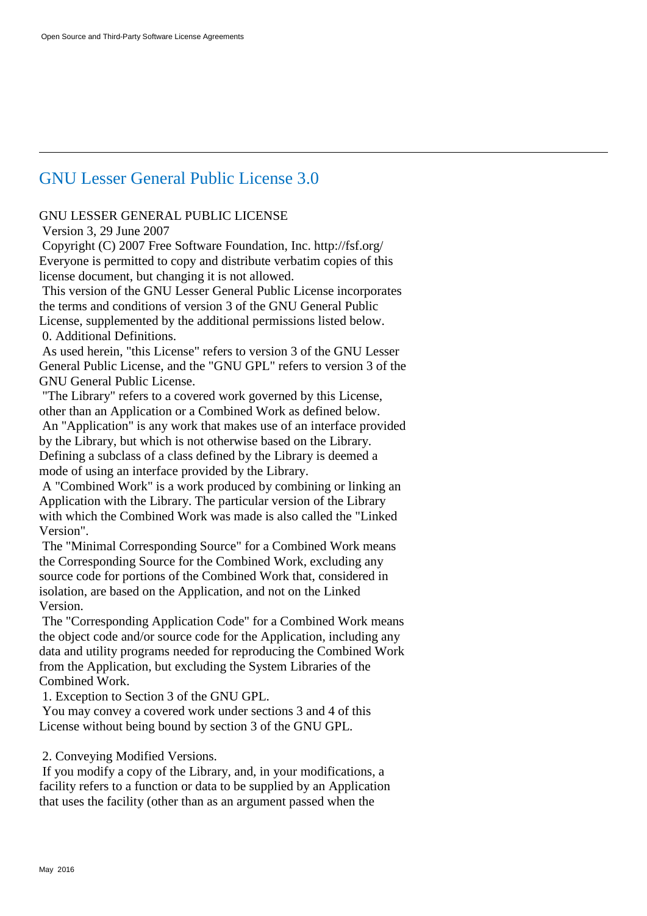## GNU Lesser General Public License 3.0

GNU LESSER GENERAL PUBLIC LICENSE

Version 3, 29 June 2007

Copyright (C) 2007 Free Software Foundation, Inc. http://fsf.org/
Everyone is permitted to copy and distribute verbatim copies of this license document, but changing it is not allowed.

This version of the GNU Lesser General Public License incorporates the terms and conditions of version 3 of the GNU General Public License, supplemented by the additional permissions listed below.

0. Additional Definitions.

As used herein, "this License" refers to version 3 of the GNU Lesser General Public License, and the "GNU GPL" refers to version 3 of the GNU General Public License.

"The Library" refers to a covered work governed by this License, other than an Application or a Combined Work as defined below.

An "Application" is any work that makes use of an interface provided by the Library, but which is not otherwise based on the Library. Defining a subclass of a class defined by the Library is deemed a mode of using an interface provided by the Library.

A "Combined Work" is a work produced by combining or linking an Application with the Library. The particular version of the Library with which the Combined Work was made is also called the "Linked Version".

The "Minimal Corresponding Source" for a Combined Work means the Corresponding Source for the Combined Work, excluding any source code for portions of the Combined Work that, considered in isolation, are based on the Application, and not on the Linked Version.

The "Corresponding Application Code" for a Combined Work means the object code and/or source code for the Application, including any data and utility programs needed for reproducing the Combined Work from the Application, but excluding the System Libraries of the Combined Work.

1. Exception to Section 3 of the GNU GPL.

You may convey a covered work under sections 3 and 4 of this License without being bound by section 3 of the GNU GPL.

2. Conveying Modified Versions.

If you modify a copy of the Library, and, in your modifications, a facility refers to a function or data to be supplied by an Application that uses the facility (other than as an argument passed when the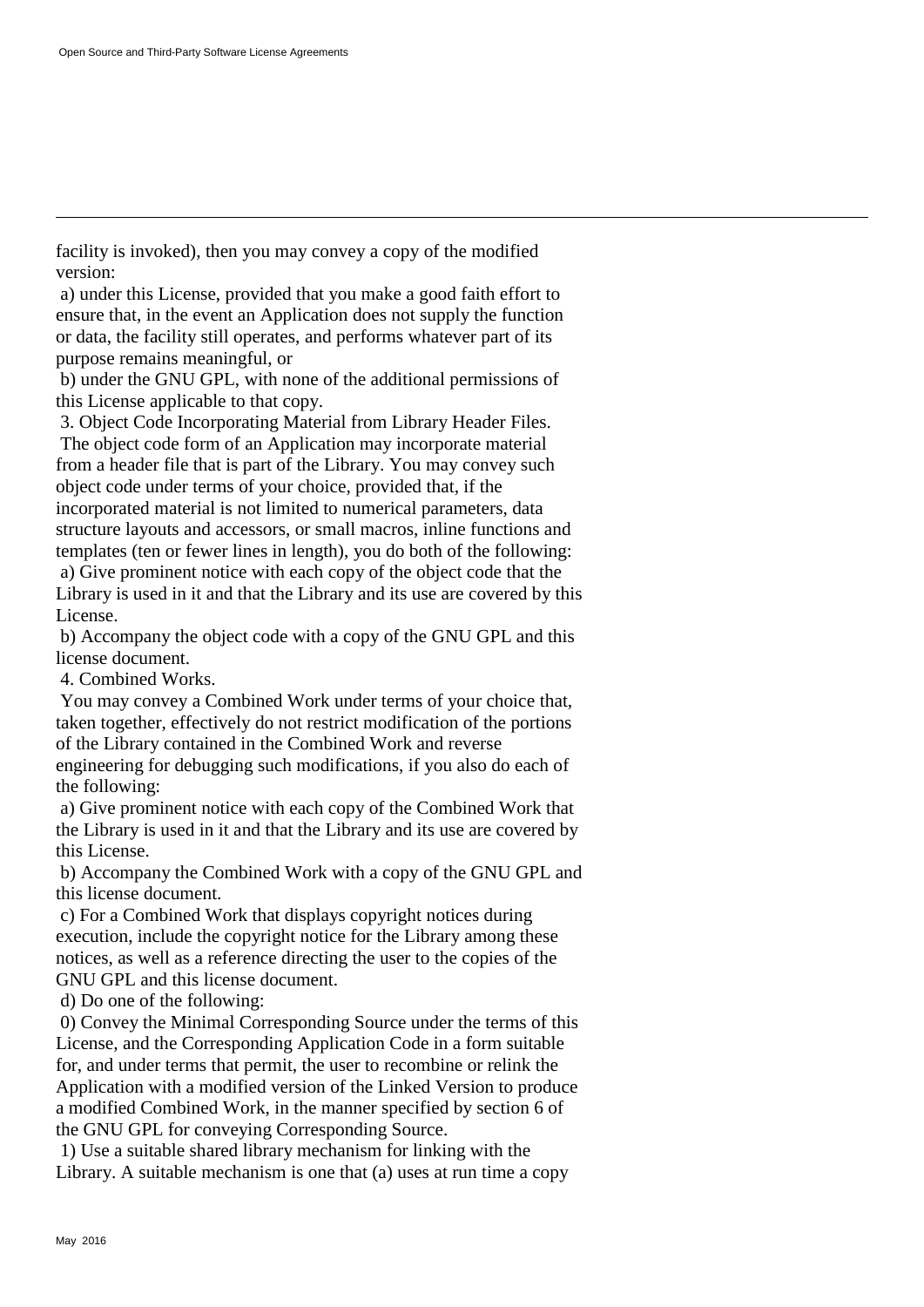facility is invoked), then you may convey a copy of the modified version:

a) under this License, provided that you make a good faith effort to ensure that, in the event an Application does not supply the function or data, the facility still operates, and performs whatever part of its purpose remains meaningful, or

b) under the GNU GPL, with none of the additional permissions of this License applicable to that copy.

3. Object Code Incorporating Material from Library Header Files.

The object code form of an Application may incorporate material from a header file that is part of the Library. You may convey such object code under terms of your choice, provided that, if the incorporated material is not limited to numerical parameters, data structure layouts and accessors, or small macros, inline functions and templates (ten or fewer lines in length), you do both of the following:

a) Give prominent notice with each copy of the object code that the Library is used in it and that the Library and its use are covered by this License.

b) Accompany the object code with a copy of the GNU GPL and this license document.

4. Combined Works.

You may convey a Combined Work under terms of your choice that, taken together, effectively do not restrict modification of the portions of the Library contained in the Combined Work and reverse engineering for debugging such modifications, if you also do each of the following:

a) Give prominent notice with each copy of the Combined Work that the Library is used in it and that the Library and its use are covered by this License.

b) Accompany the Combined Work with a copy of the GNU GPL and this license document.

c) For a Combined Work that displays copyright notices during execution, include the copyright notice for the Library among these notices, as well as a reference directing the user to the copies of the GNU GPL and this license document.

d) Do one of the following:

0) Convey the Minimal Corresponding Source under the terms of this License, and the Corresponding Application Code in a form suitable for, and under terms that permit, the user to recombine or relink the Application with a modified version of the Linked Version to produce a modified Combined Work, in the manner specified by section 6 of the GNU GPL for conveying Corresponding Source.

1) Use a suitable shared library mechanism for linking with the Library. A suitable mechanism is one that (a) uses at run time a copy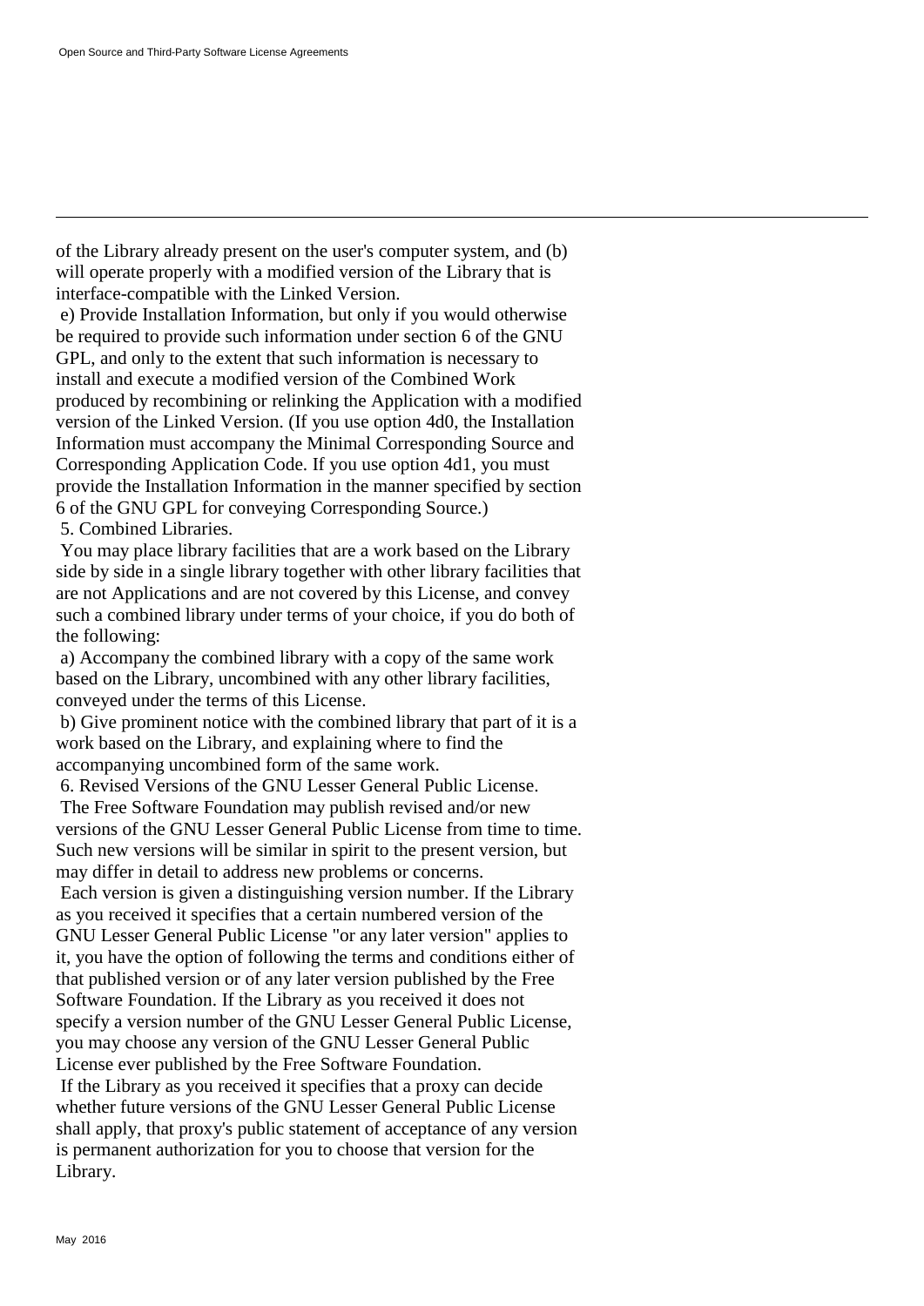of the Library already present on the user's computer system, and (b) will operate properly with a modified version of the Library that is interface-compatible with the Linked Version.

e) Provide Installation Information, but only if you would otherwise be required to provide such information under section 6 of the GNU GPL, and only to the extent that such information is necessary to install and execute a modified version of the Combined Work produced by recombining or relinking the Application with a modified version of the Linked Version. (If you use option 4d0, the Installation Information must accompany the Minimal Corresponding Source and Corresponding Application Code. If you use option 4d1, you must provide the Installation Information in the manner specified by section 6 of the GNU GPL for conveying Corresponding Source.)

5. Combined Libraries.

You may place library facilities that are a work based on the Library side by side in a single library together with other library facilities that are not Applications and are not covered by this License, and convey such a combined library under terms of your choice, if you do both of the following:

a) Accompany the combined library with a copy of the same work based on the Library, uncombined with any other library facilities, conveyed under the terms of this License.

b) Give prominent notice with the combined library that part of it is a work based on the Library, and explaining where to find the accompanying uncombined form of the same work.

6. Revised Versions of the GNU Lesser General Public License.

The Free Software Foundation may publish revised and/or new versions of the GNU Lesser General Public License from time to time. Such new versions will be similar in spirit to the present version, but may differ in detail to address new problems or concerns.

Each version is given a distinguishing version number. If the Library as you received it specifies that a certain numbered version of the GNU Lesser General Public License "or any later version" applies to it, you have the option of following the terms and conditions either of that published version or of any later version published by the Free Software Foundation. If the Library as you received it does not specify a version number of the GNU Lesser General Public License, you may choose any version of the GNU Lesser General Public License ever published by the Free Software Foundation.

If the Library as you received it specifies that a proxy can decide whether future versions of the GNU Lesser General Public License shall apply, that proxy's public statement of acceptance of any version is permanent authorization for you to choose that version for the Library.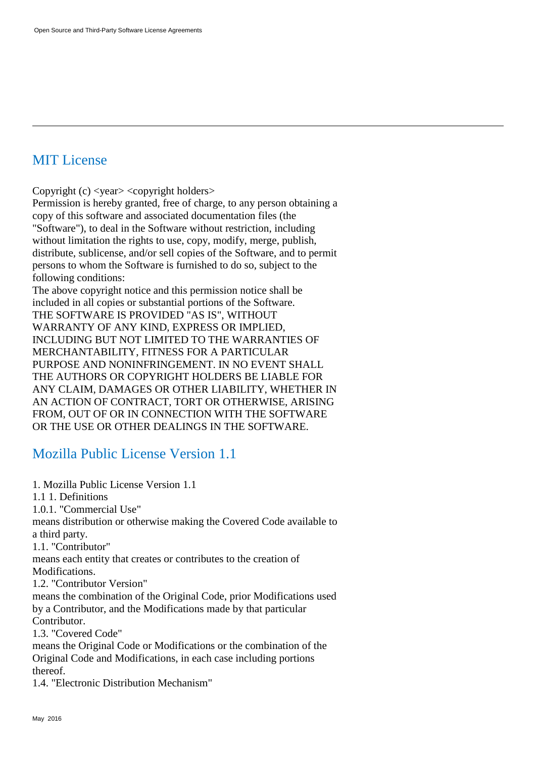## MIT License

Copyright (c) <year> <copyright holders>

Permission is hereby granted, free of charge, to any person obtaining a copy of this software and associated documentation files (the "Software"), to deal in the Software without restriction, including without limitation the rights to use, copy, modify, merge, publish, distribute, sublicense, and/or sell copies of the Software, and to permit persons to whom the Software is furnished to do so, subject to the following conditions:

The above copyright notice and this permission notice shall be included in all copies or substantial portions of the Software.

THE SOFTWARE IS PROVIDED "AS IS", WITHOUT WARRANTY OF ANY KIND, EXPRESS OR IMPLIED, INCLUDING BUT NOT LIMITED TO THE WARRANTIES OF MERCHANTABILITY, FITNESS FOR A PARTICULAR PURPOSE AND NONINFRINGEMENT. IN NO EVENT SHALL THE AUTHORS OR COPYRIGHT HOLDERS BE LIABLE FOR ANY CLAIM, DAMAGES OR OTHER LIABILITY, WHETHER IN AN ACTION OF CONTRACT, TORT OR OTHERWISE, ARISING FROM, OUT OF OR IN CONNECTION WITH THE SOFTWARE OR THE USE OR OTHER DEALINGS IN THE SOFTWARE.

## Mozilla Public License Version 1.1

1. Mozilla Public License Version 1.1

1.1 1. Definitions

1.0.1. "Commercial Use"

means distribution or otherwise making the Covered Code available to a third party.

1.1. "Contributor"

means each entity that creates or contributes to the creation of Modifications.

1.2. "Contributor Version"

means the combination of the Original Code, prior Modifications used by a Contributor, and the Modifications made by that particular Contributor.

1.3. "Covered Code"

means the Original Code or Modifications or the combination of the Original Code and Modifications, in each case including portions thereof.

1.4. "Electronic Distribution Mechanism"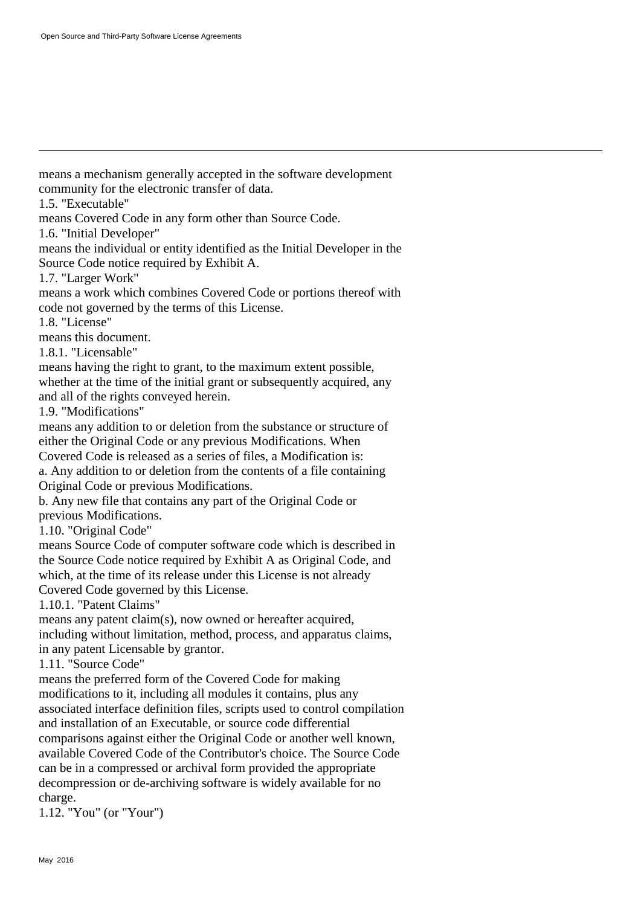means a mechanism generally accepted in the software development community for the electronic transfer of data.

1.5. "Executable"

means Covered Code in any form other than Source Code.

1.6. "Initial Developer"

means the individual or entity identified as the Initial Developer in the Source Code notice required by Exhibit A.

1.7. "Larger Work"

means a work which combines Covered Code or portions thereof with code not governed by the terms of this License.

1.8. "License"

means this document.

1.8.1. "Licensable"

means having the right to grant, to the maximum extent possible, whether at the time of the initial grant or subsequently acquired, any and all of the rights conveyed herein.

1.9. "Modifications"

means any addition to or deletion from the substance or structure of either the Original Code or any previous Modifications. When Covered Code is released as a series of files, a Modification is:

a. Any addition to or deletion from the contents of a file containing Original Code or previous Modifications.

b. Any new file that contains any part of the Original Code or previous Modifications.

1.10. "Original Code"

means Source Code of computer software code which is described in the Source Code notice required by Exhibit A as Original Code, and which, at the time of its release under this License is not already Covered Code governed by this License.

1.10.1. "Patent Claims"

means any patent claim(s), now owned or hereafter acquired, including without limitation, method, process, and apparatus claims, in any patent Licensable by grantor.

1.11. "Source Code"

means the preferred form of the Covered Code for making modifications to it, including all modules it contains, plus any associated interface definition files, scripts used to control compilation and installation of an Executable, or source code differential comparisons against either the Original Code or another well known, available Covered Code of the Contributor's choice. The Source Code can be in a compressed or archival form provided the appropriate decompression or de-archiving software is widely available for no charge.

1.12. "You" (or "Your")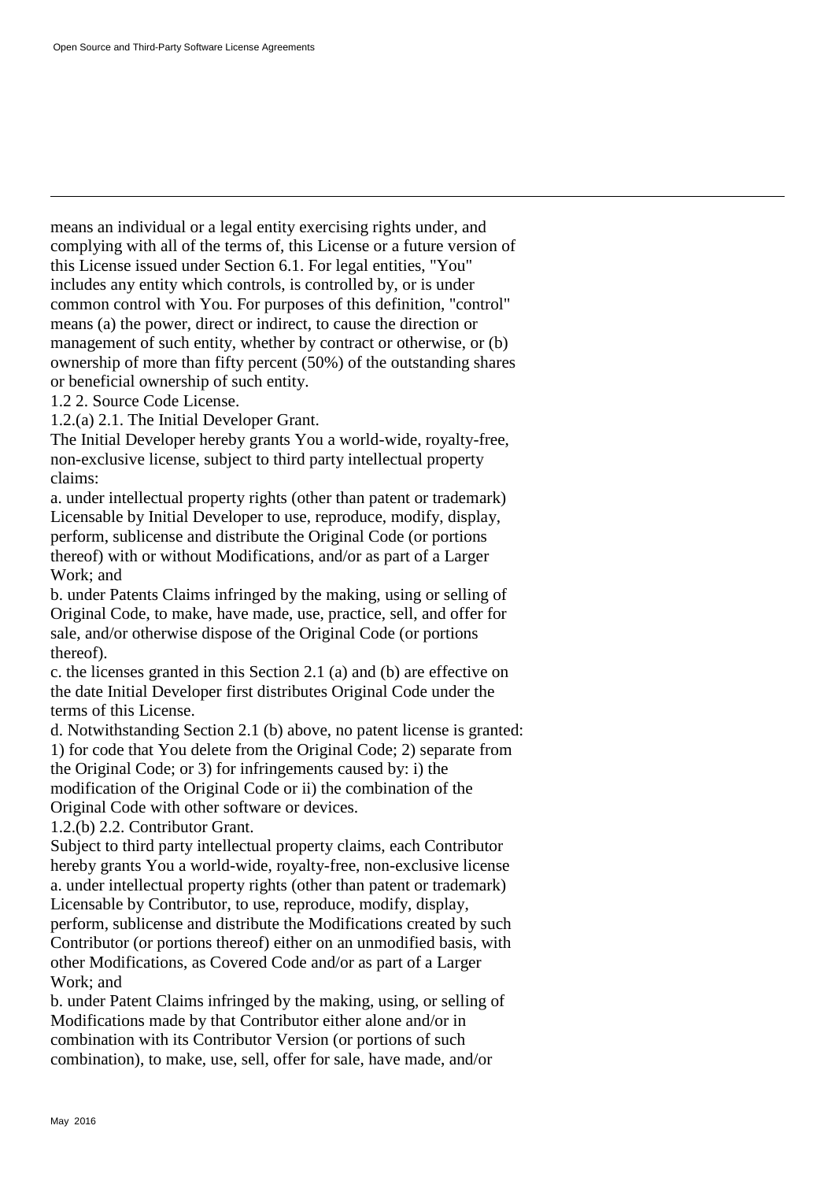means an individual or a legal entity exercising rights under, and complying with all of the terms of, this License or a future version of this License issued under Section 6.1. For legal entities, "You" includes any entity which controls, is controlled by, or is under common control with You. For purposes of this definition, "control" means (a) the power, direct or indirect, to cause the direction or management of such entity, whether by contract or otherwise, or (b) ownership of more than fifty percent (50%) of the outstanding shares or beneficial ownership of such entity.

1.2 2. Source Code License.

1.2.(a) 2.1. The Initial Developer Grant.

The Initial Developer hereby grants You a world-wide, royalty-free, non-exclusive license, subject to third party intellectual property claims:

a. under intellectual property rights (other than patent or trademark) Licensable by Initial Developer to use, reproduce, modify, display, perform, sublicense and distribute the Original Code (or portions thereof) with or without Modifications, and/or as part of a Larger Work; and

b. under Patents Claims infringed by the making, using or selling of Original Code, to make, have made, use, practice, sell, and offer for sale, and/or otherwise dispose of the Original Code (or portions thereof).

c. the licenses granted in this Section 2.1 (a) and (b) are effective on the date Initial Developer first distributes Original Code under the terms of this License.

d. Notwithstanding Section 2.1 (b) above, no patent license is granted: 1) for code that You delete from the Original Code; 2) separate from the Original Code; or 3) for infringements caused by: i) the modification of the Original Code or ii) the combination of the Original Code with other software or devices.

1.2.(b) 2.2. Contributor Grant.

Subject to third party intellectual property claims, each Contributor hereby grants You a world-wide, royalty-free, non-exclusive license

a. under intellectual property rights (other than patent or trademark) Licensable by Contributor, to use, reproduce, modify, display, perform, sublicense and distribute the Modifications created by such Contributor (or portions thereof) either on an unmodified basis, with other Modifications, as Covered Code and/or as part of a Larger Work; and

b. under Patent Claims infringed by the making, using, or selling of Modifications made by that Contributor either alone and/or in combination with its Contributor Version (or portions of such combination), to make, use, sell, offer for sale, have made, and/or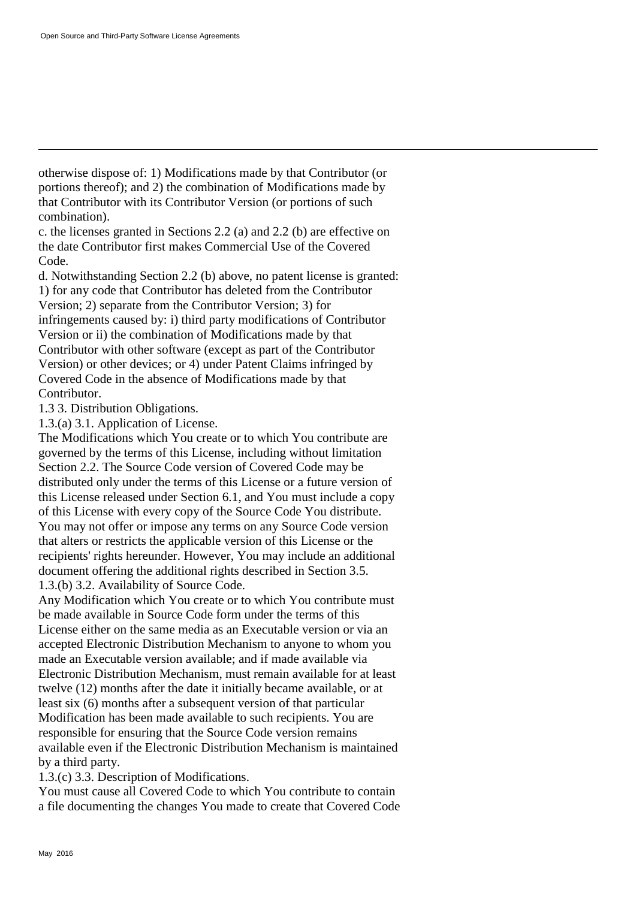otherwise dispose of: 1) Modifications made by that Contributor (or portions thereof); and 2) the combination of Modifications made by that Contributor with its Contributor Version (or portions of such combination).

c. the licenses granted in Sections 2.2 (a) and 2.2 (b) are effective on the date Contributor first makes Commercial Use of the Covered Code.

d. Notwithstanding Section 2.2 (b) above, no patent license is granted: 1) for any code that Contributor has deleted from the Contributor Version; 2) separate from the Contributor Version; 3) for infringements caused by: i) third party modifications of Contributor Version or ii) the combination of Modifications made by that Contributor with other software (except as part of the Contributor Version) or other devices; or 4) under Patent Claims infringed by Covered Code in the absence of Modifications made by that Contributor.

1.3 3. Distribution Obligations.

1.3.(a) 3.1. Application of License.

The Modifications which You create or to which You contribute are governed by the terms of this License, including without limitation Section 2.2. The Source Code version of Covered Code may be distributed only under the terms of this License or a future version of this License released under Section 6.1, and You must include a copy of this License with every copy of the Source Code You distribute. You may not offer or impose any terms on any Source Code version that alters or restricts the applicable version of this License or the recipients' rights hereunder. However, You may include an additional document offering the additional rights described in Section 3.5.

1.3.(b) 3.2. Availability of Source Code.

Any Modification which You create or to which You contribute must be made available in Source Code form under the terms of this License either on the same media as an Executable version or via an accepted Electronic Distribution Mechanism to anyone to whom you made an Executable version available; and if made available via Electronic Distribution Mechanism, must remain available for at least twelve (12) months after the date it initially became available, or at least six (6) months after a subsequent version of that particular Modification has been made available to such recipients. You are responsible for ensuring that the Source Code version remains available even if the Electronic Distribution Mechanism is maintained by a third party.

1.3.(c) 3.3. Description of Modifications.

You must cause all Covered Code to which You contribute to contain a file documenting the changes You made to create that Covered Code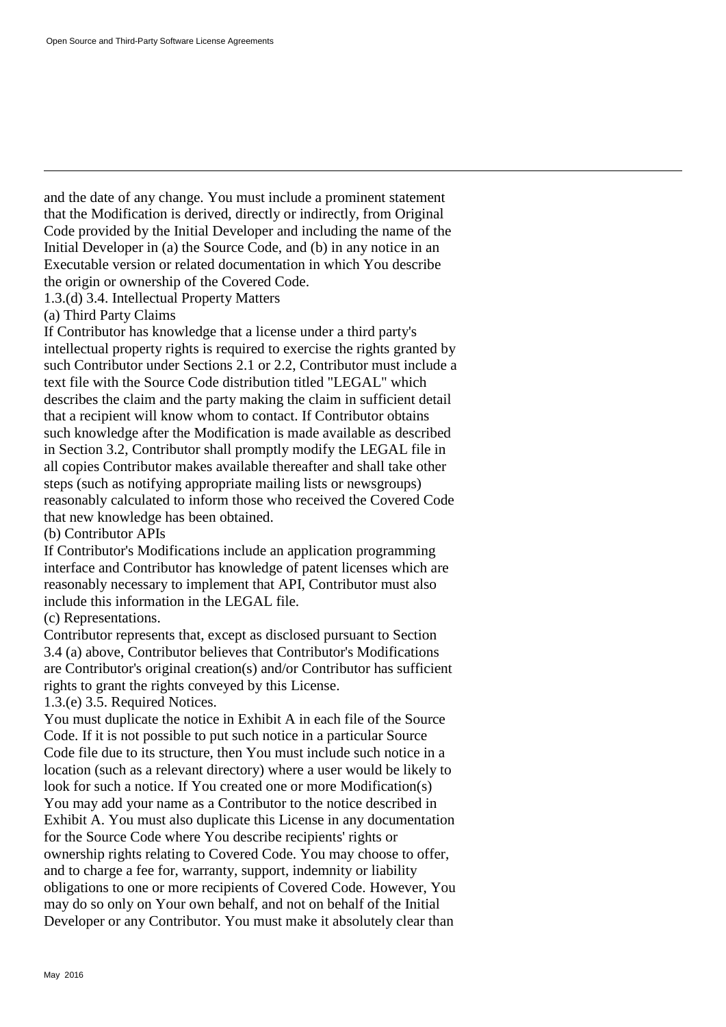and the date of any change. You must include a prominent statement that the Modification is derived, directly or indirectly, from Original Code provided by the Initial Developer and including the name of the Initial Developer in (a) the Source Code, and (b) in any notice in an Executable version or related documentation in which You describe the origin or ownership of the Covered Code.

1.3.(d) 3.4. Intellectual Property Matters

(a) Third Party Claims

If Contributor has knowledge that a license under a third party's intellectual property rights is required to exercise the rights granted by such Contributor under Sections 2.1 or 2.2, Contributor must include a text file with the Source Code distribution titled "LEGAL" which describes the claim and the party making the claim in sufficient detail that a recipient will know whom to contact. If Contributor obtains such knowledge after the Modification is made available as described in Section 3.2, Contributor shall promptly modify the LEGAL file in all copies Contributor makes available thereafter and shall take other steps (such as notifying appropriate mailing lists or newsgroups) reasonably calculated to inform those who received the Covered Code that new knowledge has been obtained.

(b) Contributor APIs

If Contributor's Modifications include an application programming interface and Contributor has knowledge of patent licenses which are reasonably necessary to implement that API, Contributor must also include this information in the LEGAL file.

(c) Representations.

Contributor represents that, except as disclosed pursuant to Section 3.4 (a) above, Contributor believes that Contributor's Modifications are Contributor's original creation(s) and/or Contributor has sufficient rights to grant the rights conveyed by this License.

1.3.(e) 3.5. Required Notices.

You must duplicate the notice in Exhibit A in each file of the Source Code. If it is not possible to put such notice in a particular Source Code file due to its structure, then You must include such notice in a location (such as a relevant directory) where a user would be likely to look for such a notice. If You created one or more Modification(s) You may add your name as a Contributor to the notice described in Exhibit A. You must also duplicate this License in any documentation for the Source Code where You describe recipients' rights or ownership rights relating to Covered Code. You may choose to offer, and to charge a fee for, warranty, support, indemnity or liability obligations to one or more recipients of Covered Code. However, You may do so only on Your own behalf, and not on behalf of the Initial Developer or any Contributor. You must make it absolutely clear than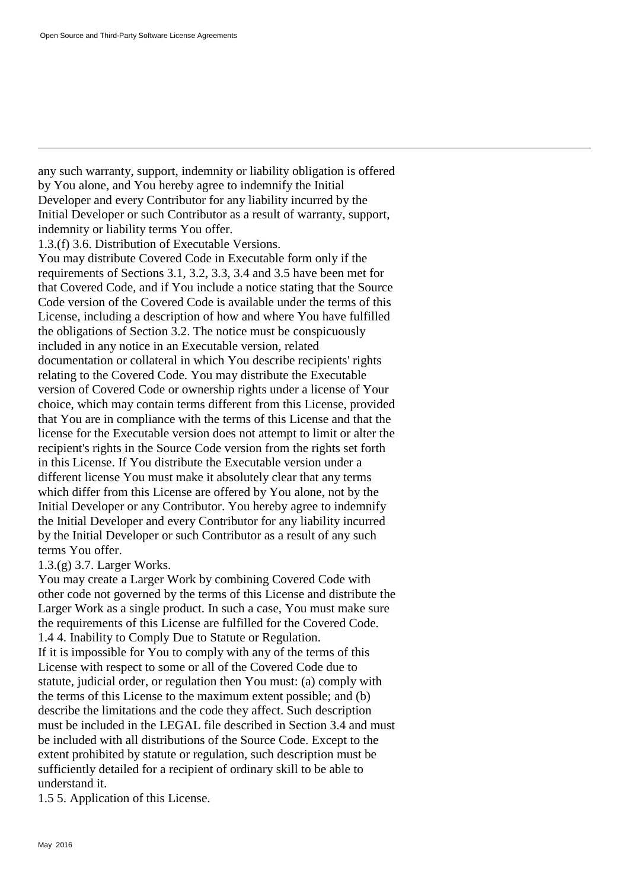any such warranty, support, indemnity or liability obligation is offered by You alone, and You hereby agree to indemnify the Initial Developer and every Contributor for any liability incurred by the Initial Developer or such Contributor as a result of warranty, support, indemnity or liability terms You offer.

1.3.(f) 3.6. Distribution of Executable Versions.

You may distribute Covered Code in Executable form only if the requirements of Sections 3.1, 3.2, 3.3, 3.4 and 3.5 have been met for that Covered Code, and if You include a notice stating that the Source Code version of the Covered Code is available under the terms of this License, including a description of how and where You have fulfilled the obligations of Section 3.2. The notice must be conspicuously included in any notice in an Executable version, related documentation or collateral in which You describe recipients' rights relating to the Covered Code. You may distribute the Executable version of Covered Code or ownership rights under a license of Your choice, which may contain terms different from this License, provided that You are in compliance with the terms of this License and that the license for the Executable version does not attempt to limit or alter the recipient's rights in the Source Code version from the rights set forth in this License. If You distribute the Executable version under a different license You must make it absolutely clear that any terms which differ from this License are offered by You alone, not by the Initial Developer or any Contributor. You hereby agree to indemnify the Initial Developer and every Contributor for any liability incurred by the Initial Developer or such Contributor as a result of any such terms You offer.

1.3.(g) 3.7. Larger Works.

You may create a Larger Work by combining Covered Code with other code not governed by the terms of this License and distribute the Larger Work as a single product. In such a case, You must make sure the requirements of this License are fulfilled for the Covered Code.

1.4 4. Inability to Comply Due to Statute or Regulation.

If it is impossible for You to comply with any of the terms of this License with respect to some or all of the Covered Code due to statute, judicial order, or regulation then You must: (a) comply with the terms of this License to the maximum extent possible; and (b) describe the limitations and the code they affect. Such description must be included in the LEGAL file described in Section 3.4 and must be included with all distributions of the Source Code. Except to the extent prohibited by statute or regulation, such description must be sufficiently detailed for a recipient of ordinary skill to be able to understand it.

1.5 5. Application of this License.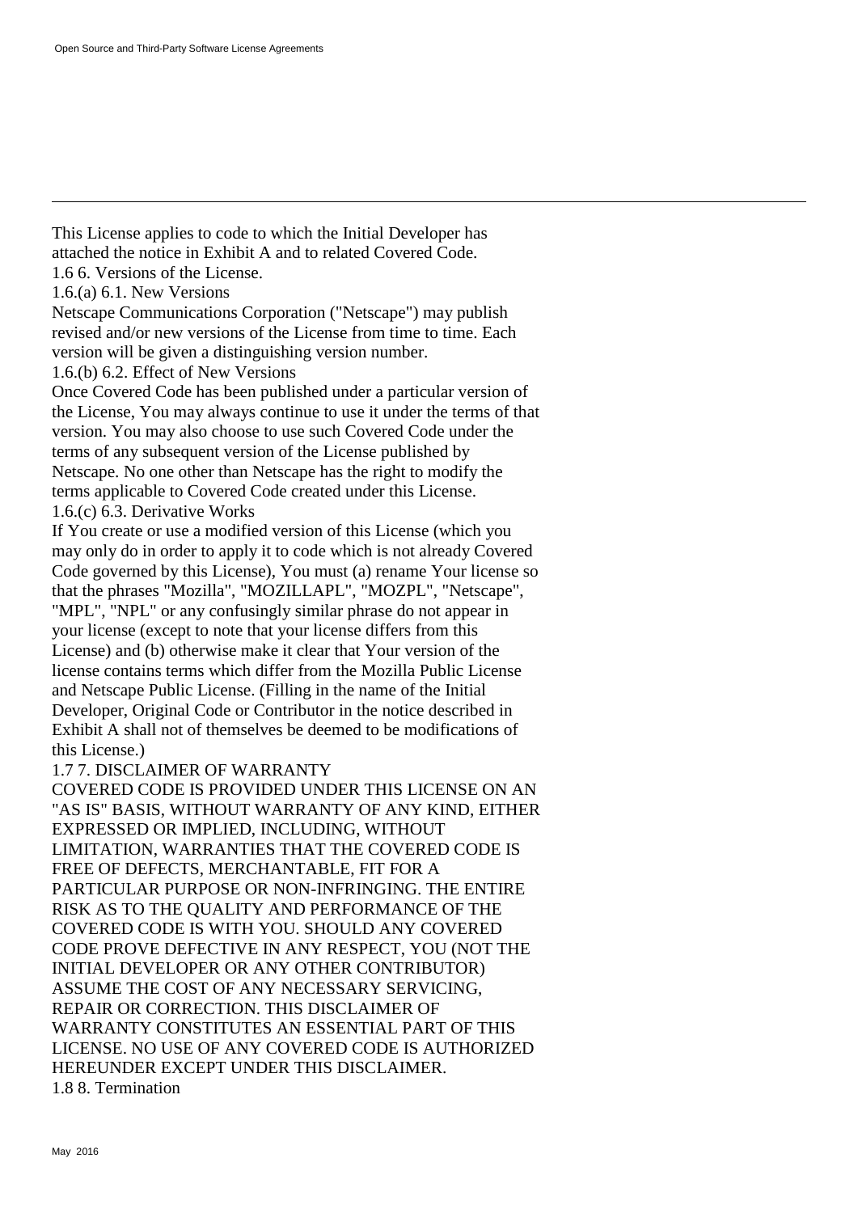This License applies to code to which the Initial Developer has attached the notice in Exhibit A and to related Covered Code.

1.6 6. Versions of the License.

1.6.(a) 6.1. New Versions

Netscape Communications Corporation ("Netscape") may publish revised and/or new versions of the License from time to time. Each version will be given a distinguishing version number.

1.6.(b) 6.2. Effect of New Versions

Once Covered Code has been published under a particular version of the License, You may always continue to use it under the terms of that version. You may also choose to use such Covered Code under the terms of any subsequent version of the License published by Netscape. No one other than Netscape has the right to modify the terms applicable to Covered Code created under this License.

1.6.(c) 6.3. Derivative Works

If You create or use a modified version of this License (which you may only do in order to apply it to code which is not already Covered Code governed by this License), You must (a) rename Your license so that the phrases "Mozilla", "MOZILLAPL", "MOZPL", "Netscape", "MPL", "NPL" or any confusingly similar phrase do not appear in your license (except to note that your license differs from this License) and (b) otherwise make it clear that Your version of the license contains terms which differ from the Mozilla Public License and Netscape Public License. (Filling in the name of the Initial Developer, Original Code or Contributor in the notice described in Exhibit A shall not of themselves be deemed to be modifications of this License.)

1.7 7. DISCLAIMER OF WARRANTY

COVERED CODE IS PROVIDED UNDER THIS LICENSE ON AN "AS IS" BASIS, WITHOUT WARRANTY OF ANY KIND, EITHER EXPRESSED OR IMPLIED, INCLUDING, WITHOUT LIMITATION, WARRANTIES THAT THE COVERED CODE IS FREE OF DEFECTS, MERCHANTABLE, FIT FOR A PARTICULAR PURPOSE OR NON-INFRINGING. THE ENTIRE RISK AS TO THE QUALITY AND PERFORMANCE OF THE COVERED CODE IS WITH YOU. SHOULD ANY COVERED CODE PROVE DEFECTIVE IN ANY RESPECT, YOU (NOT THE INITIAL DEVELOPER OR ANY OTHER CONTRIBUTOR) ASSUME THE COST OF ANY NECESSARY SERVICING, REPAIR OR CORRECTION. THIS DISCLAIMER OF WARRANTY CONSTITUTES AN ESSENTIAL PART OF THIS LICENSE. NO USE OF ANY COVERED CODE IS AUTHORIZED HEREUNDER EXCEPT UNDER THIS DISCLAIMER.

1.8 8. Termination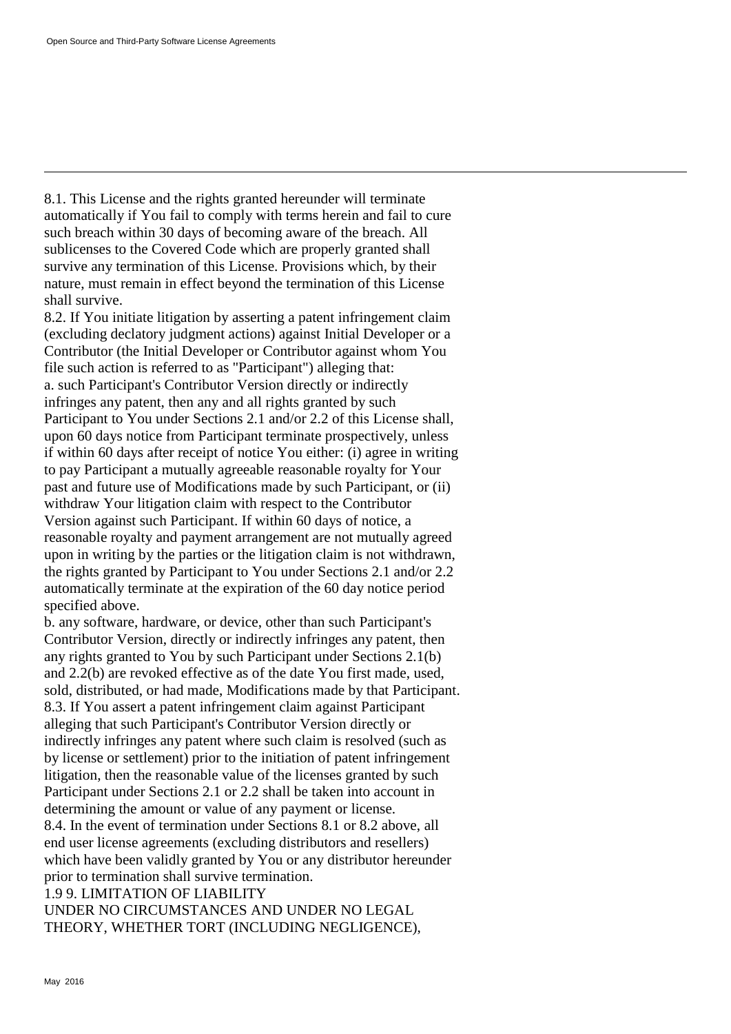8.1. This License and the rights granted hereunder will terminate automatically if You fail to comply with terms herein and fail to cure such breach within 30 days of becoming aware of the breach. All sublicenses to the Covered Code which are properly granted shall survive any termination of this License. Provisions which, by their nature, must remain in effect beyond the termination of this License shall survive.

8.2. If You initiate litigation by asserting a patent infringement claim (excluding declatory judgment actions) against Initial Developer or a Contributor (the Initial Developer or Contributor against whom You file such action is referred to as "Participant") alleging that:

a. such Participant's Contributor Version directly or indirectly infringes any patent, then any and all rights granted by such Participant to You under Sections 2.1 and/or 2.2 of this License shall, upon 60 days notice from Participant terminate prospectively, unless if within 60 days after receipt of notice You either: (i) agree in writing to pay Participant a mutually agreeable reasonable royalty for Your past and future use of Modifications made by such Participant, or (ii) withdraw Your litigation claim with respect to the Contributor Version against such Participant. If within 60 days of notice, a reasonable royalty and payment arrangement are not mutually agreed upon in writing by the parties or the litigation claim is not withdrawn, the rights granted by Participant to You under Sections 2.1 and/or 2.2 automatically terminate at the expiration of the 60 day notice period specified above.

b. any software, hardware, or device, other than such Participant's Contributor Version, directly or indirectly infringes any patent, then any rights granted to You by such Participant under Sections 2.1(b) and 2.2(b) are revoked effective as of the date You first made, used, sold, distributed, or had made, Modifications made by that Participant.

8.3. If You assert a patent infringement claim against Participant alleging that such Participant's Contributor Version directly or indirectly infringes any patent where such claim is resolved (such as by license or settlement) prior to the initiation of patent infringement litigation, then the reasonable value of the licenses granted by such Participant under Sections 2.1 or 2.2 shall be taken into account in determining the amount or value of any payment or license.

8.4. In the event of termination under Sections 8.1 or 8.2 above, all end user license agreements (excluding distributors and resellers) which have been validly granted by You or any distributor hereunder prior to termination shall survive termination.

1.9 9. LIMITATION OF LIABILITY

UNDER NO CIRCUMSTANCES AND UNDER NO LEGAL THEORY, WHETHER TORT (INCLUDING NEGLIGENCE),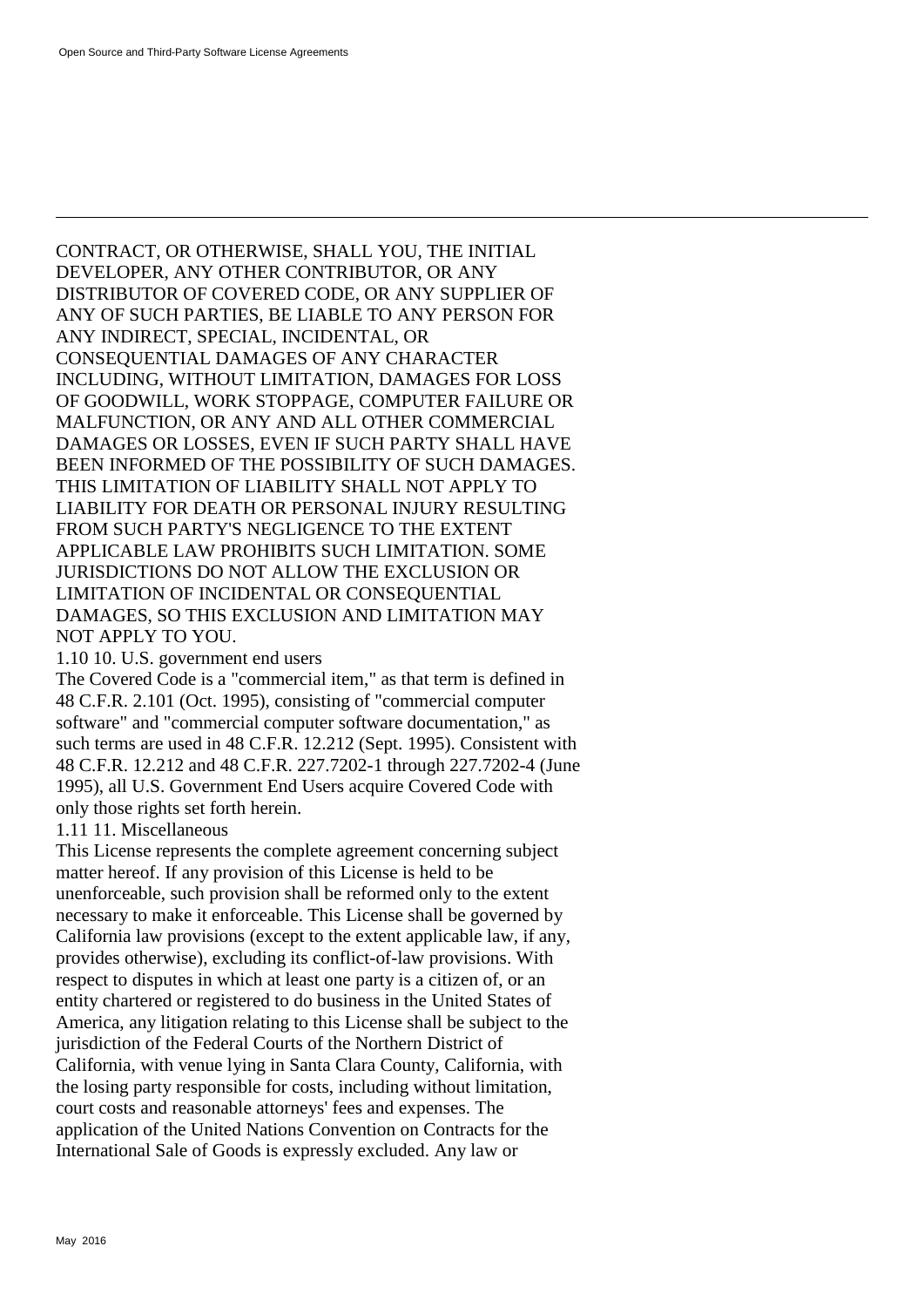CONTRACT, OR OTHERWISE, SHALL YOU, THE INITIAL DEVELOPER, ANY OTHER CONTRIBUTOR, OR ANY DISTRIBUTOR OF COVERED CODE, OR ANY SUPPLIER OF ANY OF SUCH PARTIES, BE LIABLE TO ANY PERSON FOR ANY INDIRECT, SPECIAL, INCIDENTAL, OR CONSEQUENTIAL DAMAGES OF ANY CHARACTER INCLUDING, WITHOUT LIMITATION, DAMAGES FOR LOSS OF GOODWILL, WORK STOPPAGE, COMPUTER FAILURE OR MALFUNCTION, OR ANY AND ALL OTHER COMMERCIAL DAMAGES OR LOSSES, EVEN IF SUCH PARTY SHALL HAVE BEEN INFORMED OF THE POSSIBILITY OF SUCH DAMAGES. THIS LIMITATION OF LIABILITY SHALL NOT APPLY TO LIABILITY FOR DEATH OR PERSONAL INJURY RESULTING FROM SUCH PARTY'S NEGLIGENCE TO THE EXTENT APPLICABLE LAW PROHIBITS SUCH LIMITATION. SOME JURISDICTIONS DO NOT ALLOW THE EXCLUSION OR LIMITATION OF INCIDENTAL OR CONSEQUENTIAL DAMAGES, SO THIS EXCLUSION AND LIMITATION MAY NOT APPLY TO YOU.

1.10 10. U.S. government end users

The Covered Code is a "commercial item," as that term is defined in 48 C.F.R. 2.101 (Oct. 1995), consisting of "commercial computer software" and "commercial computer software documentation," as such terms are used in 48 C.F.R. 12.212 (Sept. 1995). Consistent with 48 C.F.R. 12.212 and 48 C.F.R. 227.7202-1 through 227.7202-4 (June 1995), all U.S. Government End Users acquire Covered Code with only those rights set forth herein.

1.11 11. Miscellaneous

This License represents the complete agreement concerning subject matter hereof. If any provision of this License is held to be unenforceable, such provision shall be reformed only to the extent necessary to make it enforceable. This License shall be governed by California law provisions (except to the extent applicable law, if any, provides otherwise), excluding its conflict-of-law provisions. With respect to disputes in which at least one party is a citizen of, or an entity chartered or registered to do business in the United States of America, any litigation relating to this License shall be subject to the jurisdiction of the Federal Courts of the Northern District of California, with venue lying in Santa Clara County, California, with the losing party responsible for costs, including without limitation, court costs and reasonable attorneys' fees and expenses. The application of the United Nations Convention on Contracts for the International Sale of Goods is expressly excluded. Any law or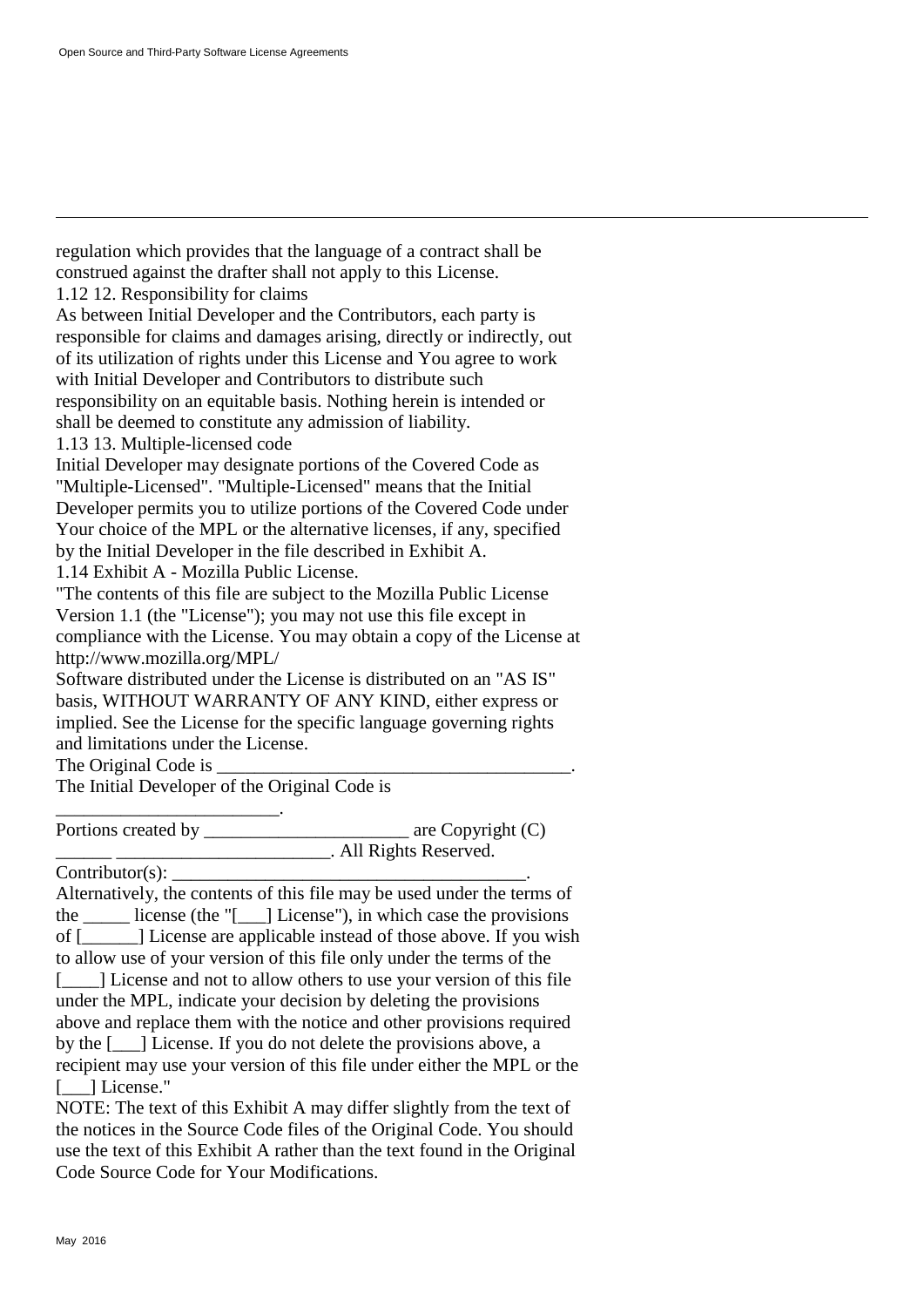regulation which provides that the language of a contract shall be construed against the drafter shall not apply to this License.

1.12 12. Responsibility for claims

As between Initial Developer and the Contributors, each party is responsible for claims and damages arising, directly or indirectly, out of its utilization of rights under this License and You agree to work with Initial Developer and Contributors to distribute such responsibility on an equitable basis. Nothing herein is intended or shall be deemed to constitute any admission of liability.

1.13 13. Multiple-licensed code

Initial Developer may designate portions of the Covered Code as "Multiple-Licensed". "Multiple-Licensed" means that the Initial Developer permits you to utilize portions of the Covered Code under Your choice of the MPL or the alternative licenses, if any, specified by the Initial Developer in the file described in Exhibit A.

1.14 Exhibit A - Mozilla Public License.

"The contents of this file are subject to the Mozilla Public License Version 1.1 (the "License"); you may not use this file except in compliance with the License. You may obtain a copy of the License at http://www.mozilla.org/MPL/

Software distributed under the License is distributed on an "AS IS" basis, WITHOUT WARRANTY OF ANY KIND, either express or implied. See the License for the specific language governing rights and limitations under the License.

The Original Code is ______________________________________.

The Initial Developer of the Original Code is ________________________.

Portions created by ______________________ are Copyright (C) ______ _______________________. All Rights Reserved.

Contributor(s): ______________________________________.

Alternatively, the contents of this file may be used under the terms of the _____ license (the "[___] License"), in which case the provisions of [______] License are applicable instead of those above. If you wish to allow use of your version of this file only under the terms of the [____] License and not to allow others to use your version of this file under the MPL, indicate your decision by deleting the provisions above and replace them with the notice and other provisions required by the [___] License. If you do not delete the provisions above, a recipient may use your version of this file under either the MPL or the [___] License."

NOTE: The text of this Exhibit A may differ slightly from the text of the notices in the Source Code files of the Original Code. You should use the text of this Exhibit A rather than the text found in the Original Code Source Code for Your Modifications.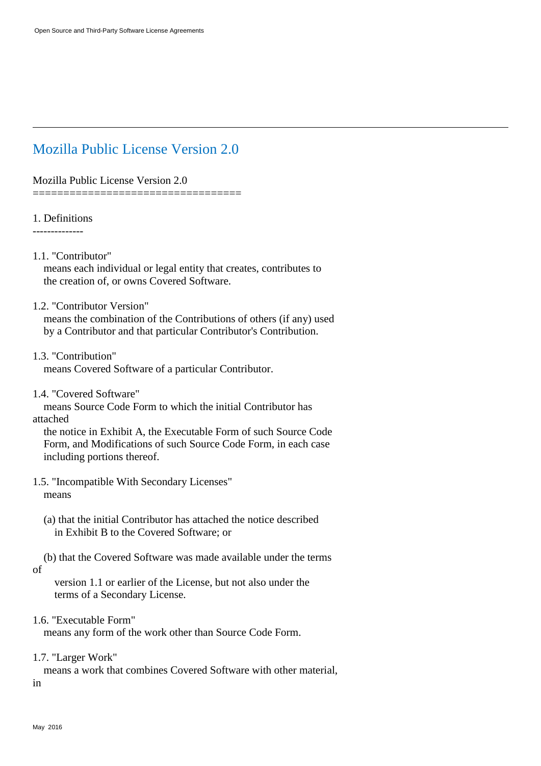# Mozilla Public License Version 2.0

Mozilla Public License Version 2.0
==================================

1. Definitions
--------------

1.1. "Contributor"
means each individual or legal entity that creates, contributes to the creation of, or owns Covered Software.

1.2. "Contributor Version"
means the combination of the Contributions of others (if any) used by a Contributor and that particular Contributor's Contribution.

1.3. "Contribution"
means Covered Software of a particular Contributor.

1.4. "Covered Software"
means Source Code Form to which the initial Contributor has attached the notice in Exhibit A, the Executable Form of such Source Code Form, and Modifications of such Source Code Form, in each case including portions thereof.

1.5. "Incompatible With Secondary Licenses"
means

(a) that the initial Contributor has attached the notice described in Exhibit B to the Covered Software; or

(b) that the Covered Software was made available under the terms of version 1.1 or earlier of the License, but not also under the terms of a Secondary License.

1.6. "Executable Form"
means any form of the work other than Source Code Form.

1.7. "Larger Work"
means a work that combines Covered Software with other material, in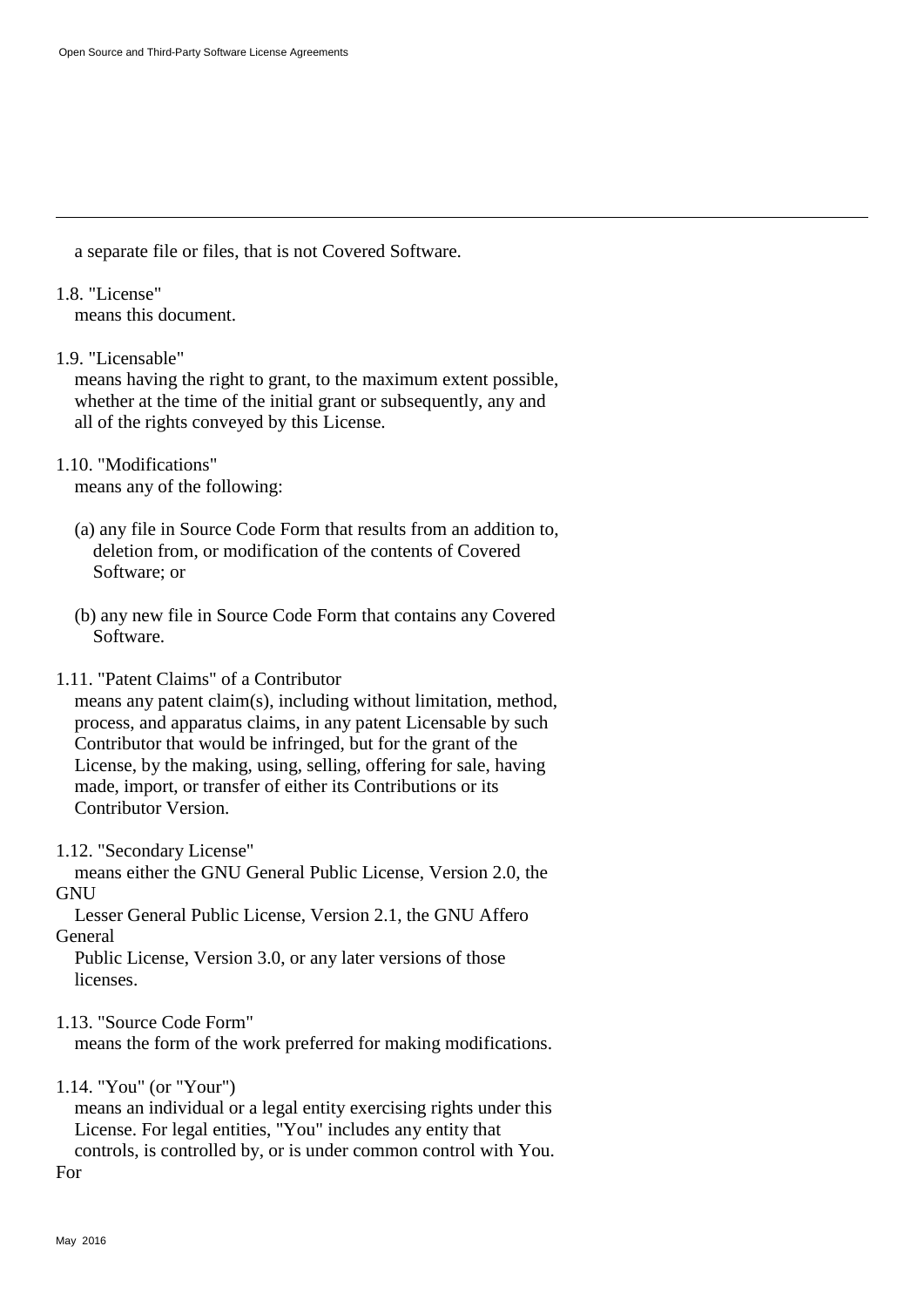a separate file or files, that is not Covered Software.

1.8. "License"
means this document.

1.9. "Licensable"
means having the right to grant, to the maximum extent possible, whether at the time of the initial grant or subsequently, any and all of the rights conveyed by this License.

1.10. "Modifications"
means any of the following:

(a) any file in Source Code Form that results from an addition to, deletion from, or modification of the contents of Covered Software; or

(b) any new file in Source Code Form that contains any Covered Software.

1.11. "Patent Claims" of a Contributor
means any patent claim(s), including without limitation, method, process, and apparatus claims, in any patent Licensable by such Contributor that would be infringed, but for the grant of the License, by the making, using, selling, offering for sale, having made, import, or transfer of either its Contributions or its Contributor Version.

1.12. "Secondary License"
means either the GNU General Public License, Version 2.0, the GNU Lesser General Public License, Version 2.1, the GNU Affero General Public License, Version 3.0, or any later versions of those licenses.

1.13. "Source Code Form"
means the form of the work preferred for making modifications.

1.14. "You" (or "Your")
means an individual or a legal entity exercising rights under this License. For legal entities, "You" includes any entity that controls, is controlled by, or is under common control with You. For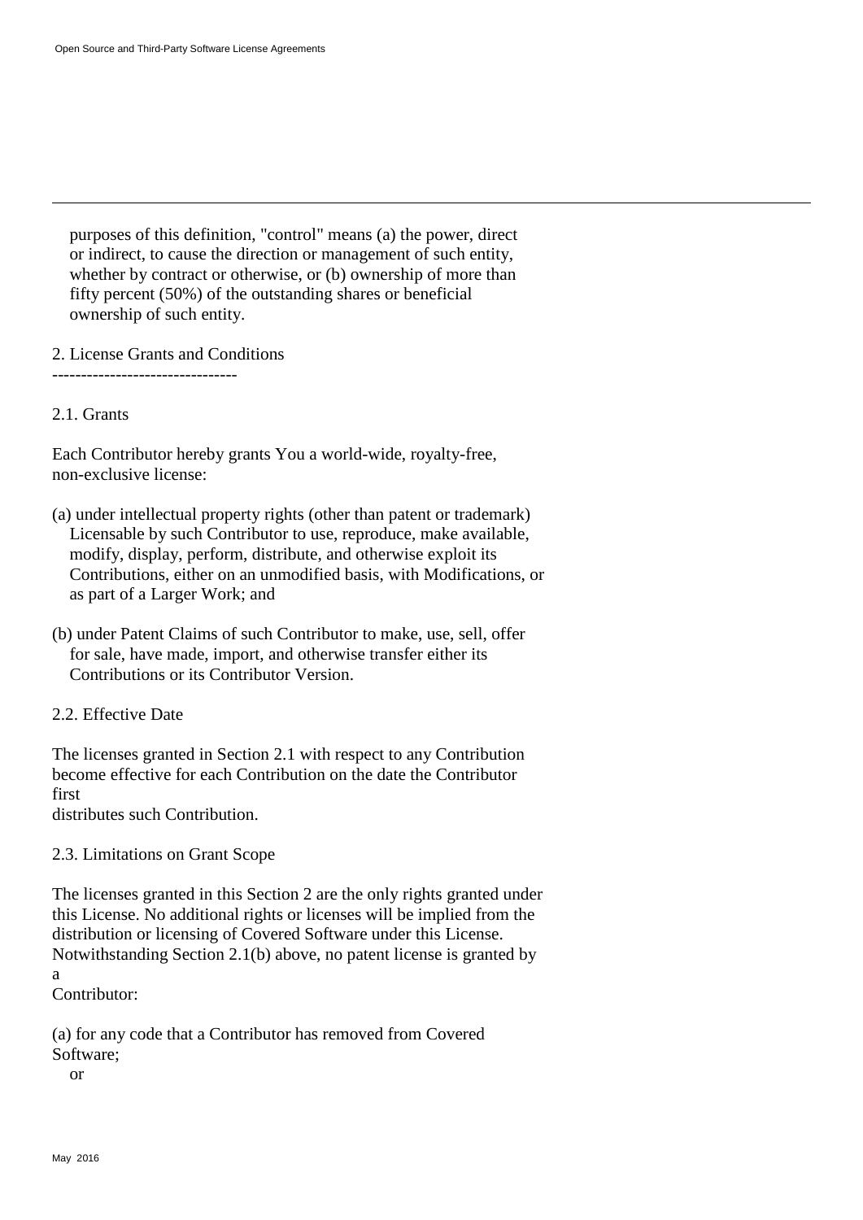purposes of this definition, "control" means (a) the power, direct or indirect, to cause the direction or management of such entity, whether by contract or otherwise, or (b) ownership of more than fifty percent (50%) of the outstanding shares or beneficial ownership of such entity.

## 2. License Grants and Conditions

### 2.1. Grants

Each Contributor hereby grants You a world-wide, royalty-free, non-exclusive license:

(a) under intellectual property rights (other than patent or trademark) Licensable by such Contributor to use, reproduce, make available, modify, display, perform, distribute, and otherwise exploit its Contributions, either on an unmodified basis, with Modifications, or as part of a Larger Work; and

(b) under Patent Claims of such Contributor to make, use, sell, offer for sale, have made, import, and otherwise transfer either its Contributions or its Contributor Version.

### 2.2. Effective Date

The licenses granted in Section 2.1 with respect to any Contribution become effective for each Contribution on the date the Contributor first distributes such Contribution.

### 2.3. Limitations on Grant Scope

The licenses granted in this Section 2 are the only rights granted under this License. No additional rights or licenses will be implied from the distribution or licensing of Covered Software under this License. Notwithstanding Section 2.1(b) above, no patent license is granted by a Contributor:

(a) for any code that a Contributor has removed from Covered Software; or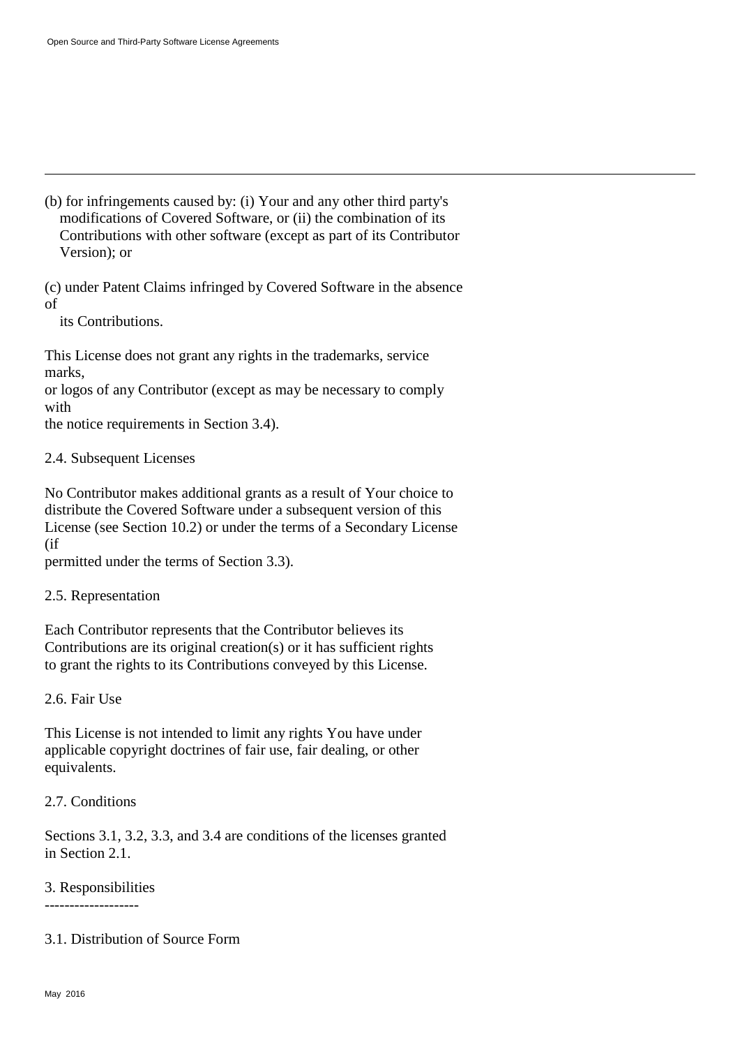(b) for infringements caused by: (i) Your and any other third party's modifications of Covered Software, or (ii) the combination of its Contributions with other software (except as part of its Contributor Version); or

(c) under Patent Claims infringed by Covered Software in the absence of its Contributions.

This License does not grant any rights in the trademarks, service marks, or logos of any Contributor (except as may be necessary to comply with the notice requirements in Section 3.4).

2.4. Subsequent Licenses

No Contributor makes additional grants as a result of Your choice to distribute the Covered Software under a subsequent version of this License (see Section 10.2) or under the terms of a Secondary License (if permitted under the terms of Section 3.3).

2.5. Representation

Each Contributor represents that the Contributor believes its Contributions are its original creation(s) or it has sufficient rights to grant the rights to its Contributions conveyed by this License.

2.6. Fair Use

This License is not intended to limit any rights You have under applicable copyright doctrines of fair use, fair dealing, or other equivalents.

2.7. Conditions

Sections 3.1, 3.2, 3.3, and 3.4 are conditions of the licenses granted in Section 2.1.

3. Responsibilities
-------------------

3.1. Distribution of Source Form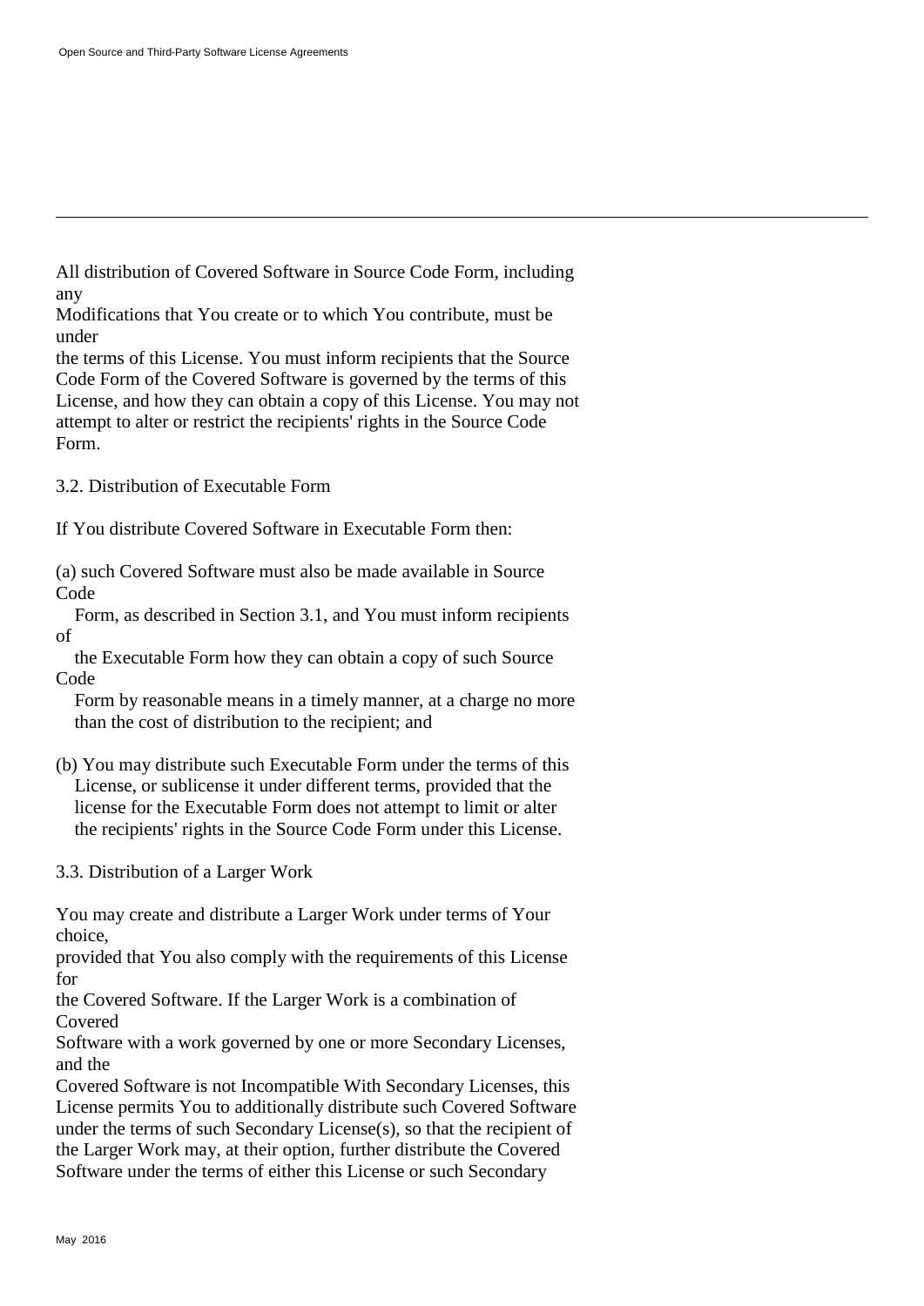All distribution of Covered Software in Source Code Form, including any Modifications that You create or to which You contribute, must be under the terms of this License. You must inform recipients that the Source Code Form of the Covered Software is governed by the terms of this License, and how they can obtain a copy of this License. You may not attempt to alter or restrict the recipients' rights in the Source Code Form.

3.2. Distribution of Executable Form

If You distribute Covered Software in Executable Form then:

(a) such Covered Software must also be made available in Source Code Form, as described in Section 3.1, and You must inform recipients of the Executable Form how they can obtain a copy of such Source Code Form by reasonable means in a timely manner, at a charge no more than the cost of distribution to the recipient; and

(b) You may distribute such Executable Form under the terms of this License, or sublicense it under different terms, provided that the license for the Executable Form does not attempt to limit or alter the recipients' rights in the Source Code Form under this License.

3.3. Distribution of a Larger Work

You may create and distribute a Larger Work under terms of Your choice, provided that You also comply with the requirements of this License for the Covered Software. If the Larger Work is a combination of Covered Software with a work governed by one or more Secondary Licenses, and the Covered Software is not Incompatible With Secondary Licenses, this License permits You to additionally distribute such Covered Software under the terms of such Secondary License(s), so that the recipient of the Larger Work may, at their option, further distribute the Covered Software under the terms of either this License or such Secondary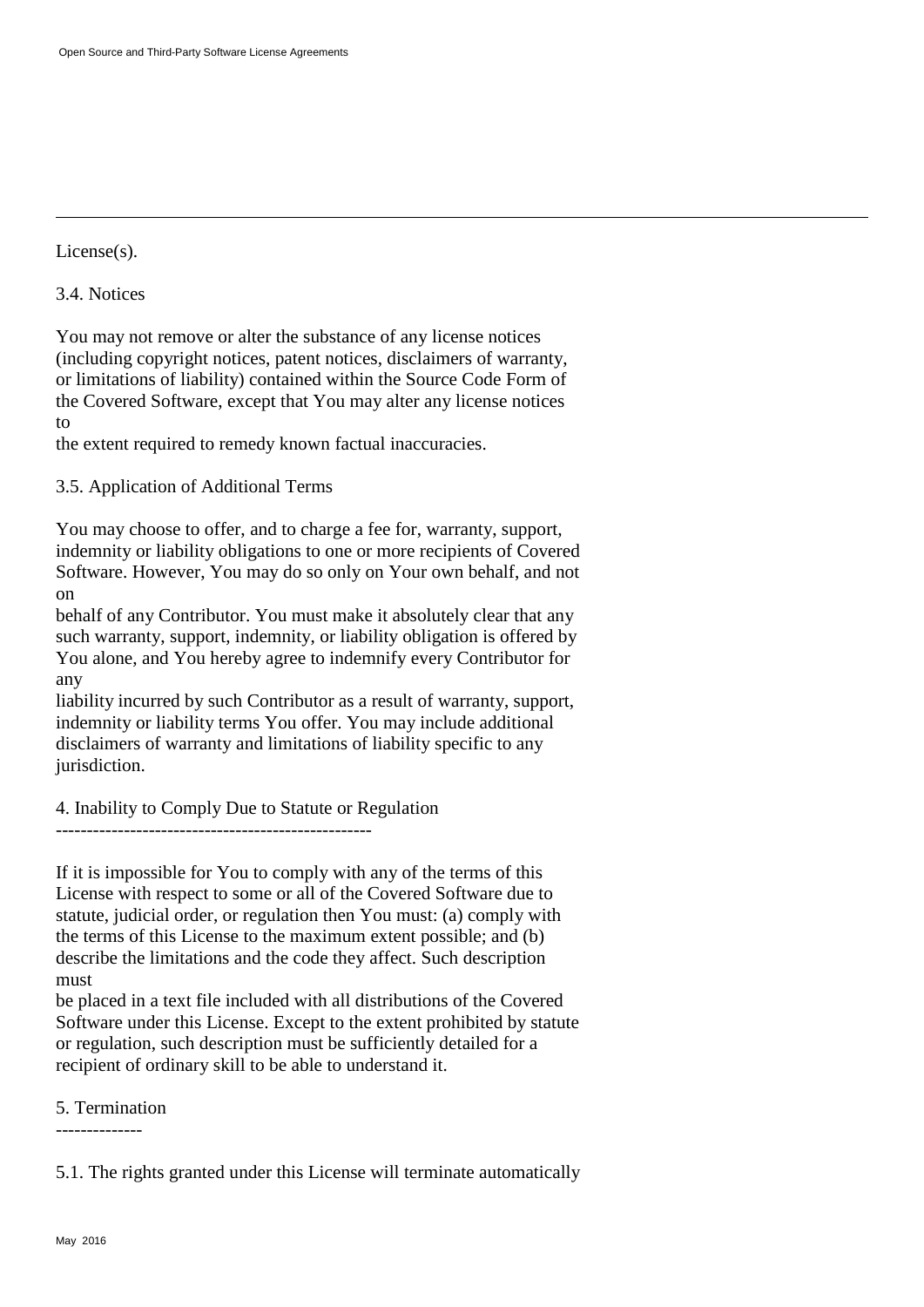License(s).

3.4. Notices

You may not remove or alter the substance of any license notices (including copyright notices, patent notices, disclaimers of warranty, or limitations of liability) contained within the Source Code Form of the Covered Software, except that You may alter any license notices to
the extent required to remedy known factual inaccuracies.

3.5. Application of Additional Terms

You may choose to offer, and to charge a fee for, warranty, support, indemnity or liability obligations to one or more recipients of Covered Software. However, You may do so only on Your own behalf, and not on
behalf of any Contributor. You must make it absolutely clear that any such warranty, support, indemnity, or liability obligation is offered by You alone, and You hereby agree to indemnify every Contributor for any
liability incurred by such Contributor as a result of warranty, support, indemnity or liability terms You offer. You may include additional disclaimers of warranty and limitations of liability specific to any jurisdiction.

4. Inability to Comply Due to Statute or Regulation
---------------------------------------------------

If it is impossible for You to comply with any of the terms of this License with respect to some or all of the Covered Software due to statute, judicial order, or regulation then You must: (a) comply with the terms of this License to the maximum extent possible; and (b) describe the limitations and the code they affect. Such description must
be placed in a text file included with all distributions of the Covered Software under this License. Except to the extent prohibited by statute or regulation, such description must be sufficiently detailed for a recipient of ordinary skill to be able to understand it.

5. Termination
--------------

5.1. The rights granted under this License will terminate automatically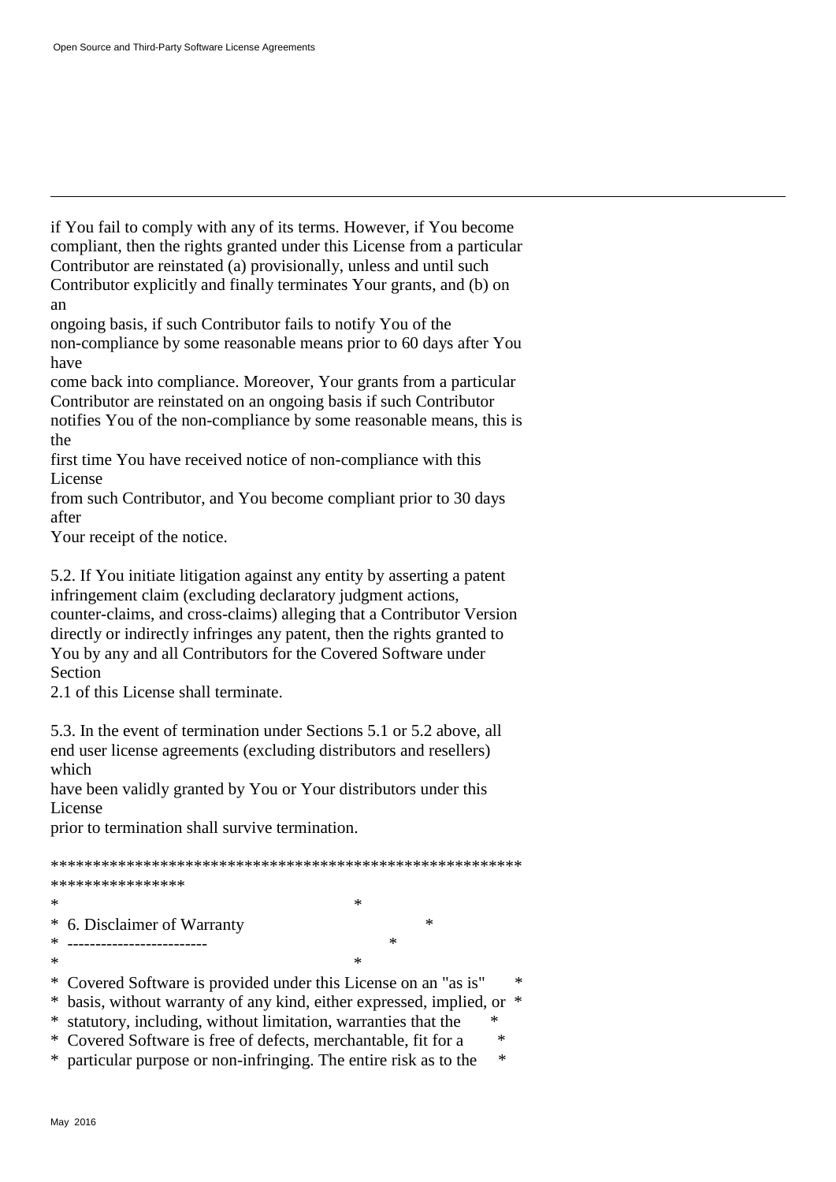if You fail to comply with any of its terms. However, if You become compliant, then the rights granted under this License from a particular Contributor are reinstated (a) provisionally, unless and until such Contributor explicitly and finally terminates Your grants, and (b) on an
ongoing basis, if such Contributor fails to notify You of the non-compliance by some reasonable means prior to 60 days after You have
come back into compliance. Moreover, Your grants from a particular Contributor are reinstated on an ongoing basis if such Contributor notifies You of the non-compliance by some reasonable means, this is the
first time You have received notice of non-compliance with this License
from such Contributor, and You become compliant prior to 30 days after
Your receipt of the notice.

5.2. If You initiate litigation against any entity by asserting a patent infringement claim (excluding declaratory judgment actions, counter-claims, and cross-claims) alleging that a Contributor Version directly or indirectly infringes any patent, then the rights granted to You by any and all Contributors for the Covered Software under Section
2.1 of this License shall terminate.

5.3. In the event of termination under Sections 5.1 or 5.2 above, all end user license agreements (excluding distributors and resellers) which
have been validly granted by You or Your distributors under this License
prior to termination shall survive termination.

```
************************************************************************
*                                                                      *
*  6. Disclaimer of Warranty                                           *
*  -------------------------                                           *
*                                                                      *
*  Covered Software is provided under this License on an "as is"       *
*  basis, without warranty of any kind, either expressed, implied, or  *
*  statutory, including, without limitation, warranties that the       *
*  Covered Software is free of defects, merchantable, fit for a        *
*  particular purpose or non-infringing. The entire risk as to the     *
```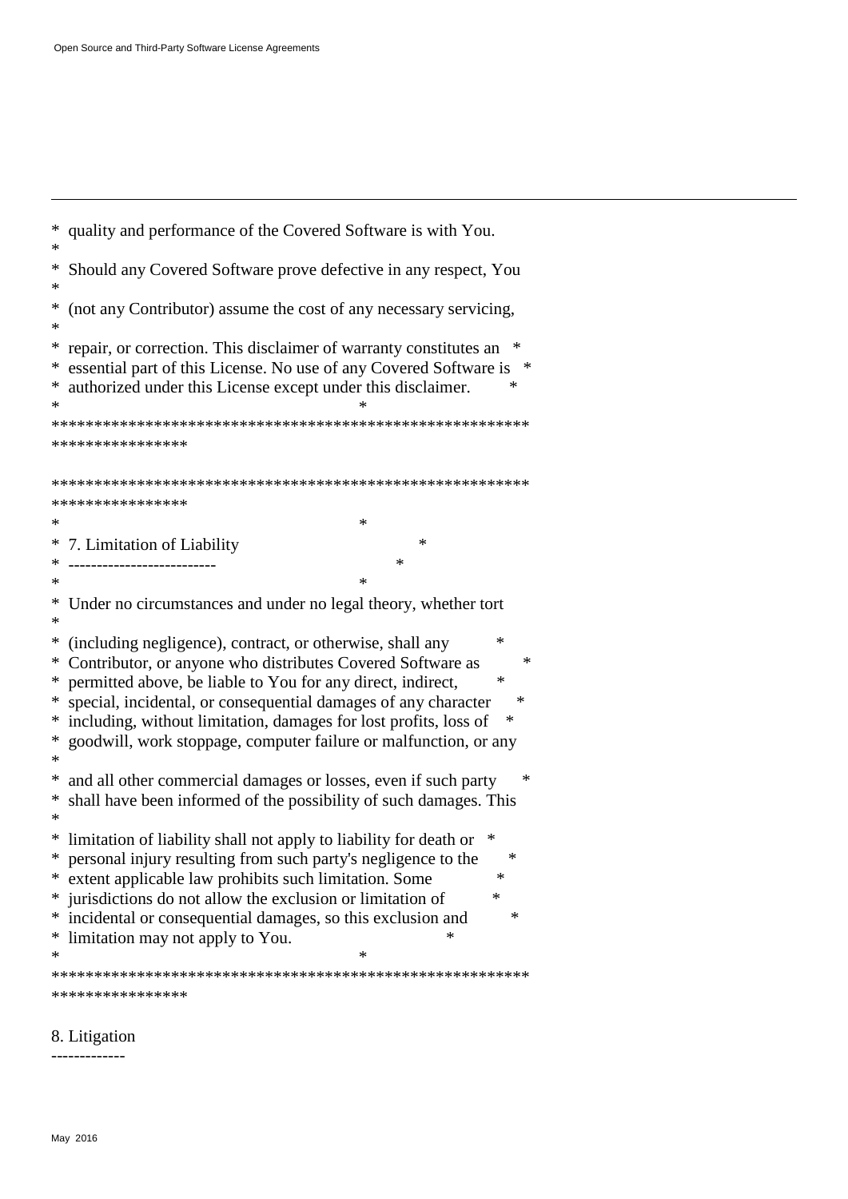```
*  quality and performance of the Covered Software is with You.
*
*  Should any Covered Software prove defective in any respect, You
*
*  (not any Contributor) assume the cost of any necessary servicing,
*
*  repair, or correction. This disclaimer of warranty constitutes an   *
*  essential part of this License. No use of any Covered Software is   *
*  authorized under this License except under this disclaimer.         *
*                                                                      *
************************************************************************
****************

************************************************************************
****************
*                                                                      *
*  7. Limitation of Liability                                          *
*  --------------------------                                          *
*                                                                      *
*  Under no circumstances and under no legal theory, whether tort
*
*  (including negligence), contract, or otherwise, shall any           *
*  Contributor, or anyone who distributes Covered Software as          *
*  permitted above, be liable to You for any direct, indirect,         *
*  special, incidental, or consequential damages of any character      *
*  including, without limitation, damages for lost profits, loss of   *
*  goodwill, work stoppage, computer failure or malfunction, or any
*
*  and all other commercial damages or losses, even if such party      *
*  shall have been informed of the possibility of such damages. This
*
*  limitation of liability shall not apply to liability for death or   *
*  personal injury resulting from such party's negligence to the       *
*  extent applicable law prohibits such limitation. Some               *
*  jurisdictions do not allow the exclusion or limitation of           *
*  incidental or consequential damages, so this exclusion and          *
*  limitation may not apply to You.                                    *
*                                                                      *
************************************************************************
****************
```

8. Litigation
-------------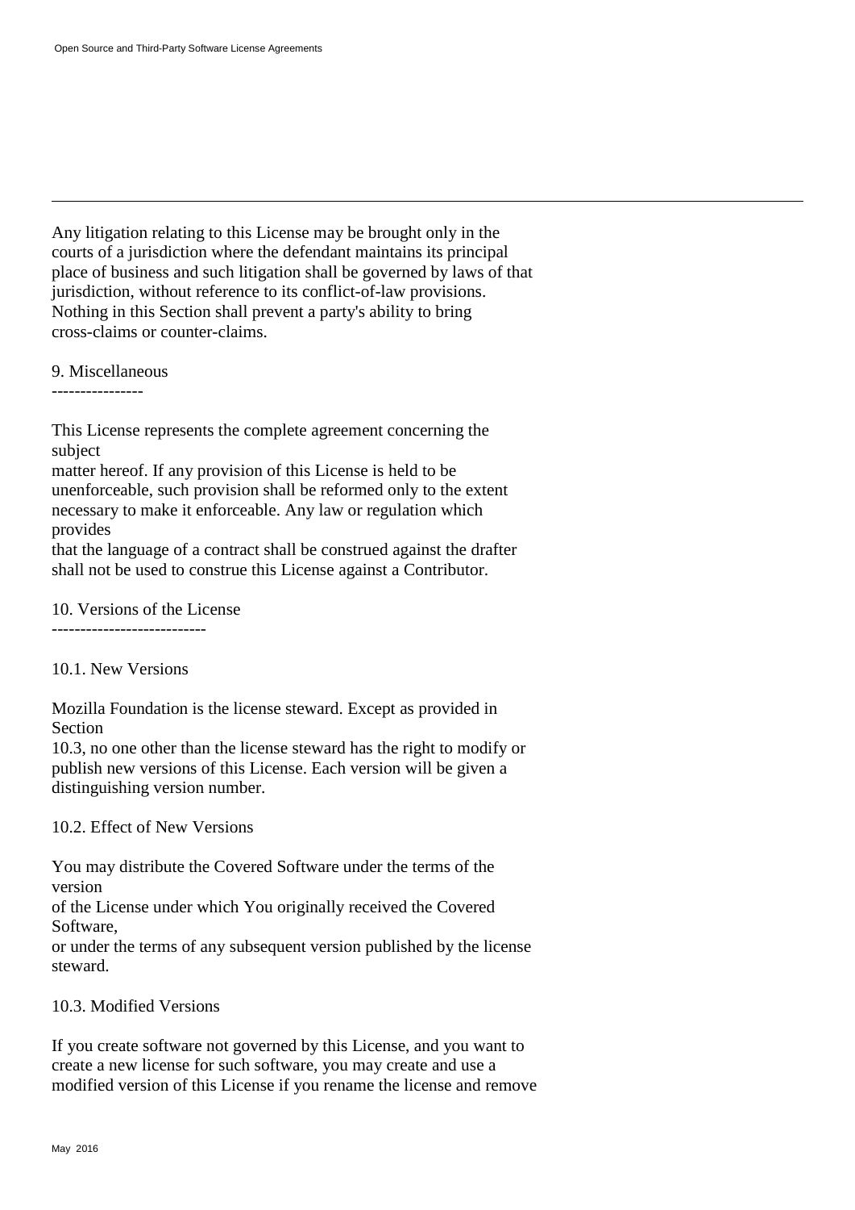Any litigation relating to this License may be brought only in the courts of a jurisdiction where the defendant maintains its principal place of business and such litigation shall be governed by laws of that jurisdiction, without reference to its conflict-of-law provisions. Nothing in this Section shall prevent a party's ability to bring cross-claims or counter-claims.

## 9. Miscellaneous

This License represents the complete agreement concerning the subject matter hereof. If any provision of this License is held to be unenforceable, such provision shall be reformed only to the extent necessary to make it enforceable. Any law or regulation which provides that the language of a contract shall be construed against the drafter shall not be used to construe this License against a Contributor.

## 10. Versions of the License

### 10.1. New Versions

Mozilla Foundation is the license steward. Except as provided in Section 10.3, no one other than the license steward has the right to modify or publish new versions of this License. Each version will be given a distinguishing version number.

### 10.2. Effect of New Versions

You may distribute the Covered Software under the terms of the version of the License under which You originally received the Covered Software, or under the terms of any subsequent version published by the license steward.

### 10.3. Modified Versions

If you create software not governed by this License, and you want to create a new license for such software, you may create and use a modified version of this License if you rename the license and remove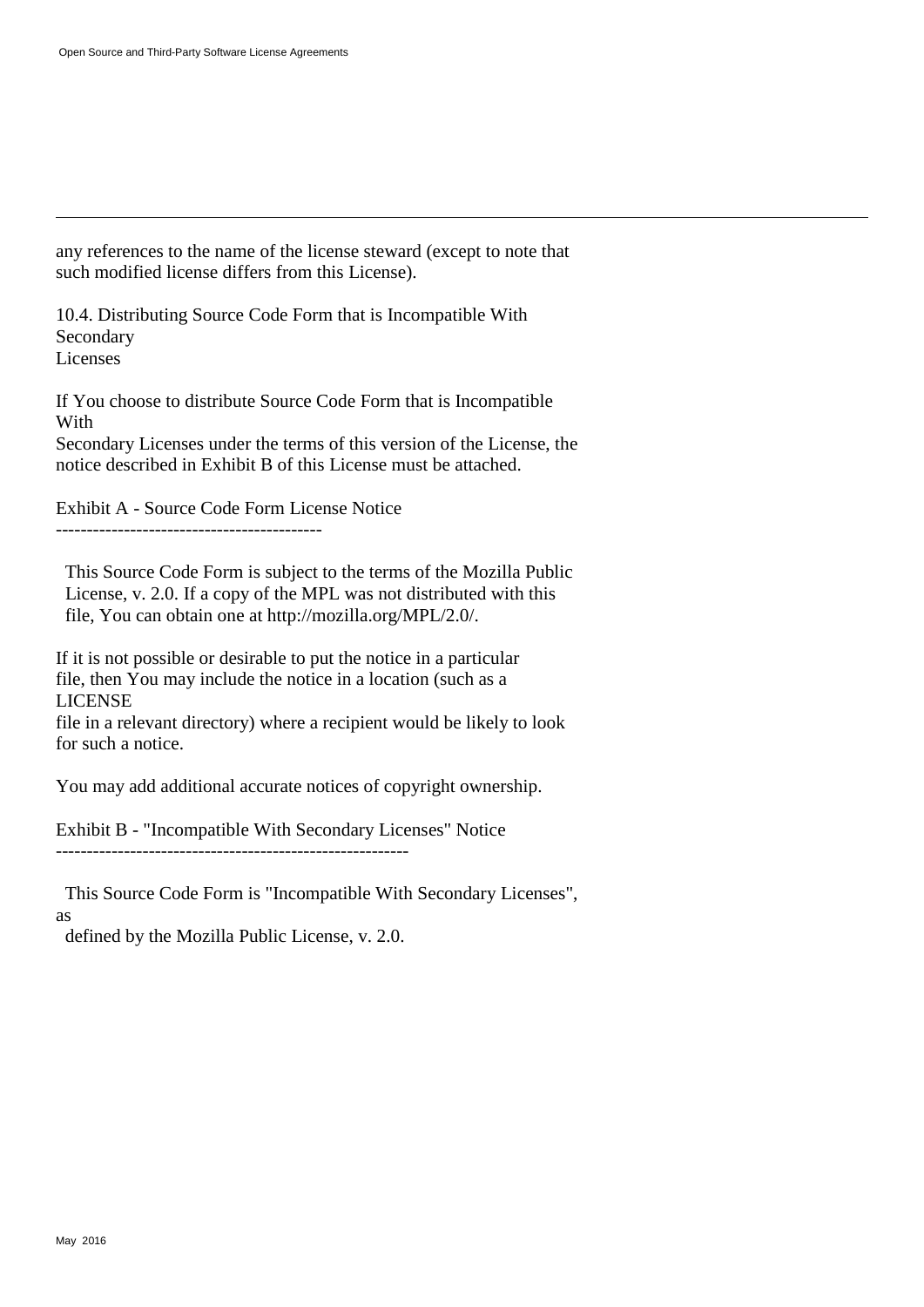any references to the name of the license steward (except to note that such modified license differs from this License).

10.4. Distributing Source Code Form that is Incompatible With Secondary Licenses

If You choose to distribute Source Code Form that is Incompatible With Secondary Licenses under the terms of this version of the License, the notice described in Exhibit B of this License must be attached.

Exhibit A - Source Code Form License Notice
-------------------------------------------

This Source Code Form is subject to the terms of the Mozilla Public License, v. 2.0. If a copy of the MPL was not distributed with this file, You can obtain one at http://mozilla.org/MPL/2.0/.

If it is not possible or desirable to put the notice in a particular file, then You may include the notice in a location (such as a LICENSE file in a relevant directory) where a recipient would be likely to look for such a notice.

You may add additional accurate notices of copyright ownership.

Exhibit B - "Incompatible With Secondary Licenses" Notice
---------------------------------------------------------

This Source Code Form is "Incompatible With Secondary Licenses", as defined by the Mozilla Public License, v. 2.0.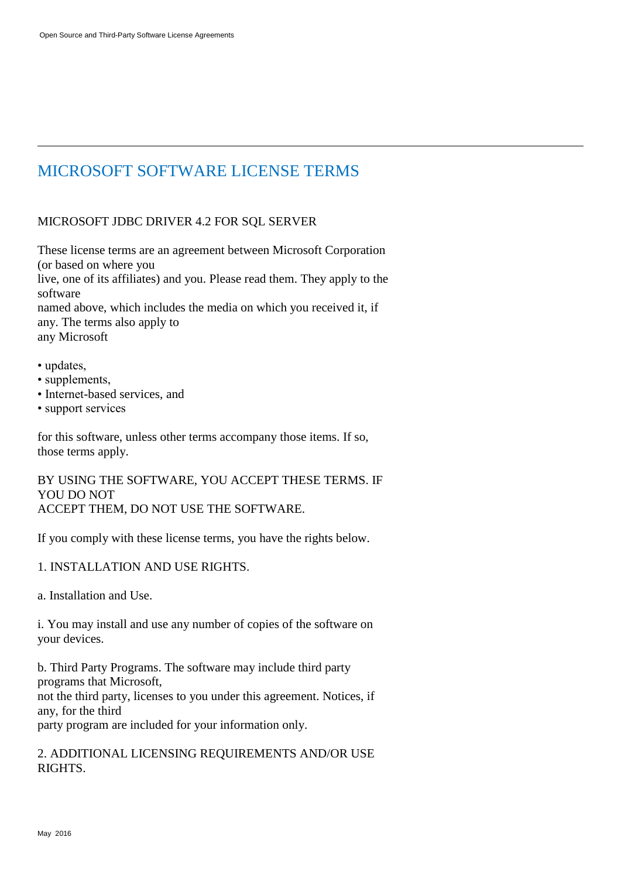# MICROSOFT SOFTWARE LICENSE TERMS

MICROSOFT JDBC DRIVER 4.2 FOR SQL SERVER

These license terms are an agreement between Microsoft Corporation (or based on where you live, one of its affiliates) and you. Please read them. They apply to the software named above, which includes the media on which you received it, if any. The terms also apply to any Microsoft

- updates,
- supplements,
- Internet-based services, and
- support services

for this software, unless other terms accompany those items. If so, those terms apply.

BY USING THE SOFTWARE, YOU ACCEPT THESE TERMS. IF YOU DO NOT ACCEPT THEM, DO NOT USE THE SOFTWARE.

If you comply with these license terms, you have the rights below.

1. INSTALLATION AND USE RIGHTS.

a. Installation and Use.

i. You may install and use any number of copies of the software on your devices.

b. Third Party Programs. The software may include third party programs that Microsoft, not the third party, licenses to you under this agreement. Notices, if any, for the third party program are included for your information only.

2. ADDITIONAL LICENSING REQUIREMENTS AND/OR USE RIGHTS.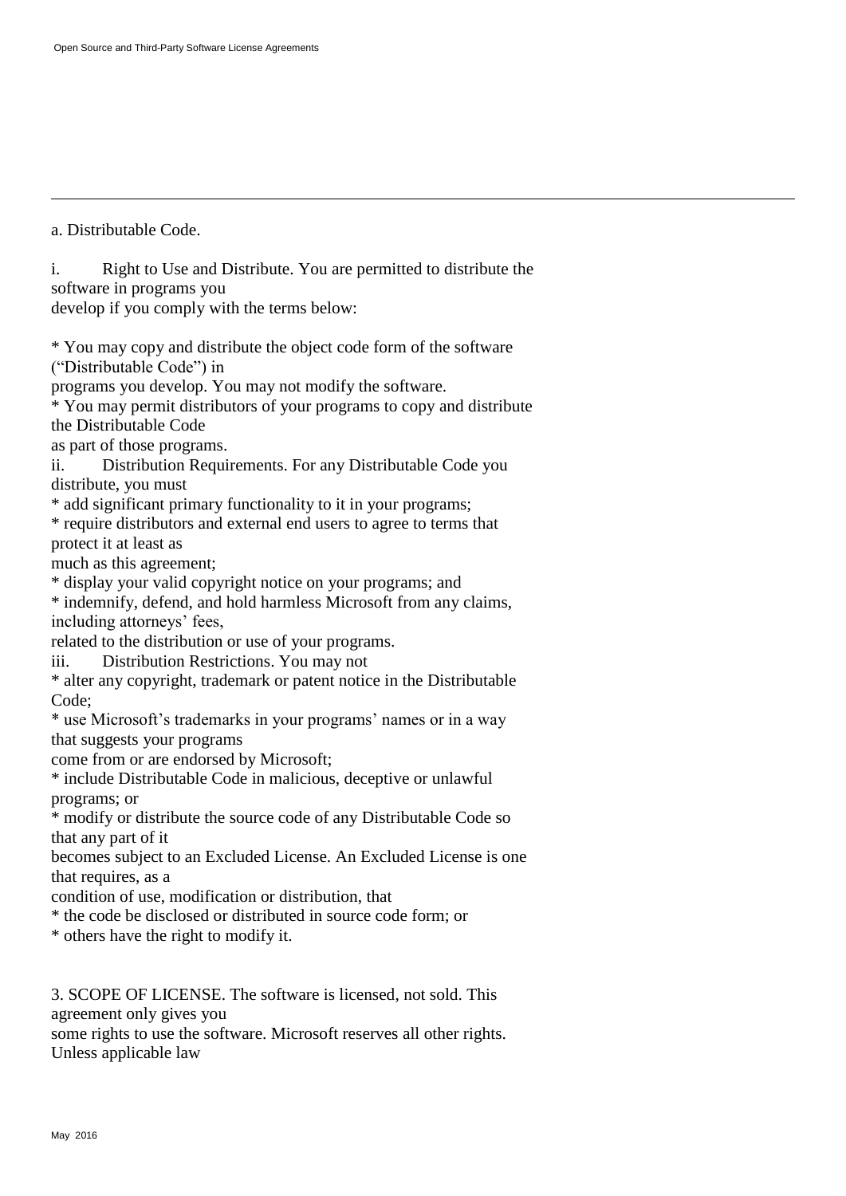a. Distributable Code.

i. Right to Use and Distribute. You are permitted to distribute the software in programs you develop if you comply with the terms below:

* You may copy and distribute the object code form of the software ("Distributable Code") in programs you develop. You may not modify the software.
* You may permit distributors of your programs to copy and distribute the Distributable Code as part of those programs.

ii. Distribution Requirements. For any Distributable Code you distribute, you must

* add significant primary functionality to it in your programs;
* require distributors and external end users to agree to terms that protect it at least as much as this agreement;
* display your valid copyright notice on your programs; and
* indemnify, defend, and hold harmless Microsoft from any claims, including attorneys' fees, related to the distribution or use of your programs.

iii. Distribution Restrictions. You may not

* alter any copyright, trademark or patent notice in the Distributable Code;
* use Microsoft's trademarks in your programs' names or in a way that suggests your programs come from or are endorsed by Microsoft;
* include Distributable Code in malicious, deceptive or unlawful programs; or
* modify or distribute the source code of any Distributable Code so that any part of it becomes subject to an Excluded License. An Excluded License is one that requires, as a condition of use, modification or distribution, that
* the code be disclosed or distributed in source code form; or
* others have the right to modify it.

3. SCOPE OF LICENSE. The software is licensed, not sold. This agreement only gives you some rights to use the software. Microsoft reserves all other rights. Unless applicable law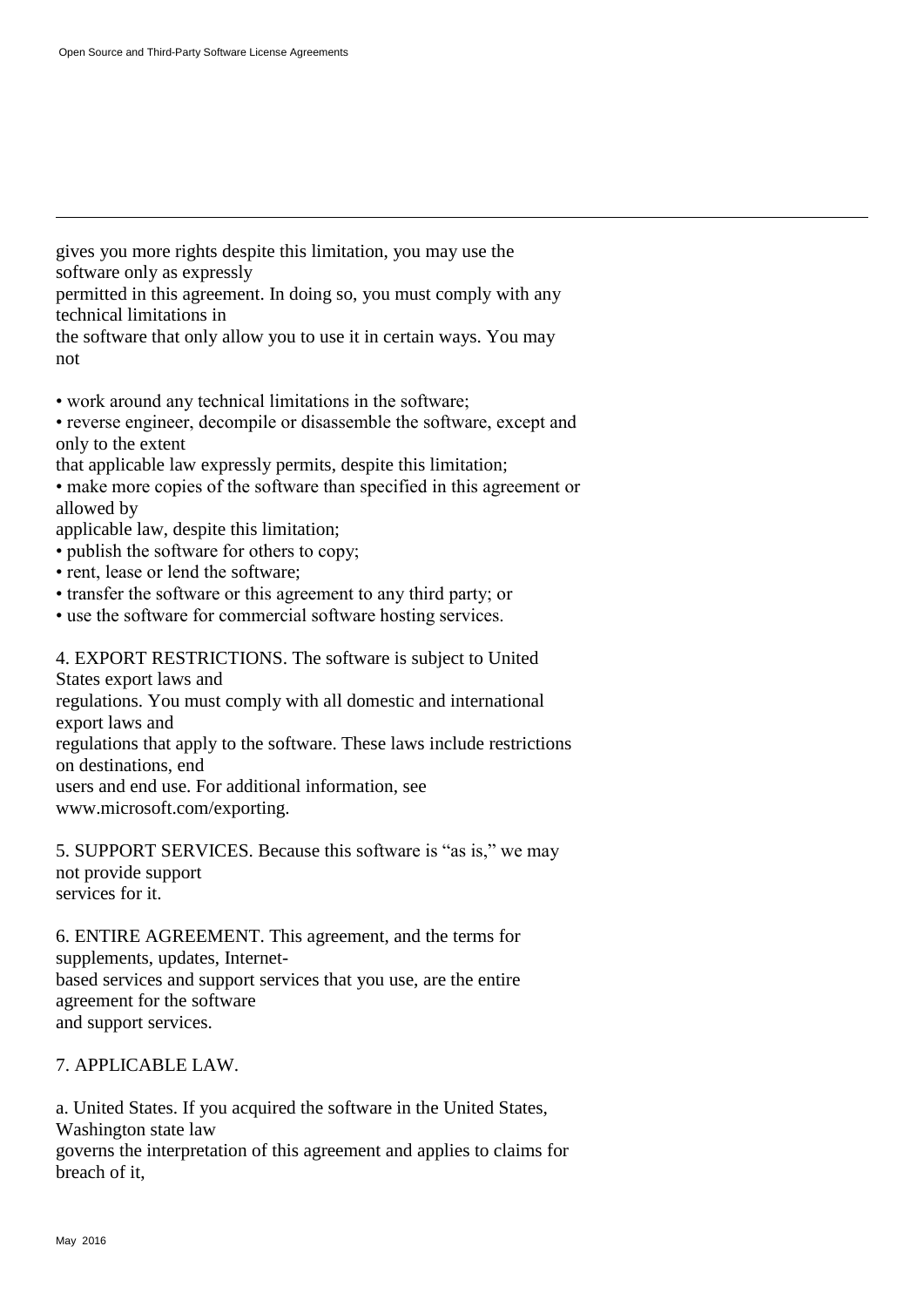gives you more rights despite this limitation, you may use the software only as expressly permitted in this agreement. In doing so, you must comply with any technical limitations in the software that only allow you to use it in certain ways. You may not

- work around any technical limitations in the software;
- reverse engineer, decompile or disassemble the software, except and only to the extent that applicable law expressly permits, despite this limitation;
- make more copies of the software than specified in this agreement or allowed by applicable law, despite this limitation;
- publish the software for others to copy;
- rent, lease or lend the software;
- transfer the software or this agreement to any third party; or
- use the software for commercial software hosting services.

4. EXPORT RESTRICTIONS. The software is subject to United States export laws and regulations. You must comply with all domestic and international export laws and regulations that apply to the software. These laws include restrictions on destinations, end users and end use. For additional information, see www.microsoft.com/exporting.

5. SUPPORT SERVICES. Because this software is "as is," we may not provide support services for it.

6. ENTIRE AGREEMENT. This agreement, and the terms for supplements, updates, Internet-based services and support services that you use, are the entire agreement for the software and support services.

7. APPLICABLE LAW.

a. United States. If you acquired the software in the United States, Washington state law governs the interpretation of this agreement and applies to claims for breach of it,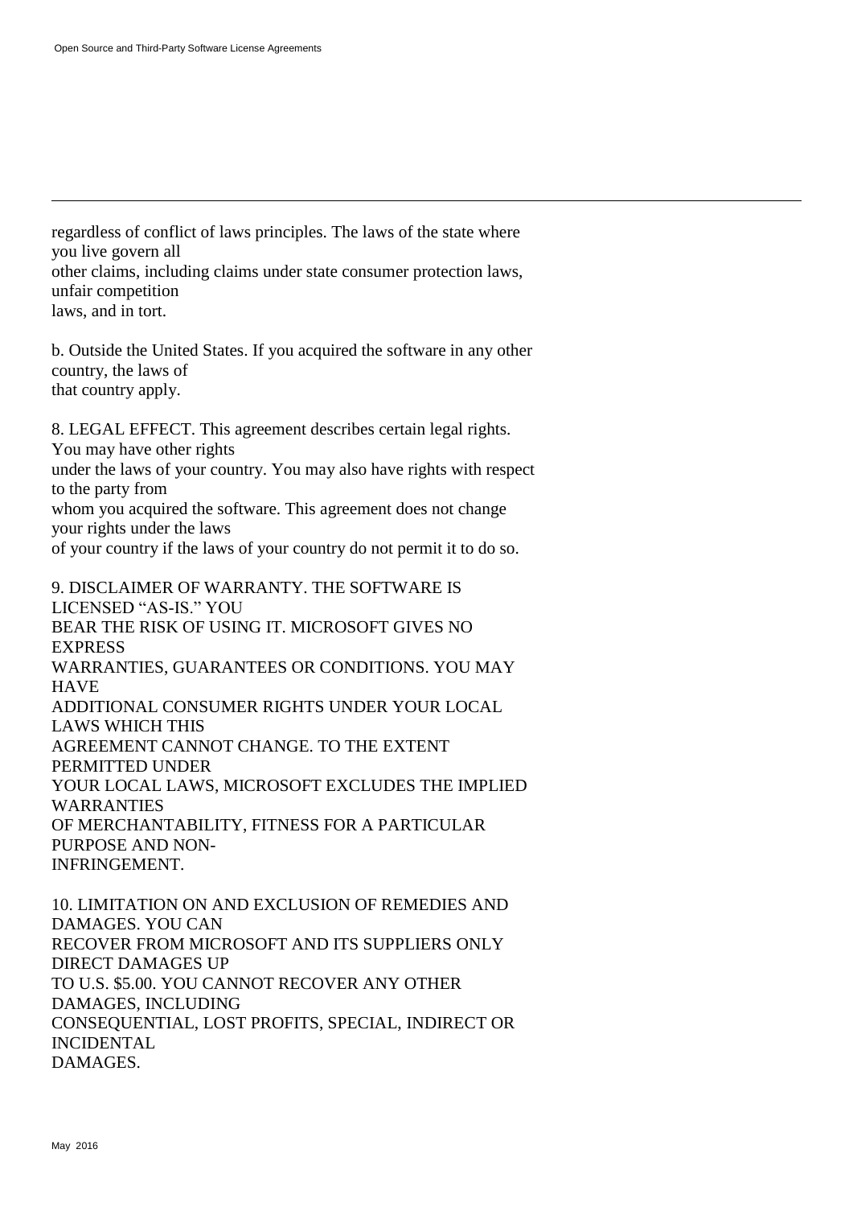regardless of conflict of laws principles. The laws of the state where you live govern all other claims, including claims under state consumer protection laws, unfair competition laws, and in tort.

b. Outside the United States. If you acquired the software in any other country, the laws of that country apply.

8. LEGAL EFFECT. This agreement describes certain legal rights. You may have other rights under the laws of your country. You may also have rights with respect to the party from whom you acquired the software. This agreement does not change your rights under the laws of your country if the laws of your country do not permit it to do so.

9. DISCLAIMER OF WARRANTY. THE SOFTWARE IS LICENSED "AS-IS." YOU BEAR THE RISK OF USING IT. MICROSOFT GIVES NO EXPRESS WARRANTIES, GUARANTEES OR CONDITIONS. YOU MAY HAVE ADDITIONAL CONSUMER RIGHTS UNDER YOUR LOCAL LAWS WHICH THIS AGREEMENT CANNOT CHANGE. TO THE EXTENT PERMITTED UNDER YOUR LOCAL LAWS, MICROSOFT EXCLUDES THE IMPLIED WARRANTIES OF MERCHANTABILITY, FITNESS FOR A PARTICULAR PURPOSE AND NON-INFRINGEMENT.

10. LIMITATION ON AND EXCLUSION OF REMEDIES AND DAMAGES. YOU CAN RECOVER FROM MICROSOFT AND ITS SUPPLIERS ONLY DIRECT DAMAGES UP TO U.S. $5.00. YOU CANNOT RECOVER ANY OTHER DAMAGES, INCLUDING CONSEQUENTIAL, LOST PROFITS, SPECIAL, INDIRECT OR INCIDENTAL DAMAGES.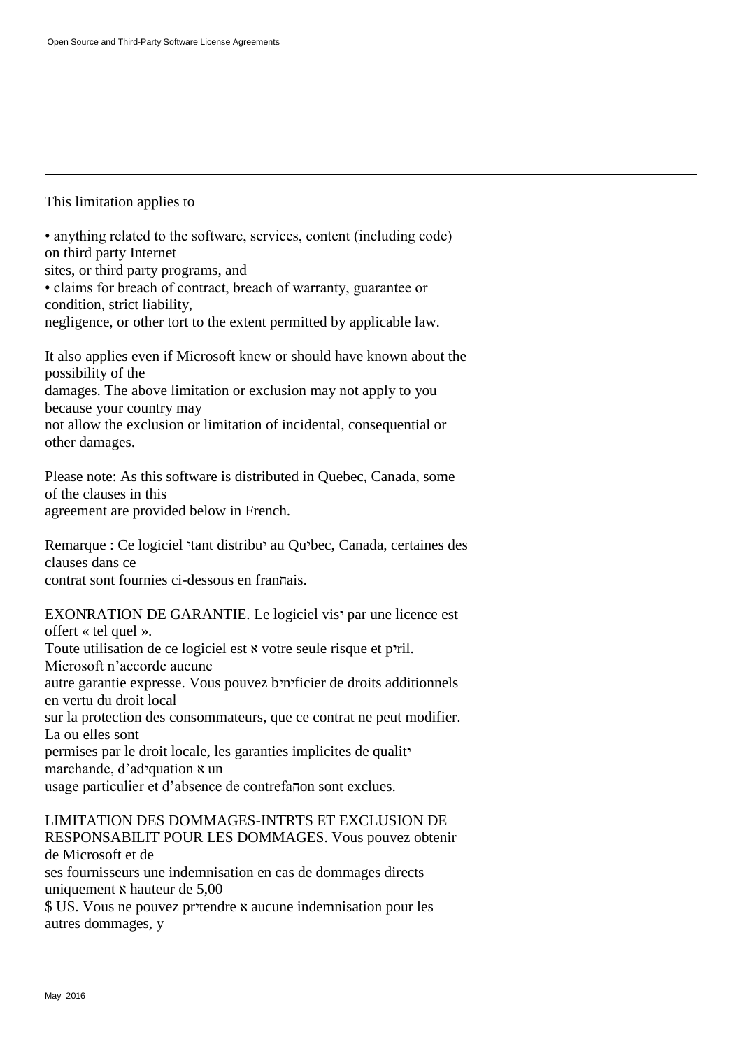This limitation applies to

• anything related to the software, services, content (including code) on third party Internet sites, or third party programs, and
• claims for breach of contract, breach of warranty, guarantee or condition, strict liability, negligence, or other tort to the extent permitted by applicable law.

It also applies even if Microsoft knew or should have known about the possibility of the damages. The above limitation or exclusion may not apply to you because your country may not allow the exclusion or limitation of incidental, consequential or other damages.

Please note: As this software is distributed in Quebec, Canada, some of the clauses in this agreement are provided below in French.

Remarque : Ce logiciel יtant distribuי au Quיbec, Canada, certaines des clauses dans ce contrat sont fournies ci-dessous en franחais.

EXONRATION DE GARANTIE. Le logiciel visי par une licence est offert « tel quel ». Toute utilisation de ce logiciel est א votre seule risque et pיril. Microsoft n'accorde aucune autre garantie expresse. Vous pouvez bיnיficier de droits additionnels en vertu du droit local sur la protection des consommateurs, que ce contrat ne peut modifier. La ou elles sont permises par le droit locale, les garanties implicites de qualitי marchande, d'adיquation א un usage particulier et d'absence de contrefaחon sont exclues.

LIMITATION DES DOMMAGES-INTRTS ET EXCLUSION DE RESPONSABILIT POUR LES DOMMAGES. Vous pouvez obtenir de Microsoft et de ses fournisseurs une indemnisation en cas de dommages directs uniquement א hauteur de 5,00 $ US. Vous ne pouvez prיtendre א aucune indemnisation pour les autres dommages, y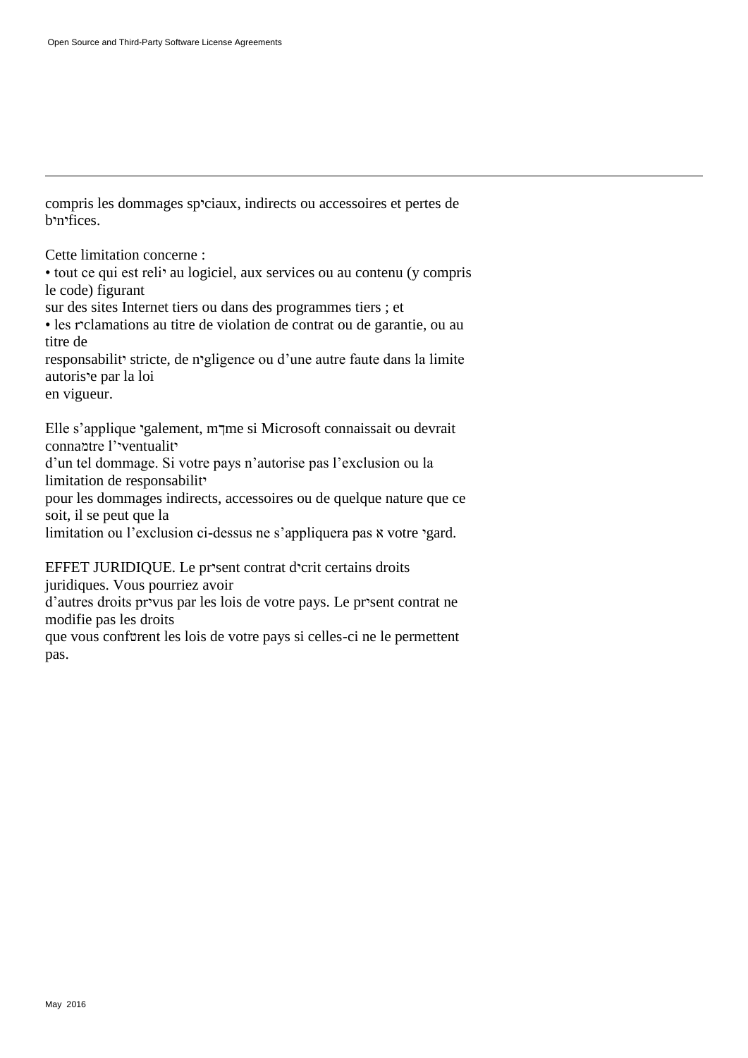compris les dommages spéciaux, indirects ou accessoires et pertes de bénéfices.

Cette limitation concerne :

- tout ce qui est relié au logiciel, aux services ou au contenu (y compris le code) figurant sur des sites Internet tiers ou dans des programmes tiers ; et
- les réclamations au titre de violation de contrat ou de garantie, ou au titre de responsabilité stricte, de négligence ou d'une autre faute dans la limite autorisée par la loi en vigueur.

Elle s'applique également, même si Microsoft connaissait ou devrait connaître l'éventualité d'un tel dommage. Si votre pays n'autorise pas l'exclusion ou la limitation de responsabilité pour les dommages indirects, accessoires ou de quelque nature que ce soit, il se peut que la limitation ou l'exclusion ci-dessus ne s'appliquera pas à votre égard.

EFFET JURIDIQUE. Le présent contrat décrit certains droits juridiques. Vous pourriez avoir d'autres droits prévus par les lois de votre pays. Le présent contrat ne modifie pas les droits que vous confèrent les lois de votre pays si celles-ci ne le permettent pas.